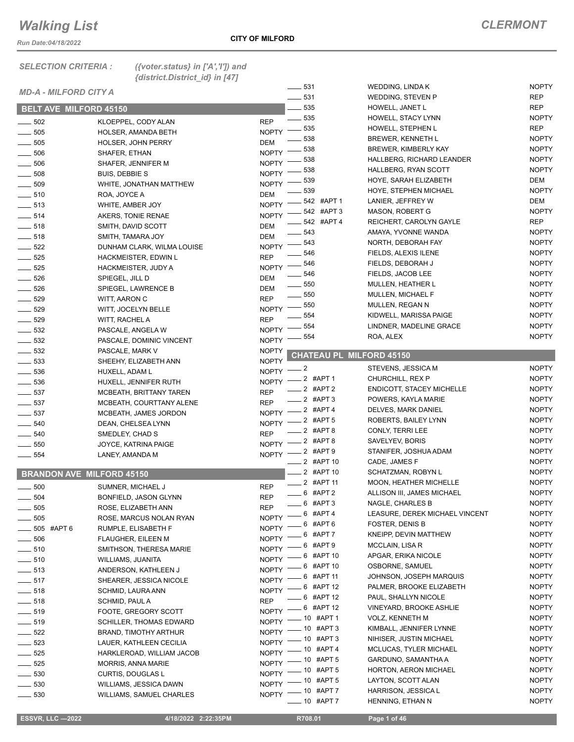# Walking List

**CLERMONT**

Run Date:04/18/2022

**CITY OF MILFORD**

*SELECTION CRITERIA : ({voter.status} in ['A','I']) and {district.District_id} in [47]*

*MD-A - MILFORD CITY A*

## BELT AVE MILFORD 45150

| | | |
|---|---|---|
| ____ 502 | KLOEPPEL, CODY ALAN | REP |
| ____ 505 | HOLSER, AMANDA BETH | NOPTY |
| ____ 505 | HOLSER, JOHN PERRY | DEM |
| ____ 506 | SHAFER, ETHAN | NOPTY |
| ____ 506 | SHAFER, JENNIFER M | NOPTY |
| ____ 508 | BUIS, DEBBIE S | NOPTY |
| ____ 509 | WHITE, JONATHAN MATTHEW | NOPTY |
| ____ 510 | ROA, JOYCE A | DEM |
| ____ 513 | WHITE, AMBER JOY | NOPTY |
| ____ 514 | AKERS, TONIE RENAE | NOPTY |
| ____ 518 | SMITH, DAVID SCOTT | DEM |
| ____ 518 | SMITH, TAMARA JOY | DEM |
| ____ 522 | DUNHAM CLARK, WILMA LOUISE | NOPTY |
| ____ 525 | HACKMEISTER, EDWIN L | REP |
| ____ 525 | HACKMEISTER, JUDY A | NOPTY |
| ____ 526 | SPIEGEL, JILL D | DEM |
| ____ 526 | SPIEGEL, LAWRENCE B | DEM |
| ____ 529 | WITT, AARON C | REP |
| ____ 529 | WITT, JOCELYN BELLE | NOPTY |
| ____ 529 | WITT, RACHEL A | REP |
| ____ 532 | PASCALE, ANGELA W | NOPTY |
| ____ 532 | PASCALE, DOMINIC VINCENT | NOPTY |
| ____ 532 | PASCALE, MARK V | NOPTY |
| ____ 533 | SHEEHY, ELIZABETH ANN | NOPTY |
| ____ 536 | HUXELL, ADAM L | NOPTY |
| ____ 536 | HUXELL, JENNIFER RUTH | NOPTY |
| ____ 537 | MCBEATH, BRITTANY TAREN | REP |
| ____ 537 | MCBEATH, COURTTANY ALENE | REP |
| ____ 537 | MCBEATH, JAMES JORDON | NOPTY |
| ____ 540 | DEAN, CHELSEA LYNN | NOPTY |
| ____ 540 | SMEDLEY, CHAD S | REP |
| ____ 550 | JOYCE, KATRINA PAIGE | NOPTY |
| ____ 554 | LANEY, AMANDA M | NOPTY |

## BRANDON AVE MILFORD 45150

| | | |
|---|---|---|
| ____ 500 | SUMNER, MICHAEL J | REP |
| ____ 504 | BONFIELD, JASON GLYNN | REP |
| ____ 505 | ROSE, ELIZABETH ANN | REP |
| ____ 505 | ROSE, MARCUS NOLAN RYAN | NOPTY |
| ____ 505 #APT 6 | RUMPLE, ELISABETH F | NOPTY |
| ____ 506 | FLAUGHER, EILEEN M | NOPTY |
| ____ 510 | SMITHSON, THERESA MARIE | NOPTY |
| ____ 510 | WILLIAMS, JUANITA | NOPTY |
| ____ 513 | ANDERSON, KATHLEEN J | NOPTY |
| ____ 517 | SHEARER, JESSICA NICOLE | NOPTY |
| ____ 518 | SCHMID, LAURA ANN | NOPTY |
| ____ 518 | SCHMID, PAUL A | REP |
| ____ 519 | FOOTE, GREGORY SCOTT | NOPTY |
| ____ 519 | SCHILLER, THOMAS EDWARD | NOPTY |
| ____ 522 | BRAND, TIMOTHY ARTHUR | NOPTY |
| ____ 523 | LAUER, KATHLEEN CECILIA | NOPTY |
| ____ 525 | HARKLEROAD, WILLIAM JACOB | NOPTY |
| ____ 525 | MORRIS, ANNA MARIE | NOPTY |
| ____ 530 | CURTIS, DOUGLAS L | NOPTY |
| ____ 530 | WILLIAMS, JESSICA DAWN | NOPTY |
| ____ 530 | WILLIAMS, SAMUEL CHARLES | NOPTY |
| ____ 531 | WEDDING, LINDA K | NOPTY |
| ____ 531 | WEDDING, STEVEN P | REP |
| ____ 535 | HOWELL, JANET L | REP |
| ____ 535 | HOWELL, STACY LYNN | NOPTY |
| ____ 535 | HOWELL, STEPHEN L | REP |
| ____ 538 | BREWER, KENNETH L | NOPTY |
| ____ 538 | BREWER, KIMBERLY KAY | NOPTY |
| ____ 538 | HALLBERG, RICHARD LEANDER | NOPTY |
| ____ 538 | HALLBERG, RYAN SCOTT | NOPTY |
| ____ 539 | HOYE, SARAH ELIZABETH | DEM |
| ____ 539 | HOYE, STEPHEN MICHAEL | NOPTY |
| ____ 542 #APT 1 | LANIER, JEFFREY W | DEM |
| ____ 542 #APT 3 | MASON, ROBERT G | NOPTY |
| ____ 542 #APT 4 | REICHERT, CAROLYN GAYLE | REP |
| ____ 543 | AMAYA, YVONNE WANDA | NOPTY |
| ____ 543 | NORTH, DEBORAH FAY | NOPTY |
| ____ 546 | FIELDS, ALEXIS ILENE | NOPTY |
| ____ 546 | FIELDS, DEBORAH J | NOPTY |
| ____ 546 | FIELDS, JACOB LEE | NOPTY |
| ____ 550 | MULLEN, HEATHER L | NOPTY |
| ____ 550 | MULLEN, MICHAEL F | NOPTY |
| ____ 550 | MULLEN, REGAN N | NOPTY |
| ____ 554 | KIDWELL, MARISSA PAIGE | NOPTY |
| ____ 554 | LINDNER, MADELINE GRACE | NOPTY |
| ____ 554 | ROA, ALEX | NOPTY |

## CHATEAU PL MILFORD 45150

| | | |
|---|---|---|
| ____ 2 | STEVENS, JESSICA M | NOPTY |
| ____ 2 #APT 1 | CHURCHILL, REX P | NOPTY |
| ____ 2 #APT 2 | ENDICOTT, STACEY MICHELLE | NOPTY |
| ____ 2 #APT 3 | POWERS, KAYLA MARIE | NOPTY |
| ____ 2 #APT 4 | DELVES, MARK DANIEL | NOPTY |
| ____ 2 #APT 5 | ROBERTS, BAILEY LYNN | NOPTY |
| ____ 2 #APT 8 | CONLY, TERRI LEE | NOPTY |
| ____ 2 #APT 8 | SAVELYEV, BORIS | NOPTY |
| ____ 2 #APT 9 | STANIFER, JOSHUA ADAM | NOPTY |
| ____ 2 #APT 10 | CADE, JAMES F | NOPTY |
| ____ 2 #APT 10 | SCHATZMAN, ROBYN L | NOPTY |
| ____ 2 #APT 11 | MOON, HEATHER MICHELLE | NOPTY |
| ____ 6 #APT 2 | ALLISON III, JAMES MICHAEL | NOPTY |
| ____ 6 #APT 3 | NAGLE, CHARLES B | NOPTY |
| ____ 6 #APT 4 | LEASURE, DEREK MICHAEL VINCENT | NOPTY |
| ____ 6 #APT 6 | FOSTER, DENIS B | NOPTY |
| ____ 6 #APT 7 | KNEIPP, DEVIN MATTHEW | NOPTY |
| ____ 6 #APT 9 | MCCLAIN, LISA R | NOPTY |
| ____ 6 #APT 10 | APGAR, ERIKA NICOLE | NOPTY |
| ____ 6 #APT 10 | OSBORNE, SAMUEL | NOPTY |
| ____ 6 #APT 11 | JOHNSON, JOSEPH MARQUIS | NOPTY |
| ____ 6 #APT 12 | PALMER, BROOKE ELIZABETH | NOPTY |
| ____ 6 #APT 12 | PAUL, SHALLYN NICOLE | NOPTY |
| ____ 6 #APT 12 | VINEYARD, BROOKE ASHLIE | NOPTY |
| ____ 10 #APT 1 | VOLZ, KENNETH M | NOPTY |
| ____ 10 #APT 3 | KIMBALL, JENNIFER LYNNE | NOPTY |
| ____ 10 #APT 3 | NIHISER, JUSTIN MICHAEL | NOPTY |
| ____ 10 #APT 4 | MCLUCAS, TYLER MICHAEL | NOPTY |
| ____ 10 #APT 5 | GARDUNO, SAMANTHA A | NOPTY |
| ____ 10 #APT 5 | HORTON, AERON MICHAEL | NOPTY |
| ____ 10 #APT 5 | LAYTON, SCOTT ALAN | NOPTY |
| ____ 10 #APT 7 | HARRISON, JESSICA L | NOPTY |
| ____ 10 #APT 7 | HENNING, ETHAN N | NOPTY |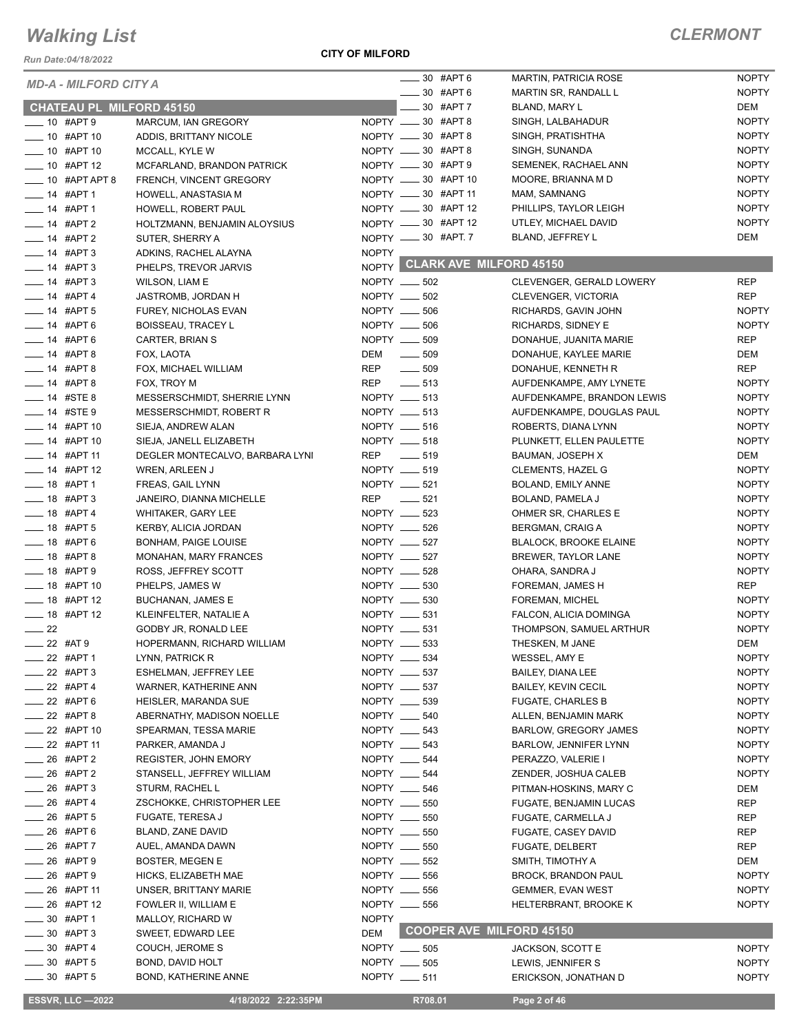# Walking List

## CLERMONT

*Run Date:04/18/2022*

**CITY OF MILFORD**

*MD-A - MILFORD CITY A*

### CHATEAU PL MILFORD 45150

| | | |
|---|---|---|
| ____ 10 #APT 9 | MARCUM, IAN GREGORY | NOPTY |
| ____ 10 #APT 10 | ADDIS, BRITTANY NICOLE | NOPTY |
| ____ 10 #APT 10 | MCCALL, KYLE W | NOPTY |
| ____ 10 #APT 12 | MCFARLAND, BRANDON PATRICK | NOPTY |
| ____ 10 #APT APT 8 | FRENCH, VINCENT GREGORY | NOPTY |
| ____ 14 #APT 1 | HOWELL, ANASTASIA M | NOPTY |
| ____ 14 #APT 1 | HOWELL, ROBERT PAUL | NOPTY |
| ____ 14 #APT 2 | HOLTZMANN, BENJAMIN ALOYSIUS | NOPTY |
| ____ 14 #APT 2 | SUTER, SHERRY A | NOPTY |
| ____ 14 #APT 3 | ADKINS, RACHEL ALAYNA | NOPTY |
| ____ 14 #APT 3 | PHELPS, TREVOR JARVIS | NOPTY |
| ____ 14 #APT 3 | WILSON, LIAM E | NOPTY |
| ____ 14 #APT 4 | JASTROMB, JORDAN H | NOPTY |
| ____ 14 #APT 5 | FUREY, NICHOLAS EVAN | NOPTY |
| ____ 14 #APT 6 | BOISSEAU, TRACEY L | NOPTY |
| ____ 14 #APT 6 | CARTER, BRIAN S | NOPTY |
| ____ 14 #APT 8 | FOX, LAOTA | DEM |
| ____ 14 #APT 8 | FOX, MICHAEL WILLIAM | REP |
| ____ 14 #APT 8 | FOX, TROY M | REP |
| ____ 14 #STE 8 | MESSERSCHMIDT, SHERRIE LYNN | NOPTY |
| ____ 14 #STE 9 | MESSERSCHMIDT, ROBERT R | NOPTY |
| ____ 14 #APT 10 | SIEJA, ANDREW ALAN | NOPTY |
| ____ 14 #APT 10 | SIEJA, JANELL ELIZABETH | NOPTY |
| ____ 14 #APT 11 | DEGLER MONTECALVO, BARBARA LYNI | REP |
| ____ 14 #APT 12 | WREN, ARLEEN J | NOPTY |
| ____ 18 #APT 1 | FREAS, GAIL LYNN | NOPTY |
| ____ 18 #APT 3 | JANEIRO, DIANNA MICHELLE | REP |
| ____ 18 #APT 4 | WHITAKER, GARY LEE | NOPTY |
| ____ 18 #APT 5 | KERBY, ALICIA JORDAN | NOPTY |
| ____ 18 #APT 6 | BONHAM, PAIGE LOUISE | NOPTY |
| ____ 18 #APT 8 | MONAHAN, MARY FRANCES | NOPTY |
| ____ 18 #APT 9 | ROSS, JEFFREY SCOTT | NOPTY |
| ____ 18 #APT 10 | PHELPS, JAMES W | NOPTY |
| ____ 18 #APT 12 | BUCHANAN, JAMES E | NOPTY |
| ____ 18 #APT 12 | KLEINFELTER, NATALIE A | NOPTY |
| ____ 22 | GODBY JR, RONALD LEE | NOPTY |
| ____ 22 #AT 9 | HOPERMANN, RICHARD WILLIAM | NOPTY |
| ____ 22 #APT 1 | LYNN, PATRICK R | NOPTY |
| ____ 22 #APT 3 | ESHELMAN, JEFFREY LEE | NOPTY |
| ____ 22 #APT 4 | WARNER, KATHERINE ANN | NOPTY |
| ____ 22 #APT 6 | HEISLER, MARANDA SUE | NOPTY |
| ____ 22 #APT 8 | ABERNATHY, MADISON NOELLE | NOPTY |
| ____ 22 #APT 10 | SPEARMAN, TESSA MARIE | NOPTY |
| ____ 22 #APT 11 | PARKER, AMANDA J | NOPTY |
| ____ 26 #APT 2 | REGISTER, JOHN EMORY | NOPTY |
| ____ 26 #APT 2 | STANSELL, JEFFREY WILLIAM | NOPTY |
| ____ 26 #APT 3 | STURM, RACHEL L | NOPTY |
| ____ 26 #APT 4 | ZSCHOKKE, CHRISTOPHER LEE | NOPTY |
| ____ 26 #APT 5 | FUGATE, TERESA J | NOPTY |
| ____ 26 #APT 6 | BLAND, ZANE DAVID | NOPTY |
| ____ 26 #APT 7 | AUEL, AMANDA DAWN | NOPTY |
| ____ 26 #APT 9 | BOSTER, MEGEN E | NOPTY |
| ____ 26 #APT 9 | HICKS, ELIZABETH MAE | NOPTY |
| ____ 26 #APT 11 | UNSER, BRITTANY MARIE | NOPTY |
| ____ 26 #APT 12 | FOWLER II, WILLIAM E | NOPTY |
| ____ 30 #APT 1 | MALLOY, RICHARD W | NOPTY |
| ____ 30 #APT 3 | SWEET, EDWARD LEE | DEM |
| ____ 30 #APT 4 | COUCH, JEROME S | NOPTY |
| ____ 30 #APT 5 | BOND, DAVID HOLT | NOPTY |
| ____ 30 #APT 5 | BOND, KATHERINE ANNE | NOPTY |
| ____ 30 #APT 6 | MARTIN, PATRICIA ROSE | NOPTY |
| ____ 30 #APT 6 | MARTIN SR, RANDALL L | NOPTY |
| ____ 30 #APT 7 | BLAND, MARY L | DEM |
| ____ 30 #APT 8 | SINGH, LALBAHADUR | NOPTY |
| ____ 30 #APT 8 | SINGH, PRATISHTHA | NOPTY |
| ____ 30 #APT 8 | SINGH, SUNANDA | NOPTY |
| ____ 30 #APT 9 | SEMENEK, RACHAEL ANN | NOPTY |
| ____ 30 #APT 10 | MOORE, BRIANNA M D | NOPTY |
| ____ 30 #APT 11 | MAM, SAMNANG | NOPTY |
| ____ 30 #APT 12 | PHILLIPS, TAYLOR LEIGH | NOPTY |
| ____ 30 #APT 12 | UTLEY, MICHAEL DAVID | NOPTY |
| ____ 30 #APT. 7 | BLAND, JEFFREY L | DEM |

### CLARK AVE MILFORD 45150

| | | |
|---|---|---|
| ____ 502 | CLEVENGER, GERALD LOWERY | REP |
| ____ 502 | CLEVENGER, VICTORIA | REP |
| ____ 506 | RICHARDS, GAVIN JOHN | NOPTY |
| ____ 506 | RICHARDS, SIDNEY E | NOPTY |
| ____ 509 | DONAHUE, JUANITA MARIE | REP |
| ____ 509 | DONAHUE, KAYLEE MARIE | DEM |
| ____ 509 | DONAHUE, KENNETH R | REP |
| ____ 513 | AUFDENKAMPE, AMY LYNETE | NOPTY |
| ____ 513 | AUFDENKAMPE, BRANDON LEWIS | NOPTY |
| ____ 513 | AUFDENKAMPE, DOUGLAS PAUL | NOPTY |
| ____ 516 | ROBERTS, DIANA LYNN | NOPTY |
| ____ 518 | PLUNKETT, ELLEN PAULETTE | NOPTY |
| ____ 519 | BAUMAN, JOSEPH X | DEM |
| ____ 519 | CLEMENTS, HAZEL G | NOPTY |
| ____ 521 | BOLAND, EMILY ANNE | NOPTY |
| ____ 521 | BOLAND, PAMELA J | NOPTY |
| ____ 523 | OHMER SR, CHARLES E | NOPTY |
| ____ 526 | BERGMAN, CRAIG A | NOPTY |
| ____ 527 | BLALOCK, BROOKE ELAINE | NOPTY |
| ____ 527 | BREWER, TAYLOR LANE | NOPTY |
| ____ 528 | OHARA, SANDRA J | NOPTY |
| ____ 530 | FOREMAN, JAMES H | REP |
| ____ 530 | FOREMAN, MICHEL | NOPTY |
| ____ 531 | FALCON, ALICIA DOMINGA | NOPTY |
| ____ 531 | THOMPSON, SAMUEL ARTHUR | NOPTY |
| ____ 533 | THESKEN, M JANE | DEM |
| ____ 534 | WESSEL, AMY E | NOPTY |
| ____ 537 | BAILEY, DIANA LEE | NOPTY |
| ____ 537 | BAILEY, KEVIN CECIL | NOPTY |
| ____ 539 | FUGATE, CHARLES B | NOPTY |
| ____ 540 | ALLEN, BENJAMIN MARK | NOPTY |
| ____ 543 | BARLOW, GREGORY JAMES | NOPTY |
| ____ 543 | BARLOW, JENNIFER LYNN | NOPTY |
| ____ 544 | PERAZZO, VALERIE I | NOPTY |
| ____ 544 | ZENDER, JOSHUA CALEB | NOPTY |
| ____ 546 | PITMAN-HOSKINS, MARY C | DEM |
| ____ 550 | FUGATE, BENJAMIN LUCAS | REP |
| ____ 550 | FUGATE, CARMELLA J | REP |
| ____ 550 | FUGATE, CASEY DAVID | REP |
| ____ 550 | FUGATE, DELBERT | REP |
| ____ 552 | SMITH, TIMOTHY A | DEM |
| ____ 556 | BROCK, BRANDON PAUL | NOPTY |
| ____ 556 | GEMMER, EVAN WEST | NOPTY |
| ____ 556 | HELTERBRANT, BROOKE K | NOPTY |

### COOPER AVE MILFORD 45150

| | | |
|---|---|---|
| ____ 505 | JACKSON, SCOTT E | NOPTY |
| ____ 505 | LEWIS, JENNIFER S | NOPTY |
| ____ 511 | ERICKSON, JONATHAN D | NOPTY |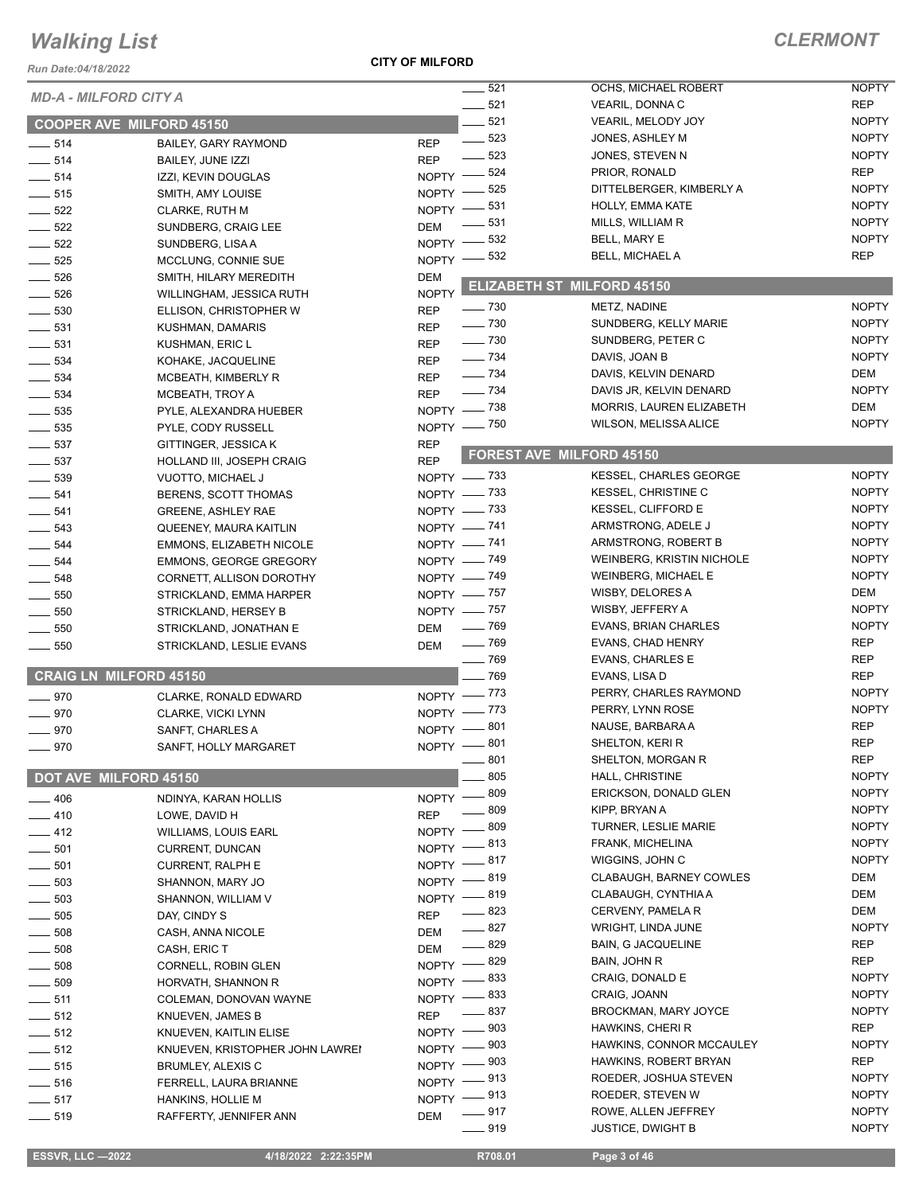# Walking List

## CLERMONT

Run Date:04/18/2022

**CITY OF MILFORD**

*MD-A - MILFORD CITY A*

### COOPER AVE MILFORD 45150

| | | |
|---|---|---|
| ____ 514 | BAILEY, GARY RAYMOND | REP |
| ____ 514 | BAILEY, JUNE IZZI | REP |
| ____ 514 | IZZI, KEVIN DOUGLAS | NOPTY |
| ____ 515 | SMITH, AMY LOUISE | NOPTY |
| ____ 522 | CLARKE, RUTH M | NOPTY |
| ____ 522 | SUNDBERG, CRAIG LEE | DEM |
| ____ 522 | SUNDBERG, LISA A | NOPTY |
| ____ 525 | MCCLUNG, CONNIE SUE | NOPTY |
| ____ 526 | SMITH, HILARY MEREDITH | DEM |
| ____ 526 | WILLINGHAM, JESSICA RUTH | NOPTY |
| ____ 530 | ELLISON, CHRISTOPHER W | REP |
| ____ 531 | KUSHMAN, DAMARIS | REP |
| ____ 531 | KUSHMAN, ERIC L | REP |
| ____ 534 | KOHAKE, JACQUELINE | REP |
| ____ 534 | MCBEATH, KIMBERLY R | REP |
| ____ 534 | MCBEATH, TROY A | REP |
| ____ 535 | PYLE, ALEXANDRA HUEBER | NOPTY |
| ____ 535 | PYLE, CODY RUSSELL | NOPTY |
| ____ 537 | GITTINGER, JESSICA K | REP |
| ____ 537 | HOLLAND III, JOSEPH CRAIG | REP |
| ____ 539 | VUOTTO, MICHAEL J | NOPTY |
| ____ 541 | BERENS, SCOTT THOMAS | NOPTY |
| ____ 541 | GREENE, ASHLEY RAE | NOPTY |
| ____ 543 | QUEENEY, MAURA KAITLIN | NOPTY |
| ____ 544 | EMMONS, ELIZABETH NICOLE | NOPTY |
| ____ 544 | EMMONS, GEORGE GREGORY | NOPTY |
| ____ 548 | CORNETT, ALLISON DOROTHY | NOPTY |
| ____ 550 | STRICKLAND, EMMA HARPER | NOPTY |
| ____ 550 | STRICKLAND, HERSEY B | NOPTY |
| ____ 550 | STRICKLAND, JONATHAN E | DEM |
| ____ 550 | STRICKLAND, LESLIE EVANS | DEM |

### CRAIG LN MILFORD 45150

| | | |
|---|---|---|
| ____ 970 | CLARKE, RONALD EDWARD | NOPTY |
| ____ 970 | CLARKE, VICKI LYNN | NOPTY |
| ____ 970 | SANFT, CHARLES A | NOPTY |
| ____ 970 | SANFT, HOLLY MARGARET | NOPTY |

### DOT AVE MILFORD 45150

| | | |
|---|---|---|
| ____ 406 | NDINYA, KARAN HOLLIS | NOPTY |
| ____ 410 | LOWE, DAVID H | REP |
| ____ 412 | WILLIAMS, LOUIS EARL | NOPTY |
| ____ 501 | CURRENT, DUNCAN | NOPTY |
| ____ 501 | CURRENT, RALPH E | NOPTY |
| ____ 503 | SHANNON, MARY JO | NOPTY |
| ____ 503 | SHANNON, WILLIAM V | NOPTY |
| ____ 505 | DAY, CINDY S | REP |
| ____ 508 | CASH, ANNA NICOLE | DEM |
| ____ 508 | CASH, ERIC T | DEM |
| ____ 508 | CORNELL, ROBIN GLEN | NOPTY |
| ____ 509 | HORVATH, SHANNON R | NOPTY |
| ____ 511 | COLEMAN, DONOVAN WAYNE | NOPTY |
| ____ 512 | KNUEVEN, JAMES B | REP |
| ____ 512 | KNUEVEN, KAITLIN ELISE | NOPTY |
| ____ 512 | KNUEVEN, KRISTOPHER JOHN LAWREI | NOPTY |
| ____ 515 | BRUMLEY, ALEXIS C | NOPTY |
| ____ 516 | FERRELL, LAURA BRIANNE | NOPTY |
| ____ 517 | HANKINS, HOLLIE M | NOPTY |
| ____ 519 | RAFFERTY, JENNIFER ANN | DEM |
| ____ 521 | OCHS, MICHAEL ROBERT | NOPTY |
| ____ 521 | VEARIL, DONNA C | REP |
| ____ 521 | VEARIL, MELODY JOY | NOPTY |
| ____ 523 | JONES, ASHLEY M | NOPTY |
| ____ 523 | JONES, STEVEN N | NOPTY |
| ____ 524 | PRIOR, RONALD | REP |
| ____ 525 | DITTELBERGER, KIMBERLY A | NOPTY |
| ____ 531 | HOLLY, EMMA KATE | NOPTY |
| ____ 531 | MILLS, WILLIAM R | NOPTY |
| ____ 532 | BELL, MARY E | NOPTY |
| ____ 532 | BELL, MICHAEL A | REP |

### ELIZABETH ST MILFORD 45150

| | | |
|---|---|---|
| ____ 730 | METZ, NADINE | NOPTY |
| ____ 730 | SUNDBERG, KELLY MARIE | NOPTY |
| ____ 730 | SUNDBERG, PETER C | NOPTY |
| ____ 734 | DAVIS, JOAN B | NOPTY |
| ____ 734 | DAVIS, KELVIN DENARD | DEM |
| ____ 734 | DAVIS JR, KELVIN DENARD | NOPTY |
| ____ 738 | MORRIS, LAUREN ELIZABETH | DEM |
| ____ 750 | WILSON, MELISSA ALICE | NOPTY |

### FOREST AVE MILFORD 45150

| | | |
|---|---|---|
| ____ 733 | KESSEL, CHARLES GEORGE | NOPTY |
| ____ 733 | KESSEL, CHRISTINE C | NOPTY |
| ____ 733 | KESSEL, CLIFFORD E | NOPTY |
| ____ 741 | ARMSTRONG, ADELE J | NOPTY |
| ____ 741 | ARMSTRONG, ROBERT B | NOPTY |
| ____ 749 | WEINBERG, KRISTIN NICHOLE | NOPTY |
| ____ 749 | WEINBERG, MICHAEL E | NOPTY |
| ____ 757 | WISBY, DELORES A | DEM |
| ____ 757 | WISBY, JEFFERY A | NOPTY |
| ____ 769 | EVANS, BRIAN CHARLES | NOPTY |
| ____ 769 | EVANS, CHAD HENRY | REP |
| ____ 769 | EVANS, CHARLES E | REP |
| ____ 769 | EVANS, LISA D | REP |
| ____ 773 | PERRY, CHARLES RAYMOND | NOPTY |
| ____ 773 | PERRY, LYNN ROSE | NOPTY |
| ____ 801 | NAUSE, BARBARA A | REP |
| ____ 801 | SHELTON, KERI R | REP |
| ____ 801 | SHELTON, MORGAN R | REP |
| ____ 805 | HALL, CHRISTINE | NOPTY |
| ____ 809 | ERICKSON, DONALD GLEN | NOPTY |
| ____ 809 | KIPP, BRYAN A | NOPTY |
| ____ 809 | TURNER, LESLIE MARIE | NOPTY |
| ____ 813 | FRANK, MICHELINA | NOPTY |
| ____ 817 | WIGGINS, JOHN C | NOPTY |
| ____ 819 | CLABAUGH, BARNEY COWLES | DEM |
| ____ 819 | CLABAUGH, CYNTHIA A | DEM |
| ____ 823 | CERVENY, PAMELA R | DEM |
| ____ 827 | WRIGHT, LINDA JUNE | NOPTY |
| ____ 829 | BAIN, G JACQUELINE | REP |
| ____ 829 | BAIN, JOHN R | REP |
| ____ 833 | CRAIG, DONALD E | NOPTY |
| ____ 833 | CRAIG, JOANN | NOPTY |
| ____ 837 | BROCKMAN, MARY JOYCE | NOPTY |
| ____ 903 | HAWKINS, CHERI R | REP |
| ____ 903 | HAWKINS, CONNOR MCCAULEY | NOPTY |
| ____ 903 | HAWKINS, ROBERT BRYAN | REP |
| ____ 913 | ROEDER, JOSHUA STEVEN | NOPTY |
| ____ 913 | ROEDER, STEVEN W | NOPTY |
| ____ 917 | ROWE, ALLEN JEFFREY | NOPTY |
| ____ 919 | JUSTICE, DWIGHT B | NOPTY |

ESSVR, LLC —2022 4/18/2022 2:22:35PM R708.01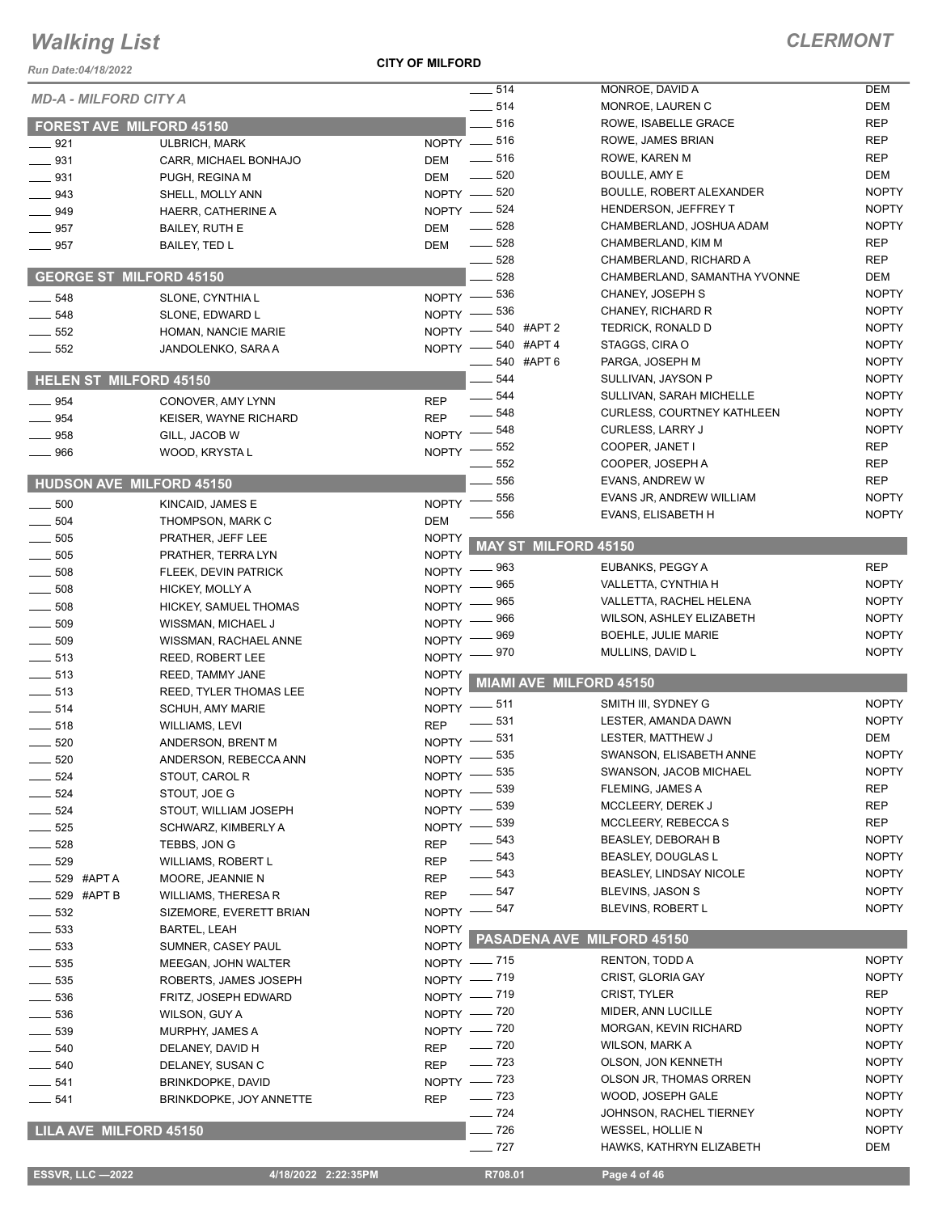# Walking List

## CLERMONT

Run Date:04/18/2022

CITY OF MILFORD

### MD-A - MILFORD CITY A

### FOREST AVE MILFORD 45150

| | | |
|---|---|---|
| 921 | ULBRICH, MARK | NOPTY |
| 931 | CARR, MICHAEL BONHAJO | DEM |
| 931 | PUGH, REGINA M | DEM |
| 943 | SHELL, MOLLY ANN | NOPTY |
| 949 | HAERR, CATHERINE A | NOPTY |
| 957 | BAILEY, RUTH E | DEM |
| 957 | BAILEY, TED L | DEM |

### GEORGE ST MILFORD 45150

| | | |
|---|---|---|
| 548 | SLONE, CYNTHIA L | NOPTY |
| 548 | SLONE, EDWARD L | NOPTY |
| 552 | HOMAN, NANCIE MARIE | NOPTY |
| 552 | JANDOLENKO, SARA A | NOPTY |

### HELEN ST MILFORD 45150

| | | |
|---|---|---|
| 954 | CONOVER, AMY LYNN | REP |
| 954 | KEISER, WAYNE RICHARD | REP |
| 958 | GILL, JACOB W | NOPTY |
| 966 | WOOD, KRYSTA L | NOPTY |

### HUDSON AVE MILFORD 45150

| | | |
|---|---|---|
| 500 | KINCAID, JAMES E | NOPTY |
| 504 | THOMPSON, MARK C | DEM |
| 505 | PRATHER, JEFF LEE | NOPTY |
| 505 | PRATHER, TERRA LYN | NOPTY |
| 508 | FLEEK, DEVIN PATRICK | NOPTY |
| 508 | HICKEY, MOLLY A | NOPTY |
| 508 | HICKEY, SAMUEL THOMAS | NOPTY |
| 509 | WISSMAN, MICHAEL J | NOPTY |
| 509 | WISSMAN, RACHAEL ANNE | NOPTY |
| 513 | REED, ROBERT LEE | NOPTY |
| 513 | REED, TAMMY JANE | NOPTY |
| 513 | REED, TYLER THOMAS LEE | NOPTY |
| 514 | SCHUH, AMY MARIE | NOPTY |
| 518 | WILLIAMS, LEVI | REP |
| 520 | ANDERSON, BRENT M | NOPTY |
| 520 | ANDERSON, REBECCA ANN | NOPTY |
| 524 | STOUT, CAROL R | NOPTY |
| 524 | STOUT, JOE G | NOPTY |
| 524 | STOUT, WILLIAM JOSEPH | NOPTY |
| 525 | SCHWARZ, KIMBERLY A | NOPTY |
| 528 | TEBBS, JON G | REP |
| 529 | WILLIAMS, ROBERT L | REP |
| 529 #APT A | MOORE, JEANNIE N | REP |
| 529 #APT B | WILLIAMS, THERESA R | REP |
| 532 | SIZEMORE, EVERETT BRIAN | NOPTY |
| 533 | BARTEL, LEAH | NOPTY |
| 533 | SUMNER, CASEY PAUL | NOPTY |
| 535 | MEEGAN, JOHN WALTER | NOPTY |
| 535 | ROBERTS, JAMES JOSEPH | NOPTY |
| 536 | FRITZ, JOSEPH EDWARD | NOPTY |
| 536 | WILSON, GUY A | NOPTY |
| 539 | MURPHY, JAMES A | NOPTY |
| 540 | DELANEY, DAVID H | REP |
| 540 | DELANEY, SUSAN C | REP |
| 541 | BRINKDOPKE, DAVID | NOPTY |
| 541 | BRINKDOPKE, JOY ANNETTE | REP |

### LILA AVE MILFORD 45150

| | | |
|---|---|---|
| 514 | MONROE, DAVID A | DEM |
| 514 | MONROE, LAUREN C | DEM |
| 516 | ROWE, ISABELLE GRACE | REP |
| 516 | ROWE, JAMES BRIAN | REP |
| 516 | ROWE, KAREN M | REP |
| 520 | BOULLE, AMY E | DEM |
| 520 | BOULLE, ROBERT ALEXANDER | NOPTY |
| 524 | HENDERSON, JEFFREY T | NOPTY |
| 528 | CHAMBERLAND, JOSHUA ADAM | NOPTY |
| 528 | CHAMBERLAND, KIM M | REP |
| 528 | CHAMBERLAND, RICHARD A | REP |
| 528 | CHAMBERLAND, SAMANTHA YVONNE | DEM |
| 536 | CHANEY, JOSEPH S | NOPTY |
| 536 | CHANEY, RICHARD R | NOPTY |
| 540 #APT 2 | TEDRICK, RONALD D | NOPTY |
| 540 #APT 4 | STAGGS, CIRA O | NOPTY |
| 540 #APT 6 | PARGA, JOSEPH M | NOPTY |
| 544 | SULLIVAN, JAYSON P | NOPTY |
| 544 | SULLIVAN, SARAH MICHELLE | NOPTY |
| 548 | CURLESS, COURTNEY KATHLEEN | NOPTY |
| 548 | CURLESS, LARRY J | NOPTY |
| 552 | COOPER, JANET I | REP |
| 552 | COOPER, JOSEPH A | REP |
| 556 | EVANS, ANDREW W | REP |
| 556 | EVANS JR, ANDREW WILLIAM | NOPTY |
| 556 | EVANS, ELISABETH H | NOPTY |

### MAY ST MILFORD 45150

| | | |
|---|---|---|
| 963 | EUBANKS, PEGGY A | REP |
| 965 | VALLETTA, CYNTHIA H | NOPTY |
| 965 | VALLETTA, RACHEL HELENA | NOPTY |
| 966 | WILSON, ASHLEY ELIZABETH | NOPTY |
| 969 | BOEHLE, JULIE MARIE | NOPTY |
| 970 | MULLINS, DAVID L | NOPTY |

### MIAMI AVE MILFORD 45150

| | | |
|---|---|---|
| 511 | SMITH III, SYDNEY G | NOPTY |
| 531 | LESTER, AMANDA DAWN | NOPTY |
| 531 | LESTER, MATTHEW J | DEM |
| 535 | SWANSON, ELISABETH ANNE | NOPTY |
| 535 | SWANSON, JACOB MICHAEL | NOPTY |
| 539 | FLEMING, JAMES A | REP |
| 539 | MCCLEERY, DEREK J | REP |
| 539 | MCCLEERY, REBECCA S | REP |
| 543 | BEASLEY, DEBORAH B | NOPTY |
| 543 | BEASLEY, DOUGLAS L | NOPTY |
| 543 | BEASLEY, LINDSAY NICOLE | NOPTY |
| 547 | BLEVINS, JASON S | NOPTY |
| 547 | BLEVINS, ROBERT L | NOPTY |

### PASADENA AVE MILFORD 45150

| | | |
|---|---|---|
| 715 | RENTON, TODD A | NOPTY |
| 719 | CRIST, GLORIA GAY | NOPTY |
| 719 | CRIST, TYLER | REP |
| 720 | MIDER, ANN LUCILLE | NOPTY |
| 720 | MORGAN, KEVIN RICHARD | NOPTY |
| 720 | WILSON, MARK A | NOPTY |
| 723 | OLSON, JON KENNETH | NOPTY |
| 723 | OLSON JR, THOMAS ORREN | NOPTY |
| 723 | WOOD, JOSEPH GALE | NOPTY |
| 724 | JOHNSON, RACHEL TIERNEY | NOPTY |
| 726 | WESSEL, HOLLIE N | NOPTY |
| 727 | HAWKS, KATHRYN ELIZABETH | DEM |

ESSVR, LLC —2022 4/18/2022 2:22:35PM R708.01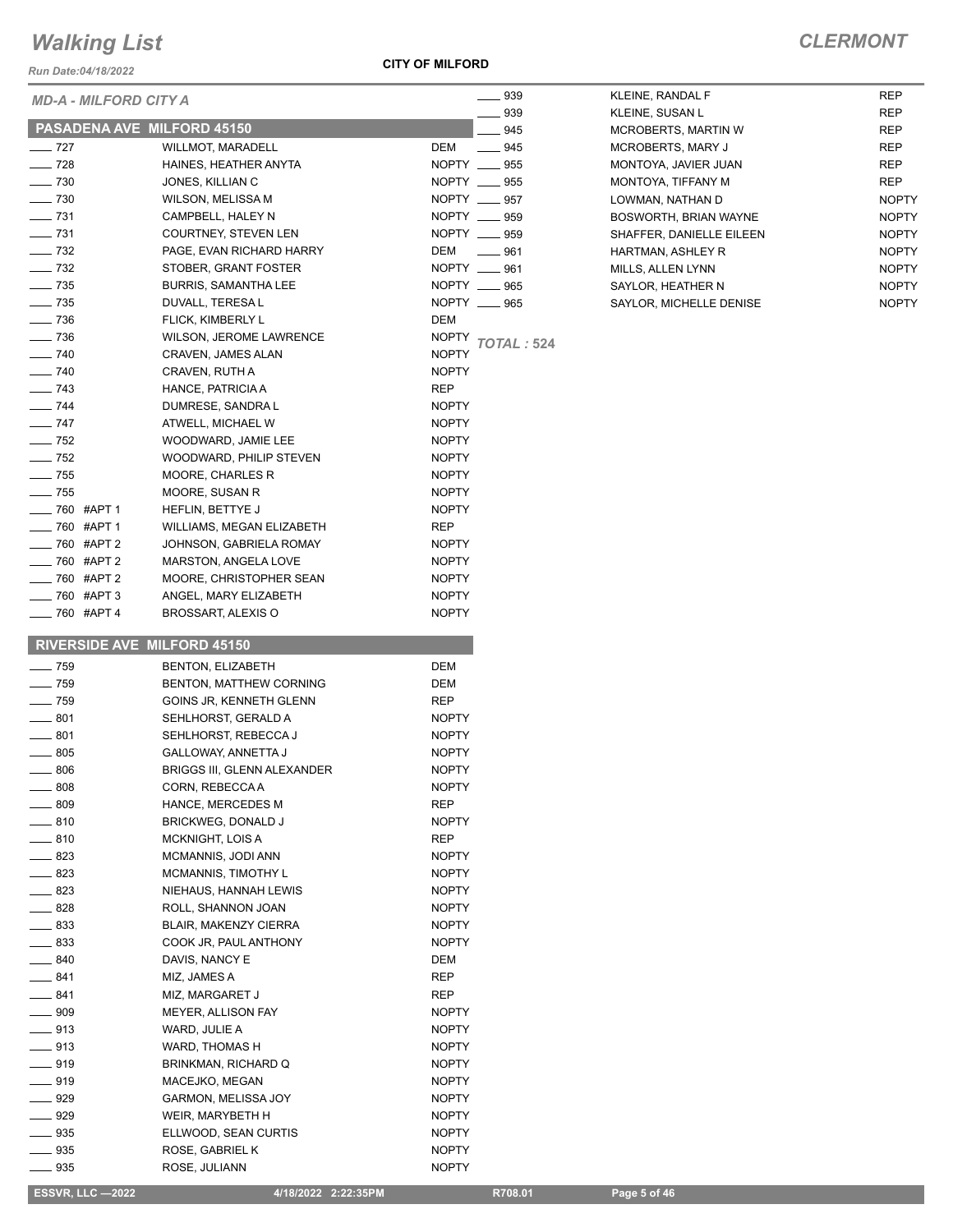# Walking List

**CLERMONT**

Run Date:04/18/2022

**CITY OF MILFORD**

*MD-A - MILFORD CITY A*

## PASADENA AVE MILFORD 45150

| | | |
|---|---|---|
| ____ 727 | WILLMOT, MARADELL | DEM |
| ____ 728 | HAINES, HEATHER ANYTA | NOPTY |
| ____ 730 | JONES, KILLIAN C | NOPTY |
| ____ 730 | WILSON, MELISSA M | NOPTY |
| ____ 731 | CAMPBELL, HALEY N | NOPTY |
| ____ 731 | COURTNEY, STEVEN LEN | NOPTY |
| ____ 732 | PAGE, EVAN RICHARD HARRY | DEM |
| ____ 732 | STOBER, GRANT FOSTER | NOPTY |
| ____ 735 | BURRIS, SAMANTHA LEE | NOPTY |
| ____ 735 | DUVALL, TERESA L | NOPTY |
| ____ 736 | FLICK, KIMBERLY L | DEM |
| ____ 736 | WILSON, JEROME LAWRENCE | NOPTY |
| ____ 740 | CRAVEN, JAMES ALAN | NOPTY |
| ____ 740 | CRAVEN, RUTH A | NOPTY |
| ____ 743 | HANCE, PATRICIA A | REP |
| ____ 744 | DUMRESE, SANDRA L | NOPTY |
| ____ 747 | ATWELL, MICHAEL W | NOPTY |
| ____ 752 | WOODWARD, JAMIE LEE | NOPTY |
| ____ 752 | WOODWARD, PHILIP STEVEN | NOPTY |
| ____ 755 | MOORE, CHARLES R | NOPTY |
| ____ 755 | MOORE, SUSAN R | NOPTY |
| ____ 760 #APT 1 | HEFLIN, BETTYE J | NOPTY |
| ____ 760 #APT 1 | WILLIAMS, MEGAN ELIZABETH | REP |
| ____ 760 #APT 2 | JOHNSON, GABRIELA ROMAY | NOPTY |
| ____ 760 #APT 2 | MARSTON, ANGELA LOVE | NOPTY |
| ____ 760 #APT 2 | MOORE, CHRISTOPHER SEAN | NOPTY |
| ____ 760 #APT 3 | ANGEL, MARY ELIZABETH | NOPTY |
| ____ 760 #APT 4 | BROSSART, ALEXIS O | NOPTY |

## RIVERSIDE AVE MILFORD 45150

| | | |
|---|---|---|
| ____ 759 | BENTON, ELIZABETH | DEM |
| ____ 759 | BENTON, MATTHEW CORNING | DEM |
| ____ 759 | GOINS JR, KENNETH GLENN | REP |
| ____ 801 | SEHLHORST, GERALD A | NOPTY |
| ____ 801 | SEHLHORST, REBECCA J | NOPTY |
| ____ 805 | GALLOWAY, ANNETTA J | NOPTY |
| ____ 806 | BRIGGS III, GLENN ALEXANDER | NOPTY |
| ____ 808 | CORN, REBECCA A | NOPTY |
| ____ 809 | HANCE, MERCEDES M | REP |
| ____ 810 | BRICKWEG, DONALD J | NOPTY |
| ____ 810 | MCKNIGHT, LOIS A | REP |
| ____ 823 | MCMANNIS, JODI ANN | NOPTY |
| ____ 823 | MCMANNIS, TIMOTHY L | NOPTY |
| ____ 823 | NIEHAUS, HANNAH LEWIS | NOPTY |
| ____ 828 | ROLL, SHANNON JOAN | NOPTY |
| ____ 833 | BLAIR, MAKENZY CIERRA | NOPTY |
| ____ 833 | COOK JR, PAUL ANTHONY | NOPTY |
| ____ 840 | DAVIS, NANCY E | DEM |
| ____ 841 | MIZ, JAMES A | REP |
| ____ 841 | MIZ, MARGARET J | REP |
| ____ 909 | MEYER, ALLISON FAY | NOPTY |
| ____ 913 | WARD, JULIE A | NOPTY |
| ____ 913 | WARD, THOMAS H | NOPTY |
| ____ 919 | BRINKMAN, RICHARD Q | NOPTY |
| ____ 919 | MACEJKO, MEGAN | NOPTY |
| ____ 929 | GARMON, MELISSA JOY | NOPTY |
| ____ 929 | WEIR, MARYBETH H | NOPTY |
| ____ 935 | ELLWOOD, SEAN CURTIS | NOPTY |
| ____ 935 | ROSE, GABRIEL K | NOPTY |
| ____ 935 | ROSE, JULIANN | NOPTY |
| ____ 939 | KLEINE, RANDAL F | REP |
| ____ 939 | KLEINE, SUSAN L | REP |
| ____ 945 | MCROBERTS, MARTIN W | REP |
| ____ 945 | MCROBERTS, MARY J | REP |
| ____ 955 | MONTOYA, JAVIER JUAN | REP |
| ____ 955 | MONTOYA, TIFFANY M | REP |
| ____ 957 | LOWMAN, NATHAN D | NOPTY |
| ____ 959 | BOSWORTH, BRIAN WAYNE | NOPTY |
| ____ 959 | SHAFFER, DANIELLE EILEEN | NOPTY |
| ____ 961 | HARTMAN, ASHLEY R | NOPTY |
| ____ 961 | MILLS, ALLEN LYNN | NOPTY |
| ____ 965 | SAYLOR, HEATHER N | NOPTY |
| ____ 965 | SAYLOR, MICHELLE DENISE | NOPTY |

*TOTAL : 524*

ESSVR, LLC —2022 4/18/2022 2:22:35PM R708.01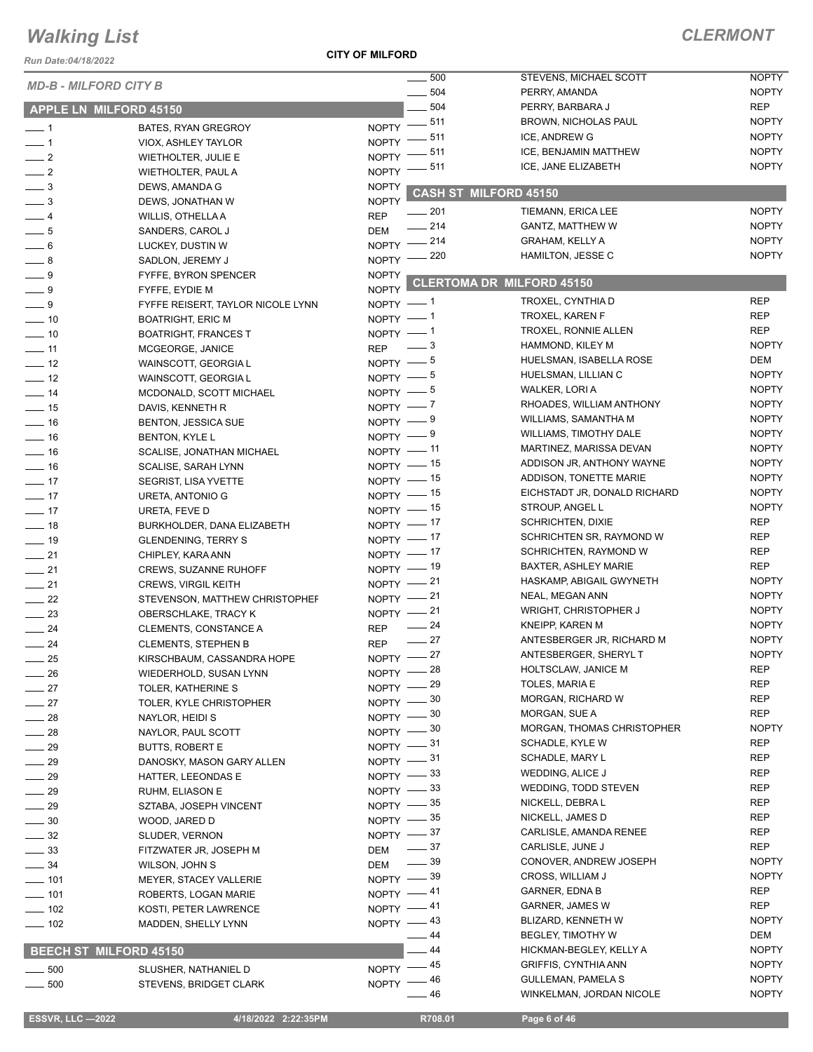# Walking List

**CLERMONT**

**CITY OF MILFORD**

*MD-B - MILFORD CITY B*

## APPLE LN MILFORD 45150

| | | |
|---|---|---|
| 1 | BATES, RYAN GREGROY | NOPTY |
| 1 | VIOX, ASHLEY TAYLOR | NOPTY |
| 2 | WIETHOLTER, JULIE E | NOPTY |
| 2 | WIETHOLTER, PAUL A | NOPTY |
| 3 | DEWS, AMANDA G | NOPTY |
| 3 | DEWS, JONATHAN W | NOPTY |
| 4 | WILLIS, OTHELLA A | REP |
| 5 | SANDERS, CAROL J | DEM |
| 6 | LUCKEY, DUSTIN W | NOPTY |
| 8 | SADLON, JEREMY J | NOPTY |
| 9 | FYFFE, BYRON SPENCER | NOPTY |
| 9 | FYFFE, EYDIE M | NOPTY |
| 9 | FYFFE REISERT, TAYLOR NICOLE LYNN | NOPTY |
| 10 | BOATRIGHT, ERIC M | NOPTY |
| 10 | BOATRIGHT, FRANCES T | NOPTY |
| 11 | MCGEORGE, JANICE | REP |
| 12 | WAINSCOTT, GEORGIA L | NOPTY |
| 12 | WAINSCOTT, GEORGIA L | NOPTY |
| 14 | MCDONALD, SCOTT MICHAEL | NOPTY |
| 15 | DAVIS, KENNETH R | NOPTY |
| 16 | BENTON, JESSICA SUE | NOPTY |
| 16 | BENTON, KYLE L | NOPTY |
| 16 | SCALISE, JONATHAN MICHAEL | NOPTY |
| 16 | SCALISE, SARAH LYNN | NOPTY |
| 17 | SEGRIST, LISA YVETTE | NOPTY |
| 17 | URETA, ANTONIO G | NOPTY |
| 17 | URETA, FEVE D | NOPTY |
| 18 | BURKHOLDER, DANA ELIZABETH | NOPTY |
| 19 | GLENDENING, TERRY S | NOPTY |
| 21 | CHIPLEY, KARA ANN | NOPTY |
| 21 | CREWS, SUZANNE RUHOFF | NOPTY |
| 21 | CREWS, VIRGIL KEITH | NOPTY |
| 22 | STEVENSON, MATTHEW CHRISTOPHEF | NOPTY |
| 23 | OBERSCHLAKE, TRACY K | NOPTY |
| 24 | CLEMENTS, CONSTANCE A | REP |
| 24 | CLEMENTS, STEPHEN B | REP |
| 25 | KIRSCHBAUM, CASSANDRA HOPE | NOPTY |
| 26 | WIEDERHOLD, SUSAN LYNN | NOPTY |
| 27 | TOLER, KATHERINE S | NOPTY |
| 27 | TOLER, KYLE CHRISTOPHER | NOPTY |
| 28 | NAYLOR, HEIDI S | NOPTY |
| 28 | NAYLOR, PAUL SCOTT | NOPTY |
| 29 | BUTTS, ROBERT E | NOPTY |
| 29 | DANOSKY, MASON GARY ALLEN | NOPTY |
| 29 | HATTER, LEEONDAS E | NOPTY |
| 29 | RUHM, ELIASON E | NOPTY |
| 29 | SZTABA, JOSEPH VINCENT | NOPTY |
| 30 | WOOD, JARED D | NOPTY |
| 32 | SLUDER, VERNON | NOPTY |
| 33 | FITZWATER JR, JOSEPH M | DEM |
| 34 | WILSON, JOHN S | DEM |
| 101 | MEYER, STACEY VALLERIE | NOPTY |
| 101 | ROBERTS, LOGAN MARIE | NOPTY |
| 102 | KOSTI, PETER LAWRENCE | NOPTY |
| 102 | MADDEN, SHELLY LYNN | NOPTY |

## BEECH ST MILFORD 45150

| | | |
|---|---|---|
| 500 | SLUSHER, NATHANIEL D | NOPTY |
| 500 | STEVENS, BRIDGET CLARK | NOPTY |
| 500 | STEVENS, MICHAEL SCOTT | NOPTY |
| 504 | PERRY, AMANDA | NOPTY |
| 504 | PERRY, BARBARA J | REP |
| 511 | BROWN, NICHOLAS PAUL | NOPTY |
| 511 | ICE, ANDREW G | NOPTY |
| 511 | ICE, BENJAMIN MATTHEW | NOPTY |
| 511 | ICE, JANE ELIZABETH | NOPTY |

## CASH ST MILFORD 45150

| | | |
|---|---|---|
| 201 | TIEMANN, ERICA LEE | NOPTY |
| 214 | GANTZ, MATTHEW W | NOPTY |
| 214 | GRAHAM, KELLY A | NOPTY |
| 220 | HAMILTON, JESSE C | NOPTY |

## CLERTOMA DR MILFORD 45150

| | | |
|---|---|---|
| 1 | TROXEL, CYNTHIA D | REP |
| 1 | TROXEL, KAREN F | REP |
| 1 | TROXEL, RONNIE ALLEN | REP |
| 3 | HAMMOND, KILEY M | NOPTY |
| 5 | HUELSMAN, ISABELLA ROSE | DEM |
| 5 | HUELSMAN, LILLIAN C | NOPTY |
| 5 | WALKER, LORI A | NOPTY |
| 7 | RHOADES, WILLIAM ANTHONY | NOPTY |
| 9 | WILLIAMS, SAMANTHA M | NOPTY |
| 9 | WILLIAMS, TIMOTHY DALE | NOPTY |
| 11 | MARTINEZ, MARISSA DEVAN | NOPTY |
| 15 | ADDISON JR, ANTHONY WAYNE | NOPTY |
| 15 | ADDISON, TONETTE MARIE | NOPTY |
| 15 | EICHSTADT JR, DONALD RICHARD | NOPTY |
| 15 | STROUP, ANGEL L | NOPTY |
| 17 | SCHRICHTEN, DIXIE | REP |
| 17 | SCHRICHTEN SR, RAYMOND W | REP |
| 17 | SCHRICHTEN, RAYMOND W | REP |
| 19 | BAXTER, ASHLEY MARIE | REP |
| 21 | HASKAMP, ABIGAIL GWYNETH | NOPTY |
| 21 | NEAL, MEGAN ANN | NOPTY |
| 21 | WRIGHT, CHRISTOPHER J | NOPTY |
| 24 | KNEIPP, KAREN M | NOPTY |
| 27 | ANTESBERGER JR, RICHARD M | NOPTY |
| 27 | ANTESBERGER, SHERYL T | NOPTY |
| 28 | HOLTSCLAW, JANICE M | REP |
| 29 | TOLES, MARIA E | REP |
| 30 | MORGAN, RICHARD W | REP |
| 30 | MORGAN, SUE A | REP |
| 30 | MORGAN, THOMAS CHRISTOPHER | NOPTY |
| 31 | SCHADLE, KYLE W | REP |
| 31 | SCHADLE, MARY L | REP |
| 33 | WEDDING, ALICE J | REP |
| 33 | WEDDING, TODD STEVEN | REP |
| 35 | NICKELL, DEBRA L | REP |
| 35 | NICKELL, JAMES D | REP |
| 37 | CARLISLE, AMANDA RENEE | REP |
| 37 | CARLISLE, JUNE J | REP |
| 39 | CONOVER, ANDREW JOSEPH | NOPTY |
| 39 | CROSS, WILLIAM J | NOPTY |
| 41 | GARNER, EDNA B | REP |
| 41 | GARNER, JAMES W | REP |
| 43 | BLIZARD, KENNETH W | NOPTY |
| 44 | BEGLEY, TIMOTHY W | DEM |
| 44 | HICKMAN-BEGLEY, KELLY A | NOPTY |
| 45 | GRIFFIS, CYNTHIA ANN | NOPTY |
| 46 | GULLEMAN, PAMELA S | NOPTY |
| 46 | WINKELMAN, JORDAN NICOLE | NOPTY |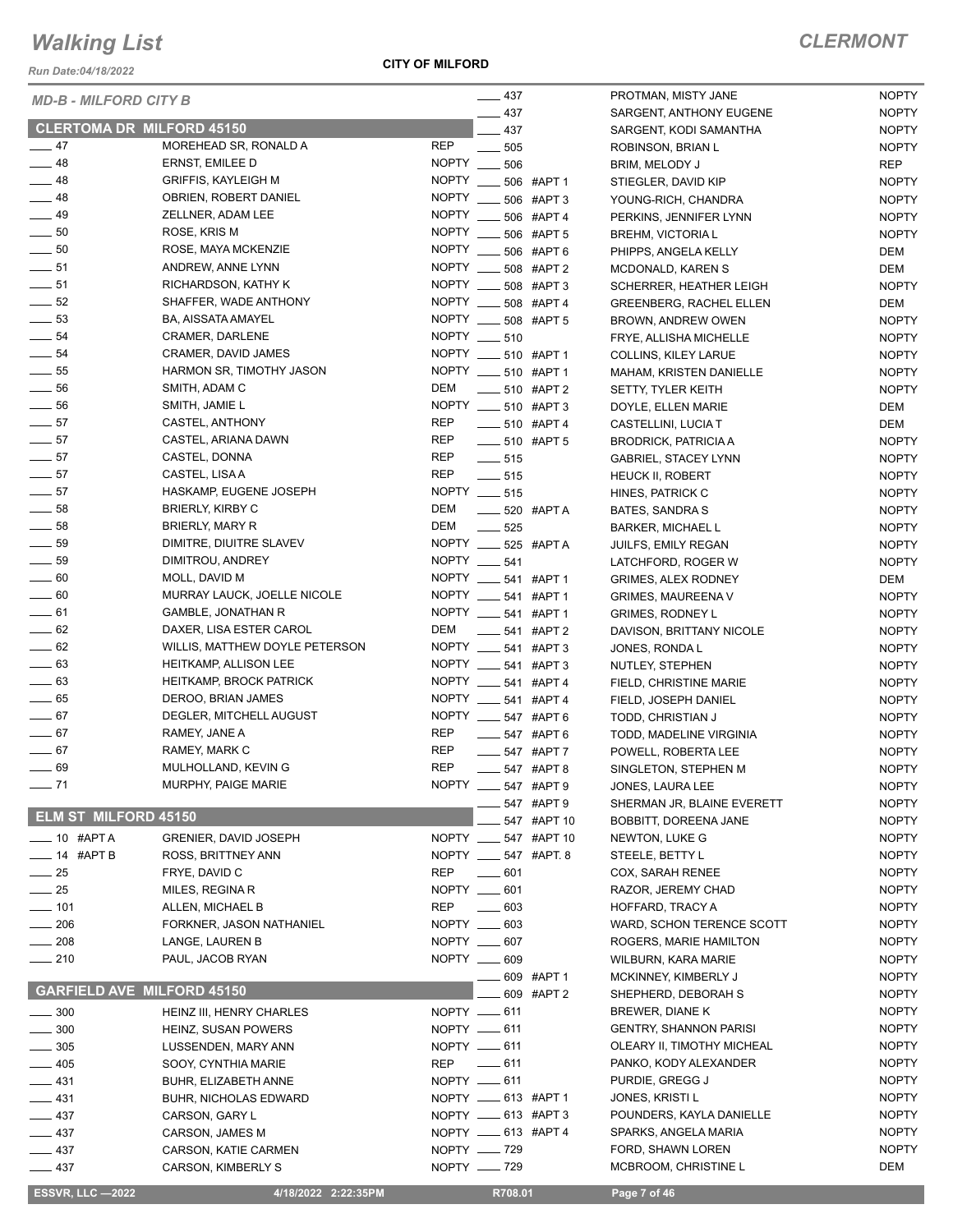# Walking List

**CLERMONT**

Run Date:04/18/2022

**CITY OF MILFORD**

*MD-B - MILFORD CITY B*

## CLERTOMA DR MILFORD 45150

| | | |
|---|---|---|
| ____ 47 | MOREHEAD SR, RONALD A | REP |
| ____ 48 | ERNST, EMILEE D | NOPTY |
| ____ 48 | GRIFFIS, KAYLEIGH M | NOPTY |
| ____ 48 | OBRIEN, ROBERT DANIEL | NOPTY |
| ____ 49 | ZELLNER, ADAM LEE | NOPTY |
| ____ 50 | ROSE, KRIS M | NOPTY |
| ____ 50 | ROSE, MAYA MCKENZIE | NOPTY |
| ____ 51 | ANDREW, ANNE LYNN | NOPTY |
| ____ 51 | RICHARDSON, KATHY K | NOPTY |
| ____ 52 | SHAFFER, WADE ANTHONY | NOPTY |
| ____ 53 | BA, AISSATA AMAYEL | NOPTY |
| ____ 54 | CRAMER, DARLENE | NOPTY |
| ____ 54 | CRAMER, DAVID JAMES | NOPTY |
| ____ 55 | HARMON SR, TIMOTHY JASON | NOPTY |
| ____ 56 | SMITH, ADAM C | DEM |
| ____ 56 | SMITH, JAMIE L | NOPTY |
| ____ 57 | CASTEL, ANTHONY | REP |
| ____ 57 | CASTEL, ARIANA DAWN | REP |
| ____ 57 | CASTEL, DONNA | REP |
| ____ 57 | CASTEL, LISA A | REP |
| ____ 57 | HASKAMP, EUGENE JOSEPH | NOPTY |
| ____ 58 | BRIERLY, KIRBY C | DEM |
| ____ 58 | BRIERLY, MARY R | DEM |
| ____ 59 | DIMITRE, DIUITRE SLAVEV | NOPTY |
| ____ 59 | DIMITROU, ANDREY | NOPTY |
| ____ 60 | MOLL, DAVID M | NOPTY |
| ____ 60 | MURRAY LAUCK, JOELLE NICOLE | NOPTY |
| ____ 61 | GAMBLE, JONATHAN R | NOPTY |
| ____ 62 | DAXER, LISA ESTER CAROL | DEM |
| ____ 62 | WILLIS, MATTHEW DOYLE PETERSON | NOPTY |
| ____ 63 | HEITKAMP, ALLISON LEE | NOPTY |
| ____ 63 | HEITKAMP, BROCK PATRICK | NOPTY |
| ____ 65 | DEROO, BRIAN JAMES | NOPTY |
| ____ 67 | DEGLER, MITCHELL AUGUST | NOPTY |
| ____ 67 | RAMEY, JANE A | REP |
| ____ 67 | RAMEY, MARK C | REP |
| ____ 69 | MULHOLLAND, KEVIN G | REP |
| ____ 71 | MURPHY, PAIGE MARIE | NOPTY |

## ELM ST MILFORD 45150

| | | |
|---|---|---|
| ____ 10 #APT A | GRENIER, DAVID JOSEPH | NOPTY |
| ____ 14 #APT B | ROSS, BRITTNEY ANN | NOPTY |
| ____ 25 | FRYE, DAVID C | REP |
| ____ 25 | MILES, REGINA R | NOPTY |
| ____ 101 | ALLEN, MICHAEL B | REP |
| ____ 206 | FORKNER, JASON NATHANIEL | NOPTY |
| ____ 208 | LANGE, LAUREN B | NOPTY |
| ____ 210 | PAUL, JACOB RYAN | NOPTY |

## GARFIELD AVE MILFORD 45150

| | | |
|---|---|---|
| ____ 300 | HEINZ III, HENRY CHARLES | NOPTY |
| ____ 300 | HEINZ, SUSAN POWERS | NOPTY |
| ____ 305 | LUSSENDEN, MARY ANN | NOPTY |
| ____ 405 | SOOY, CYNTHIA MARIE | REP |
| ____ 431 | BUHR, ELIZABETH ANNE | NOPTY |
| ____ 431 | BUHR, NICHOLAS EDWARD | NOPTY |
| ____ 437 | CARSON, GARY L | NOPTY |
| ____ 437 | CARSON, JAMES M | NOPTY |
| ____ 437 | CARSON, KATIE CARMEN | NOPTY |
| ____ 437 | CARSON, KIMBERLY S | NOPTY |
| ____ 437 | PROTMAN, MISTY JANE | NOPTY |
| ____ 437 | SARGENT, ANTHONY EUGENE | NOPTY |
| ____ 437 | SARGENT, KODI SAMANTHA | NOPTY |
| ____ 505 | ROBINSON, BRIAN L | NOPTY |
| ____ 506 | BRIM, MELODY J | REP |
| ____ 506 #APT 1 | STIEGLER, DAVID KIP | NOPTY |
| ____ 506 #APT 3 | YOUNG-RICH, CHANDRA | NOPTY |
| ____ 506 #APT 4 | PERKINS, JENNIFER LYNN | NOPTY |
| ____ 506 #APT 5 | BREHM, VICTORIA L | NOPTY |
| ____ 506 #APT 6 | PHIPPS, ANGELA KELLY | DEM |
| ____ 508 #APT 2 | MCDONALD, KAREN S | DEM |
| ____ 508 #APT 3 | SCHERRER, HEATHER LEIGH | NOPTY |
| ____ 508 #APT 4 | GREENBERG, RACHEL ELLEN | DEM |
| ____ 508 #APT 5 | BROWN, ANDREW OWEN | NOPTY |
| ____ 510 | FRYE, ALLISHA MICHELLE | NOPTY |
| ____ 510 #APT 1 | COLLINS, KILEY LARUE | NOPTY |
| ____ 510 #APT 1 | MAHAM, KRISTEN DANIELLE | NOPTY |
| ____ 510 #APT 2 | SETTY, TYLER KEITH | NOPTY |
| ____ 510 #APT 3 | DOYLE, ELLEN MARIE | DEM |
| ____ 510 #APT 4 | CASTELLINI, LUCIA T | DEM |
| ____ 510 #APT 5 | BRODRICK, PATRICIA A | NOPTY |
| ____ 515 | GABRIEL, STACEY LYNN | NOPTY |
| ____ 515 | HEUCK II, ROBERT | NOPTY |
| ____ 515 | HINES, PATRICK C | NOPTY |
| ____ 520 #APT A | BATES, SANDRA S | NOPTY |
| ____ 525 | BARKER, MICHAEL L | NOPTY |
| ____ 525 #APT A | JUILFS, EMILY REGAN | NOPTY |
| ____ 541 | LATCHFORD, ROGER W | NOPTY |
| ____ 541 #APT 1 | GRIMES, ALEX RODNEY | DEM |
| ____ 541 #APT 1 | GRIMES, MAUREENA V | NOPTY |
| ____ 541 #APT 1 | GRIMES, RODNEY L | NOPTY |
| ____ 541 #APT 2 | DAVISON, BRITTANY NICOLE | NOPTY |
| ____ 541 #APT 3 | JONES, RONDA L | NOPTY |
| ____ 541 #APT 3 | NUTLEY, STEPHEN | NOPTY |
| ____ 541 #APT 4 | FIELD, CHRISTINE MARIE | NOPTY |
| ____ 541 #APT 4 | FIELD, JOSEPH DANIEL | NOPTY |
| ____ 547 #APT 6 | TODD, CHRISTIAN J | NOPTY |
| ____ 547 #APT 6 | TODD, MADELINE VIRGINIA | NOPTY |
| ____ 547 #APT 7 | POWELL, ROBERTA LEE | NOPTY |
| ____ 547 #APT 8 | SINGLETON, STEPHEN M | NOPTY |
| ____ 547 #APT 9 | JONES, LAURA LEE | NOPTY |
| ____ 547 #APT 9 | SHERMAN JR, BLAINE EVERETT | NOPTY |
| ____ 547 #APT 10 | BOBBITT, DOREENA JANE | NOPTY |
| ____ 547 #APT 10 | NEWTON, LUKE G | NOPTY |
| ____ 547 #APT. 8 | STEELE, BETTY L | NOPTY |
| ____ 601 | COX, SARAH RENEE | NOPTY |
| ____ 601 | RAZOR, JEREMY CHAD | NOPTY |
| ____ 603 | HOFFARD, TRACY A | NOPTY |
| ____ 603 | WARD, SCHON TERENCE SCOTT | NOPTY |
| ____ 607 | ROGERS, MARIE HAMILTON | NOPTY |
| ____ 609 | WILBURN, KARA MARIE | NOPTY |
| ____ 609 #APT 1 | MCKINNEY, KIMBERLY J | NOPTY |
| ____ 609 #APT 2 | SHEPHERD, DEBORAH S | NOPTY |
| ____ 611 | BREWER, DIANE K | NOPTY |
| ____ 611 | GENTRY, SHANNON PARISI | NOPTY |
| ____ 611 | OLEARY II, TIMOTHY MICHEAL | NOPTY |
| ____ 611 | PANKO, KODY ALEXANDER | NOPTY |
| ____ 611 | PURDIE, GREGG J | NOPTY |
| ____ 613 #APT 1 | JONES, KRISTI L | NOPTY |
| ____ 613 #APT 3 | POUNDERS, KAYLA DANIELLE | NOPTY |
| ____ 613 #APT 4 | SPARKS, ANGELA MARIA | NOPTY |
| ____ 729 | FORD, SHAWN LOREN | NOPTY |
| ____ 729 | MCBROOM, CHRISTINE L | DEM |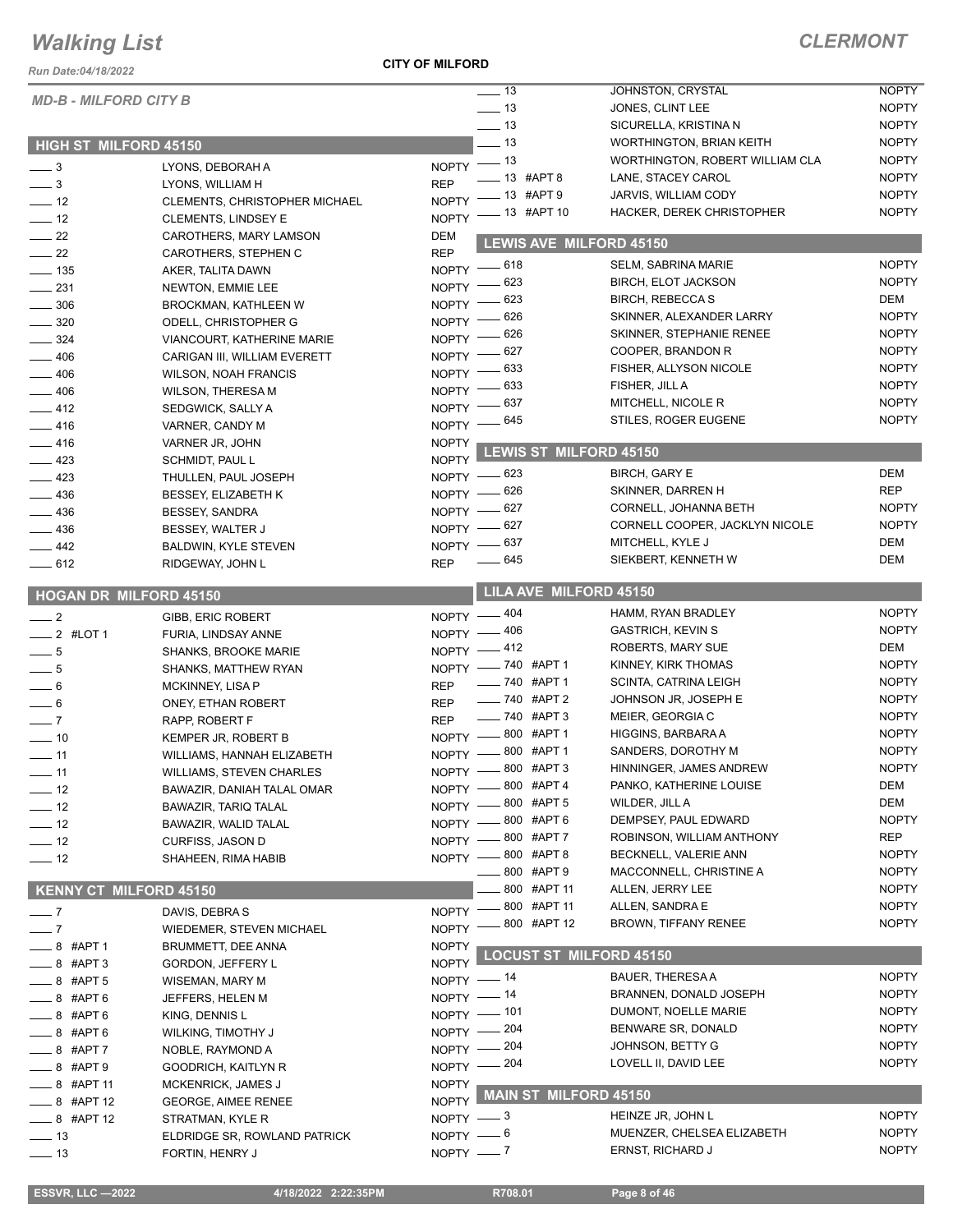# Walking List

**CLERMONT**

**CITY OF MILFORD**

*MD-B - MILFORD CITY B*

## HIGH ST MILFORD 45150

| | | |
|---|---|---|
| 3 | LYONS, DEBORAH A | NOPTY |
| 3 | LYONS, WILLIAM H | REP |
| 12 | CLEMENTS, CHRISTOPHER MICHAEL | NOPTY |
| 12 | CLEMENTS, LINDSEY E | NOPTY |
| 22 | CAROTHERS, MARY LAMSON | DEM |
| 22 | CAROTHERS, STEPHEN C | REP |
| 135 | AKER, TALITA DAWN | NOPTY |
| 231 | NEWTON, EMMIE LEE | NOPTY |
| 306 | BROCKMAN, KATHLEEN W | NOPTY |
| 320 | ODELL, CHRISTOPHER G | NOPTY |
| 324 | VIANCOURT, KATHERINE MARIE | NOPTY |
| 406 | CARIGAN III, WILLIAM EVERETT | NOPTY |
| 406 | WILSON, NOAH FRANCIS | NOPTY |
| 406 | WILSON, THERESA M | NOPTY |
| 412 | SEDGWICK, SALLY A | NOPTY |
| 416 | VARNER, CANDY M | NOPTY |
| 416 | VARNER JR, JOHN | NOPTY |
| 423 | SCHMIDT, PAUL L | NOPTY |
| 423 | THULLEN, PAUL JOSEPH | NOPTY |
| 436 | BESSEY, ELIZABETH K | NOPTY |
| 436 | BESSEY, SANDRA | NOPTY |
| 436 | BESSEY, WALTER J | NOPTY |
| 442 | BALDWIN, KYLE STEVEN | NOPTY |
| 612 | RIDGEWAY, JOHN L | REP |

## HOGAN DR MILFORD 45150

| | | |
|---|---|---|
| 2 | GIBB, ERIC ROBERT | NOPTY |
| 2 #LOT 1 | FURIA, LINDSAY ANNE | NOPTY |
| 5 | SHANKS, BROOKE MARIE | NOPTY |
| 5 | SHANKS, MATTHEW RYAN | NOPTY |
| 6 | MCKINNEY, LISA P | REP |
| 6 | ONEY, ETHAN ROBERT | REP |
| 7 | RAPP, ROBERT F | REP |
| 10 | KEMPER JR, ROBERT B | NOPTY |
| 11 | WILLIAMS, HANNAH ELIZABETH | NOPTY |
| 11 | WILLIAMS, STEVEN CHARLES | NOPTY |
| 12 | BAWAZIR, DANIAH TALAL OMAR | NOPTY |
| 12 | BAWAZIR, TARIQ TALAL | NOPTY |
| 12 | BAWAZIR, WALID TALAL | NOPTY |
| 12 | CURFISS, JASON D | NOPTY |
| 12 | SHAHEEN, RIMA HABIB | NOPTY |

## KENNY CT MILFORD 45150

| | | |
|---|---|---|
| 7 | DAVIS, DEBRA S | NOPTY |
| 7 | WIEDEMER, STEVEN MICHAEL | NOPTY |
| 8 #APT 1 | BRUMMETT, DEE ANNA | NOPTY |
| 8 #APT 3 | GORDON, JEFFERY L | NOPTY |
| 8 #APT 5 | WISEMAN, MARY M | NOPTY |
| 8 #APT 6 | JEFFERS, HELEN M | NOPTY |
| 8 #APT 6 | KING, DENNIS L | NOPTY |
| 8 #APT 6 | WILKING, TIMOTHY J | NOPTY |
| 8 #APT 7 | NOBLE, RAYMOND A | NOPTY |
| 8 #APT 9 | GOODRICH, KAITLYN R | NOPTY |
| 8 #APT 11 | MCKENRICK, JAMES J | NOPTY |
| 8 #APT 12 | GEORGE, AIMEE RENEE | NOPTY |
| 8 #APT 12 | STRATMAN, KYLE R | NOPTY |
| 13 | ELDRIDGE SR, ROWLAND PATRICK | NOPTY |
| 13 | FORTIN, HENRY J | NOPTY |
| 13 | JOHNSTON, CRYSTAL | NOPTY |
| 13 | JONES, CLINT LEE | NOPTY |
| 13 | SICURELLA, KRISTINA N | NOPTY |
| 13 | WORTHINGTON, BRIAN KEITH | NOPTY |
| 13 | WORTHINGTON, ROBERT WILLIAM CLA | NOPTY |
| 13 #APT 8 | LANE, STACEY CAROL | NOPTY |
| 13 #APT 9 | JARVIS, WILLIAM CODY | NOPTY |
| 13 #APT 10 | HACKER, DEREK CHRISTOPHER | NOPTY |

## LEWIS AVE MILFORD 45150

| | | |
|---|---|---|
| 618 | SELM, SABRINA MARIE | NOPTY |
| 623 | BIRCH, ELOT JACKSON | NOPTY |
| 623 | BIRCH, REBECCA S | DEM |
| 626 | SKINNER, ALEXANDER LARRY | NOPTY |
| 626 | SKINNER, STEPHANIE RENEE | NOPTY |
| 627 | COOPER, BRANDON R | NOPTY |
| 633 | FISHER, ALLYSON NICOLE | NOPTY |
| 633 | FISHER, JILL A | NOPTY |
| 637 | MITCHELL, NICOLE R | NOPTY |
| 645 | STILES, ROGER EUGENE | NOPTY |

## LEWIS ST MILFORD 45150

| | | |
|---|---|---|
| 623 | BIRCH, GARY E | DEM |
| 626 | SKINNER, DARREN H | REP |
| 627 | CORNELL, JOHANNA BETH | NOPTY |
| 627 | CORNELL COOPER, JACKLYN NICOLE | NOPTY |
| 637 | MITCHELL, KYLE J | DEM |
| 645 | SIEKBERT, KENNETH W | DEM |

## LILA AVE MILFORD 45150

| | | |
|---|---|---|
| 404 | HAMM, RYAN BRADLEY | NOPTY |
| 406 | GASTRICH, KEVIN S | NOPTY |
| 412 | ROBERTS, MARY SUE | DEM |
| 740 #APT 1 | KINNEY, KIRK THOMAS | NOPTY |
| 740 #APT 1 | SCINTA, CATRINA LEIGH | NOPTY |
| 740 #APT 2 | JOHNSON JR, JOSEPH E | NOPTY |
| 740 #APT 3 | MEIER, GEORGIA C | NOPTY |
| 800 #APT 1 | HIGGINS, BARBARA A | NOPTY |
| 800 #APT 1 | SANDERS, DOROTHY M | NOPTY |
| 800 #APT 3 | HINNINGER, JAMES ANDREW | NOPTY |
| 800 #APT 4 | PANKO, KATHERINE LOUISE | DEM |
| 800 #APT 5 | WILDER, JILL A | DEM |
| 800 #APT 6 | DEMPSEY, PAUL EDWARD | NOPTY |
| 800 #APT 7 | ROBINSON, WILLIAM ANTHONY | REP |
| 800 #APT 8 | BECKNELL, VALERIE ANN | NOPTY |
| 800 #APT 9 | MACCONNELL, CHRISTINE A | NOPTY |
| 800 #APT 11 | ALLEN, JERRY LEE | NOPTY |
| 800 #APT 11 | ALLEN, SANDRA E | NOPTY |
| 800 #APT 12 | BROWN, TIFFANY RENEE | NOPTY |

## LOCUST ST MILFORD 45150

| | | |
|---|---|---|
| 14 | BAUER, THERESA A | NOPTY |
| 14 | BRANNEN, DONALD JOSEPH | NOPTY |
| 101 | DUMONT, NOELLE MARIE | NOPTY |
| 204 | BENWARE SR, DONALD | NOPTY |
| 204 | JOHNSON, BETTY G | NOPTY |
| 204 | LOVELL II, DAVID LEE | NOPTY |

## MAIN ST MILFORD 45150

| | | |
|---|---|---|
| 3 | HEINZE JR, JOHN L | NOPTY |
| 6 | MUENZER, CHELSEA ELIZABETH | NOPTY |
| 7 | ERNST, RICHARD J | NOPTY |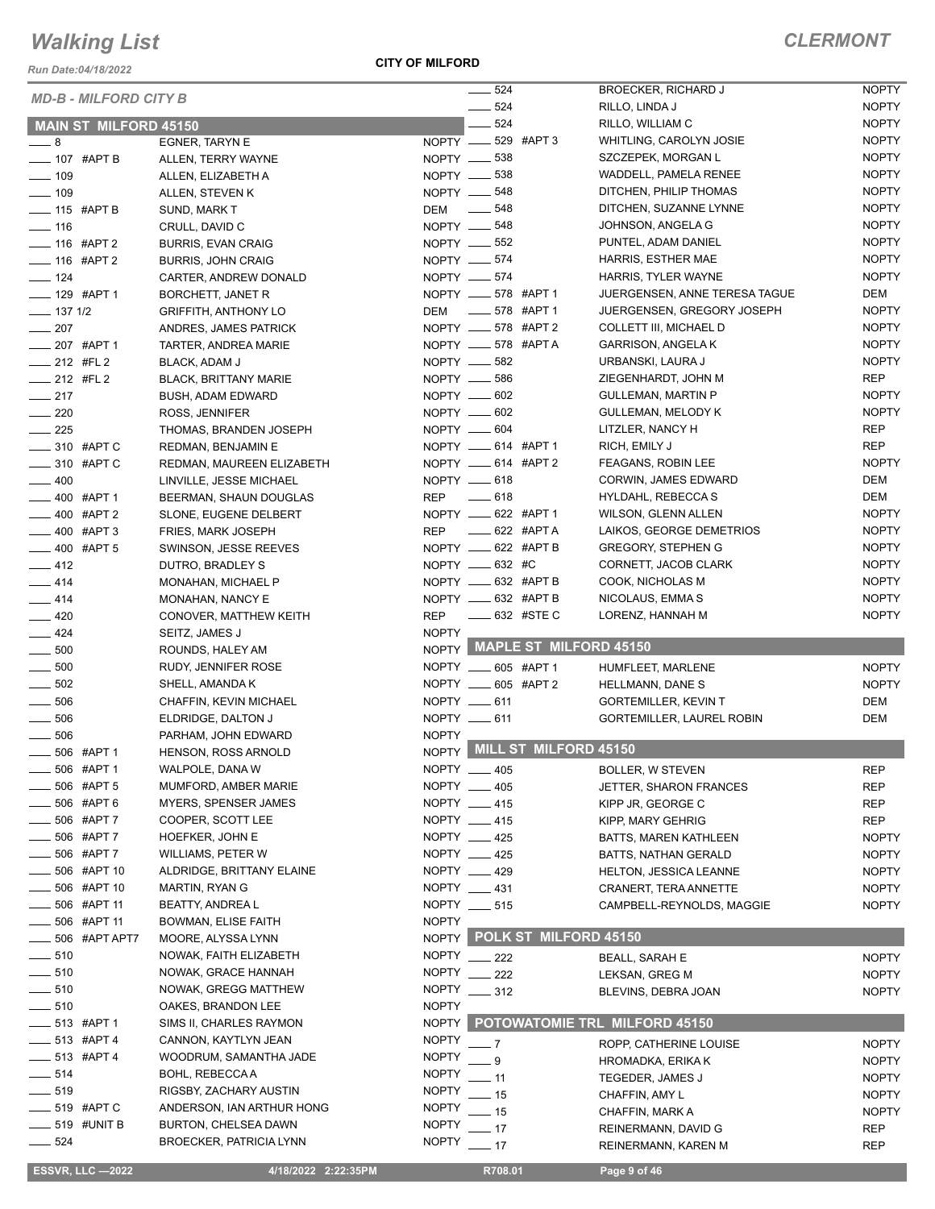# Walking List

**CLERMONT**

Run Date:04/18/2022

**CITY OF MILFORD**

*MD-B - MILFORD CITY B*

## MAIN ST MILFORD 45150

| | | |
|---|---|---|
| 8 | EGNER, TARYN E | NOPTY |
| 107 #APT B | ALLEN, TERRY WAYNE | NOPTY |
| 109 | ALLEN, ELIZABETH A | NOPTY |
| 109 | ALLEN, STEVEN K | NOPTY |
| 115 #APT B | SUND, MARK T | DEM |
| 116 | CRULL, DAVID C | NOPTY |
| 116 #APT 2 | BURRIS, EVAN CRAIG | NOPTY |
| 116 #APT 2 | BURRIS, JOHN CRAIG | NOPTY |
| 124 | CARTER, ANDREW DONALD | NOPTY |
| 129 #APT 1 | BORCHETT, JANET R | NOPTY |
| 137 1/2 | GRIFFITH, ANTHONY LO | DEM |
| 207 | ANDRES, JAMES PATRICK | NOPTY |
| 207 #APT 1 | TARTER, ANDREA MARIE | NOPTY |
| 212 #FL 2 | BLACK, ADAM J | NOPTY |
| 212 #FL 2 | BLACK, BRITTANY MARIE | NOPTY |
| 217 | BUSH, ADAM EDWARD | NOPTY |
| 220 | ROSS, JENNIFER | NOPTY |
| 225 | THOMAS, BRANDEN JOSEPH | NOPTY |
| 310 #APT C | REDMAN, BENJAMIN E | NOPTY |
| 310 #APT C | REDMAN, MAUREEN ELIZABETH | NOPTY |
| 400 | LINVILLE, JESSE MICHAEL | NOPTY |
| 400 #APT 1 | BEERMAN, SHAUN DOUGLAS | REP |
| 400 #APT 2 | SLONE, EUGENE DELBERT | NOPTY |
| 400 #APT 3 | FRIES, MARK JOSEPH | REP |
| 400 #APT 5 | SWINSON, JESSE REEVES | NOPTY |
| 412 | DUTRO, BRADLEY S | NOPTY |
| 414 | MONAHAN, MICHAEL P | NOPTY |
| 414 | MONAHAN, NANCY E | NOPTY |
| 420 | CONOVER, MATTHEW KEITH | REP |
| 424 | SEITZ, JAMES J | NOPTY |
| 500 | ROUNDS, HALEY AM | NOPTY |
| 500 | RUDY, JENNIFER ROSE | NOPTY |
| 502 | SHELL, AMANDA K | NOPTY |
| 506 | CHAFFIN, KEVIN MICHAEL | NOPTY |
| 506 | ELDRIDGE, DALTON J | NOPTY |
| 506 | PARHAM, JOHN EDWARD | NOPTY |
| 506 #APT 1 | HENSON, ROSS ARNOLD | NOPTY |
| 506 #APT 1 | WALPOLE, DANA W | NOPTY |
| 506 #APT 5 | MUMFORD, AMBER MARIE | NOPTY |
| 506 #APT 6 | MYERS, SPENSER JAMES | NOPTY |
| 506 #APT 7 | COOPER, SCOTT LEE | NOPTY |
| 506 #APT 7 | HOEFKER, JOHN E | NOPTY |
| 506 #APT 7 | WILLIAMS, PETER W | NOPTY |
| 506 #APT 10 | ALDRIDGE, BRITTANY ELAINE | NOPTY |
| 506 #APT 10 | MARTIN, RYAN G | NOPTY |
| 506 #APT 11 | BEATTY, ANDREA L | NOPTY |
| 506 #APT 11 | BOWMAN, ELISE FAITH | NOPTY |
| 506 #APT APT7 | MOORE, ALYSSA LYNN | NOPTY |
| 510 | NOWAK, FAITH ELIZABETH | NOPTY |
| 510 | NOWAK, GRACE HANNAH | NOPTY |
| 510 | NOWAK, GREGG MATTHEW | NOPTY |
| 510 | OAKES, BRANDON LEE | NOPTY |
| 513 #APT 1 | SIMS II, CHARLES RAYMON | NOPTY |
| 513 #APT 4 | CANNON, KAYTLYN JEAN | NOPTY |
| 513 #APT 4 | WOODRUM, SAMANTHA JADE | NOPTY |
| 514 | BOHL, REBECCA A | NOPTY |
| 519 | RIGSBY, ZACHARY AUSTIN | NOPTY |
| 519 #APT C | ANDERSON, IAN ARTHUR HONG | NOPTY |
| 519 #UNIT B | BURTON, CHELSEA DAWN | NOPTY |
| 524 | BROECKER, PATRICIA LYNN | NOPTY |
| 524 | BROECKER, RICHARD J | NOPTY |
| 524 | RILLO, LINDA J | NOPTY |
| 524 | RILLO, WILLIAM C | NOPTY |
| 529 #APT 3 | WHITLING, CAROLYN JOSIE | NOPTY |
| 538 | SZCZEPEK, MORGAN L | NOPTY |
| 538 | WADDELL, PAMELA RENEE | NOPTY |
| 548 | DITCHEN, PHILIP THOMAS | NOPTY |
| 548 | DITCHEN, SUZANNE LYNNE | NOPTY |
| 548 | JOHNSON, ANGELA G | NOPTY |
| 552 | PUNTEL, ADAM DANIEL | NOPTY |
| 574 | HARRIS, ESTHER MAE | NOPTY |
| 574 | HARRIS, TYLER WAYNE | NOPTY |
| 578 #APT 1 | JUERGENSEN, ANNE TERESA TAGUE | DEM |
| 578 #APT 1 | JUERGENSEN, GREGORY JOSEPH | NOPTY |
| 578 #APT 2 | COLLETT III, MICHAEL D | NOPTY |
| 578 #APT A | GARRISON, ANGELA K | NOPTY |
| 582 | URBANSKI, LAURA J | NOPTY |
| 586 | ZIEGENHARDT, JOHN M | REP |
| 602 | GULLEMAN, MARTIN P | NOPTY |
| 602 | GULLEMAN, MELODY K | NOPTY |
| 604 | LITZLER, NANCY H | REP |
| 614 #APT 1 | RICH, EMILY J | REP |
| 614 #APT 2 | FEAGANS, ROBIN LEE | NOPTY |
| 618 | CORWIN, JAMES EDWARD | DEM |
| 618 | HYLDAHL, REBECCA S | DEM |
| 622 #APT 1 | WILSON, GLENN ALLEN | NOPTY |
| 622 #APT A | LAIKOS, GEORGE DEMETRIOS | NOPTY |
| 622 #APT B | GREGORY, STEPHEN G | NOPTY |
| 632 #C | CORNETT, JACOB CLARK | NOPTY |
| 632 #APT B | COOK, NICHOLAS M | NOPTY |
| 632 #APT B | NICOLAUS, EMMA S | NOPTY |
| 632 #STE C | LORENZ, HANNAH M | NOPTY |

## MAPLE ST MILFORD 45150

| | | |
|---|---|---|
| 605 #APT 1 | HUMFLEET, MARLENE | NOPTY |
| 605 #APT 2 | HELLMANN, DANE S | NOPTY |
| 611 | GORTEMILLER, KEVIN T | DEM |
| 611 | GORTEMILLER, LAUREL ROBIN | DEM |

## MILL ST MILFORD 45150

| | | |
|---|---|---|
| 405 | BOLLER, W STEVEN | REP |
| 405 | JETTER, SHARON FRANCES | REP |
| 415 | KIPP JR, GEORGE C | REP |
| 415 | KIPP, MARY GEHRIG | REP |
| 425 | BATTS, MAREN KATHLEEN | NOPTY |
| 425 | BATTS, NATHAN GERALD | NOPTY |
| 429 | HELTON, JESSICA LEANNE | NOPTY |
| 431 | CRANERT, TERA ANNETTE | NOPTY |
| 515 | CAMPBELL-REYNOLDS, MAGGIE | NOPTY |

## POLK ST MILFORD 45150

| | | |
|---|---|---|
| 222 | BEALL, SARAH E | NOPTY |
| 222 | LEKSAN, GREG M | NOPTY |
| 312 | BLEVINS, DEBRA JOAN | NOPTY |

## POTOWATOMIE TRL MILFORD 45150

| | | |
|---|---|---|
| 7 | ROPP, CATHERINE LOUISE | NOPTY |
| 9 | HROMADKA, ERIKA K | NOPTY |
| 11 | TEGEDER, JAMES J | NOPTY |
| 15 | CHAFFIN, AMY L | NOPTY |
| 15 | CHAFFIN, MARK A | NOPTY |
| 17 | REINERMANN, DAVID G | REP |
| 17 | REINERMANN, KAREN M | REP |

ESSVR, LLC —2022 4/18/2022 2:22:35PM R708.01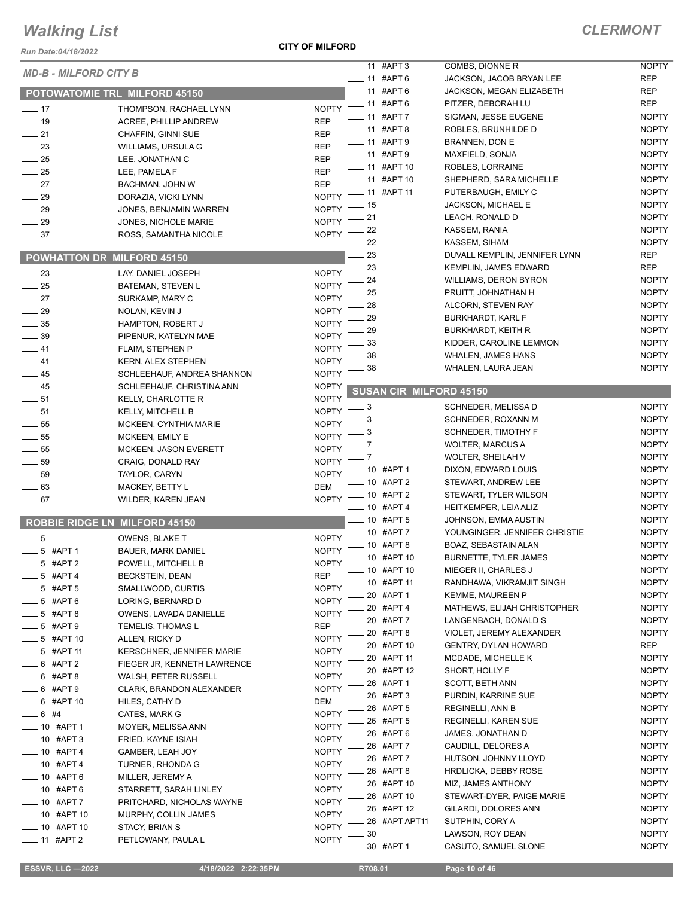# Walking List

**CLERMONT**

Run Date:04/18/2022

**CITY OF MILFORD**

*MD-B - MILFORD CITY B*

## POTOWATOMIE TRL MILFORD 45150

| | | |
|---|---|---|
| ___ 17 | THOMPSON, RACHAEL LYNN | NOPTY |
| ___ 19 | ACREE, PHILLIP ANDREW | REP |
| ___ 21 | CHAFFIN, GINNI SUE | REP |
| ___ 23 | WILLIAMS, URSULA G | REP |
| ___ 25 | LEE, JONATHAN C | REP |
| ___ 25 | LEE, PAMELA F | REP |
| ___ 27 | BACHMAN, JOHN W | REP |
| ___ 29 | DORAZIA, VICKI LYNN | NOPTY |
| ___ 29 | JONES, BENJAMIN WARREN | NOPTY |
| ___ 29 | JONES, NICHOLE MARIE | NOPTY |
| ___ 37 | ROSS, SAMANTHA NICOLE | NOPTY |

## POWHATTON DR MILFORD 45150

| | | |
|---|---|---|
| ___ 23 | LAY, DANIEL JOSEPH | NOPTY |
| ___ 25 | BATEMAN, STEVEN L | NOPTY |
| ___ 27 | SURKAMP, MARY C | NOPTY |
| ___ 29 | NOLAN, KEVIN J | NOPTY |
| ___ 35 | HAMPTON, ROBERT J | NOPTY |
| ___ 39 | PIPENUR, KATELYN MAE | NOPTY |
| ___ 41 | FLAIM, STEPHEN P | NOPTY |
| ___ 41 | KERN, ALEX STEPHEN | NOPTY |
| ___ 45 | SCHLEEHAUF, ANDREA SHANNON | NOPTY |
| ___ 45 | SCHLEEHAUF, CHRISTINA ANN | NOPTY |
| ___ 51 | KELLY, CHARLOTTE R | NOPTY |
| ___ 51 | KELLY, MITCHELL B | NOPTY |
| ___ 55 | MCKEEN, CYNTHIA MARIE | NOPTY |
| ___ 55 | MCKEEN, EMILY E | NOPTY |
| ___ 55 | MCKEEN, JASON EVERETT | NOPTY |
| ___ 59 | CRAIG, DONALD RAY | NOPTY |
| ___ 59 | TAYLOR, CARYN | NOPTY |
| ___ 63 | MACKEY, BETTY L | DEM |
| ___ 67 | WILDER, KAREN JEAN | NOPTY |

## ROBBIE RIDGE LN MILFORD 45150

| | | |
|---|---|---|
| ___ 5 | OWENS, BLAKE T | NOPTY |
| ___ 5 #APT 1 | BAUER, MARK DANIEL | NOPTY |
| ___ 5 #APT 2 | POWELL, MITCHELL B | NOPTY |
| ___ 5 #APT 4 | BECKSTEIN, DEAN | REP |
| ___ 5 #APT 5 | SMALLWOOD, CURTIS | NOPTY |
| ___ 5 #APT 6 | LORING, BERNARD D | NOPTY |
| ___ 5 #APT 8 | OWENS, LAVADA DANIELLE | NOPTY |
| ___ 5 #APT 9 | TEMELIS, THOMAS L | REP |
| ___ 5 #APT 10 | ALLEN, RICKY D | NOPTY |
| ___ 5 #APT 11 | KERSCHNER, JENNIFER MARIE | NOPTY |
| ___ 6 #APT 2 | FIEGER JR, KENNETH LAWRENCE | NOPTY |
| ___ 6 #APT 8 | WALSH, PETER RUSSELL | NOPTY |
| ___ 6 #APT 9 | CLARK, BRANDON ALEXANDER | NOPTY |
| ___ 6 #APT 10 | HILES, CATHY D | DEM |
| ___ 6 #4 | CATES, MARK G | NOPTY |
| ___ 10 #APT 1 | MOYER, MELISSA ANN | NOPTY |
| ___ 10 #APT 3 | FRIED, KAYNE ISIAH | NOPTY |
| ___ 10 #APT 4 | GAMBER, LEAH JOY | NOPTY |
| ___ 10 #APT 4 | TURNER, RHONDA G | NOPTY |
| ___ 10 #APT 6 | MILLER, JEREMY A | NOPTY |
| ___ 10 #APT 6 | STARRETT, SARAH LINLEY | NOPTY |
| ___ 10 #APT 7 | PRITCHARD, NICHOLAS WAYNE | NOPTY |
| ___ 10 #APT 10 | MURPHY, COLLIN JAMES | NOPTY |
| ___ 10 #APT 10 | STACY, BRIAN S | NOPTY |
| ___ 11 #APT 2 | PETLOWANY, PAULA L | NOPTY |
| ___ 11 #APT 3 | COMBS, DIONNE R | NOPTY |
| ___ 11 #APT 6 | JACKSON, JACOB BRYAN LEE | REP |
| ___ 11 #APT 6 | JACKSON, MEGAN ELIZABETH | REP |
| ___ 11 #APT 6 | PITZER, DEBORAH LU | REP |
| ___ 11 #APT 7 | SIGMAN, JESSE EUGENE | NOPTY |
| ___ 11 #APT 8 | ROBLES, BRUNHILDE D | NOPTY |
| ___ 11 #APT 9 | BRANNEN, DON E | NOPTY |
| ___ 11 #APT 9 | MAXFIELD, SONJA | NOPTY |
| ___ 11 #APT 10 | ROBLES, LORRAINE | NOPTY |
| ___ 11 #APT 10 | SHEPHERD, SARA MICHELLE | NOPTY |
| ___ 11 #APT 11 | PUTERBAUGH, EMILY C | NOPTY |
| ___ 15 | JACKSON, MICHAEL E | NOPTY |
| ___ 21 | LEACH, RONALD D | NOPTY |
| ___ 22 | KASSEM, RANIA | NOPTY |
| ___ 22 | KASSEM, SIHAM | NOPTY |
| ___ 23 | DUVALL KEMPLIN, JENNIFER LYNN | REP |
| ___ 23 | KEMPLIN, JAMES EDWARD | REP |
| ___ 24 | WILLIAMS, DERON BYRON | NOPTY |
| ___ 25 | PRUITT, JOHNATHAN H | NOPTY |
| ___ 28 | ALCORN, STEVEN RAY | NOPTY |
| ___ 29 | BURKHARDT, KARL F | NOPTY |
| ___ 29 | BURKHARDT, KEITH R | NOPTY |
| ___ 33 | KIDDER, CAROLINE LEMMON | NOPTY |
| ___ 38 | WHALEN, JAMES HANS | NOPTY |
| ___ 38 | WHALEN, LAURA JEAN | NOPTY |

## SUSAN CIR MILFORD 45150

| | | |
|---|---|---|
| ___ 3 | SCHNEDER, MELISSA D | NOPTY |
| ___ 3 | SCHNEDER, ROXANN M | NOPTY |
| ___ 3 | SCHNEDER, TIMOTHY F | NOPTY |
| ___ 7 | WOLTER, MARCUS A | NOPTY |
| ___ 7 | WOLTER, SHEILAH V | NOPTY |
| ___ 10 #APT 1 | DIXON, EDWARD LOUIS | NOPTY |
| ___ 10 #APT 2 | STEWART, ANDREW LEE | NOPTY |
| ___ 10 #APT 2 | STEWART, TYLER WILSON | NOPTY |
| ___ 10 #APT 4 | HEITKEMPER, LEIA ALIZ | NOPTY |
| ___ 10 #APT 5 | JOHNSON, EMMA AUSTIN | NOPTY |
| ___ 10 #APT 7 | YOUNGINGER, JENNIFER CHRISTIE | NOPTY |
| ___ 10 #APT 8 | BOAZ, SEBASTAIN ALAN | NOPTY |
| ___ 10 #APT 10 | BURNETTE, TYLER JAMES | NOPTY |
| ___ 10 #APT 10 | MIEGER II, CHARLES J | NOPTY |
| ___ 10 #APT 11 | RANDHAWA, VIKRAMJIT SINGH | NOPTY |
| ___ 20 #APT 1 | KEMME, MAUREEN P | NOPTY |
| ___ 20 #APT 4 | MATHEWS, ELIJAH CHRISTOPHER | NOPTY |
| ___ 20 #APT 7 | LANGENBACH, DONALD S | NOPTY |
| ___ 20 #APT 8 | VIOLET, JEREMY ALEXANDER | NOPTY |
| ___ 20 #APT 10 | GENTRY, DYLAN HOWARD | REP |
| ___ 20 #APT 11 | MCDADE, MICHELLE K | NOPTY |
| ___ 20 #APT 12 | SHORT, HOLLY F | NOPTY |
| ___ 26 #APT 1 | SCOTT, BETH ANN | NOPTY |
| ___ 26 #APT 3 | PURDIN, KARRINE SUE | NOPTY |
| ___ 26 #APT 5 | REGINELLI, ANN B | NOPTY |
| ___ 26 #APT 5 | REGINELLI, KAREN SUE | NOPTY |
| ___ 26 #APT 6 | JAMES, JONATHAN D | NOPTY |
| ___ 26 #APT 7 | CAUDILL, DELORES A | NOPTY |
| ___ 26 #APT 7 | HUTSON, JOHNNY LLOYD | NOPTY |
| ___ 26 #APT 8 | HRDLICKA, DEBBY ROSE | NOPTY |
| ___ 26 #APT 10 | MIZ, JAMES ANTHONY | NOPTY |
| ___ 26 #APT 10 | STEWART-DYER, PAIGE MARIE | NOPTY |
| ___ 26 #APT 12 | GILARDI, DOLORES ANN | NOPTY |
| ___ 26 #APT APT11 | SUTPHIN, CORY A | NOPTY |
| ___ 30 | LAWSON, ROY DEAN | NOPTY |
| ___ 30 #APT 1 | CASUTO, SAMUEL SLONE | NOPTY |

ESSVR, LLC —2022 | 4/18/2022 2:22:35PM | R708.01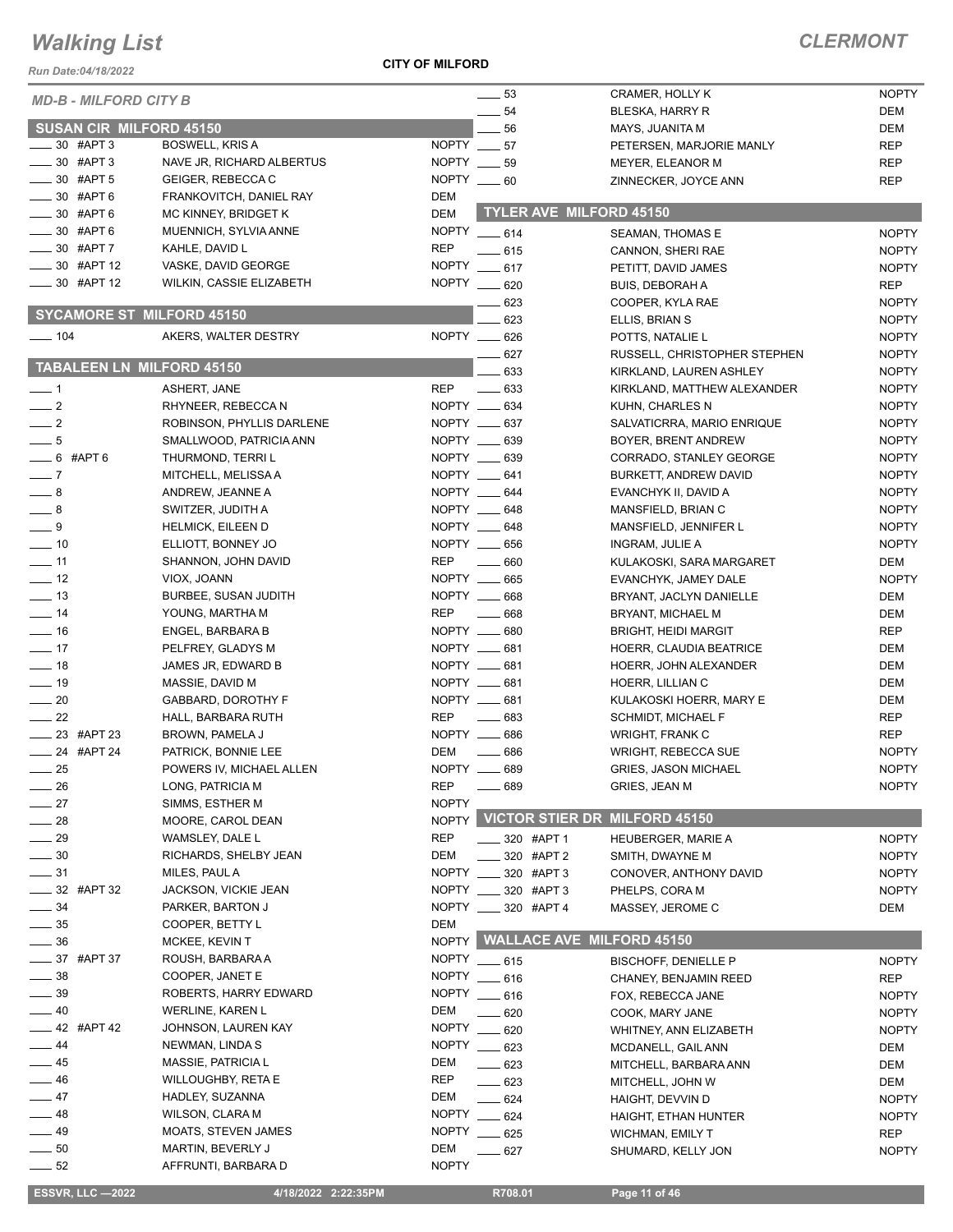# Walking List

**CLERMONT**

**CITY OF MILFORD**

*Run Date:04/18/2022*

*MD-B - MILFORD CITY B*

## SUSAN CIR MILFORD 45150

| | | |
|---|---|---|
| ____ 30 #APT 3 | BOSWELL, KRIS A | NOPTY |
| ____ 30 #APT 3 | NAVE JR, RICHARD ALBERTUS | NOPTY |
| ____ 30 #APT 5 | GEIGER, REBECCA C | NOPTY |
| ____ 30 #APT 6 | FRANKOVITCH, DANIEL RAY | DEM |
| ____ 30 #APT 6 | MC KINNEY, BRIDGET K | DEM |
| ____ 30 #APT 6 | MUENNICH, SYLVIA ANNE | NOPTY |
| ____ 30 #APT 7 | KAHLE, DAVID L | REP |
| ____ 30 #APT 12 | VASKE, DAVID GEORGE | NOPTY |
| ____ 30 #APT 12 | WILKIN, CASSIE ELIZABETH | NOPTY |

## SYCAMORE ST MILFORD 45150

| | | |
|---|---|---|
| ____ 104 | AKERS, WALTER DESTRY | NOPTY |

## TABALEEN LN MILFORD 45150

| | | |
|---|---|---|
| ____ 1 | ASHERT, JANE | REP |
| ____ 2 | RHYNEER, REBECCA N | NOPTY |
| ____ 2 | ROBINSON, PHYLLIS DARLENE | NOPTY |
| ____ 5 | SMALLWOOD, PATRICIA ANN | NOPTY |
| ____ 6 #APT 6 | THURMOND, TERRI L | NOPTY |
| ____ 7 | MITCHELL, MELISSA A | NOPTY |
| ____ 8 | ANDREW, JEANNE A | NOPTY |
| ____ 8 | SWITZER, JUDITH A | NOPTY |
| ____ 9 | HELMICK, EILEEN D | NOPTY |
| ____ 10 | ELLIOTT, BONNEY JO | NOPTY |
| ____ 11 | SHANNON, JOHN DAVID | REP |
| ____ 12 | VIOX, JOANN | NOPTY |
| ____ 13 | BURBEE, SUSAN JUDITH | NOPTY |
| ____ 14 | YOUNG, MARTHA M | REP |
| ____ 16 | ENGEL, BARBARA B | NOPTY |
| ____ 17 | PELFREY, GLADYS M | NOPTY |
| ____ 18 | JAMES JR, EDWARD B | NOPTY |
| ____ 19 | MASSIE, DAVID M | NOPTY |
| ____ 20 | GABBARD, DOROTHY F | NOPTY |
| ____ 22 | HALL, BARBARA RUTH | REP |
| ____ 23 #APT 23 | BROWN, PAMELA J | NOPTY |
| ____ 24 #APT 24 | PATRICK, BONNIE LEE | DEM |
| ____ 25 | POWERS IV, MICHAEL ALLEN | NOPTY |
| ____ 26 | LONG, PATRICIA M | REP |
| ____ 27 | SIMMS, ESTHER M | NOPTY |
| ____ 28 | MOORE, CAROL DEAN | NOPTY |
| ____ 29 | WAMSLEY, DALE L | REP |
| ____ 30 | RICHARDS, SHELBY JEAN | DEM |
| ____ 31 | MILES, PAUL A | NOPTY |
| ____ 32 #APT 32 | JACKSON, VICKIE JEAN | NOPTY |
| ____ 34 | PARKER, BARTON J | NOPTY |
| ____ 35 | COOPER, BETTY L | DEM |
| ____ 36 | MCKEE, KEVIN T | NOPTY |
| ____ 37 #APT 37 | ROUSH, BARBARA A | NOPTY |
| ____ 38 | COOPER, JANET E | NOPTY |
| ____ 39 | ROBERTS, HARRY EDWARD | NOPTY |
| ____ 40 | WERLINE, KAREN L | DEM |
| ____ 42 #APT 42 | JOHNSON, LAUREN KAY | NOPTY |
| ____ 44 | NEWMAN, LINDA S | NOPTY |
| ____ 45 | MASSIE, PATRICIA L | DEM |
| ____ 46 | WILLOUGHBY, RETA E | REP |
| ____ 47 | HADLEY, SUZANNA | DEM |
| ____ 48 | WILSON, CLARA M | NOPTY |
| ____ 49 | MOATS, STEVEN JAMES | NOPTY |
| ____ 50 | MARTIN, BEVERLY J | DEM |
| ____ 52 | AFFRUNTI, BARBARA D | NOPTY |
| ____ 53 | CRAMER, HOLLY K | NOPTY |
| ____ 54 | BLESKA, HARRY R | DEM |
| ____ 56 | MAYS, JUANITA M | DEM |
| ____ 57 | PETERSEN, MARJORIE MANLY | REP |
| ____ 59 | MEYER, ELEANOR M | REP |
| ____ 60 | ZINNECKER, JOYCE ANN | REP |

## TYLER AVE MILFORD 45150

| | | |
|---|---|---|
| ____ 614 | SEAMAN, THOMAS E | NOPTY |
| ____ 615 | CANNON, SHERI RAE | NOPTY |
| ____ 617 | PETITT, DAVID JAMES | NOPTY |
| ____ 620 | BUIS, DEBORAH A | REP |
| ____ 623 | COOPER, KYLA RAE | NOPTY |
| ____ 623 | ELLIS, BRIAN S | NOPTY |
| ____ 626 | POTTS, NATALIE L | NOPTY |
| ____ 627 | RUSSELL, CHRISTOPHER STEPHEN | NOPTY |
| ____ 633 | KIRKLAND, LAUREN ASHLEY | NOPTY |
| ____ 633 | KIRKLAND, MATTHEW ALEXANDER | NOPTY |
| ____ 634 | KUHN, CHARLES N | NOPTY |
| ____ 637 | SALVATICRRA, MARIO ENRIQUE | NOPTY |
| ____ 639 | BOYER, BRENT ANDREW | NOPTY |
| ____ 639 | CORRADO, STANLEY GEORGE | NOPTY |
| ____ 641 | BURKETT, ANDREW DAVID | NOPTY |
| ____ 644 | EVANCHYK II, DAVID A | NOPTY |
| ____ 648 | MANSFIELD, BRIAN C | NOPTY |
| ____ 648 | MANSFIELD, JENNIFER L | NOPTY |
| ____ 656 | INGRAM, JULIE A | NOPTY |
| ____ 660 | KULAKOSKI, SARA MARGARET | DEM |
| ____ 665 | EVANCHYK, JAMEY DALE | NOPTY |
| ____ 668 | BRYANT, JACLYN DANIELLE | DEM |
| ____ 668 | BRYANT, MICHAEL M | DEM |
| ____ 680 | BRIGHT, HEIDI MARGIT | REP |
| ____ 681 | HOERR, CLAUDIA BEATRICE | DEM |
| ____ 681 | HOERR, JOHN ALEXANDER | DEM |
| ____ 681 | HOERR, LILLIAN C | DEM |
| ____ 681 | KULAKOSKI HOERR, MARY E | DEM |
| ____ 683 | SCHMIDT, MICHAEL F | REP |
| ____ 686 | WRIGHT, FRANK C | REP |
| ____ 686 | WRIGHT, REBECCA SUE | NOPTY |
| ____ 689 | GRIES, JASON MICHAEL | NOPTY |
| ____ 689 | GRIES, JEAN M | NOPTY |

## VICTOR STIER DR MILFORD 45150

| | | |
|---|---|---|
| ____ 320 #APT 1 | HEUBERGER, MARIE A | NOPTY |
| ____ 320 #APT 2 | SMITH, DWAYNE M | NOPTY |
| ____ 320 #APT 3 | CONOVER, ANTHONY DAVID | NOPTY |
| ____ 320 #APT 3 | PHELPS, CORA M | NOPTY |
| ____ 320 #APT 4 | MASSEY, JEROME C | DEM |

## WALLACE AVE MILFORD 45150

| | | |
|---|---|---|
| ____ 615 | BISCHOFF, DENIELLE P | NOPTY |
| ____ 616 | CHANEY, BENJAMIN REED | REP |
| ____ 616 | FOX, REBECCA JANE | NOPTY |
| ____ 620 | COOK, MARY JANE | NOPTY |
| ____ 620 | WHITNEY, ANN ELIZABETH | NOPTY |
| ____ 623 | MCDANELL, GAIL ANN | DEM |
| ____ 623 | MITCHELL, BARBARA ANN | DEM |
| ____ 623 | MITCHELL, JOHN W | DEM |
| ____ 624 | HAIGHT, DEVVIN D | NOPTY |
| ____ 624 | HAIGHT, ETHAN HUNTER | NOPTY |
| ____ 625 | WICHMAN, EMILY T | REP |
| ____ 627 | SHUMARD, KELLY JON | NOPTY |

ESSVR, LLC —2022 4/18/2022 2:22:35PM R708.01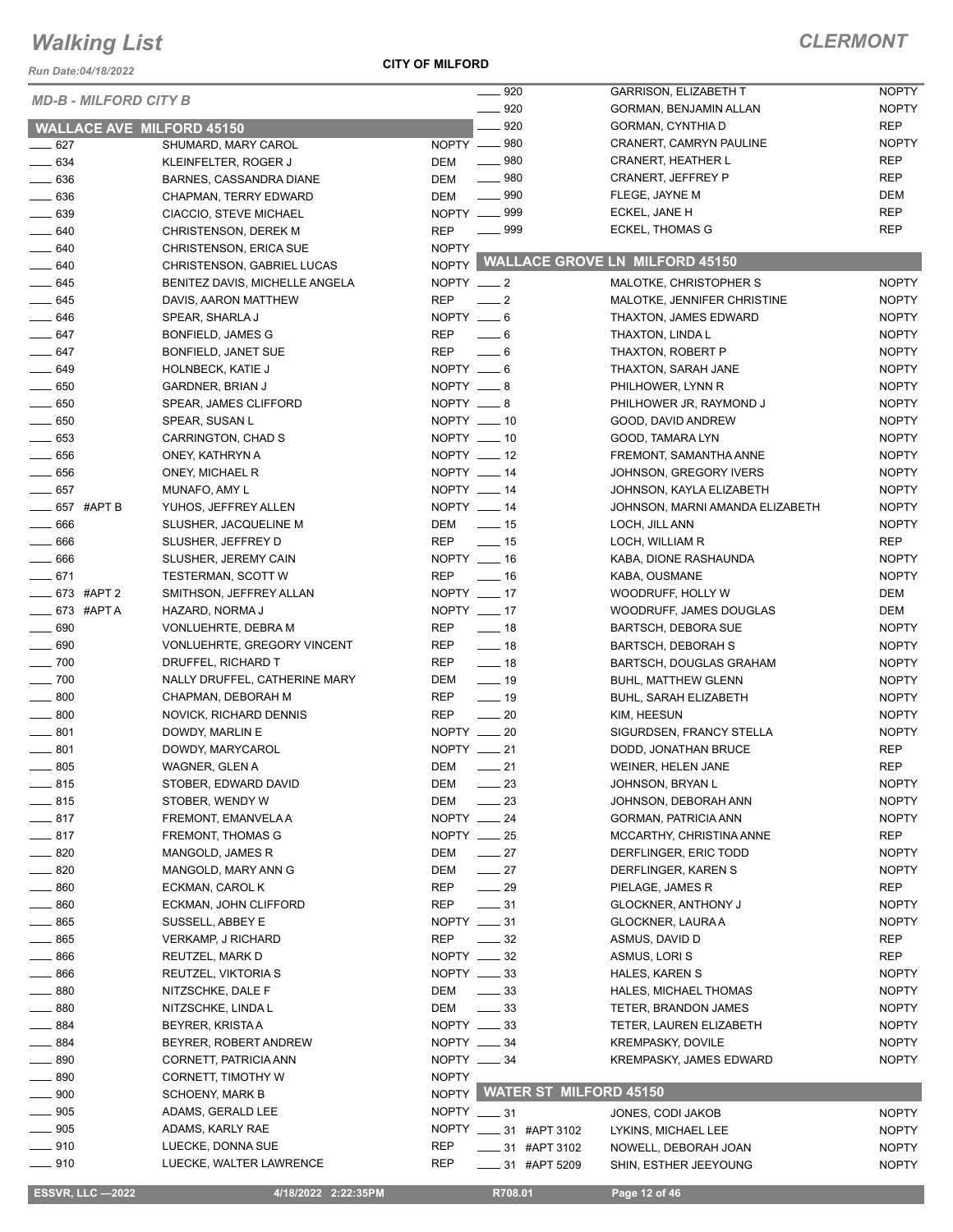# Walking List

**CLERMONT**

Run Date:04/18/2022

**CITY OF MILFORD**

*MD-B - MILFORD CITY B*

## WALLACE AVE MILFORD 45150

| | | |
|---|---|---|
| ___ 627 | SHUMARD, MARY CAROL | NOPTY |
| ___ 634 | KLEINFELTER, ROGER J | DEM |
| ___ 636 | BARNES, CASSANDRA DIANE | DEM |
| ___ 636 | CHAPMAN, TERRY EDWARD | DEM |
| ___ 639 | CIACCIO, STEVE MICHAEL | NOPTY |
| ___ 640 | CHRISTENSON, DEREK M | REP |
| ___ 640 | CHRISTENSON, ERICA SUE | NOPTY |
| ___ 640 | CHRISTENSON, GABRIEL LUCAS | NOPTY |
| ___ 645 | BENITEZ DAVIS, MICHELLE ANGELA | NOPTY |
| ___ 645 | DAVIS, AARON MATTHEW | REP |
| ___ 646 | SPEAR, SHARLA J | NOPTY |
| ___ 647 | BONFIELD, JAMES G | REP |
| ___ 647 | BONFIELD, JANET SUE | REP |
| ___ 649 | HOLNBECK, KATIE J | NOPTY |
| ___ 650 | GARDNER, BRIAN J | NOPTY |
| ___ 650 | SPEAR, JAMES CLIFFORD | NOPTY |
| ___ 650 | SPEAR, SUSAN L | NOPTY |
| ___ 653 | CARRINGTON, CHAD S | NOPTY |
| ___ 656 | ONEY, KATHRYN A | NOPTY |
| ___ 656 | ONEY, MICHAEL R | NOPTY |
| ___ 657 | MUNAFO, AMY L | NOPTY |
| ___ 657 #APT B | YUHOS, JEFFREY ALLEN | NOPTY |
| ___ 666 | SLUSHER, JACQUELINE M | DEM |
| ___ 666 | SLUSHER, JEFFREY D | REP |
| ___ 666 | SLUSHER, JEREMY CAIN | NOPTY |
| ___ 671 | TESTERMAN, SCOTT W | REP |
| ___ 673 #APT 2 | SMITHSON, JEFFREY ALLAN | NOPTY |
| ___ 673 #APT A | HAZARD, NORMA J | NOPTY |
| ___ 690 | VONLUEHRTE, DEBRA M | REP |
| ___ 690 | VONLUEHRTE, GREGORY VINCENT | REP |
| ___ 700 | DRUFFEL, RICHARD T | REP |
| ___ 700 | NALLY DRUFFEL, CATHERINE MARY | DEM |
| ___ 800 | CHAPMAN, DEBORAH M | REP |
| ___ 800 | NOVICK, RICHARD DENNIS | REP |
| ___ 801 | DOWDY, MARLIN E | NOPTY |
| ___ 801 | DOWDY, MARYCAROL | NOPTY |
| ___ 805 | WAGNER, GLEN A | DEM |
| ___ 815 | STOBER, EDWARD DAVID | DEM |
| ___ 815 | STOBER, WENDY W | DEM |
| ___ 817 | FREMONT, EMANVELA A | NOPTY |
| ___ 817 | FREMONT, THOMAS G | NOPTY |
| ___ 820 | MANGOLD, JAMES R | DEM |
| ___ 820 | MANGOLD, MARY ANN G | DEM |
| ___ 860 | ECKMAN, CAROL K | REP |
| ___ 860 | ECKMAN, JOHN CLIFFORD | REP |
| ___ 865 | SUSSELL, ABBEY E | NOPTY |
| ___ 865 | VERKAMP, J RICHARD | REP |
| ___ 866 | REUTZEL, MARK D | NOPTY |
| ___ 866 | REUTZEL, VIKTORIA S | NOPTY |
| ___ 880 | NITZSCHKE, DALE F | DEM |
| ___ 880 | NITZSCHKE, LINDA L | DEM |
| ___ 884 | BEYRER, KRISTA A | NOPTY |
| ___ 884 | BEYRER, ROBERT ANDREW | NOPTY |
| ___ 890 | CORNETT, PATRICIA ANN | NOPTY |
| ___ 890 | CORNETT, TIMOTHY W | NOPTY |
| ___ 900 | SCHOENY, MARK B | NOPTY |
| ___ 905 | ADAMS, GERALD LEE | NOPTY |
| ___ 905 | ADAMS, KARLY RAE | NOPTY |
| ___ 910 | LUECKE, DONNA SUE | REP |
| ___ 910 | LUECKE, WALTER LAWRENCE | REP |
| ___ 920 | GARRISON, ELIZABETH T | NOPTY |
| ___ 920 | GORMAN, BENJAMIN ALLAN | NOPTY |
| ___ 920 | GORMAN, CYNTHIA D | REP |
| ___ 980 | CRANERT, CAMRYN PAULINE | NOPTY |
| ___ 980 | CRANERT, HEATHER L | REP |
| ___ 980 | CRANERT, JEFFREY P | REP |
| ___ 990 | FLEGE, JAYNE M | DEM |
| ___ 999 | ECKEL, JANE H | REP |
| ___ 999 | ECKEL, THOMAS G | REP |

## WALLACE GROVE LN MILFORD 45150

| | | |
|---|---|---|
| ___ 2 | MALOTKE, CHRISTOPHER S | NOPTY |
| ___ 2 | MALOTKE, JENNIFER CHRISTINE | NOPTY |
| ___ 6 | THAXTON, JAMES EDWARD | NOPTY |
| ___ 6 | THAXTON, LINDA L | NOPTY |
| ___ 6 | THAXTON, ROBERT P | NOPTY |
| ___ 6 | THAXTON, SARAH JANE | NOPTY |
| ___ 8 | PHILHOWER, LYNN R | NOPTY |
| ___ 8 | PHILHOWER JR, RAYMOND J | NOPTY |
| ___ 10 | GOOD, DAVID ANDREW | NOPTY |
| ___ 10 | GOOD, TAMARA LYN | NOPTY |
| ___ 12 | FREMONT, SAMANTHA ANNE | NOPTY |
| ___ 14 | JOHNSON, GREGORY IVERS | NOPTY |
| ___ 14 | JOHNSON, KAYLA ELIZABETH | NOPTY |
| ___ 14 | JOHNSON, MARNI AMANDA ELIZABETH | NOPTY |
| ___ 15 | LOCH, JILL ANN | NOPTY |
| ___ 15 | LOCH, WILLIAM R | REP |
| ___ 16 | KABA, DIONE RASHAUNDA | NOPTY |
| ___ 16 | KABA, OUSMANE | NOPTY |
| ___ 17 | WOODRUFF, HOLLY W | DEM |
| ___ 17 | WOODRUFF, JAMES DOUGLAS | DEM |
| ___ 18 | BARTSCH, DEBORA SUE | NOPTY |
| ___ 18 | BARTSCH, DEBORAH S | NOPTY |
| ___ 18 | BARTSCH, DOUGLAS GRAHAM | NOPTY |
| ___ 19 | BUHL, MATTHEW GLENN | NOPTY |
| ___ 19 | BUHL, SARAH ELIZABETH | NOPTY |
| ___ 20 | KIM, HEESUN | NOPTY |
| ___ 20 | SIGURDSEN, FRANCY STELLA | NOPTY |
| ___ 21 | DODD, JONATHAN BRUCE | REP |
| ___ 21 | WEINER, HELEN JANE | REP |
| ___ 23 | JOHNSON, BRYAN L | NOPTY |
| ___ 23 | JOHNSON, DEBORAH ANN | NOPTY |
| ___ 24 | GORMAN, PATRICIA ANN | NOPTY |
| ___ 25 | MCCARTHY, CHRISTINA ANNE | REP |
| ___ 27 | DERFLINGER, ERIC TODD | NOPTY |
| ___ 27 | DERFLINGER, KAREN S | NOPTY |
| ___ 29 | PIELAGE, JAMES R | REP |
| ___ 31 | GLOCKNER, ANTHONY J | NOPTY |
| ___ 31 | GLOCKNER, LAURA A | NOPTY |
| ___ 32 | ASMUS, DAVID D | REP |
| ___ 32 | ASMUS, LORI S | REP |
| ___ 33 | HALES, KAREN S | NOPTY |
| ___ 33 | HALES, MICHAEL THOMAS | NOPTY |
| ___ 33 | TETER, BRANDON JAMES | NOPTY |
| ___ 33 | TETER, LAUREN ELIZABETH | NOPTY |
| ___ 34 | KREMPASKY, DOVILE | NOPTY |
| ___ 34 | KREMPASKY, JAMES EDWARD | NOPTY |

## WATER ST MILFORD 45150

| | | |
|---|---|---|
| ___ 31 | JONES, CODI JAKOB | NOPTY |
| ___ 31 #APT 3102 | LYKINS, MICHAEL LEE | NOPTY |
| ___ 31 #APT 3102 | NOWELL, DEBORAH JOAN | NOPTY |
| ___ 31 #APT 5209 | SHIN, ESTHER JEEYOUNG | NOPTY |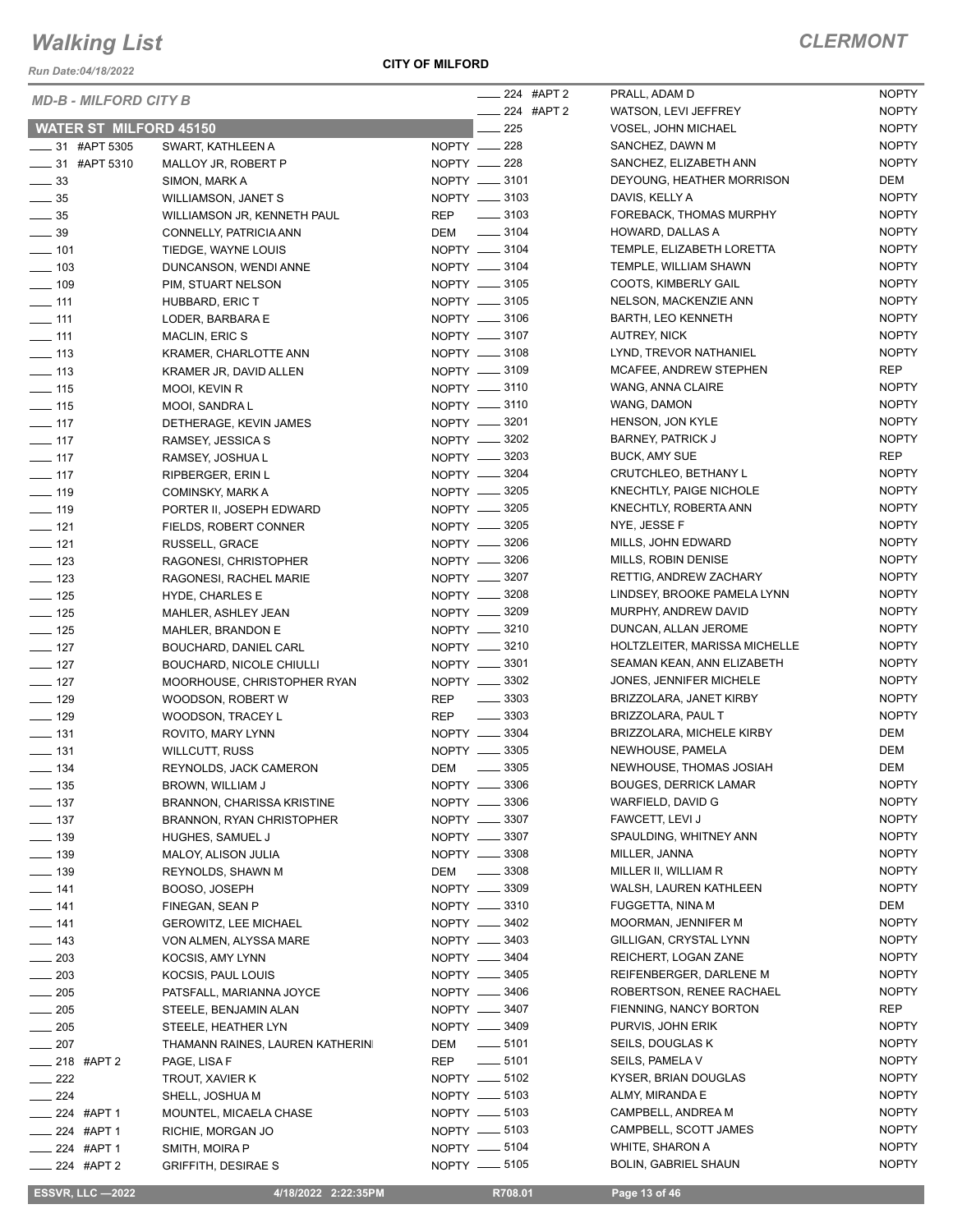# Walking List

**CLERMONT**

Run Date:04/18/2022

**CITY OF MILFORD**

*MD-B - MILFORD CITY B*

**WATER ST MILFORD 45150**

| Address | Name | Party |
|---|---|---|
| 31 #APT 5305 | SWART, KATHLEEN A | NOPTY |
| 31 #APT 5310 | MALLOY JR, ROBERT P | NOPTY |
| 33 | SIMON, MARK A | NOPTY |
| 35 | WILLIAMSON, JANET S | NOPTY |
| 35 | WILLIAMSON JR, KENNETH PAUL | REP |
| 39 | CONNELLY, PATRICIA ANN | DEM |
| 101 | TIEDGE, WAYNE LOUIS | NOPTY |
| 103 | DUNCANSON, WENDI ANNE | NOPTY |
| 109 | PIM, STUART NELSON | NOPTY |
| 111 | HUBBARD, ERIC T | NOPTY |
| 111 | LODER, BARBARA E | NOPTY |
| 111 | MACLIN, ERIC S | NOPTY |
| 113 | KRAMER, CHARLOTTE ANN | NOPTY |
| 113 | KRAMER JR, DAVID ALLEN | NOPTY |
| 115 | MOOI, KEVIN R | NOPTY |
| 115 | MOOI, SANDRA L | NOPTY |
| 117 | DETHERAGE, KEVIN JAMES | NOPTY |
| 117 | RAMSEY, JESSICA S | NOPTY |
| 117 | RAMSEY, JOSHUA L | NOPTY |
| 117 | RIPBERGER, ERIN L | NOPTY |
| 119 | COMINSKY, MARK A | NOPTY |
| 119 | PORTER II, JOSEPH EDWARD | NOPTY |
| 121 | FIELDS, ROBERT CONNER | NOPTY |
| 121 | RUSSELL, GRACE | NOPTY |
| 123 | RAGONESI, CHRISTOPHER | NOPTY |
| 123 | RAGONESI, RACHEL MARIE | NOPTY |
| 125 | HYDE, CHARLES E | NOPTY |
| 125 | MAHLER, ASHLEY JEAN | NOPTY |
| 125 | MAHLER, BRANDON E | NOPTY |
| 127 | BOUCHARD, DANIEL CARL | NOPTY |
| 127 | BOUCHARD, NICOLE CHIULLI | NOPTY |
| 127 | MOORHOUSE, CHRISTOPHER RYAN | NOPTY |
| 129 | WOODSON, ROBERT W | REP |
| 129 | WOODSON, TRACEY L | REP |
| 131 | ROVITO, MARY LYNN | NOPTY |
| 131 | WILLCUTT, RUSS | NOPTY |
| 134 | REYNOLDS, JACK CAMERON | DEM |
| 135 | BROWN, WILLIAM J | NOPTY |
| 137 | BRANNON, CHARISSA KRISTINE | NOPTY |
| 137 | BRANNON, RYAN CHRISTOPHER | NOPTY |
| 139 | HUGHES, SAMUEL J | NOPTY |
| 139 | MALOY, ALISON JULIA | NOPTY |
| 139 | REYNOLDS, SHAWN M | DEM |
| 141 | BOOSO, JOSEPH | NOPTY |
| 141 | FINEGAN, SEAN P | NOPTY |
| 141 | GEROWITZ, LEE MICHAEL | NOPTY |
| 143 | VON ALMEN, ALYSSA MARE | NOPTY |
| 203 | KOCSIS, AMY LYNN | NOPTY |
| 203 | KOCSIS, PAUL LOUIS | NOPTY |
| 205 | PATSFALL, MARIANNA JOYCE | NOPTY |
| 205 | STEELE, BENJAMIN ALAN | NOPTY |
| 205 | STEELE, HEATHER LYN | NOPTY |
| 207 | THAMANN RAINES, LAUREN KATHERINI | DEM |
| 218 #APT 2 | PAGE, LISA F | REP |
| 222 | TROUT, XAVIER K | NOPTY |
| 224 | SHELL, JOSHUA M | NOPTY |
| 224 #APT 1 | MOUNTEL, MICAELA CHASE | NOPTY |
| 224 #APT 1 | RICHIE, MORGAN JO | NOPTY |
| 224 #APT 1 | SMITH, MOIRA P | NOPTY |
| 224 #APT 2 | GRIFFITH, DESIRAE S | NOPTY |
| 224 #APT 2 | PRALL, ADAM D | NOPTY |
| 224 #APT 2 | WATSON, LEVI JEFFREY | NOPTY |
| 225 | VOSEL, JOHN MICHAEL | NOPTY |
| 228 | SANCHEZ, DAWN M | NOPTY |
| 228 | SANCHEZ, ELIZABETH ANN | NOPTY |
| 3101 | DEYOUNG, HEATHER MORRISON | DEM |
| 3103 | DAVIS, KELLY A | NOPTY |
| 3103 | FOREBACK, THOMAS MURPHY | NOPTY |
| 3104 | HOWARD, DALLAS A | NOPTY |
| 3104 | TEMPLE, ELIZABETH LORETTA | NOPTY |
| 3104 | TEMPLE, WILLIAM SHAWN | NOPTY |
| 3105 | COOTS, KIMBERLY GAIL | NOPTY |
| 3105 | NELSON, MACKENZIE ANN | NOPTY |
| 3106 | BARTH, LEO KENNETH | NOPTY |
| 3107 | AUTREY, NICK | NOPTY |
| 3108 | LYND, TREVOR NATHANIEL | NOPTY |
| 3109 | MCAFEE, ANDREW STEPHEN | REP |
| 3110 | WANG, ANNA CLAIRE | NOPTY |
| 3110 | WANG, DAMON | NOPTY |
| 3201 | HENSON, JON KYLE | NOPTY |
| 3202 | BARNEY, PATRICK J | NOPTY |
| 3203 | BUCK, AMY SUE | REP |
| 3204 | CRUTCHLEO, BETHANY L | NOPTY |
| 3205 | KNECHTLY, PAIGE NICHOLE | NOPTY |
| 3205 | KNECHTLY, ROBERTA ANN | NOPTY |
| 3205 | NYE, JESSE F | NOPTY |
| 3206 | MILLS, JOHN EDWARD | NOPTY |
| 3206 | MILLS, ROBIN DENISE | NOPTY |
| 3207 | RETTIG, ANDREW ZACHARY | NOPTY |
| 3208 | LINDSEY, BROOKE PAMELA LYNN | NOPTY |
| 3209 | MURPHY, ANDREW DAVID | NOPTY |
| 3210 | DUNCAN, ALLAN JEROME | NOPTY |
| 3210 | HOLTZLEITER, MARISSA MICHELLE | NOPTY |
| 3301 | SEAMAN KEAN, ANN ELIZABETH | NOPTY |
| 3302 | JONES, JENNIFER MICHELE | NOPTY |
| 3303 | BRIZZOLARA, JANET KIRBY | NOPTY |
| 3303 | BRIZZOLARA, PAUL T | NOPTY |
| 3304 | BRIZZOLARA, MICHELE KIRBY | DEM |
| 3305 | NEWHOUSE, PAMELA | DEM |
| 3305 | NEWHOUSE, THOMAS JOSIAH | DEM |
| 3306 | BOUGES, DERRICK LAMAR | NOPTY |
| 3306 | WARFIELD, DAVID G | NOPTY |
| 3307 | FAWCETT, LEVI J | NOPTY |
| 3307 | SPAULDING, WHITNEY ANN | NOPTY |
| 3308 | MILLER, JANNA | NOPTY |
| 3308 | MILLER II, WILLIAM R | NOPTY |
| 3309 | WALSH, LAUREN KATHLEEN | NOPTY |
| 3310 | FUGGETTA, NINA M | DEM |
| 3402 | MOORMAN, JENNIFER M | NOPTY |
| 3403 | GILLIGAN, CRYSTAL LYNN | NOPTY |
| 3404 | REICHERT, LOGAN ZANE | NOPTY |
| 3405 | REIFENBERGER, DARLENE M | NOPTY |
| 3406 | ROBERTSON, RENEE RACHAEL | NOPTY |
| 3407 | FIENNING, NANCY BORTON | REP |
| 3409 | PURVIS, JOHN ERIK | NOPTY |
| 5101 | SEILS, DOUGLAS K | NOPTY |
| 5101 | SEILS, PAMELA V | NOPTY |
| 5102 | KYSER, BRIAN DOUGLAS | NOPTY |
| 5103 | ALMY, MIRANDA E | NOPTY |
| 5103 | CAMPBELL, ANDREA M | NOPTY |
| 5103 | CAMPBELL, SCOTT JAMES | NOPTY |
| 5104 | WHITE, SHARON A | NOPTY |
| 5105 | BOLIN, GABRIEL SHAUN | NOPTY |

ESSVR, LLC —2022 4/18/2022 2:22:35PM R708.01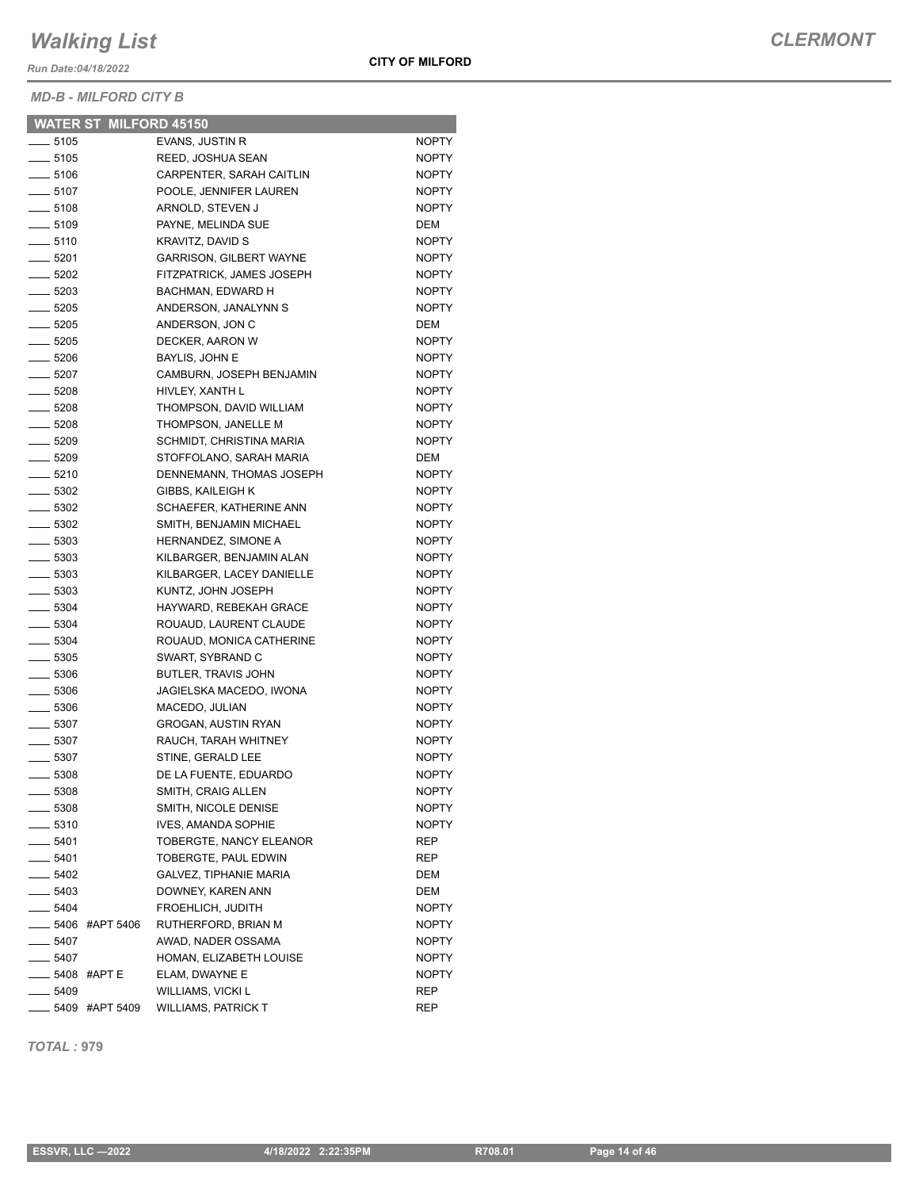# Walking List

*Run Date:04/18/2022*

**CITY OF MILFORD**

***CLERMONT***

*MD-B - MILFORD CITY B*

| WATER ST MILFORD 45150 | | |
|---|---|---|
| ____ 5105 | EVANS, JUSTIN R | NOPTY |
| ____ 5105 | REED, JOSHUA SEAN | NOPTY |
| ____ 5106 | CARPENTER, SARAH CAITLIN | NOPTY |
| ____ 5107 | POOLE, JENNIFER LAUREN | NOPTY |
| ____ 5108 | ARNOLD, STEVEN J | NOPTY |
| ____ 5109 | PAYNE, MELINDA SUE | DEM |
| ____ 5110 | KRAVITZ, DAVID S | NOPTY |
| ____ 5201 | GARRISON, GILBERT WAYNE | NOPTY |
| ____ 5202 | FITZPATRICK, JAMES JOSEPH | NOPTY |
| ____ 5203 | BACHMAN, EDWARD H | NOPTY |
| ____ 5205 | ANDERSON, JANALYNN S | NOPTY |
| ____ 5205 | ANDERSON, JON C | DEM |
| ____ 5205 | DECKER, AARON W | NOPTY |
| ____ 5206 | BAYLIS, JOHN E | NOPTY |
| ____ 5207 | CAMBURN, JOSEPH BENJAMIN | NOPTY |
| ____ 5208 | HIVLEY, XANTH L | NOPTY |
| ____ 5208 | THOMPSON, DAVID WILLIAM | NOPTY |
| ____ 5208 | THOMPSON, JANELLE M | NOPTY |
| ____ 5209 | SCHMIDT, CHRISTINA MARIA | NOPTY |
| ____ 5209 | STOFFOLANO, SARAH MARIA | DEM |
| ____ 5210 | DENNEMANN, THOMAS JOSEPH | NOPTY |
| ____ 5302 | GIBBS, KAILEIGH K | NOPTY |
| ____ 5302 | SCHAEFER, KATHERINE ANN | NOPTY |
| ____ 5302 | SMITH, BENJAMIN MICHAEL | NOPTY |
| ____ 5303 | HERNANDEZ, SIMONE A | NOPTY |
| ____ 5303 | KILBARGER, BENJAMIN ALAN | NOPTY |
| ____ 5303 | KILBARGER, LACEY DANIELLE | NOPTY |
| ____ 5303 | KUNTZ, JOHN JOSEPH | NOPTY |
| ____ 5304 | HAYWARD, REBEKAH GRACE | NOPTY |
| ____ 5304 | ROUAUD, LAURENT CLAUDE | NOPTY |
| ____ 5304 | ROUAUD, MONICA CATHERINE | NOPTY |
| ____ 5305 | SWART, SYBRAND C | NOPTY |
| ____ 5306 | BUTLER, TRAVIS JOHN | NOPTY |
| ____ 5306 | JAGIELSKA MACEDO, IWONA | NOPTY |
| ____ 5306 | MACEDO, JULIAN | NOPTY |
| ____ 5307 | GROGAN, AUSTIN RYAN | NOPTY |
| ____ 5307 | RAUCH, TARAH WHITNEY | NOPTY |
| ____ 5307 | STINE, GERALD LEE | NOPTY |
| ____ 5308 | DE LA FUENTE, EDUARDO | NOPTY |
| ____ 5308 | SMITH, CRAIG ALLEN | NOPTY |
| ____ 5308 | SMITH, NICOLE DENISE | NOPTY |
| ____ 5310 | IVES, AMANDA SOPHIE | NOPTY |
| ____ 5401 | TOBERGTE, NANCY ELEANOR | REP |
| ____ 5401 | TOBERGTE, PAUL EDWIN | REP |
| ____ 5402 | GALVEZ, TIPHANIE MARIA | DEM |
| ____ 5403 | DOWNEY, KAREN ANN | DEM |
| ____ 5404 | FROEHLICH, JUDITH | NOPTY |
| ____ 5406 #APT 5406 | RUTHERFORD, BRIAN M | NOPTY |
| ____ 5407 | AWAD, NADER OSSAMA | NOPTY |
| ____ 5407 | HOMAN, ELIZABETH LOUISE | NOPTY |
| ____ 5408 #APT E | ELAM, DWAYNE E | NOPTY |
| ____ 5409 | WILLIAMS, VICKI L | REP |
| ____ 5409 #APT 5409 | WILLIAMS, PATRICK T | REP |

***TOTAL :* 979**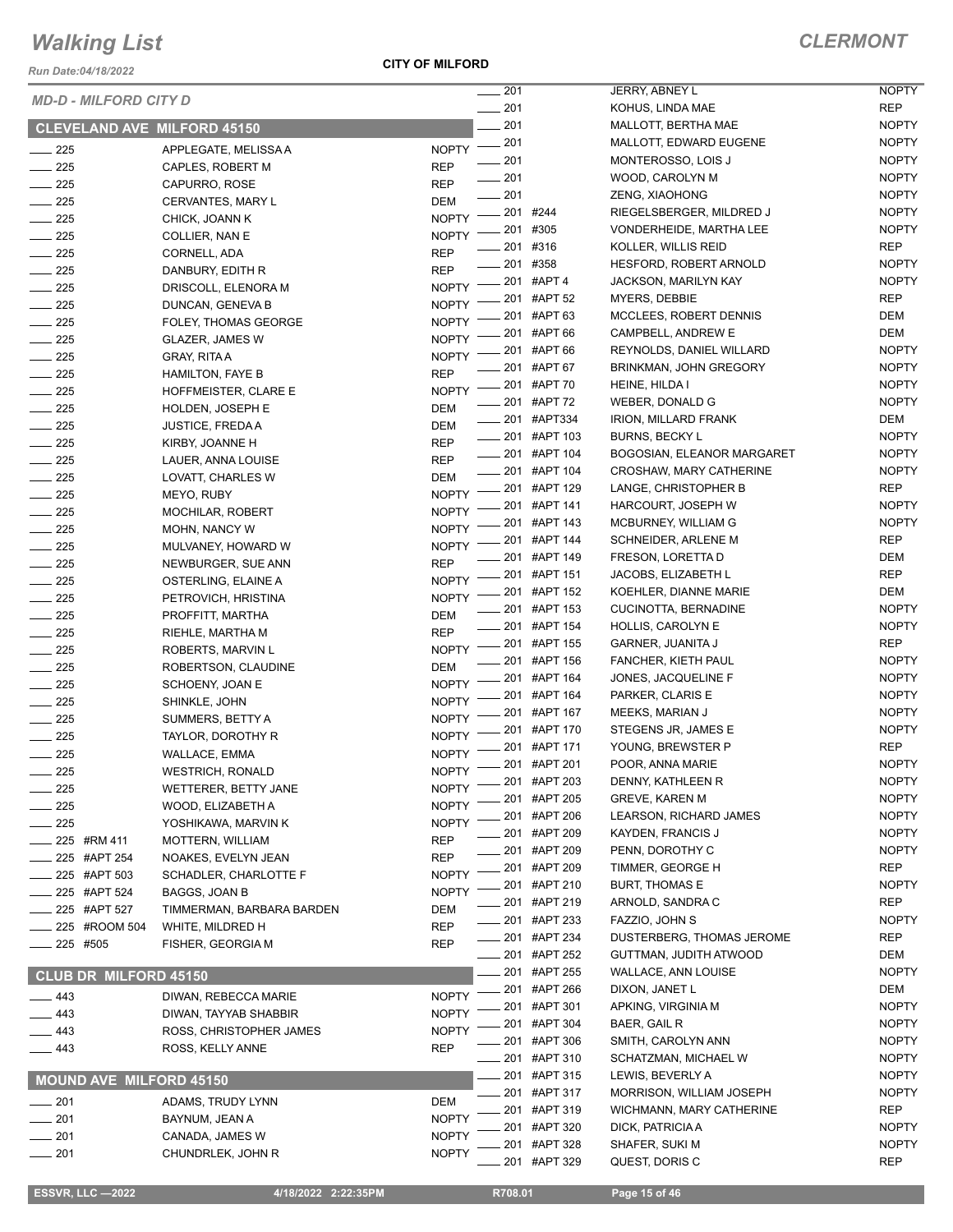# Walking List

**CLERMONT**

Run Date:04/18/2022

**CITY OF MILFORD**

*MD-D - MILFORD CITY D*

## CLEVELAND AVE MILFORD 45150

| | | |
|---|---|---|
| ___ 225 | APPLEGATE, MELISSA A | NOPTY |
| ___ 225 | CAPLES, ROBERT M | REP |
| ___ 225 | CAPURRO, ROSE | REP |
| ___ 225 | CERVANTES, MARY L | DEM |
| ___ 225 | CHICK, JOANN K | NOPTY |
| ___ 225 | COLLIER, NAN E | NOPTY |
| ___ 225 | CORNELL, ADA | REP |
| ___ 225 | DANBURY, EDITH R | REP |
| ___ 225 | DRISCOLL, ELENORA M | NOPTY |
| ___ 225 | DUNCAN, GENEVA B | NOPTY |
| ___ 225 | FOLEY, THOMAS GEORGE | NOPTY |
| ___ 225 | GLAZER, JAMES W | NOPTY |
| ___ 225 | GRAY, RITA A | NOPTY |
| ___ 225 | HAMILTON, FAYE B | REP |
| ___ 225 | HOFFMEISTER, CLARE E | NOPTY |
| ___ 225 | HOLDEN, JOSEPH E | DEM |
| ___ 225 | JUSTICE, FREDA A | DEM |
| ___ 225 | KIRBY, JOANNE H | REP |
| ___ 225 | LAUER, ANNA LOUISE | REP |
| ___ 225 | LOVATT, CHARLES W | DEM |
| ___ 225 | MEYO, RUBY | NOPTY |
| ___ 225 | MOCHILAR, ROBERT | NOPTY |
| ___ 225 | MOHN, NANCY W | NOPTY |
| ___ 225 | MULVANEY, HOWARD W | NOPTY |
| ___ 225 | NEWBURGER, SUE ANN | REP |
| ___ 225 | OSTERLING, ELAINE A | NOPTY |
| ___ 225 | PETROVICH, HRISTINA | NOPTY |
| ___ 225 | PROFFITT, MARTHA | DEM |
| ___ 225 | RIEHLE, MARTHA M | REP |
| ___ 225 | ROBERTS, MARVIN L | NOPTY |
| ___ 225 | ROBERTSON, CLAUDINE | DEM |
| ___ 225 | SCHOENY, JOAN E | NOPTY |
| ___ 225 | SHINKLE, JOHN | NOPTY |
| ___ 225 | SUMMERS, BETTY A | NOPTY |
| ___ 225 | TAYLOR, DOROTHY R | NOPTY |
| ___ 225 | WALLACE, EMMA | NOPTY |
| ___ 225 | WESTRICH, RONALD | NOPTY |
| ___ 225 | WETTERER, BETTY JANE | NOPTY |
| ___ 225 | WOOD, ELIZABETH A | NOPTY |
| ___ 225 | YOSHIKAWA, MARVIN K | NOPTY |
| ___ 225 #RM 411 | MOTTERN, WILLIAM | REP |
| ___ 225 #APT 254 | NOAKES, EVELYN JEAN | REP |
| ___ 225 #APT 503 | SCHADLER, CHARLOTTE F | NOPTY |
| ___ 225 #APT 524 | BAGGS, JOAN B | NOPTY |
| ___ 225 #APT 527 | TIMMERMAN, BARBARA BARDEN | DEM |
| ___ 225 #ROOM 504 | WHITE, MILDRED H | REP |
| ___ 225 #505 | FISHER, GEORGIA M | REP |

## CLUB DR MILFORD 45150

| | | |
|---|---|---|
| ___ 443 | DIWAN, REBECCA MARIE | NOPTY |
| ___ 443 | DIWAN, TAYYAB SHABBIR | NOPTY |
| ___ 443 | ROSS, CHRISTOPHER JAMES | NOPTY |
| ___ 443 | ROSS, KELLY ANNE | REP |

## MOUND AVE MILFORD 45150

| | | |
|---|---|---|
| ___ 201 | ADAMS, TRUDY LYNN | DEM |
| ___ 201 | BAYNUM, JEAN A | NOPTY |
| ___ 201 | CANADA, JAMES W | NOPTY |
| ___ 201 | CHUNDRLEK, JOHN R | NOPTY |
| ___ 201 | JERRY, ABNEY L | NOPTY |
| ___ 201 | KOHUS, LINDA MAE | REP |
| ___ 201 | MALLOTT, BERTHA MAE | NOPTY |
| ___ 201 | MALLOTT, EDWARD EUGENE | NOPTY |
| ___ 201 | MONTEROSSO, LOIS J | NOPTY |
| ___ 201 | WOOD, CAROLYN M | NOPTY |
| ___ 201 | ZENG, XIAOHONG | NOPTY |
| ___ 201 #244 | RIEGELSBERGER, MILDRED J | NOPTY |
| ___ 201 #305 | VONDERHEIDE, MARTHA LEE | NOPTY |
| ___ 201 #316 | KOLLER, WILLIS REID | REP |
| ___ 201 #358 | HESFORD, ROBERT ARNOLD | NOPTY |
| ___ 201 #APT 4 | JACKSON, MARILYN KAY | NOPTY |
| ___ 201 #APT 52 | MYERS, DEBBIE | REP |
| ___ 201 #APT 63 | MCCLEES, ROBERT DENNIS | DEM |
| ___ 201 #APT 66 | CAMPBELL, ANDREW E | DEM |
| ___ 201 #APT 66 | REYNOLDS, DANIEL WILLARD | NOPTY |
| ___ 201 #APT 67 | BRINKMAN, JOHN GREGORY | NOPTY |
| ___ 201 #APT 70 | HEINE, HILDA I | NOPTY |
| ___ 201 #APT 72 | WEBER, DONALD G | NOPTY |
| ___ 201 #APT334 | IRION, MILLARD FRANK | DEM |
| ___ 201 #APT 103 | BURNS, BECKY L | NOPTY |
| ___ 201 #APT 104 | BOGOSIAN, ELEANOR MARGARET | NOPTY |
| ___ 201 #APT 104 | CROSHAW, MARY CATHERINE | NOPTY |
| ___ 201 #APT 129 | LANGE, CHRISTOPHER B | REP |
| ___ 201 #APT 141 | HARCOURT, JOSEPH W | NOPTY |
| ___ 201 #APT 143 | MCBURNEY, WILLIAM G | NOPTY |
| ___ 201 #APT 144 | SCHNEIDER, ARLENE M | REP |
| ___ 201 #APT 149 | FRESON, LORETTA D | DEM |
| ___ 201 #APT 151 | JACOBS, ELIZABETH L | REP |
| ___ 201 #APT 152 | KOEHLER, DIANNE MARIE | DEM |
| ___ 201 #APT 153 | CUCINOTTA, BERNADINE | NOPTY |
| ___ 201 #APT 154 | HOLLIS, CAROLYN E | NOPTY |
| ___ 201 #APT 155 | GARNER, JUANITA J | REP |
| ___ 201 #APT 156 | FANCHER, KIETH PAUL | NOPTY |
| ___ 201 #APT 164 | JONES, JACQUELINE F | NOPTY |
| ___ 201 #APT 164 | PARKER, CLARIS E | NOPTY |
| ___ 201 #APT 167 | MEEKS, MARIAN J | NOPTY |
| ___ 201 #APT 170 | STEGENS JR, JAMES E | NOPTY |
| ___ 201 #APT 171 | YOUNG, BREWSTER P | REP |
| ___ 201 #APT 201 | POOR, ANNA MARIE | NOPTY |
| ___ 201 #APT 203 | DENNY, KATHLEEN R | NOPTY |
| ___ 201 #APT 205 | GREVE, KAREN M | NOPTY |
| ___ 201 #APT 206 | LEARSON, RICHARD JAMES | NOPTY |
| ___ 201 #APT 209 | KAYDEN, FRANCIS J | NOPTY |
| ___ 201 #APT 209 | PENN, DOROTHY C | NOPTY |
| ___ 201 #APT 209 | TIMMER, GEORGE H | REP |
| ___ 201 #APT 210 | BURT, THOMAS E | NOPTY |
| ___ 201 #APT 219 | ARNOLD, SANDRA C | REP |
| ___ 201 #APT 233 | FAZZIO, JOHN S | NOPTY |
| ___ 201 #APT 234 | DUSTERBERG, THOMAS JEROME | REP |
| ___ 201 #APT 252 | GUTTMAN, JUDITH ATWOOD | DEM |
| ___ 201 #APT 255 | WALLACE, ANN LOUISE | NOPTY |
| ___ 201 #APT 266 | DIXON, JANET L | DEM |
| ___ 201 #APT 301 | APKING, VIRGINIA M | NOPTY |
| ___ 201 #APT 304 | BAER, GAIL R | NOPTY |
| ___ 201 #APT 306 | SMITH, CAROLYN ANN | NOPTY |
| ___ 201 #APT 310 | SCHATZMAN, MICHAEL W | NOPTY |
| ___ 201 #APT 315 | LEWIS, BEVERLY A | NOPTY |
| ___ 201 #APT 317 | MORRISON, WILLIAM JOSEPH | NOPTY |
| ___ 201 #APT 319 | WICHMANN, MARY CATHERINE | REP |
| ___ 201 #APT 320 | DICK, PATRICIA A | NOPTY |
| ___ 201 #APT 328 | SHAFER, SUKI M | NOPTY |
| ___ 201 #APT 329 | QUEST, DORIS C | REP |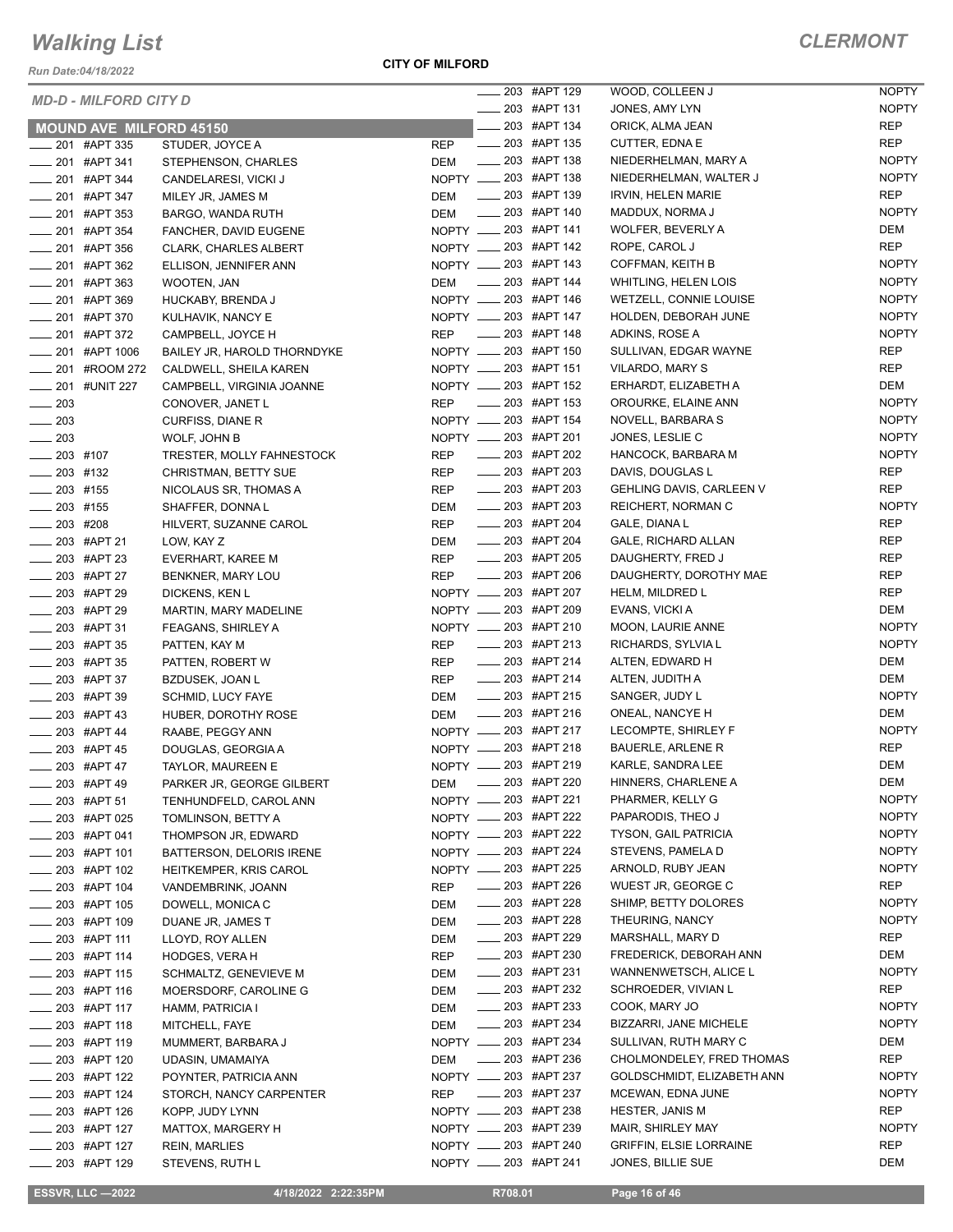# Walking List

## CLERMONT

*Run Date:04/18/2022*

**CITY OF MILFORD**

*MD-D - MILFORD CITY D*

### MOUND AVE MILFORD 45150

| | | | |
|---|---|---|---|
| ____ 201 #APT 335 | STUDER, JOYCE A | REP | |
| ____ 201 #APT 341 | STEPHENSON, CHARLES | DEM | |
| ____ 201 #APT 344 | CANDELARESI, VICKI J | NOPTY | |
| ____ 201 #APT 347 | MILEY JR, JAMES M | DEM | |
| ____ 201 #APT 353 | BARGO, WANDA RUTH | DEM | |
| ____ 201 #APT 354 | FANCHER, DAVID EUGENE | NOPTY | |
| ____ 201 #APT 356 | CLARK, CHARLES ALBERT | NOPTY | |
| ____ 201 #APT 362 | ELLISON, JENNIFER ANN | NOPTY | |
| ____ 201 #APT 363 | WOOTEN, JAN | DEM | |
| ____ 201 #APT 369 | HUCKABY, BRENDA J | NOPTY | |
| ____ 201 #APT 370 | KULHAVIK, NANCY E | NOPTY | |
| ____ 201 #APT 372 | CAMPBELL, JOYCE H | REP | |
| ____ 201 #APT 1006 | BAILEY JR, HAROLD THORNDYKE | NOPTY | |
| ____ 201 #ROOM 272 | CALDWELL, SHEILA KAREN | NOPTY | |
| ____ 201 #UNIT 227 | CAMPBELL, VIRGINIA JOANNE | NOPTY | |
| ____ 203 | CONOVER, JANET L | REP | |
| ____ 203 | CURFISS, DIANE R | NOPTY | |
| ____ 203 | WOLF, JOHN B | NOPTY | |
| ____ 203 #107 | TRESTER, MOLLY FAHNESTOCK | REP | |
| ____ 203 #132 | CHRISTMAN, BETTY SUE | REP | |
| ____ 203 #155 | NICOLAUS SR, THOMAS A | REP | |
| ____ 203 #155 | SHAFFER, DONNA L | DEM | |
| ____ 203 #208 | HILVERT, SUZANNE CAROL | REP | |
| ____ 203 #APT 21 | LOW, KAY Z | DEM | |
| ____ 203 #APT 23 | EVERHART, KAREE M | REP | |
| ____ 203 #APT 27 | BENKNER, MARY LOU | REP | |
| ____ 203 #APT 29 | DICKENS, KEN L | NOPTY | |
| ____ 203 #APT 29 | MARTIN, MARY MADELINE | NOPTY | |
| ____ 203 #APT 31 | FEAGANS, SHIRLEY A | NOPTY | |
| ____ 203 #APT 35 | PATTEN, KAY M | REP | |
| ____ 203 #APT 35 | PATTEN, ROBERT W | REP | |
| ____ 203 #APT 37 | BZDUSEK, JOAN L | REP | |
| ____ 203 #APT 39 | SCHMID, LUCY FAYE | DEM | |
| ____ 203 #APT 43 | HUBER, DOROTHY ROSE | DEM | |
| ____ 203 #APT 44 | RAABE, PEGGY ANN | NOPTY | |
| ____ 203 #APT 45 | DOUGLAS, GEORGIA A | NOPTY | |
| ____ 203 #APT 47 | TAYLOR, MAUREEN E | NOPTY | |
| ____ 203 #APT 49 | PARKER JR, GEORGE GILBERT | DEM | |
| ____ 203 #APT 51 | TENHUNDFELD, CAROL ANN | NOPTY | |
| ____ 203 #APT 025 | TOMLINSON, BETTY A | NOPTY | |
| ____ 203 #APT 041 | THOMPSON JR, EDWARD | NOPTY | |
| ____ 203 #APT 101 | BATTERSON, DELORIS IRENE | NOPTY | |
| ____ 203 #APT 102 | HEITKEMPER, KRIS CAROL | NOPTY | |
| ____ 203 #APT 104 | VANDEMBRINK, JOANN | REP | |
| ____ 203 #APT 105 | DOWELL, MONICA C | DEM | |
| ____ 203 #APT 109 | DUANE JR, JAMES T | DEM | |
| ____ 203 #APT 111 | LLOYD, ROY ALLEN | DEM | |
| ____ 203 #APT 114 | HODGES, VERA H | REP | |
| ____ 203 #APT 115 | SCHMALTZ, GENEVIEVE M | DEM | |
| ____ 203 #APT 116 | MOERSDORF, CAROLINE G | DEM | |
| ____ 203 #APT 117 | HAMM, PATRICIA I | DEM | |
| ____ 203 #APT 118 | MITCHELL, FAYE | DEM | |
| ____ 203 #APT 119 | MUMMERT, BARBARA J | NOPTY | |
| ____ 203 #APT 120 | UDASIN, UMAMAIYA | DEM | |
| ____ 203 #APT 122 | POYNTER, PATRICIA ANN | NOPTY | |
| ____ 203 #APT 124 | STORCH, NANCY CARPENTER | REP | |
| ____ 203 #APT 126 | KOPP, JUDY LYNN | NOPTY | |
| ____ 203 #APT 127 | MATTOX, MARGERY H | NOPTY | |
| ____ 203 #APT 127 | REIN, MARLIES | NOPTY | |
| ____ 203 #APT 129 | STEVENS, RUTH L | NOPTY | |
| ____ 203 #APT 129 | WOOD, COLLEEN J | NOPTY | |
| ____ 203 #APT 131 | JONES, AMY LYN | NOPTY | |
| ____ 203 #APT 134 | ORICK, ALMA JEAN | REP | |
| ____ 203 #APT 135 | CUTTER, EDNA E | REP | |
| ____ 203 #APT 138 | NIEDERHELMAN, MARY A | NOPTY | |
| ____ 203 #APT 138 | NIEDERHELMAN, WALTER J | NOPTY | |
| ____ 203 #APT 139 | IRVIN, HELEN MARIE | REP | |
| ____ 203 #APT 140 | MADDUX, NORMA J | NOPTY | |
| ____ 203 #APT 141 | WOLFER, BEVERLY A | DEM | |
| ____ 203 #APT 142 | ROPE, CAROL J | REP | |
| ____ 203 #APT 143 | COFFMAN, KEITH B | NOPTY | |
| ____ 203 #APT 144 | WHITLING, HELEN LOIS | NOPTY | |
| ____ 203 #APT 146 | WETZELL, CONNIE LOUISE | NOPTY | |
| ____ 203 #APT 147 | HOLDEN, DEBORAH JUNE | NOPTY | |
| ____ 203 #APT 148 | ADKINS, ROSE A | NOPTY | |
| ____ 203 #APT 150 | SULLIVAN, EDGAR WAYNE | REP | |
| ____ 203 #APT 151 | VILARDO, MARY S | REP | |
| ____ 203 #APT 152 | ERHARDT, ELIZABETH A | DEM | |
| ____ 203 #APT 153 | OROURKE, ELAINE ANN | NOPTY | |
| ____ 203 #APT 154 | NOVELL, BARBARA S | NOPTY | |
| ____ 203 #APT 201 | JONES, LESLIE C | NOPTY | |
| ____ 203 #APT 202 | HANCOCK, BARBARA M | NOPTY | |
| ____ 203 #APT 203 | DAVIS, DOUGLAS L | REP | |
| ____ 203 #APT 203 | GEHLING DAVIS, CARLEEN V | REP | |
| ____ 203 #APT 203 | REICHERT, NORMAN C | NOPTY | |
| ____ 203 #APT 204 | GALE, DIANA L | REP | |
| ____ 203 #APT 204 | GALE, RICHARD ALLAN | REP | |
| ____ 203 #APT 205 | DAUGHERTY, FRED J | REP | |
| ____ 203 #APT 206 | DAUGHERTY, DOROTHY MAE | REP | |
| ____ 203 #APT 207 | HELM, MILDRED L | REP | |
| ____ 203 #APT 209 | EVANS, VICKI A | DEM | |
| ____ 203 #APT 210 | MOON, LAURIE ANNE | NOPTY | |
| ____ 203 #APT 213 | RICHARDS, SYLVIA L | NOPTY | |
| ____ 203 #APT 214 | ALTEN, EDWARD H | DEM | |
| ____ 203 #APT 214 | ALTEN, JUDITH A | DEM | |
| ____ 203 #APT 215 | SANGER, JUDY L | NOPTY | |
| ____ 203 #APT 216 | ONEAL, NANCYE H | DEM | |
| ____ 203 #APT 217 | LECOMPTE, SHIRLEY F | NOPTY | |
| ____ 203 #APT 218 | BAUERLE, ARLENE R | REP | |
| ____ 203 #APT 219 | KARLE, SANDRA LEE | DEM | |
| ____ 203 #APT 220 | HINNERS, CHARLENE A | DEM | |
| ____ 203 #APT 221 | PHARMER, KELLY G | NOPTY | |
| ____ 203 #APT 222 | PAPARODIS, THEO J | NOPTY | |
| ____ 203 #APT 222 | TYSON, GAIL PATRICIA | NOPTY | |
| ____ 203 #APT 224 | STEVENS, PAMELA D | NOPTY | |
| ____ 203 #APT 225 | ARNOLD, RUBY JEAN | NOPTY | |
| ____ 203 #APT 226 | WUEST JR, GEORGE C | REP | |
| ____ 203 #APT 228 | SHIMP, BETTY DOLORES | NOPTY | |
| ____ 203 #APT 228 | THEURING, NANCY | NOPTY | |
| ____ 203 #APT 229 | MARSHALL, MARY D | REP | |
| ____ 203 #APT 230 | FREDERICK, DEBORAH ANN | DEM | |
| ____ 203 #APT 231 | WANNENWETSCH, ALICE L | NOPTY | |
| ____ 203 #APT 232 | SCHROEDER, VIVIAN L | REP | |
| ____ 203 #APT 233 | COOK, MARY JO | NOPTY | |
| ____ 203 #APT 234 | BIZZARRI, JANE MICHELE | NOPTY | |
| ____ 203 #APT 234 | SULLIVAN, RUTH MARY C | DEM | |
| ____ 203 #APT 236 | CHOLMONDELEY, FRED THOMAS | REP | |
| ____ 203 #APT 237 | GOLDSCHMIDT, ELIZABETH ANN | NOPTY | |
| ____ 203 #APT 237 | MCEWAN, EDNA JUNE | NOPTY | |
| ____ 203 #APT 238 | HESTER, JANIS M | REP | |
| ____ 203 #APT 239 | MAIR, SHIRLEY MAY | NOPTY | |
| ____ 203 #APT 240 | GRIFFIN, ELSIE LORRAINE | REP | |
| ____ 203 #APT 241 | JONES, BILLIE SUE | DEM | |

ESSVR, LLC —2022 | 4/18/2022 2:22:35PM | R708.01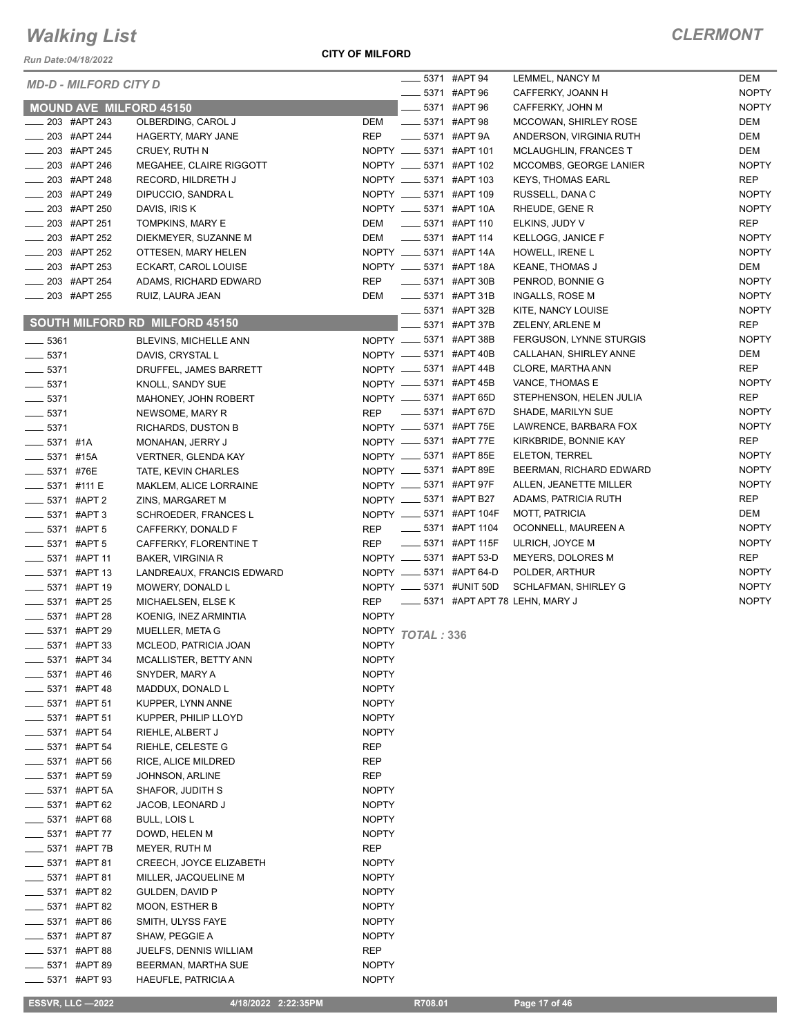# Walking List

**CLERMONT**

Run Date:04/18/2022

**CITY OF MILFORD**

*MD-D - MILFORD CITY D*

## MOUND AVE MILFORD 45150

| | | | |
|---|---|---|---|
| ____ 203 | #APT 243 | OLBERDING, CAROL J | DEM |
| ____ 203 | #APT 244 | HAGERTY, MARY JANE | REP |
| ____ 203 | #APT 245 | CRUEY, RUTH N | NOPTY |
| ____ 203 | #APT 246 | MEGAHEE, CLAIRE RIGGOTT | NOPTY |
| ____ 203 | #APT 248 | RECORD, HILDRETH J | NOPTY |
| ____ 203 | #APT 249 | DIPUCCIO, SANDRA L | NOPTY |
| ____ 203 | #APT 250 | DAVIS, IRIS K | NOPTY |
| ____ 203 | #APT 251 | TOMPKINS, MARY E | DEM |
| ____ 203 | #APT 252 | DIEKMEYER, SUZANNE M | DEM |
| ____ 203 | #APT 252 | OTTESEN, MARY HELEN | NOPTY |
| ____ 203 | #APT 253 | ECKART, CAROL LOUISE | NOPTY |
| ____ 203 | #APT 254 | ADAMS, RICHARD EDWARD | REP |
| ____ 203 | #APT 255 | RUIZ, LAURA JEAN | DEM |

## SOUTH MILFORD RD MILFORD 45150

| | | | |
|---|---|---|---|
| ____ 5361 | | BLEVINS, MICHELLE ANN | NOPTY |
| ____ 5371 | | DAVIS, CRYSTAL L | NOPTY |
| ____ 5371 | | DRUFFEL, JAMES BARRETT | NOPTY |
| ____ 5371 | | KNOLL, SANDY SUE | NOPTY |
| ____ 5371 | | MAHONEY, JOHN ROBERT | NOPTY |
| ____ 5371 | | NEWSOME, MARY R | REP |
| ____ 5371 | | RICHARDS, DUSTON B | NOPTY |
| ____ 5371 | #1A | MONAHAN, JERRY J | NOPTY |
| ____ 5371 | #15A | VERTNER, GLENDA KAY | NOPTY |
| ____ 5371 | #76E | TATE, KEVIN CHARLES | NOPTY |
| ____ 5371 | #111 E | MAKLEM, ALICE LORRAINE | NOPTY |
| ____ 5371 | #APT 2 | ZINS, MARGARET M | NOPTY |
| ____ 5371 | #APT 3 | SCHROEDER, FRANCES L | NOPTY |
| ____ 5371 | #APT 5 | CAFFERKY, DONALD F | REP |
| ____ 5371 | #APT 5 | CAFFERKY, FLORENTINE T | REP |
| ____ 5371 | #APT 11 | BAKER, VIRGINIA R | NOPTY |
| ____ 5371 | #APT 13 | LANDREAUX, FRANCIS EDWARD | NOPTY |
| ____ 5371 | #APT 19 | MOWERY, DONALD L | NOPTY |
| ____ 5371 | #APT 25 | MICHAELSEN, ELSE K | REP |
| ____ 5371 | #APT 28 | KOENIG, INEZ ARMINTIA | NOPTY |
| ____ 5371 | #APT 29 | MUELLER, META G | NOPTY |
| ____ 5371 | #APT 33 | MCLEOD, PATRICIA JOAN | NOPTY |
| ____ 5371 | #APT 34 | MCALLISTER, BETTY ANN | NOPTY |
| ____ 5371 | #APT 46 | SNYDER, MARY A | NOPTY |
| ____ 5371 | #APT 48 | MADDUX, DONALD L | NOPTY |
| ____ 5371 | #APT 51 | KUPPER, LYNN ANNE | NOPTY |
| ____ 5371 | #APT 51 | KUPPER, PHILIP LLOYD | NOPTY |
| ____ 5371 | #APT 54 | RIEHLE, ALBERT J | NOPTY |
| ____ 5371 | #APT 54 | RIEHLE, CELESTE G | REP |
| ____ 5371 | #APT 56 | RICE, ALICE MILDRED | REP |
| ____ 5371 | #APT 59 | JOHNSON, ARLINE | REP |
| ____ 5371 | #APT 5A | SHAFOR, JUDITH S | NOPTY |
| ____ 5371 | #APT 62 | JACOB, LEONARD J | NOPTY |
| ____ 5371 | #APT 68 | BULL, LOIS L | NOPTY |
| ____ 5371 | #APT 77 | DOWD, HELEN M | NOPTY |
| ____ 5371 | #APT 7B | MEYER, RUTH M | REP |
| ____ 5371 | #APT 81 | CREECH, JOYCE ELIZABETH | NOPTY |
| ____ 5371 | #APT 81 | MILLER, JACQUELINE M | NOPTY |
| ____ 5371 | #APT 82 | GULDEN, DAVID P | NOPTY |
| ____ 5371 | #APT 82 | MOON, ESTHER B | NOPTY |
| ____ 5371 | #APT 86 | SMITH, ULYSS FAYE | NOPTY |
| ____ 5371 | #APT 87 | SHAW, PEGGIE A | NOPTY |
| ____ 5371 | #APT 88 | JUELFS, DENNIS WILLIAM | REP |
| ____ 5371 | #APT 89 | BEERMAN, MARTHA SUE | NOPTY |
| ____ 5371 | #APT 93 | HAEUFLE, PATRICIA A | NOPTY |
| ____ 5371 | #APT 94 | LEMMEL, NANCY M | DEM |
| ____ 5371 | #APT 96 | CAFFERKY, JOANN H | NOPTY |
| ____ 5371 | #APT 96 | CAFFERKY, JOHN M | NOPTY |
| ____ 5371 | #APT 98 | MCCOWAN, SHIRLEY ROSE | DEM |
| ____ 5371 | #APT 9A | ANDERSON, VIRGINIA RUTH | DEM |
| ____ 5371 | #APT 101 | MCLAUGHLIN, FRANCES T | DEM |
| ____ 5371 | #APT 102 | MCCOMBS, GEORGE LANIER | NOPTY |
| ____ 5371 | #APT 103 | KEYS, THOMAS EARL | REP |
| ____ 5371 | #APT 109 | RUSSELL, DANA C | NOPTY |
| ____ 5371 | #APT 10A | RHEUDE, GENE R | NOPTY |
| ____ 5371 | #APT 110 | ELKINS, JUDY V | REP |
| ____ 5371 | #APT 114 | KELLOGG, JANICE F | NOPTY |
| ____ 5371 | #APT 14A | HOWELL, IRENE L | NOPTY |
| ____ 5371 | #APT 18A | KEANE, THOMAS J | DEM |
| ____ 5371 | #APT 30B | PENROD, BONNIE G | NOPTY |
| ____ 5371 | #APT 31B | INGALLS, ROSE M | NOPTY |
| ____ 5371 | #APT 32B | KITE, NANCY LOUISE | NOPTY |
| ____ 5371 | #APT 37B | ZELENY, ARLENE M | REP |
| ____ 5371 | #APT 38B | FERGUSON, LYNNE STURGIS | NOPTY |
| ____ 5371 | #APT 40B | CALLAHAN, SHIRLEY ANNE | DEM |
| ____ 5371 | #APT 44B | CLORE, MARTHA ANN | REP |
| ____ 5371 | #APT 45B | VANCE, THOMAS E | NOPTY |
| ____ 5371 | #APT 65D | STEPHENSON, HELEN JULIA | REP |
| ____ 5371 | #APT 67D | SHADE, MARILYN SUE | NOPTY |
| ____ 5371 | #APT 75E | LAWRENCE, BARBARA FOX | NOPTY |
| ____ 5371 | #APT 77E | KIRKBRIDE, BONNIE KAY | REP |
| ____ 5371 | #APT 85E | ELETON, TERREL | NOPTY |
| ____ 5371 | #APT 89E | BEERMAN, RICHARD EDWARD | NOPTY |
| ____ 5371 | #APT 97F | ALLEN, JEANETTE MILLER | NOPTY |
| ____ 5371 | #APT B27 | ADAMS, PATRICIA RUTH | REP |
| ____ 5371 | #APT 104F | MOTT, PATRICIA | DEM |
| ____ 5371 | #APT 1104 | OCONNELL, MAUREEN A | NOPTY |
| ____ 5371 | #APT 115F | ULRICH, JOYCE M | NOPTY |
| ____ 5371 | #APT 53-D | MEYERS, DOLORES M | REP |
| ____ 5371 | #APT 64-D | POLDER, ARTHUR | NOPTY |
| ____ 5371 | #UNIT 50D | SCHLAFMAN, SHIRLEY G | NOPTY |
| ____ 5371 | #APT APT 78 | LEHN, MARY J | NOPTY |

*TOTAL : 336*

ESSVR, LLC —2022 | 4/18/2022 2:22:35PM | R708.01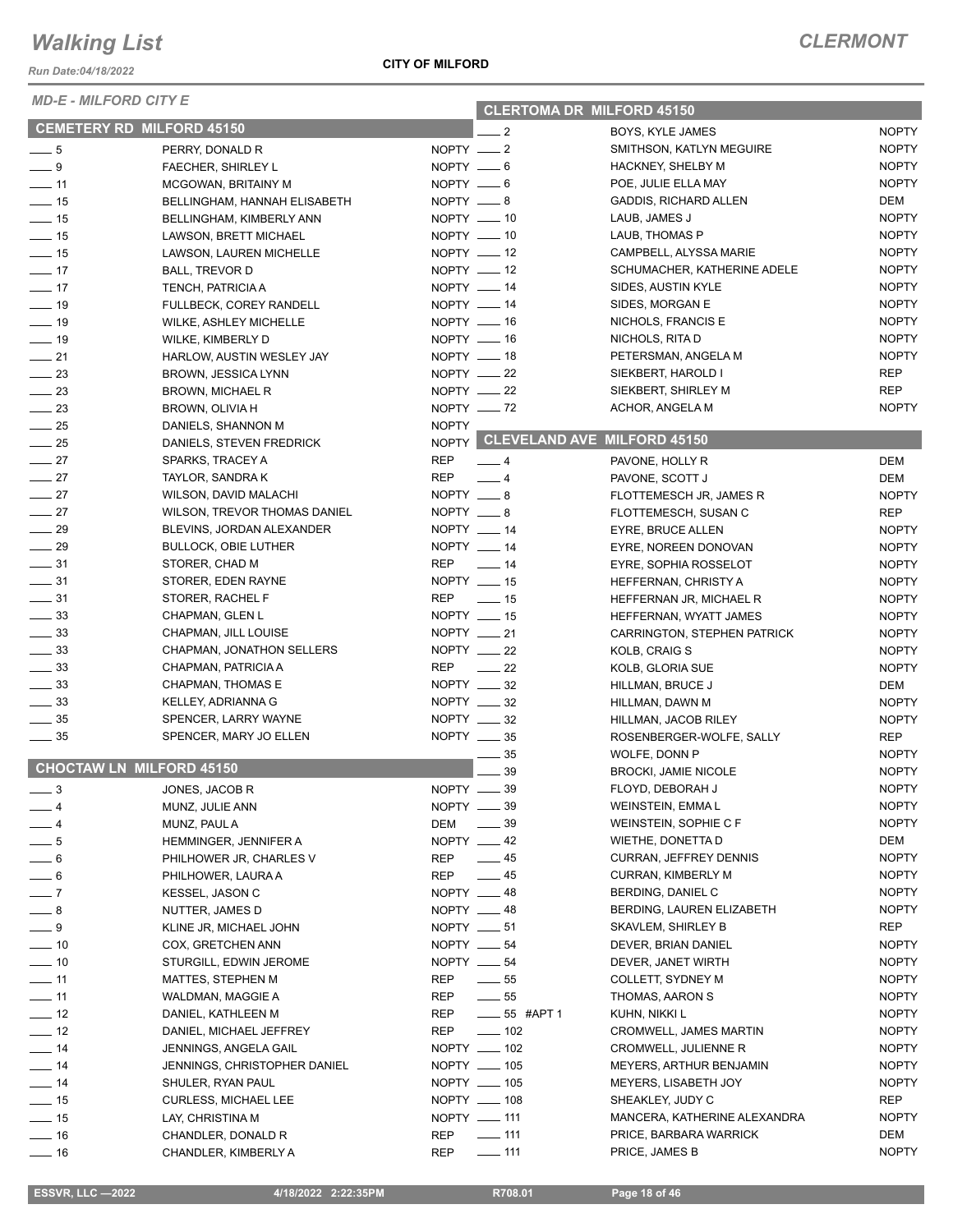# Walking List

**CLERMONT**

Run Date:04/18/2022

**CITY OF MILFORD**

*MD-E - MILFORD CITY E*

## CEMETERY RD MILFORD 45150

| | | |
|---|---|---|
| ___ 5 | PERRY, DONALD R | NOPTY |
| ___ 9 | FAECHER, SHIRLEY L | NOPTY |
| ___ 11 | MCGOWAN, BRITAINY M | NOPTY |
| ___ 15 | BELLINGHAM, HANNAH ELISABETH | NOPTY |
| ___ 15 | BELLINGHAM, KIMBERLY ANN | NOPTY |
| ___ 15 | LAWSON, BRETT MICHAEL | NOPTY |
| ___ 15 | LAWSON, LAUREN MICHELLE | NOPTY |
| ___ 17 | BALL, TREVOR D | NOPTY |
| ___ 17 | TENCH, PATRICIA A | NOPTY |
| ___ 19 | FULLBECK, COREY RANDELL | NOPTY |
| ___ 19 | WILKE, ASHLEY MICHELLE | NOPTY |
| ___ 19 | WILKE, KIMBERLY D | NOPTY |
| ___ 21 | HARLOW, AUSTIN WESLEY JAY | NOPTY |
| ___ 23 | BROWN, JESSICA LYNN | NOPTY |
| ___ 23 | BROWN, MICHAEL R | NOPTY |
| ___ 23 | BROWN, OLIVIA H | NOPTY |
| ___ 25 | DANIELS, SHANNON M | NOPTY |
| ___ 25 | DANIELS, STEVEN FREDRICK | NOPTY |
| ___ 27 | SPARKS, TRACEY A | REP |
| ___ 27 | TAYLOR, SANDRA K | REP |
| ___ 27 | WILSON, DAVID MALACHI | NOPTY |
| ___ 27 | WILSON, TREVOR THOMAS DANIEL | NOPTY |
| ___ 29 | BLEVINS, JORDAN ALEXANDER | NOPTY |
| ___ 29 | BULLOCK, OBIE LUTHER | NOPTY |
| ___ 31 | STORER, CHAD M | REP |
| ___ 31 | STORER, EDEN RAYNE | NOPTY |
| ___ 31 | STORER, RACHEL F | REP |
| ___ 33 | CHAPMAN, GLEN L | NOPTY |
| ___ 33 | CHAPMAN, JILL LOUISE | NOPTY |
| ___ 33 | CHAPMAN, JONATHON SELLERS | NOPTY |
| ___ 33 | CHAPMAN, PATRICIA A | REP |
| ___ 33 | CHAPMAN, THOMAS E | NOPTY |
| ___ 33 | KELLEY, ADRIANNA G | NOPTY |
| ___ 35 | SPENCER, LARRY WAYNE | NOPTY |
| ___ 35 | SPENCER, MARY JO ELLEN | NOPTY |

## CHOCTAW LN MILFORD 45150

| | | |
|---|---|---|
| ___ 3 | JONES, JACOB R | NOPTY |
| ___ 4 | MUNZ, JULIE ANN | NOPTY |
| ___ 4 | MUNZ, PAUL A | DEM |
| ___ 5 | HEMMINGER, JENNIFER A | NOPTY |
| ___ 6 | PHILHOWER JR, CHARLES V | REP |
| ___ 6 | PHILHOWER, LAURA A | REP |
| ___ 7 | KESSEL, JASON C | NOPTY |
| ___ 8 | NUTTER, JAMES D | NOPTY |
| ___ 9 | KLINE JR, MICHAEL JOHN | NOPTY |
| ___ 10 | COX, GRETCHEN ANN | NOPTY |
| ___ 10 | STURGILL, EDWIN JEROME | NOPTY |
| ___ 11 | MATTES, STEPHEN M | REP |
| ___ 11 | WALDMAN, MAGGIE A | REP |
| ___ 12 | DANIEL, KATHLEEN M | REP |
| ___ 12 | DANIEL, MICHAEL JEFFREY | REP |
| ___ 14 | JENNINGS, ANGELA GAIL | NOPTY |
| ___ 14 | JENNINGS, CHRISTOPHER DANIEL | NOPTY |
| ___ 14 | SHULER, RYAN PAUL | NOPTY |
| ___ 15 | CURLESS, MICHAEL LEE | NOPTY |
| ___ 15 | LAY, CHRISTINA M | NOPTY |
| ___ 16 | CHANDLER, DONALD R | REP |
| ___ 16 | CHANDLER, KIMBERLY A | REP |

## CLERTOMA DR MILFORD 45150

| | | |
|---|---|---|
| ___ 2 | BOYS, KYLE JAMES | NOPTY |
| ___ 2 | SMITHSON, KATLYN MEGUIRE | NOPTY |
| ___ 6 | HACKNEY, SHELBY M | NOPTY |
| ___ 6 | POE, JULIE ELLA MAY | NOPTY |
| ___ 8 | GADDIS, RICHARD ALLEN | DEM |
| ___ 10 | LAUB, JAMES J | NOPTY |
| ___ 10 | LAUB, THOMAS P | NOPTY |
| ___ 12 | CAMPBELL, ALYSSA MARIE | NOPTY |
| ___ 12 | SCHUMACHER, KATHERINE ADELE | NOPTY |
| ___ 14 | SIDES, AUSTIN KYLE | NOPTY |
| ___ 14 | SIDES, MORGAN E | NOPTY |
| ___ 16 | NICHOLS, FRANCIS E | NOPTY |
| ___ 16 | NICHOLS, RITA D | NOPTY |
| ___ 18 | PETERSMAN, ANGELA M | NOPTY |
| ___ 22 | SIEKBERT, HAROLD I | REP |
| ___ 22 | SIEKBERT, SHIRLEY M | REP |
| ___ 72 | ACHOR, ANGELA M | NOPTY |

## CLEVELAND AVE MILFORD 45150

| | | |
|---|---|---|
| ___ 4 | PAVONE, HOLLY R | DEM |
| ___ 4 | PAVONE, SCOTT J | DEM |
| ___ 8 | FLOTTEMESCH JR, JAMES R | NOPTY |
| ___ 8 | FLOTTEMESCH, SUSAN C | REP |
| ___ 14 | EYRE, BRUCE ALLEN | NOPTY |
| ___ 14 | EYRE, NOREEN DONOVAN | NOPTY |
| ___ 14 | EYRE, SOPHIA ROSSELOT | NOPTY |
| ___ 15 | HEFFERNAN, CHRISTY A | NOPTY |
| ___ 15 | HEFFERNAN JR, MICHAEL R | NOPTY |
| ___ 15 | HEFFERNAN, WYATT JAMES | NOPTY |
| ___ 21 | CARRINGTON, STEPHEN PATRICK | NOPTY |
| ___ 22 | KOLB, CRAIG S | NOPTY |
| ___ 22 | KOLB, GLORIA SUE | NOPTY |
| ___ 32 | HILLMAN, BRUCE J | DEM |
| ___ 32 | HILLMAN, DAWN M | NOPTY |
| ___ 32 | HILLMAN, JACOB RILEY | NOPTY |
| ___ 35 | ROSENBERGER-WOLFE, SALLY | REP |
| ___ 35 | WOLFE, DONN P | NOPTY |
| ___ 39 | BROCKI, JAMIE NICOLE | NOPTY |
| ___ 39 | FLOYD, DEBORAH J | NOPTY |
| ___ 39 | WEINSTEIN, EMMA L | NOPTY |
| ___ 39 | WEINSTEIN, SOPHIE C F | NOPTY |
| ___ 42 | WIETHE, DONETTA D | DEM |
| ___ 45 | CURRAN, JEFFREY DENNIS | NOPTY |
| ___ 45 | CURRAN, KIMBERLY M | NOPTY |
| ___ 48 | BERDING, DANIEL C | NOPTY |
| ___ 48 | BERDING, LAUREN ELIZABETH | NOPTY |
| ___ 51 | SKAVLEM, SHIRLEY B | REP |
| ___ 54 | DEVER, BRIAN DANIEL | NOPTY |
| ___ 54 | DEVER, JANET WIRTH | NOPTY |
| ___ 55 | COLLETT, SYDNEY M | NOPTY |
| ___ 55 | THOMAS, AARON S | NOPTY |
| ___ 55 #APT 1 | KUHN, NIKKI L | NOPTY |
| ___ 102 | CROMWELL, JAMES MARTIN | NOPTY |
| ___ 102 | CROMWELL, JULIENNE R | NOPTY |
| ___ 105 | MEYERS, ARTHUR BENJAMIN | NOPTY |
| ___ 105 | MEYERS, LISABETH JOY | NOPTY |
| ___ 108 | SHEAKLEY, JUDY C | REP |
| ___ 111 | MANCERA, KATHERINE ALEXANDRA | NOPTY |
| ___ 111 | PRICE, BARBARA WARRICK | DEM |
| ___ 111 | PRICE, JAMES B | NOPTY |

ESSVR, LLC —2022 4/18/2022 2:22:35PM R708.01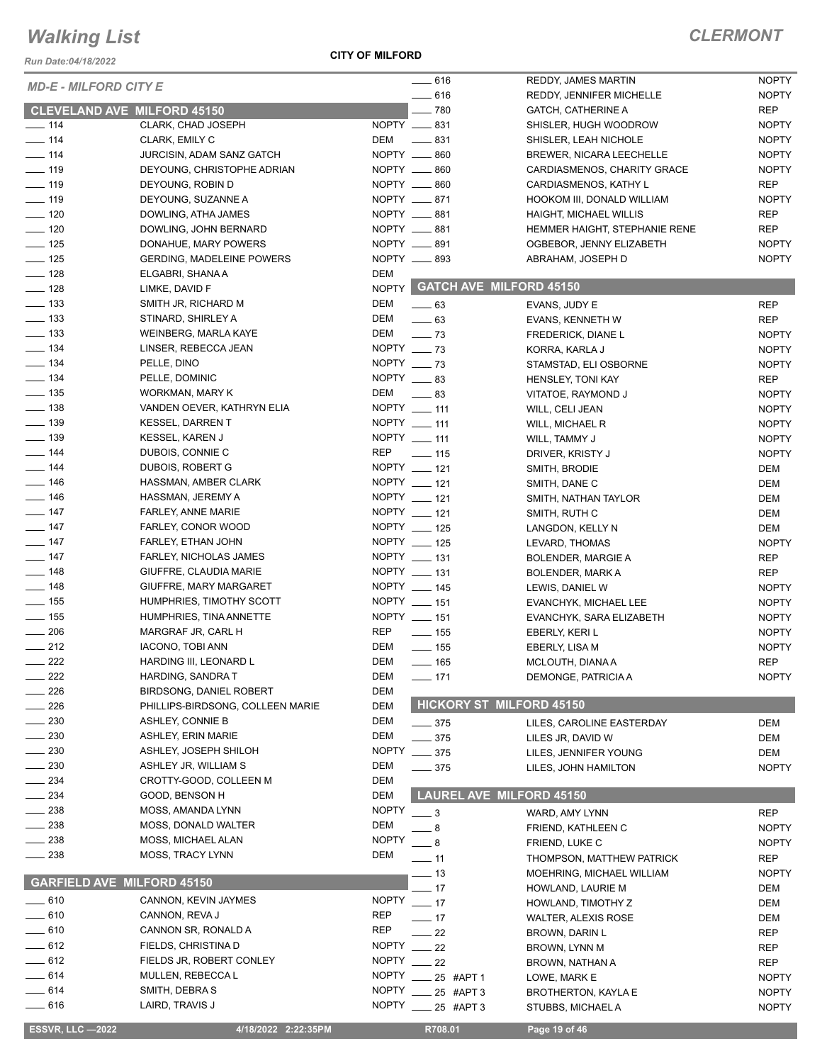# Walking List

## CLERMONT

**CITY OF MILFORD**

*Run Date:04/18/2022*

*MD-E - MILFORD CITY E*

### CLEVELAND AVE MILFORD 45150

| No. | Name | Party |
|---|---|---|
| ___ 114 | CLARK, CHAD JOSEPH | NOPTY |
| ___ 114 | CLARK, EMILY C | DEM |
| ___ 114 | JURCISIN, ADAM SANZ GATCH | NOPTY |
| ___ 119 | DEYOUNG, CHRISTOPHE ADRIAN | NOPTY |
| ___ 119 | DEYOUNG, ROBIN D | NOPTY |
| ___ 119 | DEYOUNG, SUZANNE A | NOPTY |
| ___ 120 | DOWLING, ATHA JAMES | NOPTY |
| ___ 120 | DOWLING, JOHN BERNARD | NOPTY |
| ___ 125 | DONAHUE, MARY POWERS | NOPTY |
| ___ 125 | GERDING, MADELEINE POWERS | NOPTY |
| ___ 128 | ELGABRI, SHANA A | DEM |
| ___ 128 | LIMKE, DAVID F | NOPTY |
| ___ 133 | SMITH JR, RICHARD M | DEM |
| ___ 133 | STINARD, SHIRLEY A | DEM |
| ___ 133 | WEINBERG, MARLA KAYE | DEM |
| ___ 134 | LINSER, REBECCA JEAN | NOPTY |
| ___ 134 | PELLE, DINO | NOPTY |
| ___ 134 | PELLE, DOMINIC | NOPTY |
| ___ 135 | WORKMAN, MARY K | DEM |
| ___ 138 | VANDEN OEVER, KATHRYN ELIA | NOPTY |
| ___ 139 | KESSEL, DARREN T | NOPTY |
| ___ 139 | KESSEL, KAREN J | NOPTY |
| ___ 144 | DUBOIS, CONNIE C | REP |
| ___ 144 | DUBOIS, ROBERT G | NOPTY |
| ___ 146 | HASSMAN, AMBER CLARK | NOPTY |
| ___ 146 | HASSMAN, JEREMY A | NOPTY |
| ___ 147 | FARLEY, ANNE MARIE | NOPTY |
| ___ 147 | FARLEY, CONOR WOOD | NOPTY |
| ___ 147 | FARLEY, ETHAN JOHN | NOPTY |
| ___ 147 | FARLEY, NICHOLAS JAMES | NOPTY |
| ___ 148 | GIUFFRE, CLAUDIA MARIE | NOPTY |
| ___ 148 | GIUFFRE, MARY MARGARET | NOPTY |
| ___ 155 | HUMPHRIES, TIMOTHY SCOTT | NOPTY |
| ___ 155 | HUMPHRIES, TINA ANNETTE | NOPTY |
| ___ 206 | MARGRAF JR, CARL H | REP |
| ___ 212 | IACONO, TOBI ANN | DEM |
| ___ 222 | HARDING III, LEONARD L | DEM |
| ___ 222 | HARDING, SANDRA T | DEM |
| ___ 226 | BIRDSONG, DANIEL ROBERT | DEM |
| ___ 226 | PHILLIPS-BIRDSONG, COLLEEN MARIE | DEM |
| ___ 230 | ASHLEY, CONNIE B | DEM |
| ___ 230 | ASHLEY, ERIN MARIE | DEM |
| ___ 230 | ASHLEY, JOSEPH SHILOH | NOPTY |
| ___ 230 | ASHLEY JR, WILLIAM S | DEM |
| ___ 234 | CROTTY-GOOD, COLLEEN M | DEM |
| ___ 234 | GOOD, BENSON H | DEM |
| ___ 238 | MOSS, AMANDA LYNN | NOPTY |
| ___ 238 | MOSS, DONALD WALTER | DEM |
| ___ 238 | MOSS, MICHAEL ALAN | NOPTY |
| ___ 238 | MOSS, TRACY LYNN | DEM |

### GARFIELD AVE MILFORD 45150

| No. | Name | Party |
|---|---|---|
| ___ 610 | CANNON, KEVIN JAYMES | NOPTY |
| ___ 610 | CANNON, REVA J | REP |
| ___ 610 | CANNON SR, RONALD A | REP |
| ___ 612 | FIELDS, CHRISTINA D | NOPTY |
| ___ 612 | FIELDS JR, ROBERT CONLEY | NOPTY |
| ___ 614 | MULLEN, REBECCA L | NOPTY |
| ___ 614 | SMITH, DEBRA S | NOPTY |
| ___ 616 | LAIRD, TRAVIS J | NOPTY |
| ___ 616 | REDDY, JAMES MARTIN | NOPTY |
| ___ 616 | REDDY, JENNIFER MICHELLE | NOPTY |
| ___ 780 | GATCH, CATHERINE A | REP |
| ___ 831 | SHISLER, HUGH WOODROW | NOPTY |
| ___ 831 | SHISLER, LEAH NICHOLE | NOPTY |
| ___ 860 | BREWER, NICARA LEECHELLE | NOPTY |
| ___ 860 | CARDIASMENOS, CHARITY GRACE | NOPTY |
| ___ 860 | CARDIASMENOS, KATHY L | REP |
| ___ 871 | HOOKOM III, DONALD WILLIAM | NOPTY |
| ___ 881 | HAIGHT, MICHAEL WILLIS | REP |
| ___ 881 | HEMMER HAIGHT, STEPHANIE RENE | REP |
| ___ 891 | OGBEBOR, JENNY ELIZABETH | NOPTY |
| ___ 893 | ABRAHAM, JOSEPH D | NOPTY |

### GATCH AVE MILFORD 45150

| No. | Name | Party |
|---|---|---|
| ___ 63 | EVANS, JUDY E | REP |
| ___ 63 | EVANS, KENNETH W | REP |
| ___ 73 | FREDERICK, DIANE L | NOPTY |
| ___ 73 | KORRA, KARLA J | NOPTY |
| ___ 73 | STAMSTAD, ELI OSBORNE | NOPTY |
| ___ 83 | HENSLEY, TONI KAY | REP |
| ___ 83 | VITATOE, RAYMOND J | NOPTY |
| ___ 111 | WILL, CELI JEAN | NOPTY |
| ___ 111 | WILL, MICHAEL R | NOPTY |
| ___ 111 | WILL, TAMMY J | NOPTY |
| ___ 115 | DRIVER, KRISTY J | NOPTY |
| ___ 121 | SMITH, BRODIE | DEM |
| ___ 121 | SMITH, DANE C | DEM |
| ___ 121 | SMITH, NATHAN TAYLOR | DEM |
| ___ 121 | SMITH, RUTH C | DEM |
| ___ 125 | LANGDON, KELLY N | DEM |
| ___ 125 | LEVARD, THOMAS | NOPTY |
| ___ 131 | BOLENDER, MARGIE A | REP |
| ___ 131 | BOLENDER, MARK A | REP |
| ___ 145 | LEWIS, DANIEL W | NOPTY |
| ___ 151 | EVANCHYK, MICHAEL LEE | NOPTY |
| ___ 151 | EVANCHYK, SARA ELIZABETH | NOPTY |
| ___ 155 | EBERLY, KERI L | NOPTY |
| ___ 155 | EBERLY, LISA M | NOPTY |
| ___ 165 | MCLOUTH, DIANA A | REP |
| ___ 171 | DEMONGE, PATRICIA A | NOPTY |

### HICKORY ST MILFORD 45150

| No. | Name | Party |
|---|---|---|
| ___ 375 | LILES, CAROLINE EASTERDAY | DEM |
| ___ 375 | LILES JR, DAVID W | DEM |
| ___ 375 | LILES, JENNIFER YOUNG | DEM |
| ___ 375 | LILES, JOHN HAMILTON | NOPTY |

### LAUREL AVE MILFORD 45150

| No. | Name | Party |
|---|---|---|
| ___ 3 | WARD, AMY LYNN | REP |
| ___ 8 | FRIEND, KATHLEEN C | NOPTY |
| ___ 8 | FRIEND, LUKE C | NOPTY |
| ___ 11 | THOMPSON, MATTHEW PATRICK | REP |
| ___ 13 | MOEHRING, MICHAEL WILLIAM | NOPTY |
| ___ 17 | HOWLAND, LAURIE M | DEM |
| ___ 17 | HOWLAND, TIMOTHY Z | DEM |
| ___ 17 | WALTER, ALEXIS ROSE | DEM |
| ___ 22 | BROWN, DARIN L | REP |
| ___ 22 | BROWN, LYNN M | REP |
| ___ 22 | BROWN, NATHAN A | REP |
| ___ 25 #APT 1 | LOWE, MARK E | NOPTY |
| ___ 25 #APT 3 | BROTHERTON, KAYLA E | NOPTY |
| ___ 25 #APT 3 | STUBBS, MICHAEL A | NOPTY |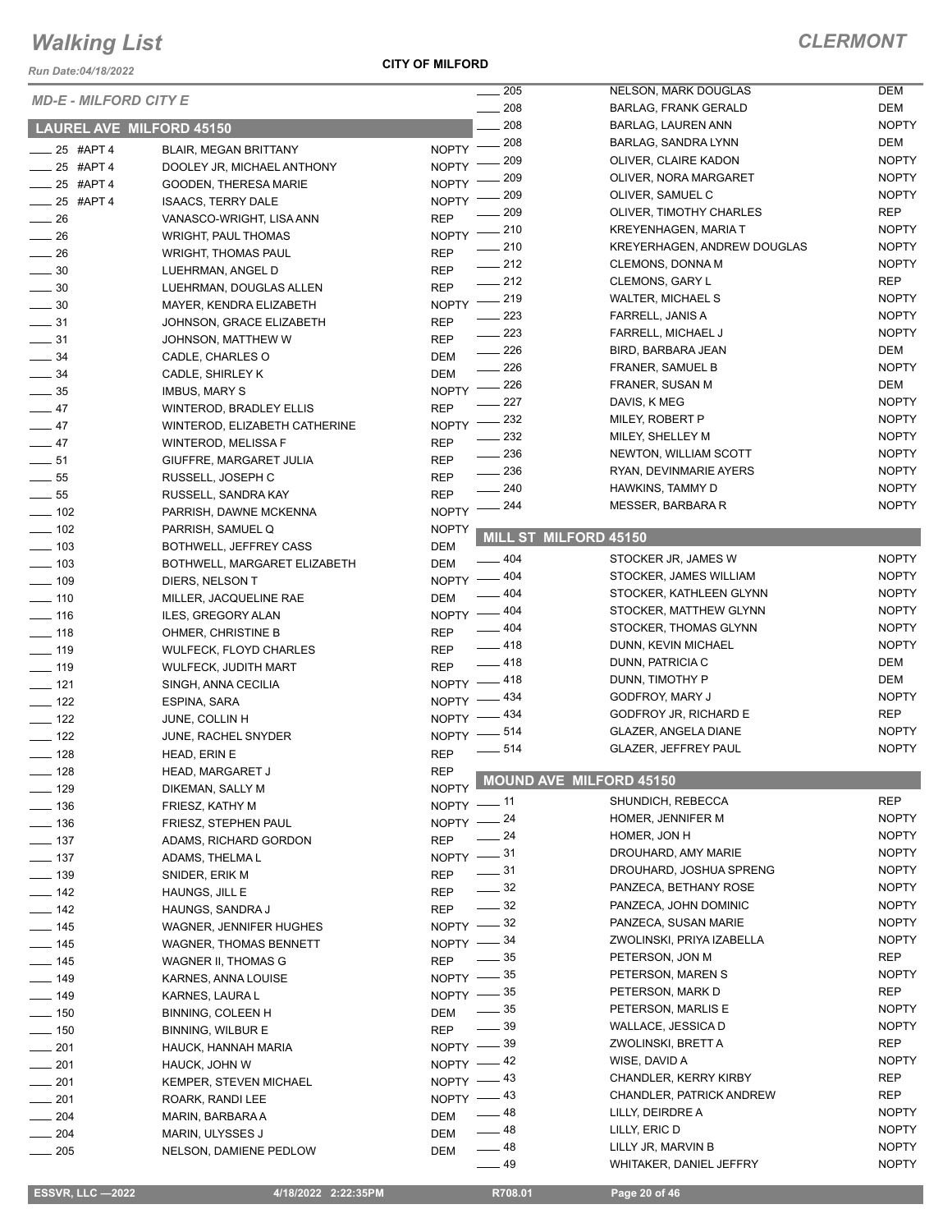# Walking List

**CLERMONT**

Run Date:04/18/2022

**CITY OF MILFORD**

*MD-E - MILFORD CITY E*

## LAUREL AVE MILFORD 45150

| | | |
|---|---|---|
| 25 #APT 4 | BLAIR, MEGAN BRITTANY | NOPTY |
| 25 #APT 4 | DOOLEY JR, MICHAEL ANTHONY | NOPTY |
| 25 #APT 4 | GOODEN, THERESA MARIE | NOPTY |
| 25 #APT 4 | ISAACS, TERRY DALE | NOPTY |
| 26 | VANASCO-WRIGHT, LISA ANN | REP |
| 26 | WRIGHT, PAUL THOMAS | NOPTY |
| 26 | WRIGHT, THOMAS PAUL | REP |
| 30 | LUEHRMAN, ANGEL D | REP |
| 30 | LUEHRMAN, DOUGLAS ALLEN | REP |
| 30 | MAYER, KENDRA ELIZABETH | NOPTY |
| 31 | JOHNSON, GRACE ELIZABETH | REP |
| 31 | JOHNSON, MATTHEW W | REP |
| 34 | CADLE, CHARLES O | DEM |
| 34 | CADLE, SHIRLEY K | DEM |
| 35 | IMBUS, MARY S | NOPTY |
| 47 | WINTEROD, BRADLEY ELLIS | REP |
| 47 | WINTEROD, ELIZABETH CATHERINE | NOPTY |
| 47 | WINTEROD, MELISSA F | REP |
| 51 | GIUFFRE, MARGARET JULIA | REP |
| 55 | RUSSELL, JOSEPH C | REP |
| 55 | RUSSELL, SANDRA KAY | REP |
| 102 | PARRISH, DAWNE MCKENNA | NOPTY |
| 102 | PARRISH, SAMUEL Q | NOPTY |
| 103 | BOTHWELL, JEFFREY CASS | DEM |
| 103 | BOTHWELL, MARGARET ELIZABETH | DEM |
| 109 | DIERS, NELSON T | NOPTY |
| 110 | MILLER, JACQUELINE RAE | DEM |
| 116 | ILES, GREGORY ALAN | NOPTY |
| 118 | OHMER, CHRISTINE B | REP |
| 119 | WULFECK, FLOYD CHARLES | REP |
| 119 | WULFECK, JUDITH MART | REP |
| 121 | SINGH, ANNA CECILIA | NOPTY |
| 122 | ESPINA, SARA | NOPTY |
| 122 | JUNE, COLLIN H | NOPTY |
| 122 | JUNE, RACHEL SNYDER | NOPTY |
| 128 | HEAD, ERIN E | REP |
| 128 | HEAD, MARGARET J | REP |
| 129 | DIKEMAN, SALLY M | NOPTY |
| 136 | FRIESZ, KATHY M | NOPTY |
| 136 | FRIESZ, STEPHEN PAUL | NOPTY |
| 137 | ADAMS, RICHARD GORDON | REP |
| 137 | ADAMS, THELMA L | NOPTY |
| 139 | SNIDER, ERIK M | REP |
| 142 | HAUNGS, JILL E | REP |
| 142 | HAUNGS, SANDRA J | REP |
| 145 | WAGNER, JENNIFER HUGHES | NOPTY |
| 145 | WAGNER, THOMAS BENNETT | NOPTY |
| 145 | WAGNER II, THOMAS G | REP |
| 149 | KARNES, ANNA LOUISE | NOPTY |
| 149 | KARNES, LAURA L | NOPTY |
| 150 | BINNING, COLEEN H | DEM |
| 150 | BINNING, WILBUR E | REP |
| 201 | HAUCK, HANNAH MARIA | NOPTY |
| 201 | HAUCK, JOHN W | NOPTY |
| 201 | KEMPER, STEVEN MICHAEL | NOPTY |
| 201 | ROARK, RANDI LEE | NOPTY |
| 204 | MARIN, BARBARA A | DEM |
| 204 | MARIN, ULYSSES J | DEM |
| 205 | NELSON, DAMIENE PEDLOW | DEM |
| 205 | NELSON, MARK DOUGLAS | DEM |
| 208 | BARLAG, FRANK GERALD | DEM |
| 208 | BARLAG, LAUREN ANN | NOPTY |
| 208 | BARLAG, SANDRA LYNN | DEM |
| 209 | OLIVER, CLAIRE KADON | NOPTY |
| 209 | OLIVER, NORA MARGARET | NOPTY |
| 209 | OLIVER, SAMUEL C | NOPTY |
| 209 | OLIVER, TIMOTHY CHARLES | REP |
| 210 | KREYENHAGEN, MARIA T | NOPTY |
| 210 | KREYERHAGEN, ANDREW DOUGLAS | NOPTY |
| 212 | CLEMONS, DONNA M | NOPTY |
| 212 | CLEMONS, GARY L | REP |
| 219 | WALTER, MICHAEL S | NOPTY |
| 223 | FARRELL, JANIS A | NOPTY |
| 223 | FARRELL, MICHAEL J | NOPTY |
| 226 | BIRD, BARBARA JEAN | DEM |
| 226 | FRANER, SAMUEL B | NOPTY |
| 226 | FRANER, SUSAN M | DEM |
| 227 | DAVIS, K MEG | NOPTY |
| 232 | MILEY, ROBERT P | NOPTY |
| 232 | MILEY, SHELLEY M | NOPTY |
| 236 | NEWTON, WILLIAM SCOTT | NOPTY |
| 236 | RYAN, DEVINMARIE AYERS | NOPTY |
| 240 | HAWKINS, TAMMY D | NOPTY |
| 244 | MESSER, BARBARA R | NOPTY |

## MILL ST MILFORD 45150

| | | |
|---|---|---|
| 404 | STOCKER JR, JAMES W | NOPTY |
| 404 | STOCKER, JAMES WILLIAM | NOPTY |
| 404 | STOCKER, KATHLEEN GLYNN | NOPTY |
| 404 | STOCKER, MATTHEW GLYNN | NOPTY |
| 404 | STOCKER, THOMAS GLYNN | NOPTY |
| 418 | DUNN, KEVIN MICHAEL | NOPTY |
| 418 | DUNN, PATRICIA C | DEM |
| 418 | DUNN, TIMOTHY P | DEM |
| 434 | GODFROY, MARY J | NOPTY |
| 434 | GODFROY JR, RICHARD E | REP |
| 514 | GLAZER, ANGELA DIANE | NOPTY |
| 514 | GLAZER, JEFFREY PAUL | NOPTY |

## MOUND AVE MILFORD 45150

| | | |
|---|---|---|
| 11 | SHUNDICH, REBECCA | REP |
| 24 | HOMER, JENNIFER M | NOPTY |
| 24 | HOMER, JON H | NOPTY |
| 31 | DROUHARD, AMY MARIE | NOPTY |
| 31 | DROUHARD, JOSHUA SPRENG | NOPTY |
| 32 | PANZECA, BETHANY ROSE | NOPTY |
| 32 | PANZECA, JOHN DOMINIC | NOPTY |
| 32 | PANZECA, SUSAN MARIE | NOPTY |
| 34 | ZWOLINSKI, PRIYA IZABELLA | NOPTY |
| 35 | PETERSON, JON M | REP |
| 35 | PETERSON, MAREN S | NOPTY |
| 35 | PETERSON, MARK D | REP |
| 35 | PETERSON, MARLIS E | NOPTY |
| 39 | WALLACE, JESSICA D | NOPTY |
| 39 | ZWOLINSKI, BRETT A | REP |
| 42 | WISE, DAVID A | NOPTY |
| 43 | CHANDLER, KERRY KIRBY | REP |
| 43 | CHANDLER, PATRICK ANDREW | REP |
| 48 | LILLY, DEIRDRE A | NOPTY |
| 48 | LILLY, ERIC D | NOPTY |
| 48 | LILLY JR, MARVIN B | NOPTY |
| 49 | WHITAKER, DANIEL JEFFRY | NOPTY |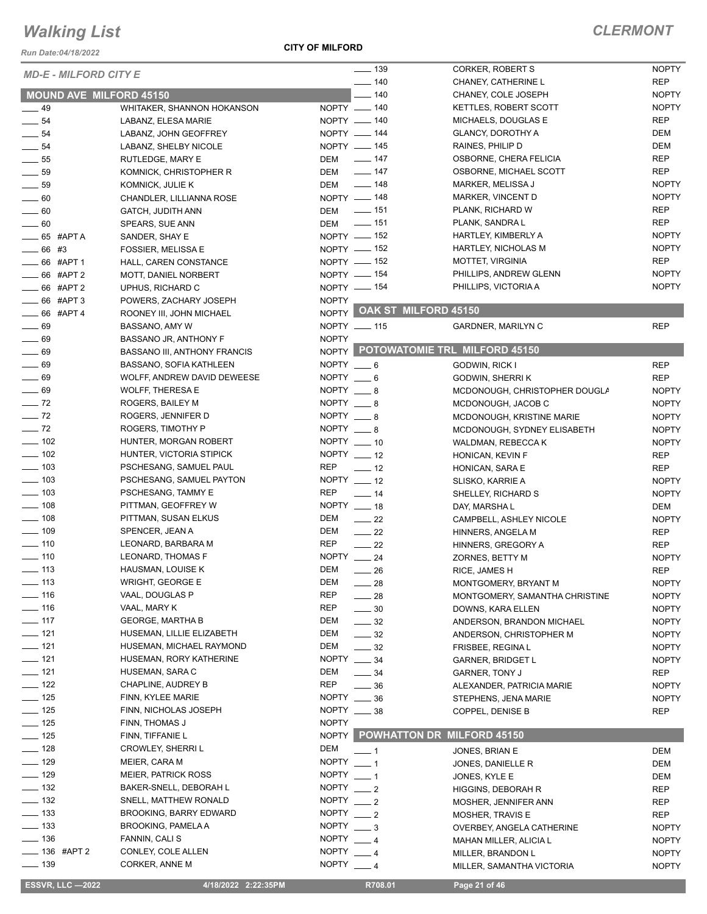# Walking List

**CITY OF MILFORD**

**CLERMONT**

*Run Date:04/18/2022*

*MD-E - MILFORD CITY E*

## MOUND AVE MILFORD 45150

| | | |
|---|---|---|
| ____ 49 | WHITAKER, SHANNON HOKANSON | NOPTY |
| ____ 54 | LABANZ, ELESA MARIE | NOPTY |
| ____ 54 | LABANZ, JOHN GEOFFREY | NOPTY |
| ____ 54 | LABANZ, SHELBY NICOLE | NOPTY |
| ____ 55 | RUTLEDGE, MARY E | DEM |
| ____ 59 | KOMNICK, CHRISTOPHER R | DEM |
| ____ 59 | KOMNICK, JULIE K | DEM |
| ____ 60 | CHANDLER, LILLIANNA ROSE | NOPTY |
| ____ 60 | GATCH, JUDITH ANN | DEM |
| ____ 60 | SPEARS, SUE ANN | DEM |
| ____ 65 #APT A | SANDER, SHAY E | NOPTY |
| ____ 66 #3 | FOSSIER, MELISSA E | NOPTY |
| ____ 66 #APT 1 | HALL, CAREN CONSTANCE | NOPTY |
| ____ 66 #APT 2 | MOTT, DANIEL NORBERT | NOPTY |
| ____ 66 #APT 2 | UPHUS, RICHARD C | NOPTY |
| ____ 66 #APT 3 | POWERS, ZACHARY JOSEPH | NOPTY |
| ____ 66 #APT 4 | ROONEY III, JOHN MICHAEL | NOPTY |
| ____ 69 | BASSANO, AMY W | NOPTY |
| ____ 69 | BASSANO JR, ANTHONY F | NOPTY |
| ____ 69 | BASSANO III, ANTHONY FRANCIS | NOPTY |
| ____ 69 | BASSANO, SOFIA KATHLEEN | NOPTY |
| ____ 69 | WOLFF, ANDREW DAVID DEWEESE | NOPTY |
| ____ 69 | WOLFF, THERESA E | NOPTY |
| ____ 72 | ROGERS, BAILEY M | NOPTY |
| ____ 72 | ROGERS, JENNIFER D | NOPTY |
| ____ 72 | ROGERS, TIMOTHY P | NOPTY |
| ____ 102 | HUNTER, MORGAN ROBERT | NOPTY |
| ____ 102 | HUNTER, VICTORIA STIPICK | NOPTY |
| ____ 103 | PSCHESANG, SAMUEL PAUL | REP |
| ____ 103 | PSCHESANG, SAMUEL PAYTON | NOPTY |
| ____ 103 | PSCHESANG, TAMMY E | REP |
| ____ 108 | PITTMAN, GEOFFREY W | NOPTY |
| ____ 108 | PITTMAN, SUSAN ELKUS | DEM |
| ____ 109 | SPENCER, JEAN A | DEM |
| ____ 110 | LEONARD, BARBARA M | REP |
| ____ 110 | LEONARD, THOMAS F | NOPTY |
| ____ 113 | HAUSMAN, LOUISE K | DEM |
| ____ 113 | WRIGHT, GEORGE E | DEM |
| ____ 116 | VAAL, DOUGLAS P | REP |
| ____ 116 | VAAL, MARY K | REP |
| ____ 117 | GEORGE, MARTHA B | DEM |
| ____ 121 | HUSEMAN, LILLIE ELIZABETH | DEM |
| ____ 121 | HUSEMAN, MICHAEL RAYMOND | DEM |
| ____ 121 | HUSEMAN, RORY KATHERINE | NOPTY |
| ____ 121 | HUSEMAN, SARA C | DEM |
| ____ 122 | CHAPLINE, AUDREY B | REP |
| ____ 125 | FINN, KYLEE MARIE | NOPTY |
| ____ 125 | FINN, NICHOLAS JOSEPH | NOPTY |
| ____ 125 | FINN, THOMAS J | NOPTY |
| ____ 125 | FINN, TIFFANIE L | NOPTY |
| ____ 128 | CROWLEY, SHERRI L | DEM |
| ____ 129 | MEIER, CARA M | NOPTY |
| ____ 129 | MEIER, PATRICK ROSS | NOPTY |
| ____ 132 | BAKER-SNELL, DEBORAH L | NOPTY |
| ____ 132 | SNELL, MATTHEW RONALD | NOPTY |
| ____ 133 | BROOKING, BARRY EDWARD | NOPTY |
| ____ 133 | BROOKING, PAMELA A | NOPTY |
| ____ 136 | FANNIN, CALI S | NOPTY |
| ____ 136 #APT 2 | CONLEY, COLE ALLEN | NOPTY |
| ____ 139 | CORKER, ANNE M | NOPTY |
| ____ 139 | CORKER, ROBERT S | NOPTY |
| ____ 140 | CHANEY, CATHERINE L | REP |
| ____ 140 | CHANEY, COLE JOSEPH | NOPTY |
| ____ 140 | KETTLES, ROBERT SCOTT | NOPTY |
| ____ 140 | MICHAELS, DOUGLAS E | REP |
| ____ 144 | GLANCY, DOROTHY A | DEM |
| ____ 145 | RAINES, PHILIP D | DEM |
| ____ 147 | OSBORNE, CHERA FELICIA | REP |
| ____ 147 | OSBORNE, MICHAEL SCOTT | REP |
| ____ 148 | MARKER, MELISSA J | NOPTY |
| ____ 148 | MARKER, VINCENT D | NOPTY |
| ____ 151 | PLANK, RICHARD W | REP |
| ____ 151 | PLANK, SANDRA L | REP |
| ____ 152 | HARTLEY, KIMBERLY A | NOPTY |
| ____ 152 | HARTLEY, NICHOLAS M | NOPTY |
| ____ 152 | MOTTET, VIRGINIA | REP |
| ____ 154 | PHILLIPS, ANDREW GLENN | NOPTY |
| ____ 154 | PHILLIPS, VICTORIA A | NOPTY |

## OAK ST MILFORD 45150

| | | |
|---|---|---|
| ____ 115 | GARDNER, MARILYN C | REP |

## POTOWATOMIE TRL MILFORD 45150

| | | |
|---|---|---|
| ____ 6 | GODWIN, RICK I | REP |
| ____ 6 | GODWIN, SHERRI K | REP |
| ____ 8 | MCDONOUGH, CHRISTOPHER DOUGLA | NOPTY |
| ____ 8 | MCDONOUGH, JACOB C | NOPTY |
| ____ 8 | MCDONOUGH, KRISTINE MARIE | NOPTY |
| ____ 8 | MCDONOUGH, SYDNEY ELISABETH | NOPTY |
| ____ 10 | WALDMAN, REBECCA K | NOPTY |
| ____ 12 | HONICAN, KEVIN F | REP |
| ____ 12 | HONICAN, SARA E | REP |
| ____ 12 | SLISKO, KARRIE A | NOPTY |
| ____ 14 | SHELLEY, RICHARD S | NOPTY |
| ____ 18 | DAY, MARSHA L | DEM |
| ____ 22 | CAMPBELL, ASHLEY NICOLE | NOPTY |
| ____ 22 | HINNERS, ANGELA M | REP |
| ____ 22 | HINNERS, GREGORY A | REP |
| ____ 24 | ZORNES, BETTY M | NOPTY |
| ____ 26 | RICE, JAMES H | REP |
| ____ 28 | MONTGOMERY, BRYANT M | NOPTY |
| ____ 28 | MONTGOMERY, SAMANTHA CHRISTINE | NOPTY |
| ____ 30 | DOWNS, KARA ELLEN | NOPTY |
| ____ 32 | ANDERSON, BRANDON MICHAEL | NOPTY |
| ____ 32 | ANDERSON, CHRISTOPHER M | NOPTY |
| ____ 32 | FRISBEE, REGINA L | NOPTY |
| ____ 34 | GARNER, BRIDGET L | NOPTY |
| ____ 34 | GARNER, TONY J | REP |
| ____ 36 | ALEXANDER, PATRICIA MARIE | NOPTY |
| ____ 36 | STEPHENS, JENA MARIE | NOPTY |
| ____ 38 | COPPEL, DENISE B | REP |

## POWHATTON DR MILFORD 45150

| | | |
|---|---|---|
| ____ 1 | JONES, BRIAN E | DEM |
| ____ 1 | JONES, DANIELLE R | DEM |
| ____ 1 | JONES, KYLE E | DEM |
| ____ 2 | HIGGINS, DEBORAH R | REP |
| ____ 2 | MOSHER, JENNIFER ANN | REP |
| ____ 2 | MOSHER, TRAVIS E | REP |
| ____ 3 | OVERBEY, ANGELA CATHERINE | NOPTY |
| ____ 4 | MAHAN MILLER, ALICIA L | NOPTY |
| ____ 4 | MILLER, BRANDON L | NOPTY |
| ____ 4 | MILLER, SAMANTHA VICTORIA | NOPTY |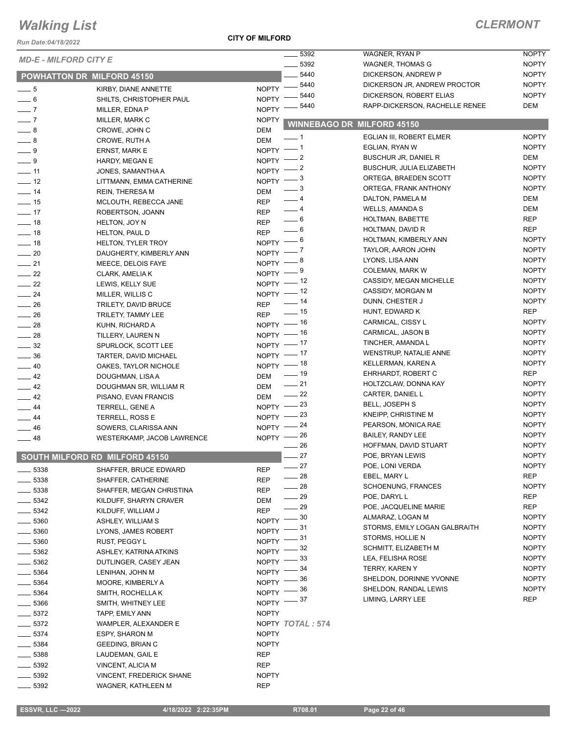# Walking List

# CLERMONT

Run Date:04/18/2022

**CITY OF MILFORD**

*MD-E - MILFORD CITY E*

## POWHATTON DR MILFORD 45150

| | | |
|---|---|---|
| 5 | KIRBY, DIANE ANNETTE | NOPTY |
| 6 | SHILTS, CHRISTOPHER PAUL | NOPTY |
| 7 | MILLER, EDNA P | NOPTY |
| 7 | MILLER, MARK C | NOPTY |
| 8 | CROWE, JOHN C | DEM |
| 8 | CROWE, RUTH A | DEM |
| 9 | ERNST, MARK E | NOPTY |
| 9 | HARDY, MEGAN E | NOPTY |
| 11 | JONES, SAMANTHA A | NOPTY |
| 12 | LITTMANN, EMMA CATHERINE | NOPTY |
| 14 | REIN, THERESA M | DEM |
| 15 | MCLOUTH, REBECCA JANE | REP |
| 17 | ROBERTSON, JOANN | REP |
| 18 | HELTON, JOY N | REP |
| 18 | HELTON, PAUL D | REP |
| 18 | HELTON, TYLER TROY | NOPTY |
| 20 | DAUGHERTY, KIMBERLY ANN | NOPTY |
| 21 | MEECE, DELOIS FAYE | NOPTY |
| 22 | CLARK, AMELIA K | NOPTY |
| 22 | LEWIS, KELLY SUE | NOPTY |
| 24 | MILLER, WILLIS C | NOPTY |
| 26 | TRILETY, DAVID BRUCE | REP |
| 26 | TRILETY, TAMMY LEE | REP |
| 28 | KUHN, RICHARD A | NOPTY |
| 28 | TILLERY, LAUREN N | NOPTY |
| 32 | SPURLOCK, SCOTT LEE | NOPTY |
| 36 | TARTER, DAVID MICHAEL | NOPTY |
| 40 | OAKES, TAYLOR NICHOLE | NOPTY |
| 42 | DOUGHMAN, LISA A | DEM |
| 42 | DOUGHMAN SR, WILLIAM R | DEM |
| 42 | PISANO, EVAN FRANCIS | DEM |
| 44 | TERRELL, GENE A | NOPTY |
| 44 | TERRELL, ROSS E | NOPTY |
| 46 | SOWERS, CLARISSA ANN | NOPTY |
| 48 | WESTERKAMP, JACOB LAWRENCE | NOPTY |

## SOUTH MILFORD RD MILFORD 45150

| | | |
|---|---|---|
| 5338 | SHAFFER, BRUCE EDWARD | REP |
| 5338 | SHAFFER, CATHERINE | REP |
| 5338 | SHAFFER, MEGAN CHRISTINA | REP |
| 5342 | KILDUFF, SHARYN CRAVER | DEM |
| 5342 | KILDUFF, WILLIAM J | REP |
| 5360 | ASHLEY, WILLIAM S | NOPTY |
| 5360 | LYONS, JAMES ROBERT | NOPTY |
| 5360 | RUST, PEGGY L | NOPTY |
| 5362 | ASHLEY, KATRINA ATKINS | NOPTY |
| 5362 | DUTLINGER, CASEY JEAN | NOPTY |
| 5364 | LENIHAN, JOHN M | NOPTY |
| 5364 | MOORE, KIMBERLY A | NOPTY |
| 5364 | SMITH, ROCHELLA K | NOPTY |
| 5366 | SMITH, WHITNEY LEE | NOPTY |
| 5372 | TAPP, EMILY ANN | NOPTY |
| 5372 | WAMPLER, ALEXANDER E | NOPTY |
| 5374 | ESPY, SHARON M | NOPTY |
| 5384 | GEEDING, BRIAN C | NOPTY |
| 5388 | LAUDEMAN, GAIL E | REP |
| 5392 | VINCENT, ALICIA M | REP |
| 5392 | VINCENT, FREDERICK SHANE | NOPTY |
| 5392 | WAGNER, KATHLEEN M | REP |
| 5392 | WAGNER, RYAN P | NOPTY |
| 5392 | WAGNER, THOMAS G | NOPTY |
| 5440 | DICKERSON, ANDREW P | NOPTY |
| 5440 | DICKERSON JR, ANDREW PROCTOR | NOPTY |
| 5440 | DICKERSON, ROBERT ELIAS | NOPTY |
| 5440 | RAPP-DICKERSON, RACHELLE RENEE | DEM |

## WINNEBAGO DR MILFORD 45150

| | | |
|---|---|---|
| 1 | EGLIAN III, ROBERT ELMER | NOPTY |
| 1 | EGLIAN, RYAN W | NOPTY |
| 2 | BUSCHUR JR, DANIEL R | DEM |
| 2 | BUSCHUR, JULIA ELIZABETH | NOPTY |
| 3 | ORTEGA, BRAEDEN SCOTT | NOPTY |
| 3 | ORTEGA, FRANK ANTHONY | NOPTY |
| 4 | DALTON, PAMELA M | DEM |
| 4 | WELLS, AMANDA S | DEM |
| 6 | HOLTMAN, BABETTE | REP |
| 6 | HOLTMAN, DAVID R | REP |
| 6 | HOLTMAN, KIMBERLY ANN | NOPTY |
| 7 | TAYLOR, AARON JOHN | NOPTY |
| 8 | LYONS, LISA ANN | NOPTY |
| 9 | COLEMAN, MARK W | NOPTY |
| 12 | CASSIDY, MEGAN MICHELLE | NOPTY |
| 12 | CASSIDY, MORGAN M | NOPTY |
| 14 | DUNN, CHESTER J | NOPTY |
| 15 | HUNT, EDWARD K | REP |
| 16 | CARMICAL, CISSY L | NOPTY |
| 16 | CARMICAL, JASON B | NOPTY |
| 17 | TINCHER, AMANDA L | NOPTY |
| 17 | WENSTRUP, NATALIE ANNE | NOPTY |
| 18 | KELLERMAN, KAREN A | NOPTY |
| 19 | EHRHARDT, ROBERT C | REP |
| 21 | HOLTZCLAW, DONNA KAY | NOPTY |
| 22 | CARTER, DANIEL L | NOPTY |
| 23 | BELL, JOSEPH S | NOPTY |
| 23 | KNEIPP, CHRISTINE M | NOPTY |
| 24 | PEARSON, MONICA RAE | NOPTY |
| 26 | BAILEY, RANDY LEE | NOPTY |
| 26 | HOFFMAN, DAVID STUART | NOPTY |
| 27 | POE, BRYAN LEWIS | NOPTY |
| 27 | POE, LONI VERDA | NOPTY |
| 28 | EBEL, MARY L | REP |
| 28 | SCHOENUNG, FRANCES | NOPTY |
| 29 | POE, DARYL L | REP |
| 29 | POE, JACQUELINE MARIE | REP |
| 30 | ALMARAZ, LOGAN M | NOPTY |
| 31 | STORMS, EMILY LOGAN GALBRAITH | NOPTY |
| 31 | STORMS, HOLLIE N | NOPTY |
| 32 | SCHMITT, ELIZABETH M | NOPTY |
| 33 | LEA, FELISHA ROSE | NOPTY |
| 34 | TERRY, KAREN Y | NOPTY |
| 36 | SHELDON, DORINNE YVONNE | NOPTY |
| 36 | SHELDON, RANDAL LEWIS | NOPTY |
| 37 | LIMING, LARRY LEE | REP |

*TOTAL : 574*

ESSVR, LLC —2022 4/18/2022 2:22:35PM R708.01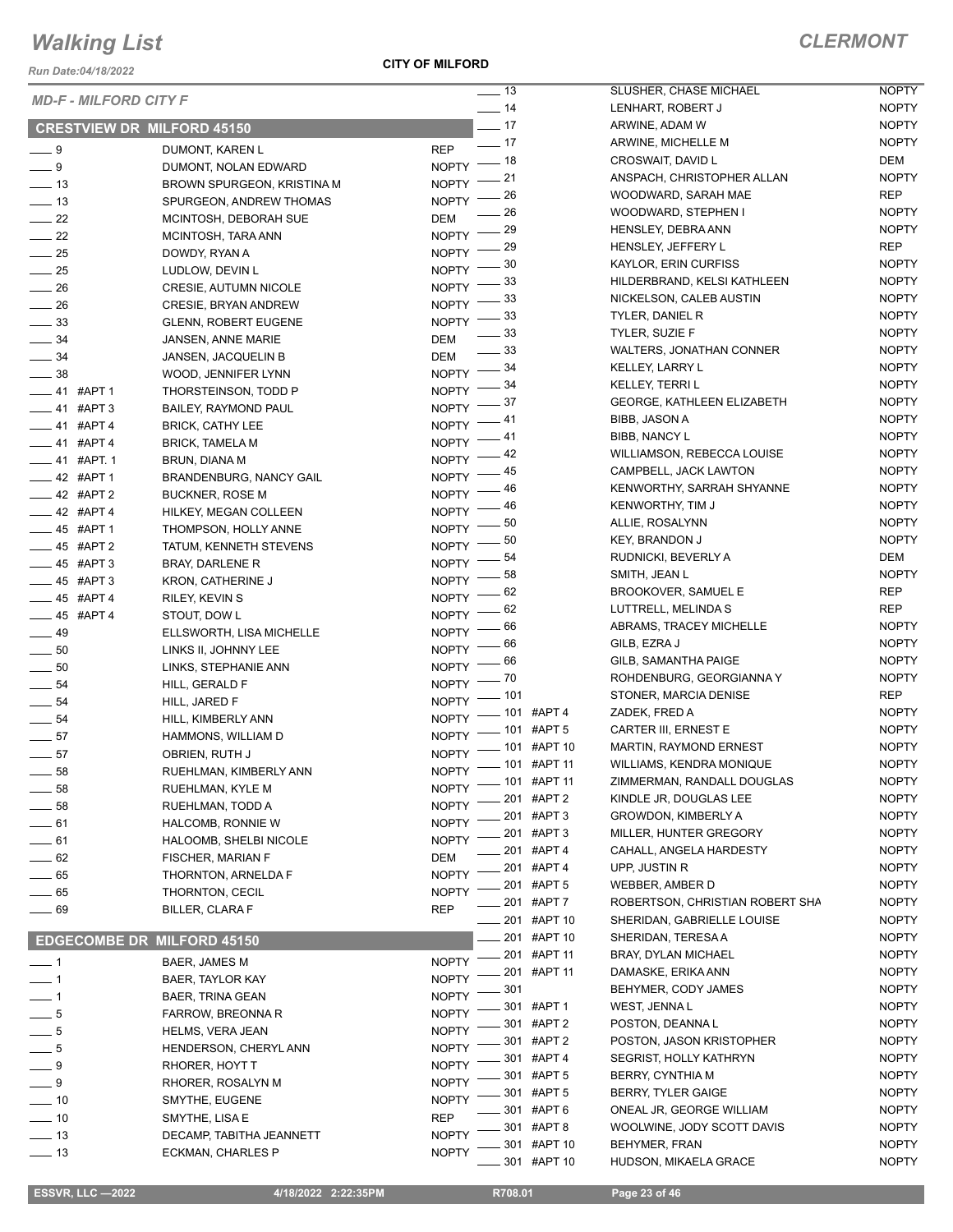# Walking List

## CLERMONT

*Run Date:04/18/2022*

**CITY OF MILFORD**

*MD-F - MILFORD CITY F*

### CRESTVIEW DR MILFORD 45150

| | | |
|---|---|---|
| ___ 9 | DUMONT, KAREN L | REP |
| ___ 9 | DUMONT, NOLAN EDWARD | NOPTY |
| ___ 13 | BROWN SPURGEON, KRISTINA M | NOPTY |
| ___ 13 | SPURGEON, ANDREW THOMAS | NOPTY |
| ___ 22 | MCINTOSH, DEBORAH SUE | DEM |
| ___ 22 | MCINTOSH, TARA ANN | NOPTY |
| ___ 25 | DOWDY, RYAN A | NOPTY |
| ___ 25 | LUDLOW, DEVIN L | NOPTY |
| ___ 26 | CRESIE, AUTUMN NICOLE | NOPTY |
| ___ 26 | CRESIE, BRYAN ANDREW | NOPTY |
| ___ 33 | GLENN, ROBERT EUGENE | NOPTY |
| ___ 34 | JANSEN, ANNE MARIE | DEM |
| ___ 34 | JANSEN, JACQUELIN B | DEM |
| ___ 38 | WOOD, JENNIFER LYNN | NOPTY |
| ___ 41 #APT 1 | THORSTEINSON, TODD P | NOPTY |
| ___ 41 #APT 3 | BAILEY, RAYMOND PAUL | NOPTY |
| ___ 41 #APT 4 | BRICK, CATHY LEE | NOPTY |
| ___ 41 #APT 4 | BRICK, TAMELA M | NOPTY |
| ___ 41 #APT. 1 | BRUN, DIANA M | NOPTY |
| ___ 42 #APT 1 | BRANDENBURG, NANCY GAIL | NOPTY |
| ___ 42 #APT 2 | BUCKNER, ROSE M | NOPTY |
| ___ 42 #APT 4 | HILKEY, MEGAN COLLEEN | NOPTY |
| ___ 45 #APT 1 | THOMPSON, HOLLY ANNE | NOPTY |
| ___ 45 #APT 2 | TATUM, KENNETH STEVENS | NOPTY |
| ___ 45 #APT 3 | BRAY, DARLENE R | NOPTY |
| ___ 45 #APT 3 | KRON, CATHERINE J | NOPTY |
| ___ 45 #APT 4 | RILEY, KEVIN S | NOPTY |
| ___ 45 #APT 4 | STOUT, DOW L | NOPTY |
| ___ 49 | ELLSWORTH, LISA MICHELLE | NOPTY |
| ___ 50 | LINKS II, JOHNNY LEE | NOPTY |
| ___ 50 | LINKS, STEPHANIE ANN | NOPTY |
| ___ 54 | HILL, GERALD F | NOPTY |
| ___ 54 | HILL, JARED F | NOPTY |
| ___ 54 | HILL, KIMBERLY ANN | NOPTY |
| ___ 57 | HAMMONS, WILLIAM D | NOPTY |
| ___ 57 | OBRIEN, RUTH J | NOPTY |
| ___ 58 | RUEHLMAN, KIMBERLY ANN | NOPTY |
| ___ 58 | RUEHLMAN, KYLE M | NOPTY |
| ___ 58 | RUEHLMAN, TODD A | NOPTY |
| ___ 61 | HALCOMB, RONNIE W | NOPTY |
| ___ 61 | HALOOMB, SHELBI NICOLE | NOPTY |
| ___ 62 | FISCHER, MARIAN F | DEM |
| ___ 65 | THORNTON, ARNELDA F | NOPTY |
| ___ 65 | THORNTON, CECIL | NOPTY |
| ___ 69 | BILLER, CLARA F | REP |

### EDGECOMBE DR MILFORD 45150

| | | |
|---|---|---|
| ___ 1 | BAER, JAMES M | NOPTY |
| ___ 1 | BAER, TAYLOR KAY | NOPTY |
| ___ 1 | BAER, TRINA GEAN | NOPTY |
| ___ 5 | FARROW, BREONNA R | NOPTY |
| ___ 5 | HELMS, VERA JEAN | NOPTY |
| ___ 5 | HENDERSON, CHERYL ANN | NOPTY |
| ___ 9 | RHORER, HOYT T | NOPTY |
| ___ 9 | RHORER, ROSALYN M | NOPTY |
| ___ 10 | SMYTHE, EUGENE | NOPTY |
| ___ 10 | SMYTHE, LISA E | REP |
| ___ 13 | DECAMP, TABITHA JEANNETT | NOPTY |
| ___ 13 | ECKMAN, CHARLES P | NOPTY |
| ___ 13 | SLUSHER, CHASE MICHAEL | NOPTY |
| ___ 14 | LENHART, ROBERT J | NOPTY |
| ___ 17 | ARWINE, ADAM W | NOPTY |
| ___ 17 | ARWINE, MICHELLE M | NOPTY |
| ___ 18 | CROSWAIT, DAVID L | DEM |
| ___ 21 | ANSPACH, CHRISTOPHER ALLAN | NOPTY |
| ___ 26 | WOODWARD, SARAH MAE | REP |
| ___ 26 | WOODWARD, STEPHEN I | NOPTY |
| ___ 29 | HENSLEY, DEBRA ANN | NOPTY |
| ___ 29 | HENSLEY, JEFFERY L | REP |
| ___ 30 | KAYLOR, ERIN CURFISS | NOPTY |
| ___ 33 | HILDERBRAND, KELSI KATHLEEN | NOPTY |
| ___ 33 | NICKELSON, CALEB AUSTIN | NOPTY |
| ___ 33 | TYLER, DANIEL R | NOPTY |
| ___ 33 | TYLER, SUZIE F | NOPTY |
| ___ 33 | WALTERS, JONATHAN CONNER | NOPTY |
| ___ 34 | KELLEY, LARRY L | NOPTY |
| ___ 34 | KELLEY, TERRI L | NOPTY |
| ___ 37 | GEORGE, KATHLEEN ELIZABETH | NOPTY |
| ___ 41 | BIBB, JASON A | NOPTY |
| ___ 41 | BIBB, NANCY L | NOPTY |
| ___ 42 | WILLIAMSON, REBECCA LOUISE | NOPTY |
| ___ 45 | CAMPBELL, JACK LAWTON | NOPTY |
| ___ 46 | KENWORTHY, SARRAH SHYANNE | NOPTY |
| ___ 46 | KENWORTHY, TIM J | NOPTY |
| ___ 50 | ALLIE, ROSALYNN | NOPTY |
| ___ 50 | KEY, BRANDON J | NOPTY |
| ___ 54 | RUDNICKI, BEVERLY A | DEM |
| ___ 58 | SMITH, JEAN L | NOPTY |
| ___ 62 | BROOKOVER, SAMUEL E | REP |
| ___ 62 | LUTTRELL, MELINDA S | REP |
| ___ 66 | ABRAMS, TRACEY MICHELLE | NOPTY |
| ___ 66 | GILB, EZRA J | NOPTY |
| ___ 66 | GILB, SAMANTHA PAIGE | NOPTY |
| ___ 70 | ROHDENBURG, GEORGIANNA Y | NOPTY |
| ___ 101 | STONER, MARCIA DENISE | REP |
| ___ 101 #APT 4 | ZADEK, FRED A | NOPTY |
| ___ 101 #APT 5 | CARTER III, ERNEST E | NOPTY |
| ___ 101 #APT 10 | MARTIN, RAYMOND ERNEST | NOPTY |
| ___ 101 #APT 11 | WILLIAMS, KENDRA MONIQUE | NOPTY |
| ___ 101 #APT 11 | ZIMMERMAN, RANDALL DOUGLAS | NOPTY |
| ___ 201 #APT 2 | KINDLE JR, DOUGLAS LEE | NOPTY |
| ___ 201 #APT 3 | GROWDON, KIMBERLY A | NOPTY |
| ___ 201 #APT 3 | MILLER, HUNTER GREGORY | NOPTY |
| ___ 201 #APT 4 | CAHALL, ANGELA HARDESTY | NOPTY |
| ___ 201 #APT 4 | UPP, JUSTIN R | NOPTY |
| ___ 201 #APT 5 | WEBBER, AMBER D | NOPTY |
| ___ 201 #APT 7 | ROBERTSON, CHRISTIAN ROBERT SHA | NOPTY |
| ___ 201 #APT 10 | SHERIDAN, GABRIELLE LOUISE | NOPTY |
| ___ 201 #APT 10 | SHERIDAN, TERESA A | NOPTY |
| ___ 201 #APT 11 | BRAY, DYLAN MICHAEL | NOPTY |
| ___ 201 #APT 11 | DAMASKE, ERIKA ANN | NOPTY |
| ___ 301 | BEHYMER, CODY JAMES | NOPTY |
| ___ 301 #APT 1 | WEST, JENNA L | NOPTY |
| ___ 301 #APT 2 | POSTON, DEANNA L | NOPTY |
| ___ 301 #APT 2 | POSTON, JASON KRISTOPHER | NOPTY |
| ___ 301 #APT 4 | SEGRIST, HOLLY KATHRYN | NOPTY |
| ___ 301 #APT 5 | BERRY, CYNTHIA M | NOPTY |
| ___ 301 #APT 5 | BERRY, TYLER GAIGE | NOPTY |
| ___ 301 #APT 6 | ONEAL JR, GEORGE WILLIAM | NOPTY |
| ___ 301 #APT 8 | WOOLWINE, JODY SCOTT DAVIS | NOPTY |
| ___ 301 #APT 10 | BEHYMER, FRAN | NOPTY |
| ___ 301 #APT 10 | HUDSON, MIKAELA GRACE | NOPTY |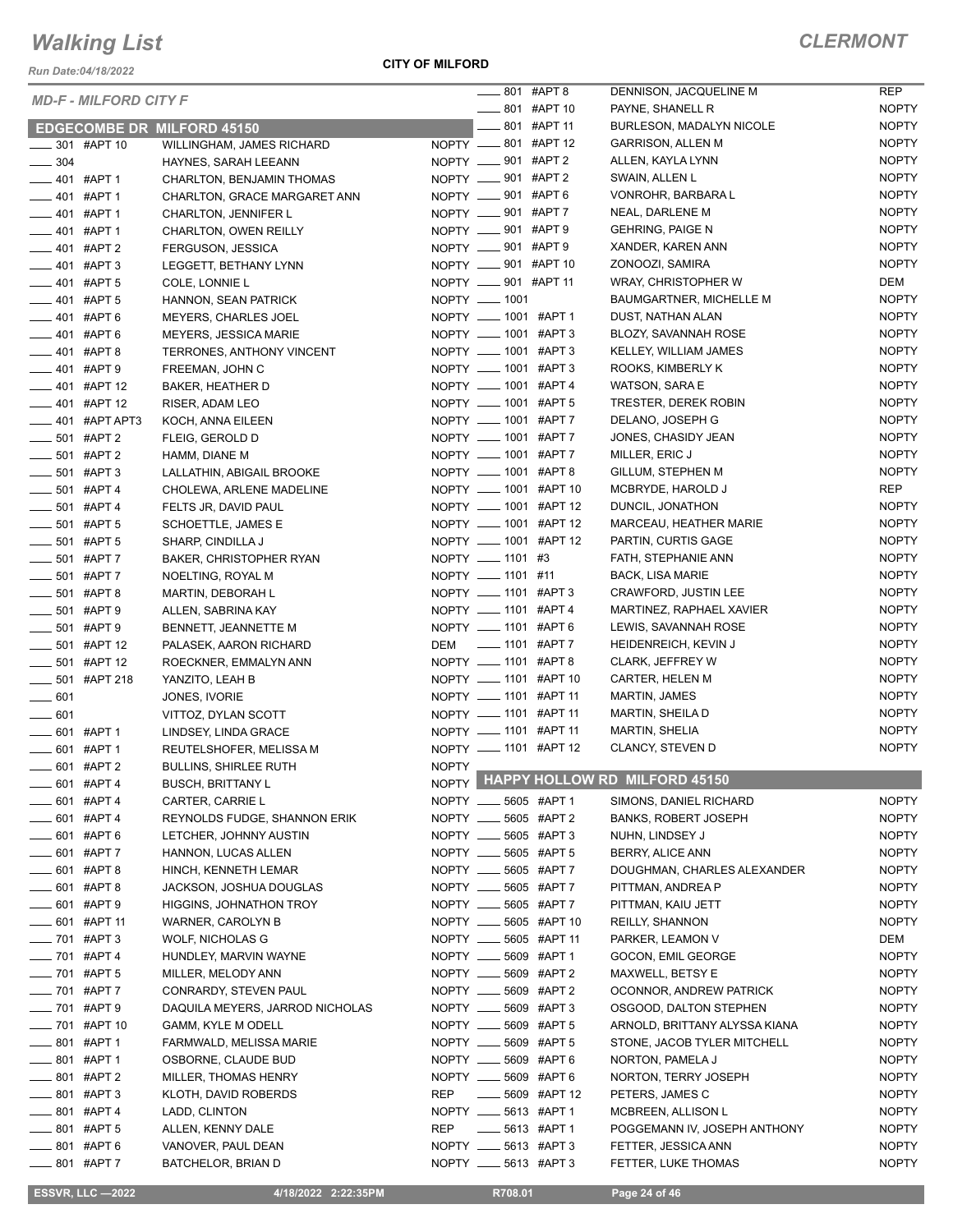# Walking List

## CLERMONT

Run Date:04/18/2022

**CITY OF MILFORD**

*MD-F - MILFORD CITY F*

### EDGECOMBE DR MILFORD 45150

| | | |
|---|---|---|
| ____ 301 #APT 10 | WILLINGHAM, JAMES RICHARD | NOPTY |
| ____ 304 | HAYNES, SARAH LEEANN | NOPTY |
| ____ 401 #APT 1 | CHARLTON, BENJAMIN THOMAS | NOPTY |
| ____ 401 #APT 1 | CHARLTON, GRACE MARGARET ANN | NOPTY |
| ____ 401 #APT 1 | CHARLTON, JENNIFER L | NOPTY |
| ____ 401 #APT 1 | CHARLTON, OWEN REILLY | NOPTY |
| ____ 401 #APT 2 | FERGUSON, JESSICA | NOPTY |
| ____ 401 #APT 3 | LEGGETT, BETHANY LYNN | NOPTY |
| ____ 401 #APT 5 | COLE, LONNIE L | NOPTY |
| ____ 401 #APT 5 | HANNON, SEAN PATRICK | NOPTY |
| ____ 401 #APT 6 | MEYERS, CHARLES JOEL | NOPTY |
| ____ 401 #APT 6 | MEYERS, JESSICA MARIE | NOPTY |
| ____ 401 #APT 8 | TERRONES, ANTHONY VINCENT | NOPTY |
| ____ 401 #APT 9 | FREEMAN, JOHN C | NOPTY |
| ____ 401 #APT 12 | BAKER, HEATHER D | NOPTY |
| ____ 401 #APT 12 | RISER, ADAM LEO | NOPTY |
| ____ 401 #APT APT3 | KOCH, ANNA EILEEN | NOPTY |
| ____ 501 #APT 2 | FLEIG, GEROLD D | NOPTY |
| ____ 501 #APT 2 | HAMM, DIANE M | NOPTY |
| ____ 501 #APT 3 | LALLATHIN, ABIGAIL BROOKE | NOPTY |
| ____ 501 #APT 4 | CHOLEWA, ARLENE MADELINE | NOPTY |
| ____ 501 #APT 4 | FELTS JR, DAVID PAUL | NOPTY |
| ____ 501 #APT 5 | SCHOETTLE, JAMES E | NOPTY |
| ____ 501 #APT 5 | SHARP, CINDILLA J | NOPTY |
| ____ 501 #APT 7 | BAKER, CHRISTOPHER RYAN | NOPTY |
| ____ 501 #APT 7 | NOELTING, ROYAL M | NOPTY |
| ____ 501 #APT 8 | MARTIN, DEBORAH L | NOPTY |
| ____ 501 #APT 9 | ALLEN, SABRINA KAY | NOPTY |
| ____ 501 #APT 9 | BENNETT, JEANNETTE M | NOPTY |
| ____ 501 #APT 12 | PALASEK, AARON RICHARD | DEM |
| ____ 501 #APT 12 | ROECKNER, EMMALYN ANN | NOPTY |
| ____ 501 #APT 218 | YANZITO, LEAH B | NOPTY |
| ____ 601 | JONES, IVORIE | NOPTY |
| ____ 601 | VITTOZ, DYLAN SCOTT | NOPTY |
| ____ 601 #APT 1 | LINDSEY, LINDA GRACE | NOPTY |
| ____ 601 #APT 1 | REUTELSHOFER, MELISSA M | NOPTY |
| ____ 601 #APT 2 | BULLINS, SHIRLEE RUTH | NOPTY |
| ____ 601 #APT 4 | BUSCH, BRITTANY L | NOPTY |
| ____ 601 #APT 4 | CARTER, CARRIE L | NOPTY |
| ____ 601 #APT 4 | REYNOLDS FUDGE, SHANNON ERIK | NOPTY |
| ____ 601 #APT 6 | LETCHER, JOHNNY AUSTIN | NOPTY |
| ____ 601 #APT 7 | HANNON, LUCAS ALLEN | NOPTY |
| ____ 601 #APT 8 | HINCH, KENNETH LEMAR | NOPTY |
| ____ 601 #APT 8 | JACKSON, JOSHUA DOUGLAS | NOPTY |
| ____ 601 #APT 9 | HIGGINS, JOHNATHON TROY | NOPTY |
| ____ 601 #APT 11 | WARNER, CAROLYN B | NOPTY |
| ____ 701 #APT 3 | WOLF, NICHOLAS G | NOPTY |
| ____ 701 #APT 4 | HUNDLEY, MARVIN WAYNE | NOPTY |
| ____ 701 #APT 5 | MILLER, MELODY ANN | NOPTY |
| ____ 701 #APT 7 | CONRARDY, STEVEN PAUL | NOPTY |
| ____ 701 #APT 9 | DAQUILA MEYERS, JARROD NICHOLAS | NOPTY |
| ____ 701 #APT 10 | GAMM, KYLE M ODELL | NOPTY |
| ____ 801 #APT 1 | FARMWALD, MELISSA MARIE | NOPTY |
| ____ 801 #APT 1 | OSBORNE, CLAUDE BUD | NOPTY |
| ____ 801 #APT 2 | MILLER, THOMAS HENRY | NOPTY |
| ____ 801 #APT 3 | KLOTH, DAVID ROBERDS | REP |
| ____ 801 #APT 4 | LADD, CLINTON | NOPTY |
| ____ 801 #APT 5 | ALLEN, KENNY DALE | REP |
| ____ 801 #APT 6 | VANOVER, PAUL DEAN | NOPTY |
| ____ 801 #APT 7 | BATCHELOR, BRIAN D | NOPTY |
| ____ 801 #APT 8 | DENNISON, JACQUELINE M | REP |
| ____ 801 #APT 10 | PAYNE, SHANELL R | NOPTY |
| ____ 801 #APT 11 | BURLESON, MADALYN NICOLE | NOPTY |
| ____ 801 #APT 12 | GARRISON, ALLEN M | NOPTY |
| ____ 901 #APT 2 | ALLEN, KAYLA LYNN | NOPTY |
| ____ 901 #APT 2 | SWAIN, ALLEN L | NOPTY |
| ____ 901 #APT 6 | VONROHR, BARBARA L | NOPTY |
| ____ 901 #APT 7 | NEAL, DARLENE M | NOPTY |
| ____ 901 #APT 9 | GEHRING, PAIGE N | NOPTY |
| ____ 901 #APT 9 | XANDER, KAREN ANN | NOPTY |
| ____ 901 #APT 10 | ZONOOZI, SAMIRA | NOPTY |
| ____ 901 #APT 11 | WRAY, CHRISTOPHER W | DEM |
| ____ 1001 | BAUMGARTNER, MICHELLE M | NOPTY |
| ____ 1001 #APT 1 | DUST, NATHAN ALAN | NOPTY |
| ____ 1001 #APT 3 | BLOZY, SAVANNAH ROSE | NOPTY |
| ____ 1001 #APT 3 | KELLEY, WILLIAM JAMES | NOPTY |
| ____ 1001 #APT 3 | ROOKS, KIMBERLY K | NOPTY |
| ____ 1001 #APT 4 | WATSON, SARA E | NOPTY |
| ____ 1001 #APT 5 | TRESTER, DEREK ROBIN | NOPTY |
| ____ 1001 #APT 7 | DELANO, JOSEPH G | NOPTY |
| ____ 1001 #APT 7 | JONES, CHASIDY JEAN | NOPTY |
| ____ 1001 #APT 7 | MILLER, ERIC J | NOPTY |
| ____ 1001 #APT 8 | GILLUM, STEPHEN M | NOPTY |
| ____ 1001 #APT 10 | MCBRYDE, HAROLD J | REP |
| ____ 1001 #APT 12 | DUNCIL, JONATHON | NOPTY |
| ____ 1001 #APT 12 | MARCEAU, HEATHER MARIE | NOPTY |
| ____ 1001 #APT 12 | PARTIN, CURTIS GAGE | NOPTY |
| ____ 1101 #3 | FATH, STEPHANIE ANN | NOPTY |
| ____ 1101 #11 | BACK, LISA MARIE | NOPTY |
| ____ 1101 #APT 3 | CRAWFORD, JUSTIN LEE | NOPTY |
| ____ 1101 #APT 4 | MARTINEZ, RAPHAEL XAVIER | NOPTY |
| ____ 1101 #APT 6 | LEWIS, SAVANNAH ROSE | NOPTY |
| ____ 1101 #APT 7 | HEIDENREICH, KEVIN J | NOPTY |
| ____ 1101 #APT 8 | CLARK, JEFFREY W | NOPTY |
| ____ 1101 #APT 10 | CARTER, HELEN M | NOPTY |
| ____ 1101 #APT 11 | MARTIN, JAMES | NOPTY |
| ____ 1101 #APT 11 | MARTIN, SHEILA D | NOPTY |
| ____ 1101 #APT 11 | MARTIN, SHELIA | NOPTY |
| ____ 1101 #APT 12 | CLANCY, STEVEN D | NOPTY |

### HAPPY HOLLOW RD MILFORD 45150

| | | |
|---|---|---|
| ____ 5605 #APT 1 | SIMONS, DANIEL RICHARD | NOPTY |
| ____ 5605 #APT 2 | BANKS, ROBERT JOSEPH | NOPTY |
| ____ 5605 #APT 3 | NUHN, LINDSEY J | NOPTY |
| ____ 5605 #APT 5 | BERRY, ALICE ANN | NOPTY |
| ____ 5605 #APT 7 | DOUGHMAN, CHARLES ALEXANDER | NOPTY |
| ____ 5605 #APT 7 | PITTMAN, ANDREA P | NOPTY |
| ____ 5605 #APT 7 | PITTMAN, KAIU JETT | NOPTY |
| ____ 5605 #APT 10 | REILLY, SHANNON | NOPTY |
| ____ 5605 #APT 11 | PARKER, LEAMON V | DEM |
| ____ 5609 #APT 1 | GOCON, EMIL GEORGE | NOPTY |
| ____ 5609 #APT 2 | MAXWELL, BETSY E | NOPTY |
| ____ 5609 #APT 2 | OCONNOR, ANDREW PATRICK | NOPTY |
| ____ 5609 #APT 3 | OSGOOD, DALTON STEPHEN | NOPTY |
| ____ 5609 #APT 5 | ARNOLD, BRITTANY ALYSSA KIANA | NOPTY |
| ____ 5609 #APT 5 | STONE, JACOB TYLER MITCHELL | NOPTY |
| ____ 5609 #APT 6 | NORTON, PAMELA J | NOPTY |
| ____ 5609 #APT 6 | NORTON, TERRY JOSEPH | NOPTY |
| ____ 5609 #APT 12 | PETERS, JAMES C | NOPTY |
| ____ 5613 #APT 1 | MCBREEN, ALLISON L | NOPTY |
| ____ 5613 #APT 1 | POGGEMANN IV, JOSEPH ANTHONY | NOPTY |
| ____ 5613 #APT 3 | FETTER, JESSICA ANN | NOPTY |
| ____ 5613 #APT 3 | FETTER, LUKE THOMAS | NOPTY |

ESSVR, LLC —2022 4/18/2022 2:22:35PM R708.01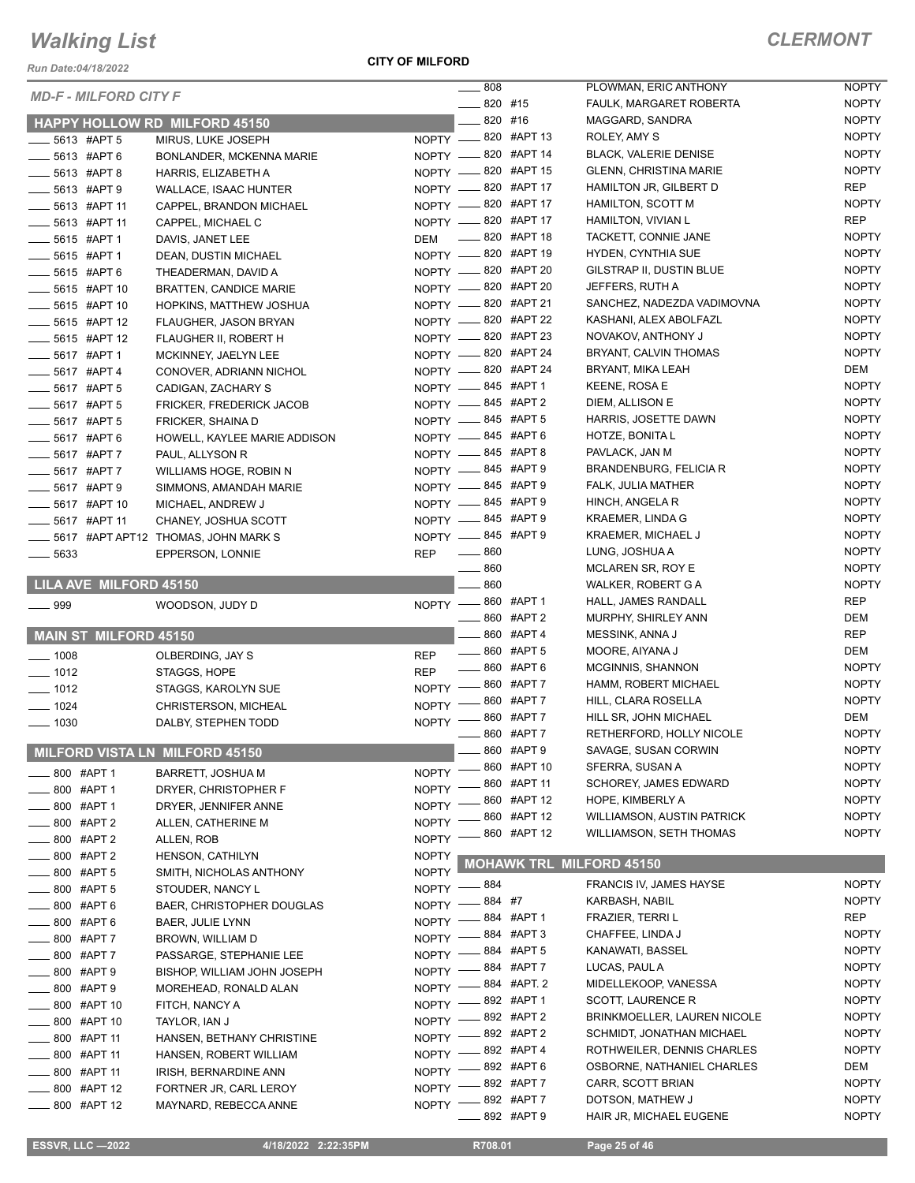# Walking List

**CLERMONT**

Run Date:04/18/2022

**CITY OF MILFORD**

*MD-F - MILFORD CITY F*

## HAPPY HOLLOW RD MILFORD 45150

| | | |
|---|---|---|
| 5613 #APT 5 | MIRUS, LUKE JOSEPH | NOPTY |
| 5613 #APT 6 | BONLANDER, MCKENNA MARIE | NOPTY |
| 5613 #APT 8 | HARRIS, ELIZABETH A | NOPTY |
| 5613 #APT 9 | WALLACE, ISAAC HUNTER | NOPTY |
| 5613 #APT 11 | CAPPEL, BRANDON MICHAEL | NOPTY |
| 5613 #APT 11 | CAPPEL, MICHAEL C | NOPTY |
| 5615 #APT 1 | DAVIS, JANET LEE | DEM |
| 5615 #APT 1 | DEAN, DUSTIN MICHAEL | NOPTY |
| 5615 #APT 6 | THEADERMAN, DAVID A | NOPTY |
| 5615 #APT 10 | BRATTEN, CANDICE MARIE | NOPTY |
| 5615 #APT 10 | HOPKINS, MATTHEW JOSHUA | NOPTY |
| 5615 #APT 12 | FLAUGHER, JASON BRYAN | NOPTY |
| 5615 #APT 12 | FLAUGHER II, ROBERT H | NOPTY |
| 5617 #APT 1 | MCKINNEY, JAELYN LEE | NOPTY |
| 5617 #APT 4 | CONOVER, ADRIANN NICHOL | NOPTY |
| 5617 #APT 5 | CADIGAN, ZACHARY S | NOPTY |
| 5617 #APT 5 | FRICKER, FREDERICK JACOB | NOPTY |
| 5617 #APT 5 | FRICKER, SHAINA D | NOPTY |
| 5617 #APT 6 | HOWELL, KAYLEE MARIE ADDISON | NOPTY |
| 5617 #APT 7 | PAUL, ALLYSON R | NOPTY |
| 5617 #APT 7 | WILLIAMS HOGE, ROBIN N | NOPTY |
| 5617 #APT 9 | SIMMONS, AMANDAH MARIE | NOPTY |
| 5617 #APT 10 | MICHAEL, ANDREW J | NOPTY |
| 5617 #APT 11 | CHANEY, JOSHUA SCOTT | NOPTY |
| 5617 #APT APT12 | THOMAS, JOHN MARK S | NOPTY |
| 5633 | EPPERSON, LONNIE | REP |

## LILA AVE MILFORD 45150

| | | |
|---|---|---|
| 999 | WOODSON, JUDY D | NOPTY |

## MAIN ST MILFORD 45150

| | | |
|---|---|---|
| 1008 | OLBERDING, JAY S | REP |
| 1012 | STAGGS, HOPE | REP |
| 1012 | STAGGS, KAROLYN SUE | NOPTY |
| 1024 | CHRISTERSON, MICHEAL | NOPTY |
| 1030 | DALBY, STEPHEN TODD | NOPTY |

## MILFORD VISTA LN MILFORD 45150

| | | |
|---|---|---|
| 800 #APT 1 | BARRETT, JOSHUA M | NOPTY |
| 800 #APT 1 | DRYER, CHRISTOPHER F | NOPTY |
| 800 #APT 1 | DRYER, JENNIFER ANNE | NOPTY |
| 800 #APT 2 | ALLEN, CATHERINE M | NOPTY |
| 800 #APT 2 | ALLEN, ROB | NOPTY |
| 800 #APT 2 | HENSON, CATHILYN | NOPTY |
| 800 #APT 5 | SMITH, NICHOLAS ANTHONY | NOPTY |
| 800 #APT 5 | STOUDER, NANCY L | NOPTY |
| 800 #APT 6 | BAER, CHRISTOPHER DOUGLAS | NOPTY |
| 800 #APT 6 | BAER, JULIE LYNN | NOPTY |
| 800 #APT 7 | BROWN, WILLIAM D | NOPTY |
| 800 #APT 7 | PASSARGE, STEPHANIE LEE | NOPTY |
| 800 #APT 9 | BISHOP, WILLIAM JOHN JOSEPH | NOPTY |
| 800 #APT 9 | MOREHEAD, RONALD ALAN | NOPTY |
| 800 #APT 10 | FITCH, NANCY A | NOPTY |
| 800 #APT 10 | TAYLOR, IAN J | NOPTY |
| 800 #APT 11 | HANSEN, BETHANY CHRISTINE | NOPTY |
| 800 #APT 11 | HANSEN, ROBERT WILLIAM | NOPTY |
| 800 #APT 11 | IRISH, BERNARDINE ANN | NOPTY |
| 800 #APT 12 | FORTNER JR, CARL LEROY | NOPTY |
| 800 #APT 12 | MAYNARD, REBECCA ANNE | NOPTY |
| 808 | PLOWMAN, ERIC ANTHONY | NOPTY |
| 820 #15 | FAULK, MARGARET ROBERTA | NOPTY |
| 820 #16 | MAGGARD, SANDRA | NOPTY |
| 820 #APT 13 | ROLEY, AMY S | NOPTY |
| 820 #APT 14 | BLACK, VALERIE DENISE | NOPTY |
| 820 #APT 15 | GLENN, CHRISTINA MARIE | NOPTY |
| 820 #APT 17 | HAMILTON JR, GILBERT D | REP |
| 820 #APT 17 | HAMILTON, SCOTT M | NOPTY |
| 820 #APT 17 | HAMILTON, VIVIAN L | REP |
| 820 #APT 18 | TACKETT, CONNIE JANE | NOPTY |
| 820 #APT 19 | HYDEN, CYNTHIA SUE | NOPTY |
| 820 #APT 20 | GILSTRAP II, DUSTIN BLUE | NOPTY |
| 820 #APT 20 | JEFFERS, RUTH A | NOPTY |
| 820 #APT 21 | SANCHEZ, NADEZDA VADIMOVNA | NOPTY |
| 820 #APT 22 | KASHANI, ALEX ABOLFAZL | NOPTY |
| 820 #APT 23 | NOVAKOV, ANTHONY J | NOPTY |
| 820 #APT 24 | BRYANT, CALVIN THOMAS | NOPTY |
| 820 #APT 24 | BRYANT, MIKA LEAH | DEM |
| 845 #APT 1 | KEENE, ROSA E | NOPTY |
| 845 #APT 2 | DIEM, ALLISON E | NOPTY |
| 845 #APT 5 | HARRIS, JOSETTE DAWN | NOPTY |
| 845 #APT 6 | HOTZE, BONITA L | NOPTY |
| 845 #APT 8 | PAVLACK, JAN M | NOPTY |
| 845 #APT 9 | BRANDENBURG, FELICIA R | NOPTY |
| 845 #APT 9 | FALK, JULIA MATHER | NOPTY |
| 845 #APT 9 | HINCH, ANGELA R | NOPTY |
| 845 #APT 9 | KRAEMER, LINDA G | NOPTY |
| 845 #APT 9 | KRAEMER, MICHAEL J | NOPTY |
| 860 | LUNG, JOSHUA A | NOPTY |
| 860 | MCLAREN SR, ROY E | NOPTY |
| 860 | WALKER, ROBERT G A | NOPTY |
| 860 #APT 1 | HALL, JAMES RANDALL | REP |
| 860 #APT 2 | MURPHY, SHIRLEY ANN | DEM |
| 860 #APT 4 | MESSINK, ANNA J | REP |
| 860 #APT 5 | MOORE, AIYANA J | DEM |
| 860 #APT 6 | MCGINNIS, SHANNON | NOPTY |
| 860 #APT 7 | HAMM, ROBERT MICHAEL | NOPTY |
| 860 #APT 7 | HILL, CLARA ROSELLA | NOPTY |
| 860 #APT 7 | HILL SR, JOHN MICHAEL | DEM |
| 860 #APT 7 | RETHERFORD, HOLLY NICOLE | NOPTY |
| 860 #APT 9 | SAVAGE, SUSAN CORWIN | NOPTY |
| 860 #APT 10 | SFERRA, SUSAN A | NOPTY |
| 860 #APT 11 | SCHOREY, JAMES EDWARD | NOPTY |
| 860 #APT 12 | HOPE, KIMBERLY A | NOPTY |
| 860 #APT 12 | WILLIAMSON, AUSTIN PATRICK | NOPTY |
| 860 #APT 12 | WILLIAMSON, SETH THOMAS | NOPTY |

## MOHAWK TRL MILFORD 45150

| | | |
|---|---|---|
| 884 | FRANCIS IV, JAMES HAYSE | NOPTY |
| 884 #7 | KARBASH, NABIL | NOPTY |
| 884 #APT 1 | FRAZIER, TERRI L | REP |
| 884 #APT 3 | CHAFFEE, LINDA J | NOPTY |
| 884 #APT 5 | KANAWATI, BASSEL | NOPTY |
| 884 #APT 7 | LUCAS, PAUL A | NOPTY |
| 884 #APT. 2 | MIDELLEKOOP, VANESSA | NOPTY |
| 892 #APT 1 | SCOTT, LAURENCE R | NOPTY |
| 892 #APT 2 | BRINKMOELLER, LAUREN NICOLE | NOPTY |
| 892 #APT 2 | SCHMIDT, JONATHAN MICHAEL | NOPTY |
| 892 #APT 4 | ROTHWEILER, DENNIS CHARLES | NOPTY |
| 892 #APT 6 | OSBORNE, NATHANIEL CHARLES | DEM |
| 892 #APT 7 | CARR, SCOTT BRIAN | NOPTY |
| 892 #APT 7 | DOTSON, MATHEW J | NOPTY |
| 892 #APT 9 | HAIR JR, MICHAEL EUGENE | NOPTY |

ESSVR, LLC —2022 | 4/18/2022 2:22:35PM | R708.01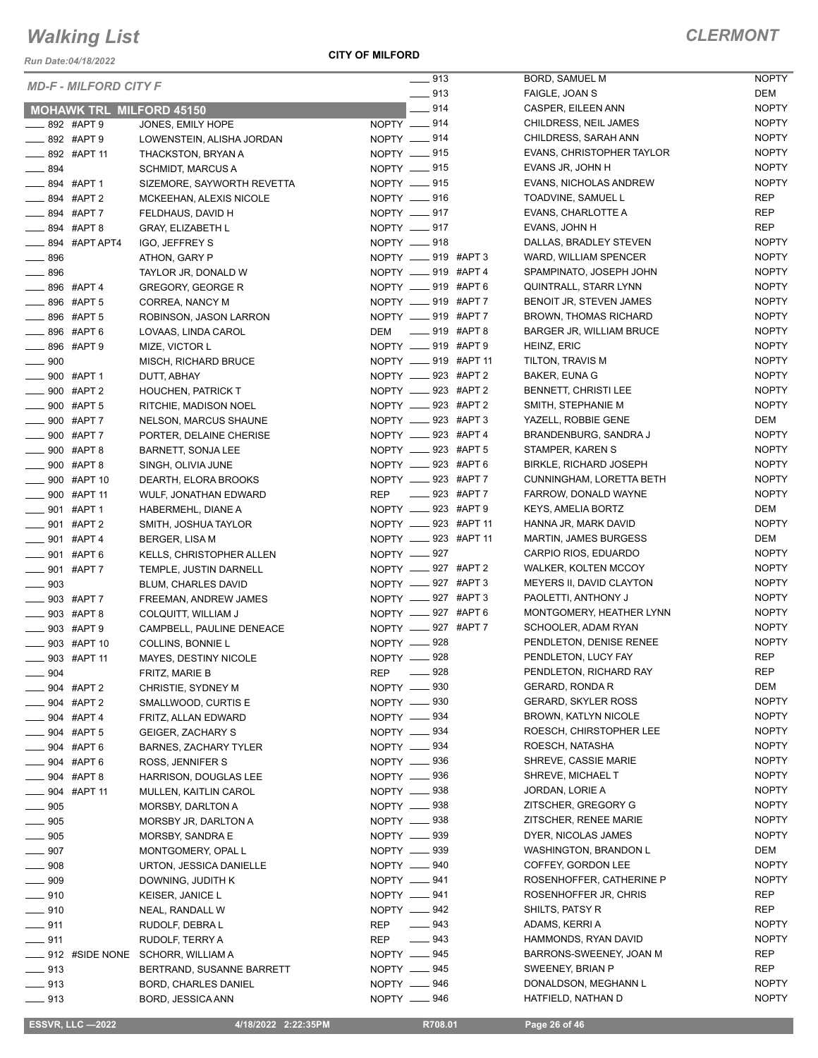# Walking List

*Run Date:04/18/2022*

**CITY OF MILFORD**

***CLERMONT***

*MD-F - MILFORD CITY F*

## MOHAWK TRL MILFORD 45150

| | | | |
|---|---|---|---|
| ____ 892 #APT 9 | | JONES, EMILY HOPE | NOPTY |
| ____ 892 #APT 9 | | LOWENSTEIN, ALISHA JORDAN | NOPTY |
| ____ 892 #APT 11 | | THACKSTON, BRYAN A | NOPTY |
| ____ 894 | | SCHMIDT, MARCUS A | NOPTY |
| ____ 894 #APT 1 | | SIZEMORE, SAYWORTH REVETTA | NOPTY |
| ____ 894 #APT 2 | | MCKEEHAN, ALEXIS NICOLE | NOPTY |
| ____ 894 #APT 7 | | FELDHAUS, DAVID H | NOPTY |
| ____ 894 #APT 8 | | GRAY, ELIZABETH L | NOPTY |
| ____ 894 #APT APT4 | | IGO, JEFFREY S | NOPTY |
| ____ 896 | | ATHON, GARY P | NOPTY |
| ____ 896 | | TAYLOR JR, DONALD W | NOPTY |
| ____ 896 #APT 4 | | GREGORY, GEORGE R | NOPTY |
| ____ 896 #APT 5 | | CORREA, NANCY M | NOPTY |
| ____ 896 #APT 5 | | ROBINSON, JASON LARRON | NOPTY |
| ____ 896 #APT 6 | | LOVAAS, LINDA CAROL | DEM |
| ____ 896 #APT 9 | | MIZE, VICTOR L | NOPTY |
| ____ 900 | | MISCH, RICHARD BRUCE | NOPTY |
| ____ 900 #APT 1 | | DUTT, ABHAY | NOPTY |
| ____ 900 #APT 2 | | HOUCHEN, PATRICK T | NOPTY |
| ____ 900 #APT 5 | | RITCHIE, MADISON NOEL | NOPTY |
| ____ 900 #APT 7 | | NELSON, MARCUS SHAUNE | NOPTY |
| ____ 900 #APT 7 | | PORTER, DELAINE CHERISE | NOPTY |
| ____ 900 #APT 8 | | BARNETT, SONJA LEE | NOPTY |
| ____ 900 #APT 8 | | SINGH, OLIVIA JUNE | NOPTY |
| ____ 900 #APT 10 | | DEARTH, ELORA BROOKS | NOPTY |
| ____ 900 #APT 11 | | WULF, JONATHAN EDWARD | REP |
| ____ 901 #APT 1 | | HABERMEHL, DIANE A | NOPTY |
| ____ 901 #APT 2 | | SMITH, JOSHUA TAYLOR | NOPTY |
| ____ 901 #APT 4 | | BERGER, LISA M | NOPTY |
| ____ 901 #APT 6 | | KELLS, CHRISTOPHER ALLEN | NOPTY |
| ____ 901 #APT 7 | | TEMPLE, JUSTIN DARNELL | NOPTY |
| ____ 903 | | BLUM, CHARLES DAVID | NOPTY |
| ____ 903 #APT 7 | | FREEMAN, ANDREW JAMES | NOPTY |
| ____ 903 #APT 8 | | COLQUITT, WILLIAM J | NOPTY |
| ____ 903 #APT 9 | | CAMPBELL, PAULINE DENEACE | NOPTY |
| ____ 903 #APT 10 | | COLLINS, BONNIE L | NOPTY |
| ____ 903 #APT 11 | | MAYES, DESTINY NICOLE | NOPTY |
| ____ 904 | | FRITZ, MARIE B | REP |
| ____ 904 #APT 2 | | CHRISTIE, SYDNEY M | NOPTY |
| ____ 904 #APT 2 | | SMALLWOOD, CURTIS E | NOPTY |
| ____ 904 #APT 4 | | FRITZ, ALLAN EDWARD | NOPTY |
| ____ 904 #APT 5 | | GEIGER, ZACHARY S | NOPTY |
| ____ 904 #APT 6 | | BARNES, ZACHARY TYLER | NOPTY |
| ____ 904 #APT 6 | | ROSS, JENNIFER S | NOPTY |
| ____ 904 #APT 8 | | HARRISON, DOUGLAS LEE | NOPTY |
| ____ 904 #APT 11 | | MULLEN, KAITLIN CAROL | NOPTY |
| ____ 905 | | MORSBY, DARLTON A | NOPTY |
| ____ 905 | | MORSBY JR, DARLTON A | NOPTY |
| ____ 905 | | MORSBY, SANDRA E | NOPTY |
| ____ 907 | | MONTGOMERY, OPAL L | NOPTY |
| ____ 908 | | URTON, JESSICA DANIELLE | NOPTY |
| ____ 909 | | DOWNING, JUDITH K | NOPTY |
| ____ 910 | | KEISER, JANICE L | NOPTY |
| ____ 910 | | NEAL, RANDALL W | NOPTY |
| ____ 911 | | RUDOLF, DEBRA L | REP |
| ____ 911 | | RUDOLF, TERRY A | REP |
| ____ 912 #SIDE NONE | | SCHORR, WILLIAM A | NOPTY |
| ____ 913 | | BERTRAND, SUSANNE BARRETT | NOPTY |
| ____ 913 | | BORD, CHARLES DANIEL | NOPTY |
| ____ 913 | | BORD, JESSICA ANN | NOPTY |
| ____ 913 | | BORD, SAMUEL M | NOPTY |
| ____ 913 | | FAIGLE, JOAN S | DEM |
| ____ 914 | | CASPER, EILEEN ANN | NOPTY |
| ____ 914 | | CHILDRESS, NEIL JAMES | NOPTY |
| ____ 914 | | CHILDRESS, SARAH ANN | NOPTY |
| ____ 915 | | EVANS, CHRISTOPHER TAYLOR | NOPTY |
| ____ 915 | | EVANS JR, JOHN H | NOPTY |
| ____ 915 | | EVANS, NICHOLAS ANDREW | NOPTY |
| ____ 916 | | TOADVINE, SAMUEL L | REP |
| ____ 917 | | EVANS, CHARLOTTE A | REP |
| ____ 917 | | EVANS, JOHN H | REP |
| ____ 918 | | DALLAS, BRADLEY STEVEN | NOPTY |
| ____ 919 #APT 3 | | WARD, WILLIAM SPENCER | NOPTY |
| ____ 919 #APT 4 | | SPAMPINATO, JOSEPH JOHN | NOPTY |
| ____ 919 #APT 6 | | QUINTRALL, STARR LYNN | NOPTY |
| ____ 919 #APT 7 | | BENOIT JR, STEVEN JAMES | NOPTY |
| ____ 919 #APT 7 | | BROWN, THOMAS RICHARD | NOPTY |
| ____ 919 #APT 8 | | BARGER JR, WILLIAM BRUCE | NOPTY |
| ____ 919 #APT 9 | | HEINZ, ERIC | NOPTY |
| ____ 919 #APT 11 | | TILTON, TRAVIS M | NOPTY |
| ____ 923 #APT 2 | | BAKER, EUNA G | NOPTY |
| ____ 923 #APT 2 | | BENNETT, CHRISTI LEE | NOPTY |
| ____ 923 #APT 2 | | SMITH, STEPHANIE M | NOPTY |
| ____ 923 #APT 3 | | YAZELL, ROBBIE GENE | DEM |
| ____ 923 #APT 4 | | BRANDENBURG, SANDRA J | NOPTY |
| ____ 923 #APT 5 | | STAMPER, KAREN S | NOPTY |
| ____ 923 #APT 6 | | BIRKLE, RICHARD JOSEPH | NOPTY |
| ____ 923 #APT 7 | | CUNNINGHAM, LORETTA BETH | NOPTY |
| ____ 923 #APT 7 | | FARROW, DONALD WAYNE | NOPTY |
| ____ 923 #APT 9 | | KEYS, AMELIA BORTZ | DEM |
| ____ 923 #APT 11 | | HANNA JR, MARK DAVID | NOPTY |
| ____ 923 #APT 11 | | MARTIN, JAMES BURGESS | DEM |
| ____ 927 | | CARPIO RIOS, EDUARDO | NOPTY |
| ____ 927 #APT 2 | | WALKER, KOLTEN MCCOY | NOPTY |
| ____ 927 #APT 3 | | MEYERS II, DAVID CLAYTON | NOPTY |
| ____ 927 #APT 3 | | PAOLETTI, ANTHONY J | NOPTY |
| ____ 927 #APT 6 | | MONTGOMERY, HEATHER LYNN | NOPTY |
| ____ 927 #APT 7 | | SCHOOLER, ADAM RYAN | NOPTY |
| ____ 928 | | PENDLETON, DENISE RENEE | NOPTY |
| ____ 928 | | PENDLETON, LUCY FAY | REP |
| ____ 928 | | PENDLETON, RICHARD RAY | REP |
| ____ 930 | | GERARD, RONDA R | DEM |
| ____ 930 | | GERARD, SKYLER ROSS | NOPTY |
| ____ 934 | | BROWN, KATLYN NICOLE | NOPTY |
| ____ 934 | | ROESCH, CHIRSTOPHER LEE | NOPTY |
| ____ 934 | | ROESCH, NATASHA | NOPTY |
| ____ 936 | | SHREVE, CASSIE MARIE | NOPTY |
| ____ 936 | | SHREVE, MICHAEL T | NOPTY |
| ____ 938 | | JORDAN, LORIE A | NOPTY |
| ____ 938 | | ZITSCHER, GREGORY G | NOPTY |
| ____ 938 | | ZITSCHER, RENEE MARIE | NOPTY |
| ____ 939 | | DYER, NICOLAS JAMES | NOPTY |
| ____ 939 | | WASHINGTON, BRANDON L | DEM |
| ____ 940 | | COFFEY, GORDON LEE | NOPTY |
| ____ 941 | | ROSENHOFFER, CATHERINE P | NOPTY |
| ____ 941 | | ROSENHOFFER JR, CHRIS | REP |
| ____ 942 | | SHILTS, PATSY R | REP |
| ____ 943 | | ADAMS, KERRI A | NOPTY |
| ____ 943 | | HAMMONDS, RYAN DAVID | NOPTY |
| ____ 945 | | BARRONS-SWEENEY, JOAN M | REP |
| ____ 945 | | SWEENEY, BRIAN P | REP |
| ____ 946 | | DONALDSON, MEGHANN L | NOPTY |
| ____ 946 | | HATFIELD, NATHAN D | NOPTY |

ESSVR, LLC —2022 | 4/18/2022 2:22:35PM | R708.01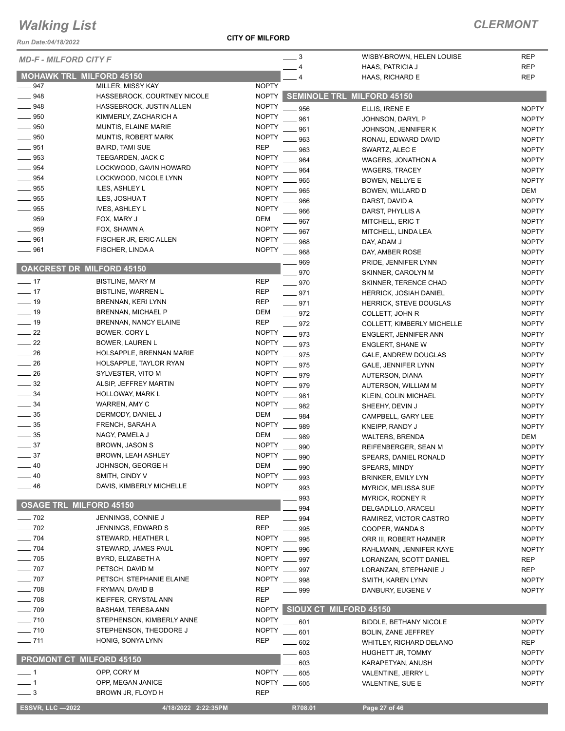# Walking List

**CLERMONT**

Run Date:04/18/2022

**CITY OF MILFORD**

*MD-F - MILFORD CITY F*

## MOHAWK TRL MILFORD 45150

| | | |
|---|---|---|
| ____ 947 | MILLER, MISSY KAY | NOPTY |
| ____ 948 | HASSEBROCK, COURTNEY NICOLE | NOPTY |
| ____ 948 | HASSEBROCK, JUSTIN ALLEN | NOPTY |
| ____ 950 | KIMMERLY, ZACHARICH A | NOPTY |
| ____ 950 | MUNTIS, ELAINE MARIE | NOPTY |
| ____ 950 | MUNTIS, ROBERT MARK | NOPTY |
| ____ 951 | BAIRD, TAMI SUE | REP |
| ____ 953 | TEEGARDEN, JACK C | NOPTY |
| ____ 954 | LOCKWOOD, GAVIN HOWARD | NOPTY |
| ____ 954 | LOCKWOOD, NICOLE LYNN | NOPTY |
| ____ 955 | ILES, ASHLEY L | NOPTY |
| ____ 955 | ILES, JOSHUA T | NOPTY |
| ____ 955 | IVES, ASHLEY L | NOPTY |
| ____ 959 | FOX, MARY J | DEM |
| ____ 959 | FOX, SHAWN A | NOPTY |
| ____ 961 | FISCHER JR, ERIC ALLEN | NOPTY |
| ____ 961 | FISCHER, LINDA A | NOPTY |

## OAKCREST DR MILFORD 45150

| | | |
|---|---|---|
| ____ 17 | BISTLINE, MARY M | REP |
| ____ 17 | BISTLINE, WARREN L | REP |
| ____ 19 | BRENNAN, KERI LYNN | REP |
| ____ 19 | BRENNAN, MICHAEL P | DEM |
| ____ 19 | BRENNAN, NANCY ELAINE | REP |
| ____ 22 | BOWER, CORY L | NOPTY |
| ____ 22 | BOWER, LAUREN L | NOPTY |
| ____ 26 | HOLSAPPLE, BRENNAN MARIE | NOPTY |
| ____ 26 | HOLSAPPLE, TAYLOR RYAN | NOPTY |
| ____ 26 | SYLVESTER, VITO M | NOPTY |
| ____ 32 | ALSIP, JEFFREY MARTIN | NOPTY |
| ____ 34 | HOLLOWAY, MARK L | NOPTY |
| ____ 34 | WARREN, AMY C | NOPTY |
| ____ 35 | DERMODY, DANIEL J | DEM |
| ____ 35 | FRENCH, SARAH A | NOPTY |
| ____ 35 | NAGY, PAMELA J | DEM |
| ____ 37 | BROWN, JASON S | NOPTY |
| ____ 37 | BROWN, LEAH ASHLEY | NOPTY |
| ____ 40 | JOHNSON, GEORGE H | DEM |
| ____ 40 | SMITH, CINDY V | NOPTY |
| ____ 46 | DAVIS, KIMBERLY MICHELLE | NOPTY |

## OSAGE TRL MILFORD 45150

| | | |
|---|---|---|
| ____ 702 | JENNINGS, CONNIE J | REP |
| ____ 702 | JENNINGS, EDWARD S | REP |
| ____ 704 | STEWARD, HEATHER L | NOPTY |
| ____ 704 | STEWARD, JAMES PAUL | NOPTY |
| ____ 705 | BYRD, ELIZABETH A | NOPTY |
| ____ 707 | PETSCH, DAVID M | NOPTY |
| ____ 707 | PETSCH, STEPHANIE ELAINE | NOPTY |
| ____ 708 | FRYMAN, DAVID B | REP |
| ____ 708 | KEIFFER, CRYSTAL ANN | REP |
| ____ 709 | BASHAM, TERESA ANN | NOPTY |
| ____ 710 | STEPHENSON, KIMBERLY ANNE | NOPTY |
| ____ 710 | STEPHENSON, THEODORE J | NOPTY |
| ____ 711 | HONIG, SONYA LYNN | REP |

## PROMONT CT MILFORD 45150

| | | |
|---|---|---|
| ____ 1 | OPP, CORY M | NOPTY |
| ____ 1 | OPP, MEGAN JANICE | NOPTY |
| ____ 3 | BROWN JR, FLOYD H | REP |
| ____ 3 | WISBY-BROWN, HELEN LOUISE | REP |
| ____ 4 | HAAS, PATRICIA J | REP |
| ____ 4 | HAAS, RICHARD E | REP |

## SEMINOLE TRL MILFORD 45150

| | | |
|---|---|---|
| ____ 956 | ELLIS, IRENE E | NOPTY |
| ____ 961 | JOHNSON, DARYL P | NOPTY |
| ____ 961 | JOHNSON, JENNIFER K | NOPTY |
| ____ 963 | RONAU, EDWARD DAVID | NOPTY |
| ____ 963 | SWARTZ, ALEC E | NOPTY |
| ____ 964 | WAGERS, JONATHON A | NOPTY |
| ____ 964 | WAGERS, TRACEY | NOPTY |
| ____ 965 | BOWEN, NELLYE E | NOPTY |
| ____ 965 | BOWEN, WILLARD D | DEM |
| ____ 966 | DARST, DAVID A | NOPTY |
| ____ 966 | DARST, PHYLLIS A | NOPTY |
| ____ 967 | MITCHELL, ERIC T | NOPTY |
| ____ 967 | MITCHELL, LINDA LEA | NOPTY |
| ____ 968 | DAY, ADAM J | NOPTY |
| ____ 968 | DAY, AMBER ROSE | NOPTY |
| ____ 969 | PRIDE, JENNIFER LYNN | NOPTY |
| ____ 970 | SKINNER, CAROLYN M | NOPTY |
| ____ 970 | SKINNER, TERENCE CHAD | NOPTY |
| ____ 971 | HERRICK, JOSIAH DANIEL | NOPTY |
| ____ 971 | HERRICK, STEVE DOUGLAS | NOPTY |
| ____ 972 | COLLETT, JOHN R | NOPTY |
| ____ 972 | COLLETT, KIMBERLY MICHELLE | NOPTY |
| ____ 973 | ENGLERT, JENNIFER ANN | NOPTY |
| ____ 973 | ENGLERT, SHANE W | NOPTY |
| ____ 975 | GALE, ANDREW DOUGLAS | NOPTY |
| ____ 975 | GALE, JENNIFER LYNN | NOPTY |
| ____ 979 | AUTERSON, DIANA | NOPTY |
| ____ 979 | AUTERSON, WILLIAM M | NOPTY |
| ____ 981 | KLEIN, COLIN MICHAEL | NOPTY |
| ____ 982 | SHEEHY, DEVIN J | NOPTY |
| ____ 984 | CAMPBELL, GARY LEE | NOPTY |
| ____ 989 | KNEIPP, RANDY J | NOPTY |
| ____ 989 | WALTERS, BRENDA | DEM |
| ____ 990 | REIFENBERGER, SEAN M | NOPTY |
| ____ 990 | SPEARS, DANIEL RONALD | NOPTY |
| ____ 990 | SPEARS, MINDY | NOPTY |
| ____ 993 | BRINKER, EMILY LYN | NOPTY |
| ____ 993 | MYRICK, MELISSA SUE | NOPTY |
| ____ 993 | MYRICK, RODNEY R | NOPTY |
| ____ 994 | DELGADILLO, ARACELI | NOPTY |
| ____ 994 | RAMIREZ, VICTOR CASTRO | NOPTY |
| ____ 995 | COOPER, WANDA S | NOPTY |
| ____ 995 | ORR III, ROBERT HAMNER | NOPTY |
| ____ 996 | RAHLMANN, JENNIFER KAYE | NOPTY |
| ____ 997 | LORANZAN, SCOTT DANIEL | REP |
| ____ 997 | LORANZAN, STEPHANIE J | REP |
| ____ 998 | SMITH, KAREN LYNN | NOPTY |
| ____ 999 | DANBURY, EUGENE V | NOPTY |

## SIOUX CT MILFORD 45150

| | | |
|---|---|---|
| ____ 601 | BIDDLE, BETHANY NICOLE | NOPTY |
| ____ 601 | BOLIN, ZANE JEFFREY | NOPTY |
| ____ 602 | WHITLEY, RICHARD DELANO | REP |
| ____ 603 | HUGHETT JR, TOMMY | NOPTY |
| ____ 603 | KARAPETYAN, ANUSH | NOPTY |
| ____ 605 | VALENTINE, JERRY L | NOPTY |
| ____ 605 | VALENTINE, SUE E | NOPTY |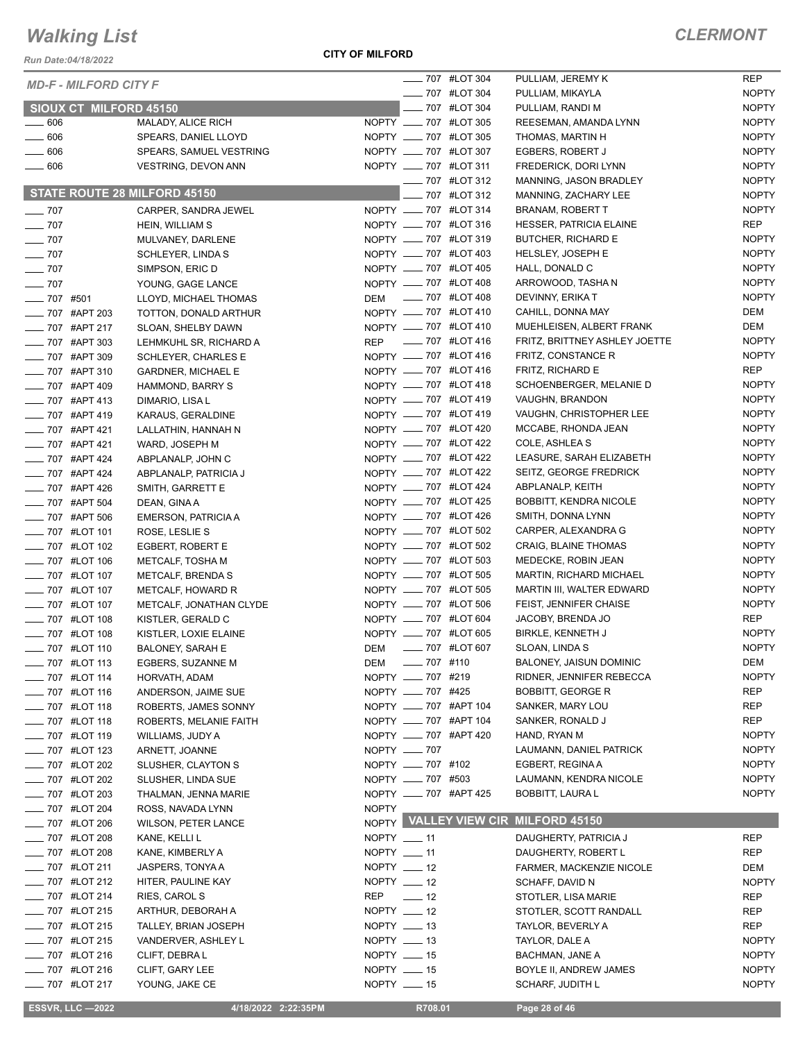# Walking List

## CLERMONT

Run Date:04/18/2022

**CITY OF MILFORD**

*MD-F - MILFORD CITY F*

### SIOUX CT MILFORD 45150

| | | |
|---|---|---|
| ___ 606 | MALADY, ALICE RICH | NOPTY |
| ___ 606 | SPEARS, DANIEL LLOYD | NOPTY |
| ___ 606 | SPEARS, SAMUEL VESTRING | NOPTY |
| ___ 606 | VESTRING, DEVON ANN | NOPTY |

### STATE ROUTE 28 MILFORD 45150

| | | |
|---|---|---|
| ___ 707 | CARPER, SANDRA JEWEL | NOPTY |
| ___ 707 | HEIN, WILLIAM S | NOPTY |
| ___ 707 | MULVANEY, DARLENE | NOPTY |
| ___ 707 | SCHLEYER, LINDA S | NOPTY |
| ___ 707 | SIMPSON, ERIC D | NOPTY |
| ___ 707 | YOUNG, GAGE LANCE | NOPTY |
| ___ 707 #501 | LLOYD, MICHAEL THOMAS | DEM |
| ___ 707 #APT 203 | TOTTON, DONALD ARTHUR | NOPTY |
| ___ 707 #APT 217 | SLOAN, SHELBY DAWN | NOPTY |
| ___ 707 #APT 303 | LEHMKUHL SR, RICHARD A | REP |
| ___ 707 #APT 309 | SCHLEYER, CHARLES E | NOPTY |
| ___ 707 #APT 310 | GARDNER, MICHAEL E | NOPTY |
| ___ 707 #APT 409 | HAMMOND, BARRY S | NOPTY |
| ___ 707 #APT 413 | DIMARIO, LISA L | NOPTY |
| ___ 707 #APT 419 | KARAUS, GERALDINE | NOPTY |
| ___ 707 #APT 421 | LALLATHIN, HANNAH N | NOPTY |
| ___ 707 #APT 421 | WARD, JOSEPH M | NOPTY |
| ___ 707 #APT 424 | ABPLANALP, JOHN C | NOPTY |
| ___ 707 #APT 424 | ABPLANALP, PATRICIA J | NOPTY |
| ___ 707 #APT 426 | SMITH, GARRETT E | NOPTY |
| ___ 707 #APT 504 | DEAN, GINA A | NOPTY |
| ___ 707 #APT 506 | EMERSON, PATRICIA A | NOPTY |
| ___ 707 #LOT 101 | ROSE, LESLIE S | NOPTY |
| ___ 707 #LOT 102 | EGBERT, ROBERT E | NOPTY |
| ___ 707 #LOT 106 | METCALF, TOSHA M | NOPTY |
| ___ 707 #LOT 107 | METCALF, BRENDA S | NOPTY |
| ___ 707 #LOT 107 | METCALF, HOWARD R | NOPTY |
| ___ 707 #LOT 107 | METCALF, JONATHAN CLYDE | NOPTY |
| ___ 707 #LOT 108 | KISTLER, GERALD C | NOPTY |
| ___ 707 #LOT 108 | KISTLER, LOXIE ELAINE | NOPTY |
| ___ 707 #LOT 110 | BALONEY, SARAH E | DEM |
| ___ 707 #LOT 113 | EGBERS, SUZANNE M | DEM |
| ___ 707 #LOT 114 | HORVATH, ADAM | NOPTY |
| ___ 707 #LOT 116 | ANDERSON, JAIME SUE | NOPTY |
| ___ 707 #LOT 118 | ROBERTS, JAMES SONNY | NOPTY |
| ___ 707 #LOT 118 | ROBERTS, MELANIE FAITH | NOPTY |
| ___ 707 #LOT 119 | WILLIAMS, JUDY A | NOPTY |
| ___ 707 #LOT 123 | ARNETT, JOANNE | NOPTY |
| ___ 707 #LOT 202 | SLUSHER, CLAYTON S | NOPTY |
| ___ 707 #LOT 202 | SLUSHER, LINDA SUE | NOPTY |
| ___ 707 #LOT 203 | THALMAN, JENNA MARIE | NOPTY |
| ___ 707 #LOT 204 | ROSS, NAVADA LYNN | NOPTY |
| ___ 707 #LOT 206 | WILSON, PETER LANCE | NOPTY |
| ___ 707 #LOT 208 | KANE, KELLI L | NOPTY |
| ___ 707 #LOT 208 | KANE, KIMBERLY A | NOPTY |
| ___ 707 #LOT 211 | JASPERS, TONYA A | NOPTY |
| ___ 707 #LOT 212 | HITER, PAULINE KAY | NOPTY |
| ___ 707 #LOT 214 | RIES, CAROL S | REP |
| ___ 707 #LOT 215 | ARTHUR, DEBORAH A | NOPTY |
| ___ 707 #LOT 215 | TALLEY, BRIAN JOSEPH | NOPTY |
| ___ 707 #LOT 215 | VANDERVER, ASHLEY L | NOPTY |
| ___ 707 #LOT 216 | CLIFT, DEBRA L | NOPTY |
| ___ 707 #LOT 216 | CLIFT, GARY LEE | NOPTY |
| ___ 707 #LOT 217 | YOUNG, JAKE CE | NOPTY |
| ___ 707 #LOT 304 | PULLIAM, JEREMY K | REP |
| ___ 707 #LOT 304 | PULLIAM, MIKAYLA | NOPTY |
| ___ 707 #LOT 304 | PULLIAM, RANDI M | NOPTY |
| ___ 707 #LOT 305 | REESEMAN, AMANDA LYNN | NOPTY |
| ___ 707 #LOT 305 | THOMAS, MARTIN H | NOPTY |
| ___ 707 #LOT 307 | EGBERS, ROBERT J | NOPTY |
| ___ 707 #LOT 311 | FREDERICK, DORI LYNN | NOPTY |
| ___ 707 #LOT 312 | MANNING, JASON BRADLEY | NOPTY |
| ___ 707 #LOT 312 | MANNING, ZACHARY LEE | NOPTY |
| ___ 707 #LOT 314 | BRANAM, ROBERT T | NOPTY |
| ___ 707 #LOT 316 | HESSER, PATRICIA ELAINE | REP |
| ___ 707 #LOT 319 | BUTCHER, RICHARD E | NOPTY |
| ___ 707 #LOT 403 | HELSLEY, JOSEPH E | NOPTY |
| ___ 707 #LOT 405 | HALL, DONALD C | NOPTY |
| ___ 707 #LOT 408 | ARROWOOD, TASHA N | NOPTY |
| ___ 707 #LOT 408 | DEVINNY, ERIKA T | NOPTY |
| ___ 707 #LOT 410 | CAHILL, DONNA MAY | DEM |
| ___ 707 #LOT 410 | MUEHLEISEN, ALBERT FRANK | DEM |
| ___ 707 #LOT 416 | FRITZ, BRITTNEY ASHLEY JOETTE | NOPTY |
| ___ 707 #LOT 416 | FRITZ, CONSTANCE R | NOPTY |
| ___ 707 #LOT 416 | FRITZ, RICHARD E | REP |
| ___ 707 #LOT 418 | SCHOENBERGER, MELANIE D | NOPTY |
| ___ 707 #LOT 419 | VAUGHN, BRANDON | NOPTY |
| ___ 707 #LOT 419 | VAUGHN, CHRISTOPHER LEE | NOPTY |
| ___ 707 #LOT 420 | MCCABE, RHONDA JEAN | NOPTY |
| ___ 707 #LOT 422 | COLE, ASHLEA S | NOPTY |
| ___ 707 #LOT 422 | LEASURE, SARAH ELIZABETH | NOPTY |
| ___ 707 #LOT 422 | SEITZ, GEORGE FREDRICK | NOPTY |
| ___ 707 #LOT 424 | ABPLANALP, KEITH | NOPTY |
| ___ 707 #LOT 425 | BOBBITT, KENDRA NICOLE | NOPTY |
| ___ 707 #LOT 426 | SMITH, DONNA LYNN | NOPTY |
| ___ 707 #LOT 502 | CARPER, ALEXANDRA G | NOPTY |
| ___ 707 #LOT 502 | CRAIG, BLAINE THOMAS | NOPTY |
| ___ 707 #LOT 503 | MEDECKE, ROBIN JEAN | NOPTY |
| ___ 707 #LOT 505 | MARTIN, RICHARD MICHAEL | NOPTY |
| ___ 707 #LOT 505 | MARTIN III, WALTER EDWARD | NOPTY |
| ___ 707 #LOT 506 | FEIST, JENNIFER CHAISE | NOPTY |
| ___ 707 #LOT 604 | JACOBY, BRENDA JO | REP |
| ___ 707 #LOT 605 | BIRKLE, KENNETH J | NOPTY |
| ___ 707 #LOT 607 | SLOAN, LINDA S | NOPTY |
| ___ 707 #110 | BALONEY, JAISUN DOMINIC | DEM |
| ___ 707 #219 | RIDNER, JENNIFER REBECCA | NOPTY |
| ___ 707 #425 | BOBBITT, GEORGE R | REP |
| ___ 707 #APT 104 | SANKER, MARY LOU | REP |
| ___ 707 #APT 104 | SANKER, RONALD J | REP |
| ___ 707 #APT 420 | HAND, RYAN M | NOPTY |
| ___ 707 | LAUMANN, DANIEL PATRICK | NOPTY |
| ___ 707 #102 | EGBERT, REGINA A | NOPTY |
| ___ 707 #503 | LAUMANN, KENDRA NICOLE | NOPTY |
| ___ 707 #APT 425 | BOBBITT, LAURA L | NOPTY |

### VALLEY VIEW CIR MILFORD 45150

| | | |
|---|---|---|
| ___ 11 | DAUGHERTY, PATRICIA J | REP |
| ___ 11 | DAUGHERTY, ROBERT L | REP |
| ___ 12 | FARMER, MACKENZIE NICOLE | DEM |
| ___ 12 | SCHAFF, DAVID N | NOPTY |
| ___ 12 | STOTLER, LISA MARIE | REP |
| ___ 12 | STOTLER, SCOTT RANDALL | REP |
| ___ 13 | TAYLOR, BEVERLY A | REP |
| ___ 13 | TAYLOR, DALE A | NOPTY |
| ___ 15 | BACHMAN, JANE A | NOPTY |
| ___ 15 | BOYLE II, ANDREW JAMES | NOPTY |
| ___ 15 | SCHARF, JUDITH L | NOPTY |

ESSVR, LLC —2022 4/18/2022 2:22:35PM R708.01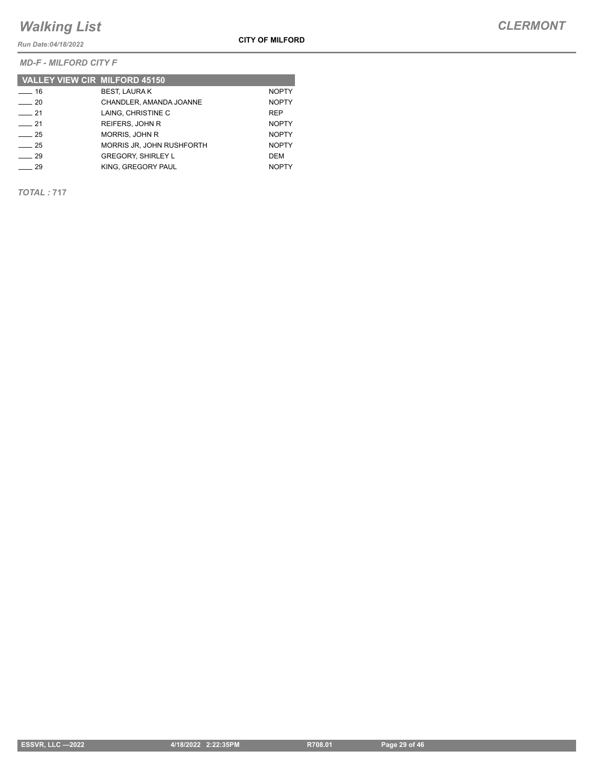*MD-F - MILFORD CITY F*

| VALLEY VIEW CIR MILFORD 45150 | | |
|---|---|---|
| ____ 16 | BEST, LAURA K | NOPTY |
| ____ 20 | CHANDLER, AMANDA JOANNE | NOPTY |
| ____ 21 | LAING, CHRISTINE C | REP |
| ____ 21 | REIFERS, JOHN R | NOPTY |
| ____ 25 | MORRIS, JOHN R | NOPTY |
| ____ 25 | MORRIS JR, JOHN RUSHFORTH | NOPTY |
| ____ 29 | GREGORY, SHIRLEY L | DEM |
| ____ 29 | KING, GREGORY PAUL | NOPTY |

***TOTAL :* 717**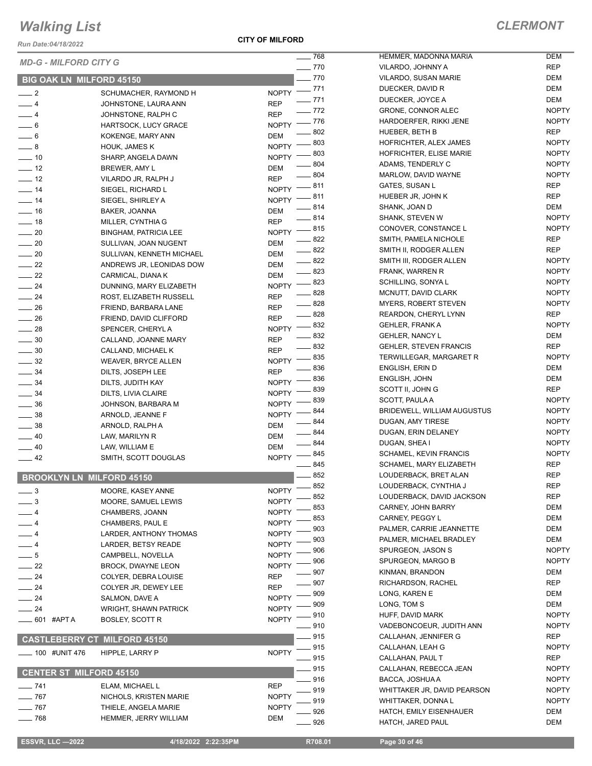# Walking List

## CLERMONT

*Run Date:04/18/2022*

**CITY OF MILFORD**

*MD-G - MILFORD CITY G*

### BIG OAK LN MILFORD 45150

| | | |
|---|---|---|
| ____ 2 | SCHUMACHER, RAYMOND H | NOPTY |
| ____ 4 | JOHNSTONE, LAURA ANN | REP |
| ____ 4 | JOHNSTONE, RALPH C | REP |
| ____ 6 | HARTSOCK, LUCY GRACE | NOPTY |
| ____ 6 | KOKENGE, MARY ANN | DEM |
| ____ 8 | HOUK, JAMES K | NOPTY |
| ____ 10 | SHARP, ANGELA DAWN | NOPTY |
| ____ 12 | BREWER, AMY L | DEM |
| ____ 12 | VILARDO JR, RALPH J | REP |
| ____ 14 | SIEGEL, RICHARD L | NOPTY |
| ____ 14 | SIEGEL, SHIRLEY A | NOPTY |
| ____ 16 | BAKER, JOANNA | DEM |
| ____ 18 | MILLER, CYNTHIA G | REP |
| ____ 20 | BINGHAM, PATRICIA LEE | NOPTY |
| ____ 20 | SULLIVAN, JOAN NUGENT | DEM |
| ____ 20 | SULLIVAN, KENNETH MICHAEL | DEM |
| ____ 22 | ANDREWS JR, LEONIDAS DOW | DEM |
| ____ 22 | CARMICAL, DIANA K | DEM |
| ____ 24 | DUNNING, MARY ELIZABETH | NOPTY |
| ____ 24 | ROST, ELIZABETH RUSSELL | REP |
| ____ 26 | FRIEND, BARBARA LANE | REP |
| ____ 26 | FRIEND, DAVID CLIFFORD | REP |
| ____ 28 | SPENCER, CHERYL A | NOPTY |
| ____ 30 | CALLAND, JOANNE MARY | REP |
| ____ 30 | CALLAND, MICHAEL K | REP |
| ____ 32 | WEAVER, BRYCE ALLEN | NOPTY |
| ____ 34 | DILTS, JOSEPH LEE | REP |
| ____ 34 | DILTS, JUDITH KAY | NOPTY |
| ____ 34 | DILTS, LIVIA CLAIRE | NOPTY |
| ____ 36 | JOHNSON, BARBARA M | NOPTY |
| ____ 38 | ARNOLD, JEANNE F | NOPTY |
| ____ 38 | ARNOLD, RALPH A | DEM |
| ____ 40 | LAW, MARILYN R | DEM |
| ____ 40 | LAW, WILLIAM E | DEM |
| ____ 42 | SMITH, SCOTT DOUGLAS | NOPTY |

### BROOKLYN LN MILFORD 45150

| | | |
|---|---|---|
| ____ 3 | MOORE, KASEY ANNE | NOPTY |
| ____ 3 | MOORE, SAMUEL LEWIS | NOPTY |
| ____ 4 | CHAMBERS, JOANN | NOPTY |
| ____ 4 | CHAMBERS, PAUL E | NOPTY |
| ____ 4 | LARDER, ANTHONY THOMAS | NOPTY |
| ____ 4 | LARDER, BETSY READE | NOPTY |
| ____ 5 | CAMPBELL, NOVELLA | NOPTY |
| ____ 22 | BROCK, DWAYNE LEON | NOPTY |
| ____ 24 | COLYER, DEBRA LOUISE | REP |
| ____ 24 | COLYER JR, DEWEY LEE | REP |
| ____ 24 | SALMON, DAVE A | NOPTY |
| ____ 24 | WRIGHT, SHAWN PATRICK | NOPTY |
| ____ 601 #APT A | BOSLEY, SCOTT R | NOPTY |

### CASTLEBERRY CT MILFORD 45150

| | | |
|---|---|---|
| ____ 100 #UNIT 476 | HIPPLE, LARRY P | NOPTY |

### CENTER ST MILFORD 45150

| | | |
|---|---|---|
| ____ 741 | ELAM, MICHAEL L | REP |
| ____ 767 | NICHOLS, KRISTEN MARIE | NOPTY |
| ____ 767 | THIELE, ANGELA MARIE | NOPTY |
| ____ 768 | HEMMER, JERRY WILLIAM | DEM |
| ____ 768 | HEMMER, MADONNA MARIA | DEM |
| ____ 770 | VILARDO, JOHNNY A | REP |
| ____ 770 | VILARDO, SUSAN MARIE | DEM |
| ____ 771 | DUECKER, DAVID R | DEM |
| ____ 771 | DUECKER, JOYCE A | DEM |
| ____ 772 | GRONE, CONNOR ALEC | NOPTY |
| ____ 776 | HARDOERFER, RIKKI JENE | NOPTY |
| ____ 802 | HUEBER, BETH B | REP |
| ____ 803 | HOFRICHTER, ALEX JAMES | NOPTY |
| ____ 803 | HOFRICHTER, ELISE MARIE | NOPTY |
| ____ 804 | ADAMS, TENDERLY C | NOPTY |
| ____ 804 | MARLOW, DAVID WAYNE | NOPTY |
| ____ 811 | GATES, SUSAN L | REP |
| ____ 811 | HUEBER JR, JOHN K | REP |
| ____ 814 | SHANK, JOAN D | DEM |
| ____ 814 | SHANK, STEVEN W | NOPTY |
| ____ 815 | CONOVER, CONSTANCE L | NOPTY |
| ____ 822 | SMITH, PAMELA NICHOLE | REP |
| ____ 822 | SMITH II, RODGER ALLEN | REP |
| ____ 822 | SMITH III, RODGER ALLEN | NOPTY |
| ____ 823 | FRANK, WARREN R | NOPTY |
| ____ 823 | SCHILLING, SONYA L | NOPTY |
| ____ 828 | MCNUTT, DAVID CLARK | NOPTY |
| ____ 828 | MYERS, ROBERT STEVEN | NOPTY |
| ____ 828 | REARDON, CHERYL LYNN | REP |
| ____ 832 | GEHLER, FRANK A | NOPTY |
| ____ 832 | GEHLER, NANCY L | DEM |
| ____ 832 | GEHLER, STEVEN FRANCIS | REP |
| ____ 835 | TERWILLEGAR, MARGARET R | NOPTY |
| ____ 836 | ENGLISH, ERIN D | DEM |
| ____ 836 | ENGLISH, JOHN | DEM |
| ____ 839 | SCOTT II, JOHN G | REP |
| ____ 839 | SCOTT, PAULA A | NOPTY |
| ____ 844 | BRIDEWELL, WILLIAM AUGUSTUS | NOPTY |
| ____ 844 | DUGAN, AMY TIRESE | NOPTY |
| ____ 844 | DUGAN, ERIN DELANEY | NOPTY |
| ____ 844 | DUGAN, SHEA I | NOPTY |
| ____ 845 | SCHAMEL, KEVIN FRANCIS | NOPTY |
| ____ 845 | SCHAMEL, MARY ELIZABETH | REP |
| ____ 852 | LOUDERBACK, BRET ALAN | REP |
| ____ 852 | LOUDERBACK, CYNTHIA J | REP |
| ____ 852 | LOUDERBACK, DAVID JACKSON | REP |
| ____ 853 | CARNEY, JOHN BARRY | DEM |
| ____ 853 | CARNEY, PEGGY L | DEM |
| ____ 903 | PALMER, CARRIE JEANNETTE | DEM |
| ____ 903 | PALMER, MICHAEL BRADLEY | DEM |
| ____ 906 | SPURGEON, JASON S | NOPTY |
| ____ 906 | SPURGEON, MARGO B | NOPTY |
| ____ 907 | KINMAN, BRANDON | DEM |
| ____ 907 | RICHARDSON, RACHEL | REP |
| ____ 909 | LONG, KAREN E | DEM |
| ____ 909 | LONG, TOM S | DEM |
| ____ 910 | HUFF, DAVID MARK | NOPTY |
| ____ 910 | VADEBONCOEUR, JUDITH ANN | NOPTY |
| ____ 915 | CALLAHAN, JENNIFER G | REP |
| ____ 915 | CALLAHAN, LEAH G | NOPTY |
| ____ 915 | CALLAHAN, PAUL T | REP |
| ____ 915 | CALLAHAN, REBECCA JEAN | NOPTY |
| ____ 916 | BACCA, JOSHUA A | NOPTY |
| ____ 919 | WHITTAKER JR, DAVID PEARSON | NOPTY |
| ____ 919 | WHITTAKER, DONNA L | NOPTY |
| ____ 926 | HATCH, EMILY EISENHAUER | DEM |
| ____ 926 | HATCH, JARED PAUL | DEM |

ESSVR, LLC —2022 4/18/2022 2:22:35PM R708.01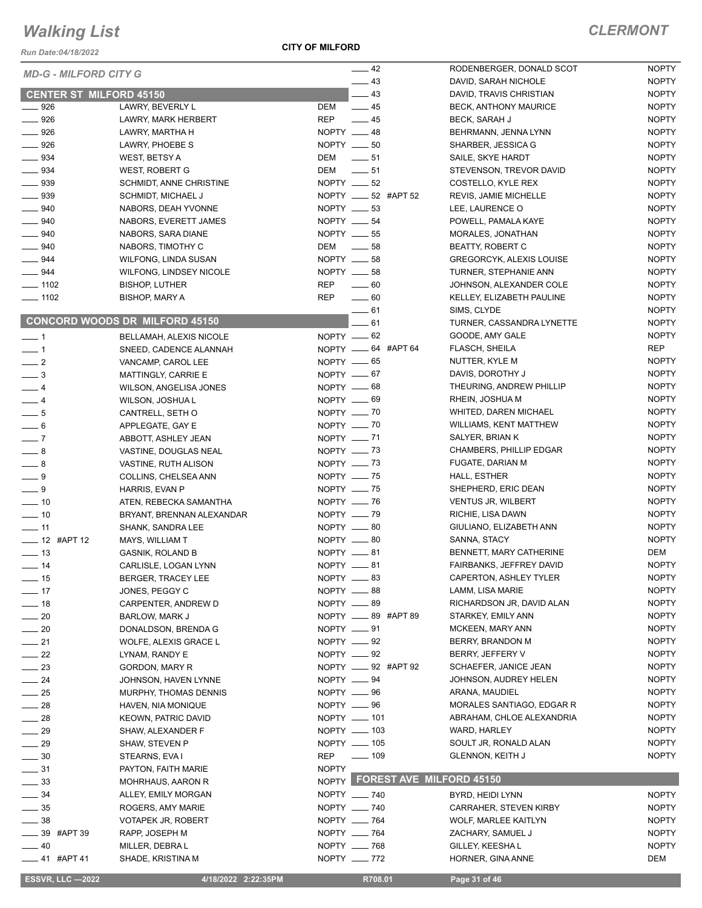# Walking List

**CLERMONT**

Run Date:04/18/2022

**CITY OF MILFORD**

*MD-G - MILFORD CITY G*

## CENTER ST MILFORD 45150

| | | |
|---|---|---|
| 926 | LAWRY, BEVERLY L | DEM |
| 926 | LAWRY, MARK HERBERT | REP |
| 926 | LAWRY, MARTHA H | NOPTY |
| 926 | LAWRY, PHOEBE S | NOPTY |
| 934 | WEST, BETSY A | DEM |
| 934 | WEST, ROBERT G | DEM |
| 939 | SCHMIDT, ANNE CHRISTINE | NOPTY |
| 939 | SCHMIDT, MICHAEL J | NOPTY |
| 940 | NABORS, DEAH YVONNE | NOPTY |
| 940 | NABORS, EVERETT JAMES | NOPTY |
| 940 | NABORS, SARA DIANE | NOPTY |
| 940 | NABORS, TIMOTHY C | DEM |
| 944 | WILFONG, LINDA SUSAN | NOPTY |
| 944 | WILFONG, LINDSEY NICOLE | NOPTY |
| 1102 | BISHOP, LUTHER | REP |
| 1102 | BISHOP, MARY A | REP |

## CONCORD WOODS DR MILFORD 45150

| | | |
|---|---|---|
| 1 | BELLAMAH, ALEXIS NICOLE | NOPTY |
| 1 | SNEED, CADENCE ALANNAH | NOPTY |
| 2 | VANCAMP, CAROL LEE | NOPTY |
| 3 | MATTINGLY, CARRIE E | NOPTY |
| 4 | WILSON, ANGELISA JONES | NOPTY |
| 4 | WILSON, JOSHUA L | NOPTY |
| 5 | CANTRELL, SETH O | NOPTY |
| 6 | APPLEGATE, GAY E | NOPTY |
| 7 | ABBOTT, ASHLEY JEAN | NOPTY |
| 8 | VASTINE, DOUGLAS NEAL | NOPTY |
| 8 | VASTINE, RUTH ALISON | NOPTY |
| 9 | COLLINS, CHELSEA ANN | NOPTY |
| 9 | HARRIS, EVAN P | NOPTY |
| 10 | ATEN, REBECKA SAMANTHA | NOPTY |
| 10 | BRYANT, BRENNAN ALEXANDAR | NOPTY |
| 11 | SHANK, SANDRA LEE | NOPTY |
| 12 #APT 12 | MAYS, WILLIAM T | NOPTY |
| 13 | GASNIK, ROLAND B | NOPTY |
| 14 | CARLISLE, LOGAN LYNN | NOPTY |
| 15 | BERGER, TRACEY LEE | NOPTY |
| 17 | JONES, PEGGY C | NOPTY |
| 18 | CARPENTER, ANDREW D | NOPTY |
| 20 | BARLOW, MARK J | NOPTY |
| 20 | DONALDSON, BRENDA G | NOPTY |
| 21 | WOLFE, ALEXIS GRACE L | NOPTY |
| 22 | LYNAM, RANDY E | NOPTY |
| 23 | GORDON, MARY R | NOPTY |
| 24 | JOHNSON, HAVEN LYNNE | NOPTY |
| 25 | MURPHY, THOMAS DENNIS | NOPTY |
| 28 | HAVEN, NIA MONIQUE | NOPTY |
| 28 | KEOWN, PATRIC DAVID | NOPTY |
| 29 | SHAW, ALEXANDER F | NOPTY |
| 29 | SHAW, STEVEN P | NOPTY |
| 30 | STEARNS, EVA I | REP |
| 31 | PAYTON, FAITH MARIE | NOPTY |
| 33 | MOHRHAUS, AARON R | NOPTY |
| 34 | ALLEY, EMILY MORGAN | NOPTY |
| 35 | ROGERS, AMY MARIE | NOPTY |
| 38 | VOTAPEK JR, ROBERT | NOPTY |
| 39 #APT 39 | RAPP, JOSEPH M | NOPTY |
| 40 | MILLER, DEBRA L | NOPTY |
| 41 #APT 41 | SHADE, KRISTINA M | NOPTY |
| 42 | RODENBERGER, DONALD SCOT | NOPTY |
| 43 | DAVID, SARAH NICHOLE | NOPTY |
| 43 | DAVID, TRAVIS CHRISTIAN | NOPTY |
| 45 | BECK, ANTHONY MAURICE | NOPTY |
| 45 | BECK, SARAH J | NOPTY |
| 48 | BEHRMANN, JENNA LYNN | NOPTY |
| 50 | SHARBER, JESSICA G | NOPTY |
| 51 | SAILE, SKYE HARDT | NOPTY |
| 51 | STEVENSON, TREVOR DAVID | NOPTY |
| 52 | COSTELLO, KYLE REX | NOPTY |
| 52 #APT 52 | REVIS, JAMIE MICHELLE | NOPTY |
| 53 | LEE, LAURENCE O | NOPTY |
| 54 | POWELL, PAMALA KAYE | NOPTY |
| 55 | MORALES, JONATHAN | NOPTY |
| 58 | BEATTY, ROBERT C | NOPTY |
| 58 | GREGORCYK, ALEXIS LOUISE | NOPTY |
| 58 | TURNER, STEPHANIE ANN | NOPTY |
| 60 | JOHNSON, ALEXANDER COLE | NOPTY |
| 60 | KELLEY, ELIZABETH PAULINE | NOPTY |
| 61 | SIMS, CLYDE | NOPTY |
| 61 | TURNER, CASSANDRA LYNETTE | NOPTY |
| 62 | GOODE, AMY GALE | NOPTY |
| 64 #APT 64 | FLASCH, SHEILA | REP |
| 65 | NUTTER, KYLE M | NOPTY |
| 67 | DAVIS, DOROTHY J | NOPTY |
| 68 | THEURING, ANDREW PHILLIP | NOPTY |
| 69 | RHEIN, JOSHUA M | NOPTY |
| 70 | WHITED, DAREN MICHAEL | NOPTY |
| 70 | WILLIAMS, KENT MATTHEW | NOPTY |
| 71 | SALYER, BRIAN K | NOPTY |
| 73 | CHAMBERS, PHILLIP EDGAR | NOPTY |
| 73 | FUGATE, DARIAN M | NOPTY |
| 75 | HALL, ESTHER | NOPTY |
| 75 | SHEPHERD, ERIC DEAN | NOPTY |
| 76 | VENTUS JR, WILBERT | NOPTY |
| 79 | RICHIE, LISA DAWN | NOPTY |
| 80 | GIULIANO, ELIZABETH ANN | NOPTY |
| 80 | SANNA, STACY | NOPTY |
| 81 | BENNETT, MARY CATHERINE | DEM |
| 81 | FAIRBANKS, JEFFREY DAVID | NOPTY |
| 83 | CAPERTON, ASHLEY TYLER | NOPTY |
| 88 | LAMM, LISA MARIE | NOPTY |
| 89 | RICHARDSON JR, DAVID ALAN | NOPTY |
| 89 #APT 89 | STARKEY, EMILY ANN | NOPTY |
| 91 | MCKEEN, MARY ANN | NOPTY |
| 92 | BERRY, BRANDON M | NOPTY |
| 92 | BERRY, JEFFERY V | NOPTY |
| 92 #APT 92 | SCHAEFER, JANICE JEAN | NOPTY |
| 94 | JOHNSON, AUDREY HELEN | NOPTY |
| 96 | ARANA, MAUDIEL | NOPTY |
| 96 | MORALES SANTIAGO, EDGAR R | NOPTY |
| 101 | ABRAHAM, CHLOE ALEXANDRIA | NOPTY |
| 103 | WARD, HARLEY | NOPTY |
| 105 | SOULT JR, RONALD ALAN | NOPTY |
| 109 | GLENNON, KEITH J | NOPTY |

## FOREST AVE MILFORD 45150

| | | |
|---|---|---|
| 740 | BYRD, HEIDI LYNN | NOPTY |
| 740 | CARRAHER, STEVEN KIRBY | NOPTY |
| 764 | WOLF, MARLEE KAITLYN | NOPTY |
| 764 | ZACHARY, SAMUEL J | NOPTY |
| 768 | GILLEY, KEESHA L | NOPTY |
| 772 | HORNER, GINA ANNE | DEM |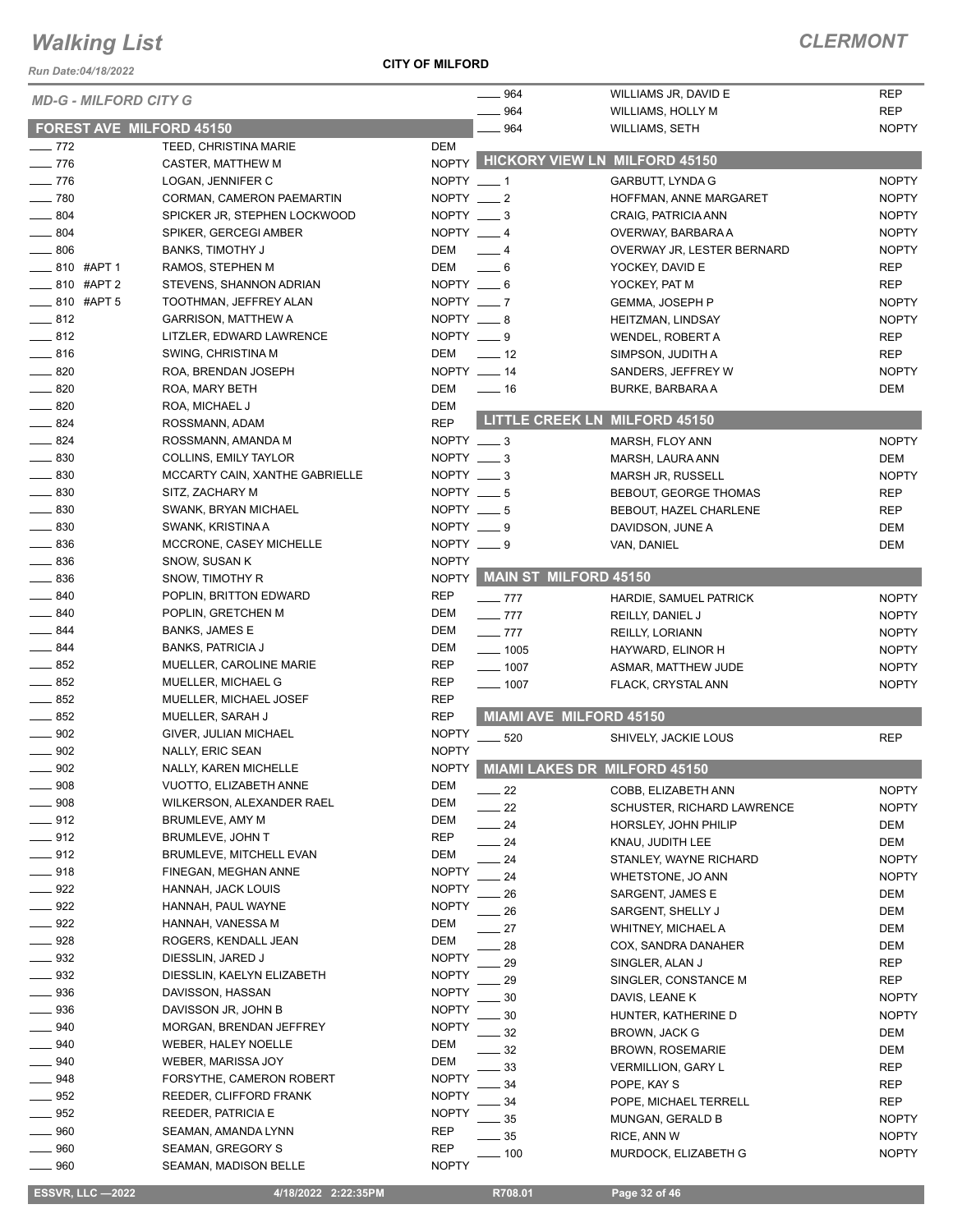# Walking List

## CLERMONT

**CITY OF MILFORD**

*Run Date:04/18/2022*

*MD-G - MILFORD CITY G*

### FOREST AVE MILFORD 45150

| | | |
|---|---|---|
| ____ 772 | TEED, CHRISTINA MARIE | DEM |
| ____ 776 | CASTER, MATTHEW M | NOPTY |
| ____ 776 | LOGAN, JENNIFER C | NOPTY |
| ____ 780 | CORMAN, CAMERON PAEMARTIN | NOPTY |
| ____ 804 | SPICKER JR, STEPHEN LOCKWOOD | NOPTY |
| ____ 804 | SPIKER, GERCEGI AMBER | NOPTY |
| ____ 806 | BANKS, TIMOTHY J | DEM |
| ____ 810 #APT 1 | RAMOS, STEPHEN M | DEM |
| ____ 810 #APT 2 | STEVENS, SHANNON ADRIAN | NOPTY |
| ____ 810 #APT 5 | TOOTHMAN, JEFFREY ALAN | NOPTY |
| ____ 812 | GARRISON, MATTHEW A | NOPTY |
| ____ 812 | LITZLER, EDWARD LAWRENCE | NOPTY |
| ____ 816 | SWING, CHRISTINA M | DEM |
| ____ 820 | ROA, BRENDAN JOSEPH | NOPTY |
| ____ 820 | ROA, MARY BETH | DEM |
| ____ 820 | ROA, MICHAEL J | DEM |
| ____ 824 | ROSSMANN, ADAM | REP |
| ____ 824 | ROSSMANN, AMANDA M | NOPTY |
| ____ 830 | COLLINS, EMILY TAYLOR | NOPTY |
| ____ 830 | MCCARTY CAIN, XANTHE GABRIELLE | NOPTY |
| ____ 830 | SITZ, ZACHARY M | NOPTY |
| ____ 830 | SWANK, BRYAN MICHAEL | NOPTY |
| ____ 830 | SWANK, KRISTINA A | NOPTY |
| ____ 836 | MCCRONE, CASEY MICHELLE | NOPTY |
| ____ 836 | SNOW, SUSAN K | NOPTY |
| ____ 836 | SNOW, TIMOTHY R | NOPTY |
| ____ 840 | POPLIN, BRITTON EDWARD | REP |
| ____ 840 | POPLIN, GRETCHEN M | DEM |
| ____ 844 | BANKS, JAMES E | DEM |
| ____ 844 | BANKS, PATRICIA J | DEM |
| ____ 852 | MUELLER, CAROLINE MARIE | REP |
| ____ 852 | MUELLER, MICHAEL G | REP |
| ____ 852 | MUELLER, MICHAEL JOSEF | REP |
| ____ 852 | MUELLER, SARAH J | REP |
| ____ 902 | GIVER, JULIAN MICHAEL | NOPTY |
| ____ 902 | NALLY, ERIC SEAN | NOPTY |
| ____ 902 | NALLY, KAREN MICHELLE | NOPTY |
| ____ 908 | VUOTTO, ELIZABETH ANNE | DEM |
| ____ 908 | WILKERSON, ALEXANDER RAEL | DEM |
| ____ 912 | BRUMLEVE, AMY M | DEM |
| ____ 912 | BRUMLEVE, JOHN T | REP |
| ____ 912 | BRUMLEVE, MITCHELL EVAN | DEM |
| ____ 918 | FINEGAN, MEGHAN ANNE | NOPTY |
| ____ 922 | HANNAH, JACK LOUIS | NOPTY |
| ____ 922 | HANNAH, PAUL WAYNE | NOPTY |
| ____ 922 | HANNAH, VANESSA M | DEM |
| ____ 928 | ROGERS, KENDALL JEAN | DEM |
| ____ 932 | DIESSLIN, JARED J | NOPTY |
| ____ 932 | DIESSLIN, KAELYN ELIZABETH | NOPTY |
| ____ 936 | DAVISSON, HASSAN | NOPTY |
| ____ 936 | DAVISSON JR, JOHN B | NOPTY |
| ____ 940 | MORGAN, BRENDAN JEFFREY | NOPTY |
| ____ 940 | WEBER, HALEY NOELLE | DEM |
| ____ 940 | WEBER, MARISSA JOY | DEM |
| ____ 948 | FORSYTHE, CAMERON ROBERT | NOPTY |
| ____ 952 | REEDER, CLIFFORD FRANK | NOPTY |
| ____ 952 | REEDER, PATRICIA E | NOPTY |
| ____ 960 | SEAMAN, AMANDA LYNN | REP |
| ____ 960 | SEAMAN, GREGORY S | REP |
| ____ 960 | SEAMAN, MADISON BELLE | NOPTY |
| ____ 964 | WILLIAMS JR, DAVID E | REP |
| ____ 964 | WILLIAMS, HOLLY M | REP |
| ____ 964 | WILLIAMS, SETH | NOPTY |

### HICKORY VIEW LN MILFORD 45150

| | | |
|---|---|---|
| ____ 1 | GARBUTT, LYNDA G | NOPTY |
| ____ 2 | HOFFMAN, ANNE MARGARET | NOPTY |
| ____ 3 | CRAIG, PATRICIA ANN | NOPTY |
| ____ 4 | OVERWAY, BARBARA A | NOPTY |
| ____ 4 | OVERWAY JR, LESTER BERNARD | NOPTY |
| ____ 6 | YOCKEY, DAVID E | REP |
| ____ 6 | YOCKEY, PAT M | REP |
| ____ 7 | GEMMA, JOSEPH P | NOPTY |
| ____ 8 | HEITZMAN, LINDSAY | NOPTY |
| ____ 9 | WENDEL, ROBERT A | REP |
| ____ 12 | SIMPSON, JUDITH A | REP |
| ____ 14 | SANDERS, JEFFREY W | NOPTY |
| ____ 16 | BURKE, BARBARA A | DEM |

### LITTLE CREEK LN MILFORD 45150

| | | |
|---|---|---|
| ____ 3 | MARSH, FLOY ANN | NOPTY |
| ____ 3 | MARSH, LAURA ANN | DEM |
| ____ 3 | MARSH JR, RUSSELL | NOPTY |
| ____ 5 | BEBOUT, GEORGE THOMAS | REP |
| ____ 5 | BEBOUT, HAZEL CHARLENE | REP |
| ____ 9 | DAVIDSON, JUNE A | DEM |
| ____ 9 | VAN, DANIEL | DEM |

### MAIN ST MILFORD 45150

| | | |
|---|---|---|
| ____ 777 | HARDIE, SAMUEL PATRICK | NOPTY |
| ____ 777 | REILLY, DANIEL J | NOPTY |
| ____ 777 | REILLY, LORIANN | NOPTY |
| ____ 1005 | HAYWARD, ELINOR H | NOPTY |
| ____ 1007 | ASMAR, MATTHEW JUDE | NOPTY |
| ____ 1007 | FLACK, CRYSTAL ANN | NOPTY |

### MIAMI AVE MILFORD 45150

| | | |
|---|---|---|
| ____ 520 | SHIVELY, JACKIE LOUS | REP |

### MIAMI LAKES DR MILFORD 45150

| | | |
|---|---|---|
| ____ 22 | COBB, ELIZABETH ANN | NOPTY |
| ____ 22 | SCHUSTER, RICHARD LAWRENCE | NOPTY |
| ____ 24 | HORSLEY, JOHN PHILIP | DEM |
| ____ 24 | KNAU, JUDITH LEE | DEM |
| ____ 24 | STANLEY, WAYNE RICHARD | NOPTY |
| ____ 24 | WHETSTONE, JO ANN | NOPTY |
| ____ 26 | SARGENT, JAMES E | DEM |
| ____ 26 | SARGENT, SHELLY J | DEM |
| ____ 27 | WHITNEY, MICHAEL A | DEM |
| ____ 28 | COX, SANDRA DANAHER | DEM |
| ____ 29 | SINGLER, ALAN J | REP |
| ____ 29 | SINGLER, CONSTANCE M | REP |
| ____ 30 | DAVIS, LEANE K | NOPTY |
| ____ 30 | HUNTER, KATHERINE D | NOPTY |
| ____ 32 | BROWN, JACK G | DEM |
| ____ 32 | BROWN, ROSEMARIE | DEM |
| ____ 33 | VERMILLION, GARY L | REP |
| ____ 34 | POPE, KAY S | REP |
| ____ 34 | POPE, MICHAEL TERRELL | REP |
| ____ 35 | MUNGAN, GERALD B | NOPTY |
| ____ 35 | RICE, ANN W | NOPTY |
| ____ 100 | MURDOCK, ELIZABETH G | NOPTY |

ESSVR, LLC —2022 | 4/18/2022 2:22:35PM | R708.01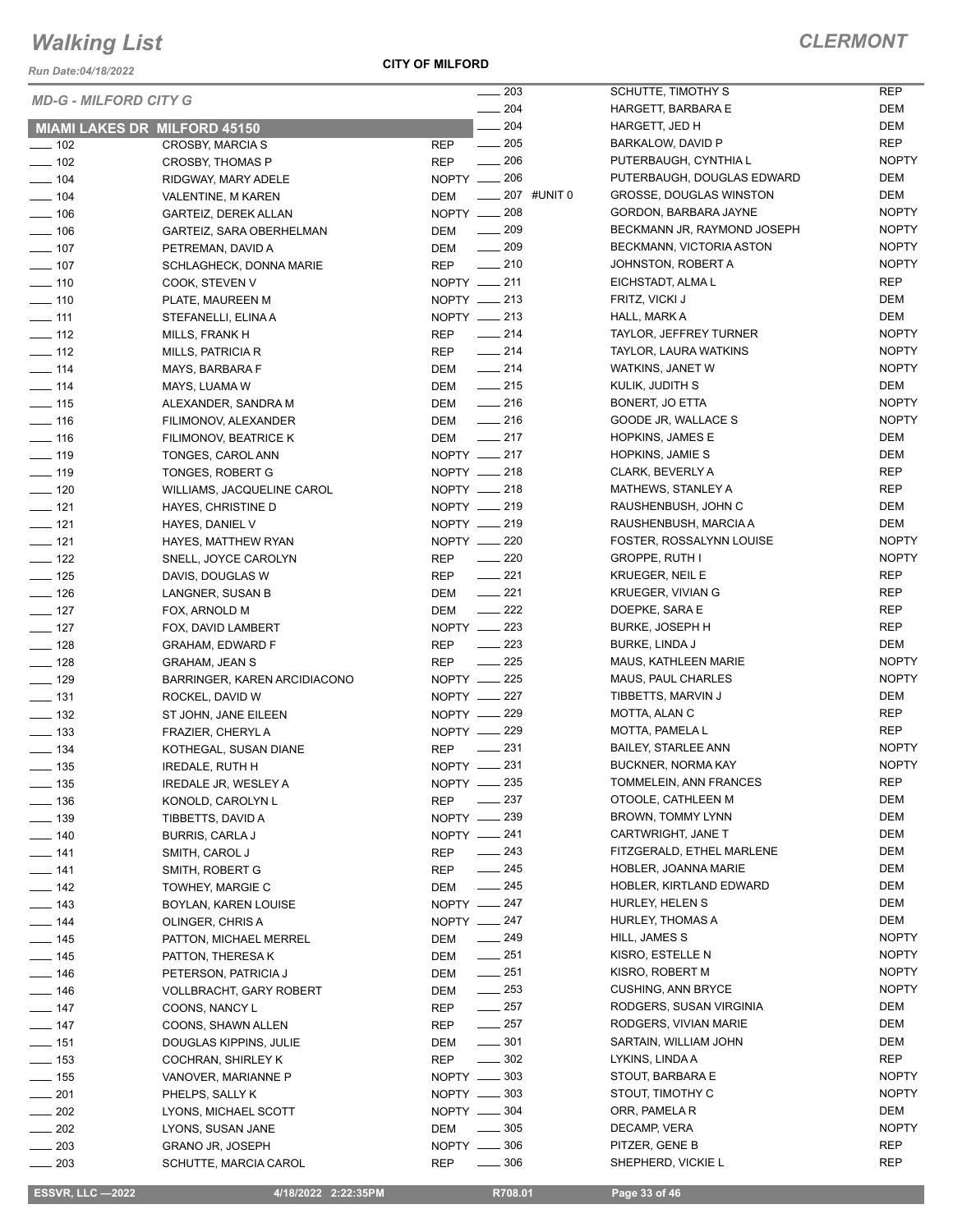# Walking List

**CLERMONT**

Run Date:04/18/2022

**CITY OF MILFORD**

*MD-G - MILFORD CITY G*

**MIAMI LAKES DR MILFORD 45150**

| | | |
|---|---|---|
| ___ 102 | CROSBY, MARCIA S | REP |
| ___ 102 | CROSBY, THOMAS P | REP |
| ___ 104 | RIDGWAY, MARY ADELE | NOPTY |
| ___ 104 | VALENTINE, M KAREN | DEM |
| ___ 106 | GARTEIZ, DEREK ALLAN | NOPTY |
| ___ 106 | GARTEIZ, SARA OBERHELMAN | DEM |
| ___ 107 | PETREMAN, DAVID A | DEM |
| ___ 107 | SCHLAGHECK, DONNA MARIE | REP |
| ___ 110 | COOK, STEVEN V | NOPTY |
| ___ 110 | PLATE, MAUREEN M | NOPTY |
| ___ 111 | STEFANELLI, ELINA A | NOPTY |
| ___ 112 | MILLS, FRANK H | REP |
| ___ 112 | MILLS, PATRICIA R | REP |
| ___ 114 | MAYS, BARBARA F | DEM |
| ___ 114 | MAYS, LUAMA W | DEM |
| ___ 115 | ALEXANDER, SANDRA M | DEM |
| ___ 116 | FILIMONOV, ALEXANDER | DEM |
| ___ 116 | FILIMONOV, BEATRICE K | DEM |
| ___ 119 | TONGES, CAROL ANN | NOPTY |
| ___ 119 | TONGES, ROBERT G | NOPTY |
| ___ 120 | WILLIAMS, JACQUELINE CAROL | NOPTY |
| ___ 121 | HAYES, CHRISTINE D | NOPTY |
| ___ 121 | HAYES, DANIEL V | NOPTY |
| ___ 121 | HAYES, MATTHEW RYAN | NOPTY |
| ___ 122 | SNELL, JOYCE CAROLYN | REP |
| ___ 125 | DAVIS, DOUGLAS W | REP |
| ___ 126 | LANGNER, SUSAN B | DEM |
| ___ 127 | FOX, ARNOLD M | DEM |
| ___ 127 | FOX, DAVID LAMBERT | NOPTY |
| ___ 128 | GRAHAM, EDWARD F | REP |
| ___ 128 | GRAHAM, JEAN S | REP |
| ___ 129 | BARRINGER, KAREN ARCIDIACONO | NOPTY |
| ___ 131 | ROCKEL, DAVID W | NOPTY |
| ___ 132 | ST JOHN, JANE EILEEN | NOPTY |
| ___ 133 | FRAZIER, CHERYL A | NOPTY |
| ___ 134 | KOTHEGAL, SUSAN DIANE | REP |
| ___ 135 | IREDALE, RUTH H | NOPTY |
| ___ 135 | IREDALE JR, WESLEY A | NOPTY |
| ___ 136 | KONOLD, CAROLYN L | REP |
| ___ 139 | TIBBETTS, DAVID A | NOPTY |
| ___ 140 | BURRIS, CARLA J | NOPTY |
| ___ 141 | SMITH, CAROL J | REP |
| ___ 141 | SMITH, ROBERT G | REP |
| ___ 142 | TOWHEY, MARGIE C | DEM |
| ___ 143 | BOYLAN, KAREN LOUISE | NOPTY |
| ___ 144 | OLINGER, CHRIS A | NOPTY |
| ___ 145 | PATTON, MICHAEL MERREL | DEM |
| ___ 145 | PATTON, THERESA K | DEM |
| ___ 146 | PETERSON, PATRICIA J | DEM |
| ___ 146 | VOLLBRACHT, GARY ROBERT | DEM |
| ___ 147 | COONS, NANCY L | REP |
| ___ 147 | COONS, SHAWN ALLEN | REP |
| ___ 151 | DOUGLAS KIPPINS, JULIE | DEM |
| ___ 153 | COCHRAN, SHIRLEY K | REP |
| ___ 155 | VANOVER, MARIANNE P | NOPTY |
| ___ 201 | PHELPS, SALLY K | NOPTY |
| ___ 202 | LYONS, MICHAEL SCOTT | NOPTY |
| ___ 202 | LYONS, SUSAN JANE | DEM |
| ___ 203 | GRANO JR, JOSEPH | NOPTY |
| ___ 203 | SCHUTTE, MARCIA CAROL | REP |
| ___ 203 | SCHUTTE, TIMOTHY S | REP |
| ___ 204 | HARGETT, BARBARA E | DEM |
| ___ 204 | HARGETT, JED H | DEM |
| ___ 205 | BARKALOW, DAVID P | REP |
| ___ 206 | PUTERBAUGH, CYNTHIA L | NOPTY |
| ___ 206 | PUTERBAUGH, DOUGLAS EDWARD | DEM |
| ___ 207 #UNIT 0 | GROSSE, DOUGLAS WINSTON | DEM |
| ___ 208 | GORDON, BARBARA JAYNE | NOPTY |
| ___ 209 | BECKMANN JR, RAYMOND JOSEPH | NOPTY |
| ___ 209 | BECKMANN, VICTORIA ASTON | NOPTY |
| ___ 210 | JOHNSTON, ROBERT A | NOPTY |
| ___ 211 | EICHSTADT, ALMA L | REP |
| ___ 213 | FRITZ, VICKI J | DEM |
| ___ 213 | HALL, MARK A | DEM |
| ___ 214 | TAYLOR, JEFFREY TURNER | NOPTY |
| ___ 214 | TAYLOR, LAURA WATKINS | NOPTY |
| ___ 214 | WATKINS, JANET W | NOPTY |
| ___ 215 | KULIK, JUDITH S | DEM |
| ___ 216 | BONERT, JO ETTA | NOPTY |
| ___ 216 | GOODE JR, WALLACE S | NOPTY |
| ___ 217 | HOPKINS, JAMES E | DEM |
| ___ 217 | HOPKINS, JAMIE S | DEM |
| ___ 218 | CLARK, BEVERLY A | REP |
| ___ 218 | MATHEWS, STANLEY A | REP |
| ___ 219 | RAUSHENBUSH, JOHN C | DEM |
| ___ 219 | RAUSHENBUSH, MARCIA A | DEM |
| ___ 220 | FOSTER, ROSSALYNN LOUISE | NOPTY |
| ___ 220 | GROPPE, RUTH I | NOPTY |
| ___ 221 | KRUEGER, NEIL E | REP |
| ___ 221 | KRUEGER, VIVIAN G | REP |
| ___ 222 | DOEPKE, SARA E | REP |
| ___ 223 | BURKE, JOSEPH H | REP |
| ___ 223 | BURKE, LINDA J | DEM |
| ___ 225 | MAUS, KATHLEEN MARIE | NOPTY |
| ___ 225 | MAUS, PAUL CHARLES | NOPTY |
| ___ 227 | TIBBETTS, MARVIN J | DEM |
| ___ 229 | MOTTA, ALAN C | REP |
| ___ 229 | MOTTA, PAMELA L | REP |
| ___ 231 | BAILEY, STARLEE ANN | NOPTY |
| ___ 231 | BUCKNER, NORMA KAY | NOPTY |
| ___ 235 | TOMMELEIN, ANN FRANCES | REP |
| ___ 237 | OTOOLE, CATHLEEN M | DEM |
| ___ 239 | BROWN, TOMMY LYNN | DEM |
| ___ 241 | CARTWRIGHT, JANE T | DEM |
| ___ 243 | FITZGERALD, ETHEL MARLENE | DEM |
| ___ 245 | HOBLER, JOANNA MARIE | DEM |
| ___ 245 | HOBLER, KIRTLAND EDWARD | DEM |
| ___ 247 | HURLEY, HELEN S | DEM |
| ___ 247 | HURLEY, THOMAS A | DEM |
| ___ 249 | HILL, JAMES S | NOPTY |
| ___ 251 | KISRO, ESTELLE N | NOPTY |
| ___ 251 | KISRO, ROBERT M | NOPTY |
| ___ 253 | CUSHING, ANN BRYCE | NOPTY |
| ___ 257 | RODGERS, SUSAN VIRGINIA | DEM |
| ___ 257 | RODGERS, VIVIAN MARIE | DEM |
| ___ 301 | SARTAIN, WILLIAM JOHN | DEM |
| ___ 302 | LYKINS, LINDA A | REP |
| ___ 303 | STOUT, BARBARA E | NOPTY |
| ___ 303 | STOUT, TIMOTHY C | NOPTY |
| ___ 304 | ORR, PAMELA R | DEM |
| ___ 305 | DECAMP, VERA | NOPTY |
| ___ 306 | PITZER, GENE B | REP |
| ___ 306 | SHEPHERD, VICKIE L | REP |

ESSVR, LLC —2022 4/18/2022 2:22:35PM R708.01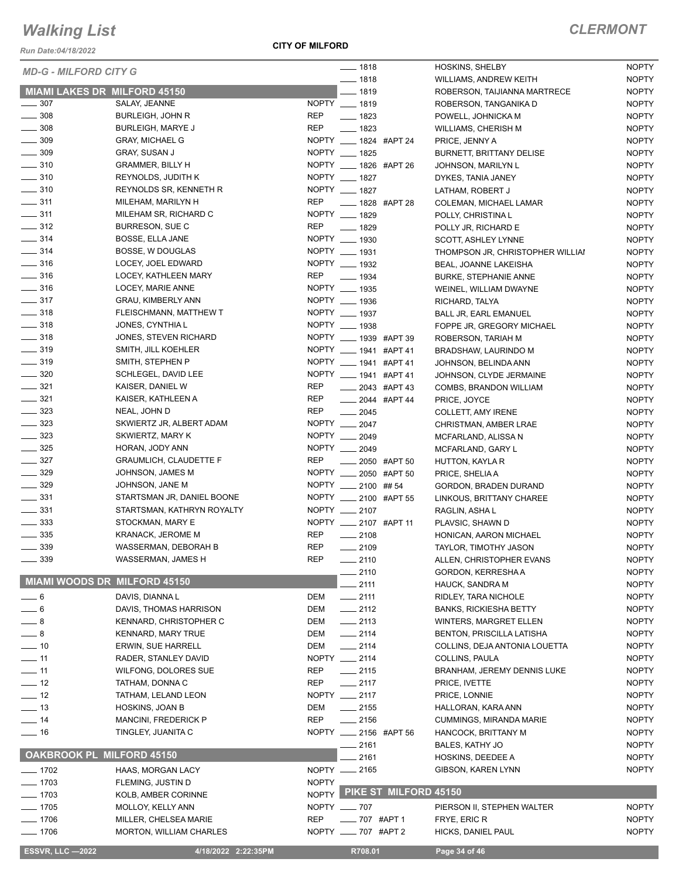# Walking List

**CLERMONT**

**CITY OF MILFORD**

*MD-G - MILFORD CITY G*

## MIAMI LAKES DR MILFORD 45150

| | | |
|---|---|---|
| ____ 307 | SALAY, JEANNE | NOPTY |
| ____ 308 | BURLEIGH, JOHN R | REP |
| ____ 308 | BURLEIGH, MARYE J | REP |
| ____ 309 | GRAY, MICHAEL G | NOPTY |
| ____ 309 | GRAY, SUSAN J | NOPTY |
| ____ 310 | GRAMMER, BILLY H | NOPTY |
| ____ 310 | REYNOLDS, JUDITH K | NOPTY |
| ____ 310 | REYNOLDS SR, KENNETH R | NOPTY |
| ____ 311 | MILEHAM, MARILYN H | REP |
| ____ 311 | MILEHAM SR, RICHARD C | NOPTY |
| ____ 312 | BURRESON, SUE C | REP |
| ____ 314 | BOSSE, ELLA JANE | NOPTY |
| ____ 314 | BOSSE, W DOUGLAS | NOPTY |
| ____ 316 | LOCEY, JOEL EDWARD | NOPTY |
| ____ 316 | LOCEY, KATHLEEN MARY | REP |
| ____ 316 | LOCEY, MARIE ANNE | NOPTY |
| ____ 317 | GRAU, KIMBERLY ANN | NOPTY |
| ____ 318 | FLEISCHMANN, MATTHEW T | NOPTY |
| ____ 318 | JONES, CYNTHIA L | NOPTY |
| ____ 318 | JONES, STEVEN RICHARD | NOPTY |
| ____ 319 | SMITH, JILL KOEHLER | NOPTY |
| ____ 319 | SMITH, STEPHEN P | NOPTY |
| ____ 320 | SCHLEGEL, DAVID LEE | NOPTY |
| ____ 321 | KAISER, DANIEL W | REP |
| ____ 321 | KAISER, KATHLEEN A | REP |
| ____ 323 | NEAL, JOHN D | REP |
| ____ 323 | SKWIERTZ JR, ALBERT ADAM | NOPTY |
| ____ 323 | SKWIERTZ, MARY K | NOPTY |
| ____ 325 | HORAN, JODY ANN | NOPTY |
| ____ 327 | GRAUMLICH, CLAUDETTE F | REP |
| ____ 329 | JOHNSON, JAMES M | NOPTY |
| ____ 329 | JOHNSON, JANE M | NOPTY |
| ____ 331 | STARTSMAN JR, DANIEL BOONE | NOPTY |
| ____ 331 | STARTSMAN, KATHRYN ROYALTY | NOPTY |
| ____ 333 | STOCKMAN, MARY E | NOPTY |
| ____ 335 | KRANACK, JEROME M | REP |
| ____ 339 | WASSERMAN, DEBORAH B | REP |
| ____ 339 | WASSERMAN, JAMES H | REP |

## MIAMI WOODS DR MILFORD 45150

| | | |
|---|---|---|
| ____ 6 | DAVIS, DIANNA L | DEM |
| ____ 6 | DAVIS, THOMAS HARRISON | DEM |
| ____ 8 | KENNARD, CHRISTOPHER C | DEM |
| ____ 8 | KENNARD, MARY TRUE | DEM |
| ____ 10 | ERWIN, SUE HARRELL | DEM |
| ____ 11 | RADER, STANLEY DAVID | NOPTY |
| ____ 11 | WILFONG, DOLORES SUE | REP |
| ____ 12 | TATHAM, DONNA C | REP |
| ____ 12 | TATHAM, LELAND LEON | NOPTY |
| ____ 13 | HOSKINS, JOAN B | DEM |
| ____ 14 | MANCINI, FREDERICK P | REP |
| ____ 16 | TINGLEY, JUANITA C | NOPTY |

## OAKBROOK PL MILFORD 45150

| | | |
|---|---|---|
| ____ 1702 | HAAS, MORGAN LACY | NOPTY |
| ____ 1703 | FLEMING, JUSTIN D | NOPTY |
| ____ 1703 | KOLB, AMBER CORINNE | NOPTY |
| ____ 1705 | MOLLOY, KELLY ANN | NOPTY |
| ____ 1706 | MILLER, CHELSEA MARIE | REP |
| ____ 1706 | MORTON, WILLIAM CHARLES | NOPTY |
| ____ 1818 | HOSKINS, SHELBY | NOPTY |
| ____ 1818 | WILLIAMS, ANDREW KEITH | NOPTY |
| ____ 1819 | ROBERSON, TAIJIANNA MARTRECE | NOPTY |
| ____ 1819 | ROBERSON, TANGANIKA D | NOPTY |
| ____ 1823 | POWELL, JOHNICKA M | NOPTY |
| ____ 1823 | WILLIAMS, CHERISH M | NOPTY |
| ____ 1824 #APT 24 | PRICE, JENNY A | NOPTY |
| ____ 1825 | BURNETT, BRITTANY DELISE | NOPTY |
| ____ 1826 #APT 26 | JOHNSON, MARILYN L | NOPTY |
| ____ 1827 | DYKES, TANIA JANEY | NOPTY |
| ____ 1827 | LATHAM, ROBERT J | NOPTY |
| ____ 1828 #APT 28 | COLEMAN, MICHAEL LAMAR | NOPTY |
| ____ 1829 | POLLY, CHRISTINA L | NOPTY |
| ____ 1829 | POLLY JR, RICHARD E | NOPTY |
| ____ 1930 | SCOTT, ASHLEY LYNNE | NOPTY |
| ____ 1931 | THOMPSON JR, CHRISTOPHER WILLIAI | NOPTY |
| ____ 1932 | BEAL, JOANNE LAKEISHA | NOPTY |
| ____ 1934 | BURKE, STEPHANIE ANNE | NOPTY |
| ____ 1935 | WEINEL, WILLIAM DWAYNE | NOPTY |
| ____ 1936 | RICHARD, TALYA | NOPTY |
| ____ 1937 | BALL JR, EARL EMANUEL | NOPTY |
| ____ 1938 | FOPPE JR, GREGORY MICHAEL | NOPTY |
| ____ 1939 #APT 39 | ROBERSON, TARIAH M | NOPTY |
| ____ 1941 #APT 41 | BRADSHAW, LAURINDO M | NOPTY |
| ____ 1941 #APT 41 | JOHNSON, BELINDA ANN | NOPTY |
| ____ 1941 #APT 41 | JOHNSON, CLYDE JERMAINE | NOPTY |
| ____ 2043 #APT 43 | COMBS, BRANDON WILLIAM | NOPTY |
| ____ 2044 #APT 44 | PRICE, JOYCE | NOPTY |
| ____ 2045 | COLLETT, AMY IRENE | NOPTY |
| ____ 2047 | CHRISTMAN, AMBER LRAE | NOPTY |
| ____ 2049 | MCFARLAND, ALISSA N | NOPTY |
| ____ 2049 | MCFARLAND, GARY L | NOPTY |
| ____ 2050 #APT 50 | HUTTON, KAYLA R | NOPTY |
| ____ 2050 #APT 50 | PRICE, SHELIA A | NOPTY |
| ____ 2100 ## 54 | GORDON, BRADEN DURAND | NOPTY |
| ____ 2100 #APT 55 | LINKOUS, BRITTANY CHAREE | NOPTY |
| ____ 2107 | RAGLIN, ASHA L | NOPTY |
| ____ 2107 #APT 11 | PLAVSIC, SHAWN D | NOPTY |
| ____ 2108 | HONICAN, AARON MICHAEL | NOPTY |
| ____ 2109 | TAYLOR, TIMOTHY JASON | NOPTY |
| ____ 2110 | ALLEN, CHRISTOPHER EVANS | NOPTY |
| ____ 2110 | GORDON, KERRESHA A | NOPTY |
| ____ 2111 | HAUCK, SANDRA M | NOPTY |
| ____ 2111 | RIDLEY, TARA NICHOLE | NOPTY |
| ____ 2112 | BANKS, RICKIESHA BETTY | NOPTY |
| ____ 2113 | WINTERS, MARGRET ELLEN | NOPTY |
| ____ 2114 | BENTON, PRISCILLA LATISHA | NOPTY |
| ____ 2114 | COLLINS, DEJA ANTONIA LOUETTA | NOPTY |
| ____ 2114 | COLLINS, PAULA | NOPTY |
| ____ 2115 | BRANHAM, JEREMY DENNIS LUKE | NOPTY |
| ____ 2117 | PRICE, IVETTE | NOPTY |
| ____ 2117 | PRICE, LONNIE | NOPTY |
| ____ 2155 | HALLORAN, KARA ANN | NOPTY |
| ____ 2156 | CUMMINGS, MIRANDA MARIE | NOPTY |
| ____ 2156 #APT 56 | HANCOCK, BRITTANY M | NOPTY |
| ____ 2161 | BALES, KATHY JO | NOPTY |
| ____ 2161 | HOSKINS, DEEDEE A | NOPTY |
| ____ 2165 | GIBSON, KAREN LYNN | NOPTY |

## PIKE ST MILFORD 45150

| | | |
|---|---|---|
| ____ 707 | PIERSON II, STEPHEN WALTER | NOPTY |
| ____ 707 #APT 1 | FRYE, ERIC R | NOPTY |
| ____ 707 #APT 2 | HICKS, DANIEL PAUL | NOPTY |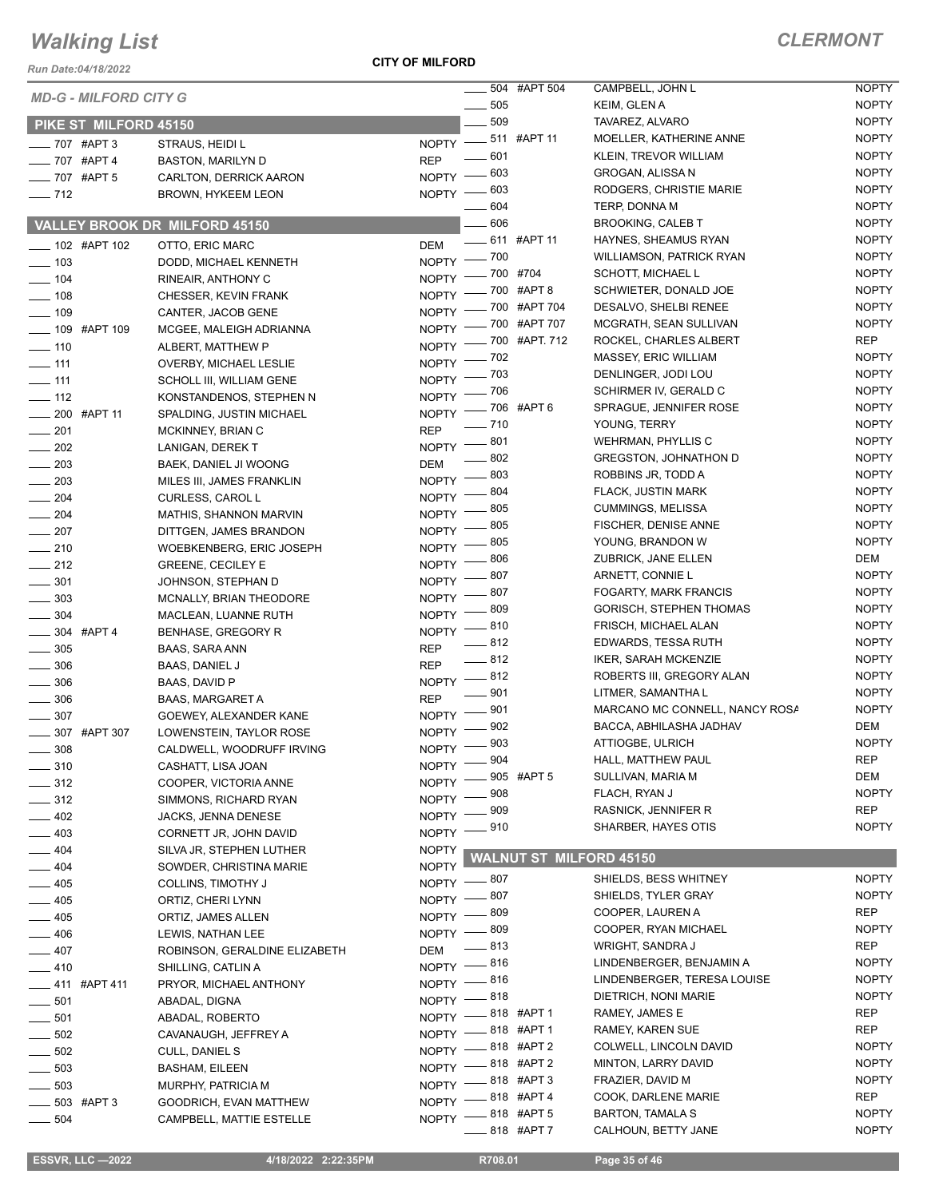# Walking List

## CLERMONT

Run Date:04/18/2022

**CITY OF MILFORD**

*MD-G - MILFORD CITY G*

### PIKE ST MILFORD 45150

| | | | |
|---|---|---|---|
| 707 | #APT 3 | STRAUS, HEIDI L | NOPTY |
| 707 | #APT 4 | BASTON, MARILYN D | REP |
| 707 | #APT 5 | CARLTON, DERRICK AARON | NOPTY |
| 712 | | BROWN, HYKEEM LEON | NOPTY |

### VALLEY BROOK DR MILFORD 45150

| | | | |
|---|---|---|---|
| 102 | #APT 102 | OTTO, ERIC MARC | DEM |
| 103 | | DODD, MICHAEL KENNETH | NOPTY |
| 104 | | RINEAIR, ANTHONY C | NOPTY |
| 108 | | CHESSER, KEVIN FRANK | NOPTY |
| 109 | | CANTER, JACOB GENE | NOPTY |
| 109 | #APT 109 | MCGEE, MALEIGH ADRIANNA | NOPTY |
| 110 | | ALBERT, MATTHEW P | NOPTY |
| 111 | | OVERBY, MICHAEL LESLIE | NOPTY |
| 111 | | SCHOLL III, WILLIAM GENE | NOPTY |
| 112 | | KONSTANDENOS, STEPHEN N | NOPTY |
| 200 | #APT 11 | SPALDING, JUSTIN MICHAEL | NOPTY |
| 201 | | MCKINNEY, BRIAN C | REP |
| 202 | | LANIGAN, DEREK T | NOPTY |
| 203 | | BAEK, DANIEL JI WOONG | DEM |
| 203 | | MILES III, JAMES FRANKLIN | NOPTY |
| 204 | | CURLESS, CAROL L | NOPTY |
| 204 | | MATHIS, SHANNON MARVIN | NOPTY |
| 207 | | DITTGEN, JAMES BRANDON | NOPTY |
| 210 | | WOEBKENBERG, ERIC JOSEPH | NOPTY |
| 212 | | GREENE, CECILEY E | NOPTY |
| 301 | | JOHNSON, STEPHAN D | NOPTY |
| 303 | | MCNALLY, BRIAN THEODORE | NOPTY |
| 304 | | MACLEAN, LUANNE RUTH | NOPTY |
| 304 | #APT 4 | BENHASE, GREGORY R | NOPTY |
| 305 | | BAAS, SARA ANN | REP |
| 306 | | BAAS, DANIEL J | REP |
| 306 | | BAAS, DAVID P | NOPTY |
| 306 | | BAAS, MARGARET A | REP |
| 307 | | GOEWEY, ALEXANDER KANE | NOPTY |
| 307 | #APT 307 | LOWENSTEIN, TAYLOR ROSE | NOPTY |
| 308 | | CALDWELL, WOODRUFF IRVING | NOPTY |
| 310 | | CASHATT, LISA JOAN | NOPTY |
| 312 | | COOPER, VICTORIA ANNE | NOPTY |
| 312 | | SIMMONS, RICHARD RYAN | NOPTY |
| 402 | | JACKS, JENNA DENESE | NOPTY |
| 403 | | CORNETT JR, JOHN DAVID | NOPTY |
| 404 | | SILVA JR, STEPHEN LUTHER | NOPTY |
| 404 | | SOWDER, CHRISTINA MARIE | NOPTY |
| 405 | | COLLINS, TIMOTHY J | NOPTY |
| 405 | | ORTIZ, CHERI LYNN | NOPTY |
| 405 | | ORTIZ, JAMES ALLEN | NOPTY |
| 406 | | LEWIS, NATHAN LEE | NOPTY |
| 407 | | ROBINSON, GERALDINE ELIZABETH | DEM |
| 410 | | SHILLING, CATLIN A | NOPTY |
| 411 | #APT 411 | PRYOR, MICHAEL ANTHONY | NOPTY |
| 501 | | ABADAL, DIGNA | NOPTY |
| 501 | | ABADAL, ROBERTO | NOPTY |
| 502 | | CAVANAUGH, JEFFREY A | NOPTY |
| 502 | | CULL, DANIEL S | NOPTY |
| 503 | | BASHAM, EILEEN | NOPTY |
| 503 | | MURPHY, PATRICIA M | NOPTY |
| 503 | #APT 3 | GOODRICH, EVAN MATTHEW | NOPTY |
| 504 | | CAMPBELL, MATTIE ESTELLE | NOPTY |
| 504 | #APT 504 | CAMPBELL, JOHN L | NOPTY |
| 505 | | KEIM, GLEN A | NOPTY |
| 509 | | TAVAREZ, ALVARO | NOPTY |
| 511 | #APT 11 | MOELLER, KATHERINE ANNE | NOPTY |
| 601 | | KLEIN, TREVOR WILLIAM | NOPTY |
| 603 | | GROGAN, ALISSA N | NOPTY |
| 603 | | RODGERS, CHRISTIE MARIE | NOPTY |
| 604 | | TERP, DONNA M | NOPTY |
| 606 | | BROOKING, CALEB T | NOPTY |
| 611 | #APT 11 | HAYNES, SHEAMUS RYAN | NOPTY |
| 700 | | WILLIAMSON, PATRICK RYAN | NOPTY |
| 700 | #704 | SCHOTT, MICHAEL L | NOPTY |
| 700 | #APT 8 | SCHWIETER, DONALD JOE | NOPTY |
| 700 | #APT 704 | DESALVO, SHELBI RENEE | NOPTY |
| 700 | #APT 707 | MCGRATH, SEAN SULLIVAN | NOPTY |
| 700 | #APT. 712 | ROCKEL, CHARLES ALBERT | REP |
| 702 | | MASSEY, ERIC WILLIAM | NOPTY |
| 703 | | DENLINGER, JODI LOU | NOPTY |
| 706 | | SCHIRMER IV, GERALD C | NOPTY |
| 706 | #APT 6 | SPRAGUE, JENNIFER ROSE | NOPTY |
| 710 | | YOUNG, TERRY | NOPTY |
| 801 | | WEHRMAN, PHYLLIS C | NOPTY |
| 802 | | GREGSTON, JOHNATHON D | NOPTY |
| 803 | | ROBBINS JR, TODD A | NOPTY |
| 804 | | FLACK, JUSTIN MARK | NOPTY |
| 805 | | CUMMINGS, MELISSA | NOPTY |
| 805 | | FISCHER, DENISE ANNE | NOPTY |
| 805 | | YOUNG, BRANDON W | NOPTY |
| 806 | | ZUBRICK, JANE ELLEN | DEM |
| 807 | | ARNETT, CONNIE L | NOPTY |
| 807 | | FOGARTY, MARK FRANCIS | NOPTY |
| 809 | | GORISCH, STEPHEN THOMAS | NOPTY |
| 810 | | FRISCH, MICHAEL ALAN | NOPTY |
| 812 | | EDWARDS, TESSA RUTH | NOPTY |
| 812 | | IKER, SARAH MCKENZIE | NOPTY |
| 812 | | ROBERTS III, GREGORY ALAN | NOPTY |
| 901 | | LITMER, SAMANTHA L | NOPTY |
| 901 | | MARCANO MC CONNELL, NANCY ROSA | NOPTY |
| 902 | | BACCA, ABHILASHA JADHAV | DEM |
| 903 | | ATTIOGBE, ULRICH | NOPTY |
| 904 | | HALL, MATTHEW PAUL | REP |
| 905 | #APT 5 | SULLIVAN, MARIA M | DEM |
| 908 | | FLACH, RYAN J | NOPTY |
| 909 | | RASNICK, JENNIFER R | REP |
| 910 | | SHARBER, HAYES OTIS | NOPTY |

### WALNUT ST MILFORD 45150

| | | | |
|---|---|---|---|
| 807 | | SHIELDS, BESS WHITNEY | NOPTY |
| 807 | | SHIELDS, TYLER GRAY | NOPTY |
| 809 | | COOPER, LAUREN A | REP |
| 809 | | COOPER, RYAN MICHAEL | NOPTY |
| 813 | | WRIGHT, SANDRA J | REP |
| 816 | | LINDENBERGER, BENJAMIN A | NOPTY |
| 816 | | LINDENBERGER, TERESA LOUISE | NOPTY |
| 818 | | DIETRICH, NONI MARIE | NOPTY |
| 818 | #APT 1 | RAMEY, JAMES E | REP |
| 818 | #APT 1 | RAMEY, KAREN SUE | REP |
| 818 | #APT 2 | COLWELL, LINCOLN DAVID | NOPTY |
| 818 | #APT 2 | MINTON, LARRY DAVID | NOPTY |
| 818 | #APT 3 | FRAZIER, DAVID M | NOPTY |
| 818 | #APT 4 | COOK, DARLENE MARIE | REP |
| 818 | #APT 5 | BARTON, TAMALA S | NOPTY |
| 818 | #APT 7 | CALHOUN, BETTY JANE | NOPTY |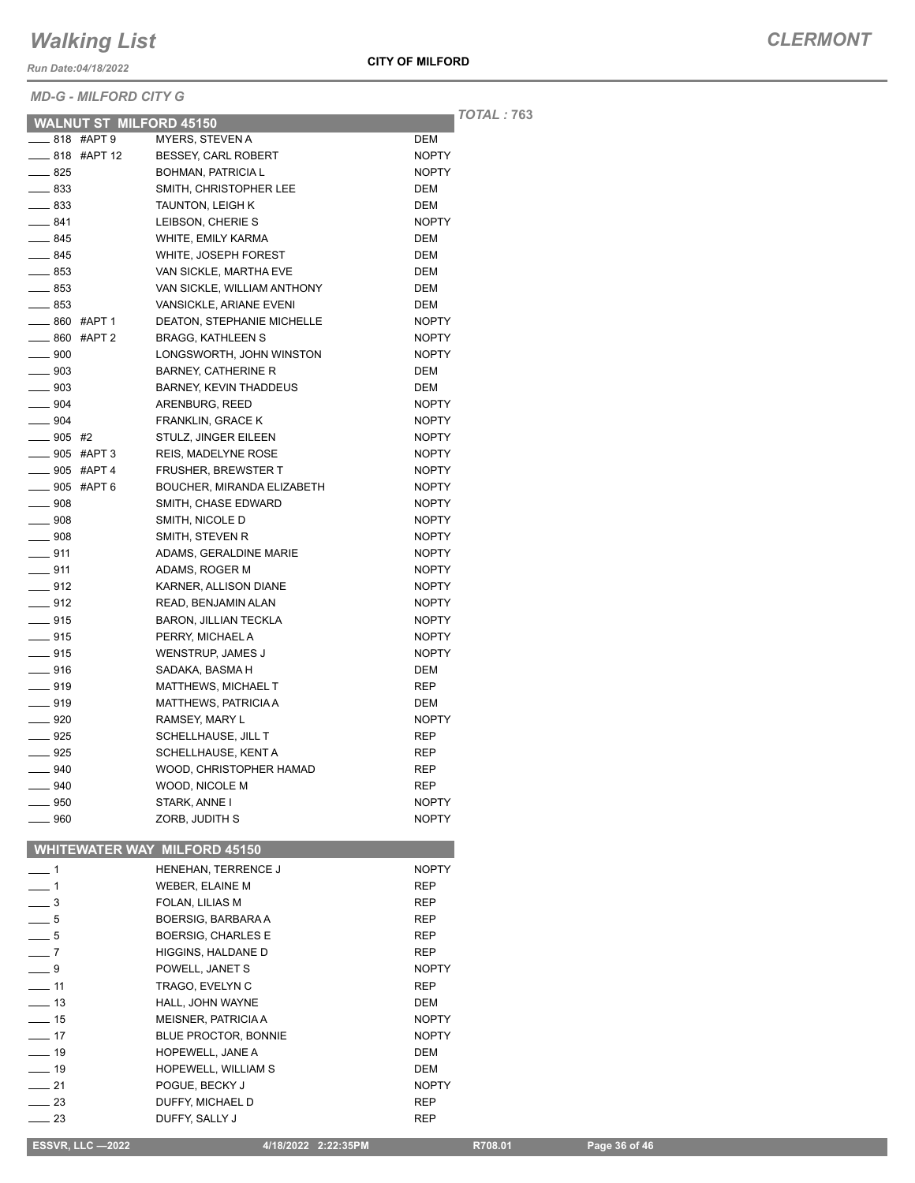# Walking List

**CLERMONT**

Run Date:04/18/2022

**CITY OF MILFORD**

*MD-G - MILFORD CITY G*

*TOTAL : 763*

## WALNUT ST MILFORD 45150

| | | |
|---|---|---|
| ____ 818 #APT 9 | MYERS, STEVEN A | DEM |
| ____ 818 #APT 12 | BESSEY, CARL ROBERT | NOPTY |
| ____ 825 | BOHMAN, PATRICIA L | NOPTY |
| ____ 833 | SMITH, CHRISTOPHER LEE | DEM |
| ____ 833 | TAUNTON, LEIGH K | DEM |
| ____ 841 | LEIBSON, CHERIE S | NOPTY |
| ____ 845 | WHITE, EMILY KARMA | DEM |
| ____ 845 | WHITE, JOSEPH FOREST | DEM |
| ____ 853 | VAN SICKLE, MARTHA EVE | DEM |
| ____ 853 | VAN SICKLE, WILLIAM ANTHONY | DEM |
| ____ 853 | VANSICKLE, ARIANE EVENI | DEM |
| ____ 860 #APT 1 | DEATON, STEPHANIE MICHELLE | NOPTY |
| ____ 860 #APT 2 | BRAGG, KATHLEEN S | NOPTY |
| ____ 900 | LONGSWORTH, JOHN WINSTON | NOPTY |
| ____ 903 | BARNEY, CATHERINE R | DEM |
| ____ 903 | BARNEY, KEVIN THADDEUS | DEM |
| ____ 904 | ARENBURG, REED | NOPTY |
| ____ 904 | FRANKLIN, GRACE K | NOPTY |
| ____ 905 #2 | STULZ, JINGER EILEEN | NOPTY |
| ____ 905 #APT 3 | REIS, MADELYNE ROSE | NOPTY |
| ____ 905 #APT 4 | FRUSHER, BREWSTER T | NOPTY |
| ____ 905 #APT 6 | BOUCHER, MIRANDA ELIZABETH | NOPTY |
| ____ 908 | SMITH, CHASE EDWARD | NOPTY |
| ____ 908 | SMITH, NICOLE D | NOPTY |
| ____ 908 | SMITH, STEVEN R | NOPTY |
| ____ 911 | ADAMS, GERALDINE MARIE | NOPTY |
| ____ 911 | ADAMS, ROGER M | NOPTY |
| ____ 912 | KARNER, ALLISON DIANE | NOPTY |
| ____ 912 | READ, BENJAMIN ALAN | NOPTY |
| ____ 915 | BARON, JILLIAN TECKLA | NOPTY |
| ____ 915 | PERRY, MICHAEL A | NOPTY |
| ____ 915 | WENSTRUP, JAMES J | NOPTY |
| ____ 916 | SADAKA, BASMA H | DEM |
| ____ 919 | MATTHEWS, MICHAEL T | REP |
| ____ 919 | MATTHEWS, PATRICIA A | DEM |
| ____ 920 | RAMSEY, MARY L | NOPTY |
| ____ 925 | SCHELLHAUSE, JILL T | REP |
| ____ 925 | SCHELLHAUSE, KENT A | REP |
| ____ 940 | WOOD, CHRISTOPHER HAMAD | REP |
| ____ 940 | WOOD, NICOLE M | REP |
| ____ 950 | STARK, ANNE I | NOPTY |
| ____ 960 | ZORB, JUDITH S | NOPTY |

## WHITEWATER WAY MILFORD 45150

| | | |
|---|---|---|
| ____ 1 | HENEHAN, TERRENCE J | NOPTY |
| ____ 1 | WEBER, ELAINE M | REP |
| ____ 3 | FOLAN, LILIAS M | REP |
| ____ 5 | BOERSIG, BARBARA A | REP |
| ____ 5 | BOERSIG, CHARLES E | REP |
| ____ 7 | HIGGINS, HALDANE D | REP |
| ____ 9 | POWELL, JANET S | NOPTY |
| ____ 11 | TRAGO, EVELYN C | REP |
| ____ 13 | HALL, JOHN WAYNE | DEM |
| ____ 15 | MEISNER, PATRICIA A | NOPTY |
| ____ 17 | BLUE PROCTOR, BONNIE | NOPTY |
| ____ 19 | HOPEWELL, JANE A | DEM |
| ____ 19 | HOPEWELL, WILLIAM S | DEM |
| ____ 21 | POGUE, BECKY J | NOPTY |
| ____ 23 | DUFFY, MICHAEL D | REP |
| ____ 23 | DUFFY, SALLY J | REP |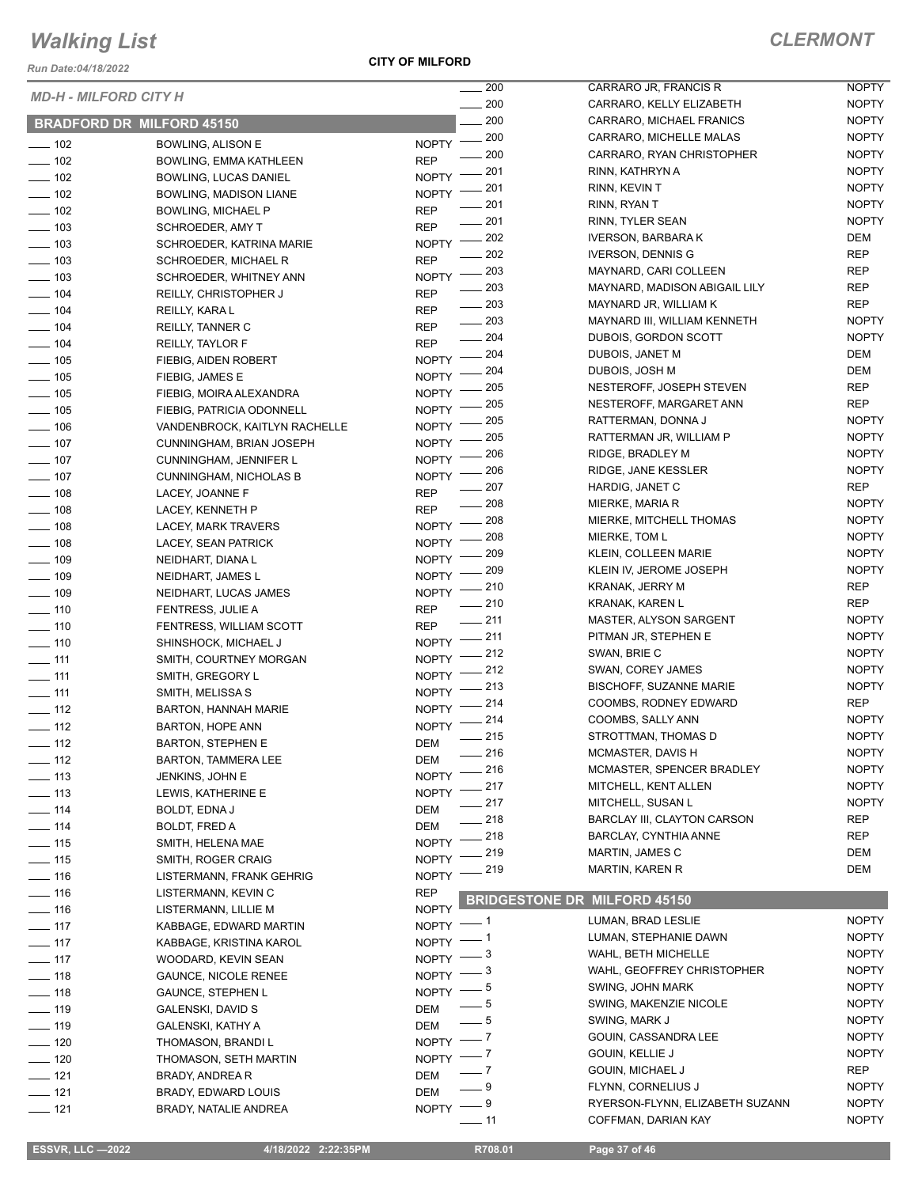# Walking List

## CLERMONT

Run Date:04/18/2022

**CITY OF MILFORD**

*MD-H - MILFORD CITY H*

### BRADFORD DR MILFORD 45150

| | | |
|---|---|---|
| ____ 102 | BOWLING, ALISON E | NOPTY |
| ____ 102 | BOWLING, EMMA KATHLEEN | REP |
| ____ 102 | BOWLING, LUCAS DANIEL | NOPTY |
| ____ 102 | BOWLING, MADISON LIANE | NOPTY |
| ____ 102 | BOWLING, MICHAEL P | REP |
| ____ 103 | SCHROEDER, AMY T | REP |
| ____ 103 | SCHROEDER, KATRINA MARIE | NOPTY |
| ____ 103 | SCHROEDER, MICHAEL R | REP |
| ____ 103 | SCHROEDER, WHITNEY ANN | NOPTY |
| ____ 104 | REILLY, CHRISTOPHER J | REP |
| ____ 104 | REILLY, KARA L | REP |
| ____ 104 | REILLY, TANNER C | REP |
| ____ 104 | REILLY, TAYLOR F | REP |
| ____ 105 | FIEBIG, AIDEN ROBERT | NOPTY |
| ____ 105 | FIEBIG, JAMES E | NOPTY |
| ____ 105 | FIEBIG, MOIRA ALEXANDRA | NOPTY |
| ____ 105 | FIEBIG, PATRICIA ODONNELL | NOPTY |
| ____ 106 | VANDENBROCK, KAITLYN RACHELLE | NOPTY |
| ____ 107 | CUNNINGHAM, BRIAN JOSEPH | NOPTY |
| ____ 107 | CUNNINGHAM, JENNIFER L | NOPTY |
| ____ 107 | CUNNINGHAM, NICHOLAS B | NOPTY |
| ____ 108 | LACEY, JOANNE F | REP |
| ____ 108 | LACEY, KENNETH P | REP |
| ____ 108 | LACEY, MARK TRAVERS | NOPTY |
| ____ 108 | LACEY, SEAN PATRICK | NOPTY |
| ____ 109 | NEIDHART, DIANA L | NOPTY |
| ____ 109 | NEIDHART, JAMES L | NOPTY |
| ____ 109 | NEIDHART, LUCAS JAMES | NOPTY |
| ____ 110 | FENTRESS, JULIE A | REP |
| ____ 110 | FENTRESS, WILLIAM SCOTT | REP |
| ____ 110 | SHINSHOCK, MICHAEL J | NOPTY |
| ____ 111 | SMITH, COURTNEY MORGAN | NOPTY |
| ____ 111 | SMITH, GREGORY L | NOPTY |
| ____ 111 | SMITH, MELISSA S | NOPTY |
| ____ 112 | BARTON, HANNAH MARIE | NOPTY |
| ____ 112 | BARTON, HOPE ANN | NOPTY |
| ____ 112 | BARTON, STEPHEN E | DEM |
| ____ 112 | BARTON, TAMMERA LEE | DEM |
| ____ 113 | JENKINS, JOHN E | NOPTY |
| ____ 113 | LEWIS, KATHERINE E | NOPTY |
| ____ 114 | BOLDT, EDNA J | DEM |
| ____ 114 | BOLDT, FRED A | DEM |
| ____ 115 | SMITH, HELENA MAE | NOPTY |
| ____ 115 | SMITH, ROGER CRAIG | NOPTY |
| ____ 116 | LISTERMANN, FRANK GEHRIG | NOPTY |
| ____ 116 | LISTERMANN, KEVIN C | REP |
| ____ 116 | LISTERMANN, LILLIE M | NOPTY |
| ____ 117 | KABBAGE, EDWARD MARTIN | NOPTY |
| ____ 117 | KABBAGE, KRISTINA KAROL | NOPTY |
| ____ 117 | WOODARD, KEVIN SEAN | NOPTY |
| ____ 118 | GAUNCE, NICOLE RENEE | NOPTY |
| ____ 118 | GAUNCE, STEPHEN L | NOPTY |
| ____ 119 | GALENSKI, DAVID S | DEM |
| ____ 119 | GALENSKI, KATHY A | DEM |
| ____ 120 | THOMASON, BRANDI L | NOPTY |
| ____ 120 | THOMASON, SETH MARTIN | NOPTY |
| ____ 121 | BRADY, ANDREA R | DEM |
| ____ 121 | BRADY, EDWARD LOUIS | DEM |
| ____ 121 | BRADY, NATALIE ANDREA | NOPTY |
| ____ 200 | CARRARO JR, FRANCIS R | NOPTY |
| ____ 200 | CARRARO, KELLY ELIZABETH | NOPTY |
| ____ 200 | CARRARO, MICHAEL FRANICS | NOPTY |
| ____ 200 | CARRARO, MICHELLE MALAS | NOPTY |
| ____ 200 | CARRARO, RYAN CHRISTOPHER | NOPTY |
| ____ 201 | RINN, KATHRYN A | NOPTY |
| ____ 201 | RINN, KEVIN T | NOPTY |
| ____ 201 | RINN, RYAN T | NOPTY |
| ____ 201 | RINN, TYLER SEAN | NOPTY |
| ____ 202 | IVERSON, BARBARA K | DEM |
| ____ 202 | IVERSON, DENNIS G | REP |
| ____ 203 | MAYNARD, CARI COLLEEN | REP |
| ____ 203 | MAYNARD, MADISON ABIGAIL LILY | REP |
| ____ 203 | MAYNARD JR, WILLIAM K | REP |
| ____ 203 | MAYNARD III, WILLIAM KENNETH | NOPTY |
| ____ 204 | DUBOIS, GORDON SCOTT | NOPTY |
| ____ 204 | DUBOIS, JANET M | DEM |
| ____ 204 | DUBOIS, JOSH M | DEM |
| ____ 205 | NESTEROFF, JOSEPH STEVEN | REP |
| ____ 205 | NESTEROFF, MARGARET ANN | REP |
| ____ 205 | RATTERMAN, DONNA J | NOPTY |
| ____ 205 | RATTERMAN JR, WILLIAM P | NOPTY |
| ____ 206 | RIDGE, BRADLEY M | NOPTY |
| ____ 206 | RIDGE, JANE KESSLER | NOPTY |
| ____ 207 | HARDIG, JANET C | REP |
| ____ 208 | MIERKE, MARIA R | NOPTY |
| ____ 208 | MIERKE, MITCHELL THOMAS | NOPTY |
| ____ 208 | MIERKE, TOM L | NOPTY |
| ____ 209 | KLEIN, COLLEEN MARIE | NOPTY |
| ____ 209 | KLEIN IV, JEROME JOSEPH | NOPTY |
| ____ 210 | KRANAK, JERRY M | REP |
| ____ 210 | KRANAK, KAREN L | REP |
| ____ 211 | MASTER, ALYSON SARGENT | NOPTY |
| ____ 211 | PITMAN JR, STEPHEN E | NOPTY |
| ____ 212 | SWAN, BRIE C | NOPTY |
| ____ 212 | SWAN, COREY JAMES | NOPTY |
| ____ 213 | BISCHOFF, SUZANNE MARIE | NOPTY |
| ____ 214 | COOMBS, RODNEY EDWARD | REP |
| ____ 214 | COOMBS, SALLY ANN | NOPTY |
| ____ 215 | STROTTMAN, THOMAS D | NOPTY |
| ____ 216 | MCMASTER, DAVIS H | NOPTY |
| ____ 216 | MCMASTER, SPENCER BRADLEY | NOPTY |
| ____ 217 | MITCHELL, KENT ALLEN | NOPTY |
| ____ 217 | MITCHELL, SUSAN L | NOPTY |
| ____ 218 | BARCLAY III, CLAYTON CARSON | REP |
| ____ 218 | BARCLAY, CYNTHIA ANNE | REP |
| ____ 219 | MARTIN, JAMES C | DEM |
| ____ 219 | MARTIN, KAREN R | DEM |

### BRIDGESTONE DR MILFORD 45150

| | | |
|---|---|---|
| ____ 1 | LUMAN, BRAD LESLIE | NOPTY |
| ____ 1 | LUMAN, STEPHANIE DAWN | NOPTY |
| ____ 3 | WAHL, BETH MICHELLE | NOPTY |
| ____ 3 | WAHL, GEOFFREY CHRISTOPHER | NOPTY |
| ____ 5 | SWING, JOHN MARK | NOPTY |
| ____ 5 | SWING, MAKENZIE NICOLE | NOPTY |
| ____ 5 | SWING, MARK J | NOPTY |
| ____ 7 | GOUIN, CASSANDRA LEE | NOPTY |
| ____ 7 | GOUIN, KELLIE J | NOPTY |
| ____ 7 | GOUIN, MICHAEL J | REP |
| ____ 9 | FLYNN, CORNELIUS J | NOPTY |
| ____ 9 | RYERSON-FLYNN, ELIZABETH SUZANN | NOPTY |
| ____ 11 | COFFMAN, DARIAN KAY | NOPTY |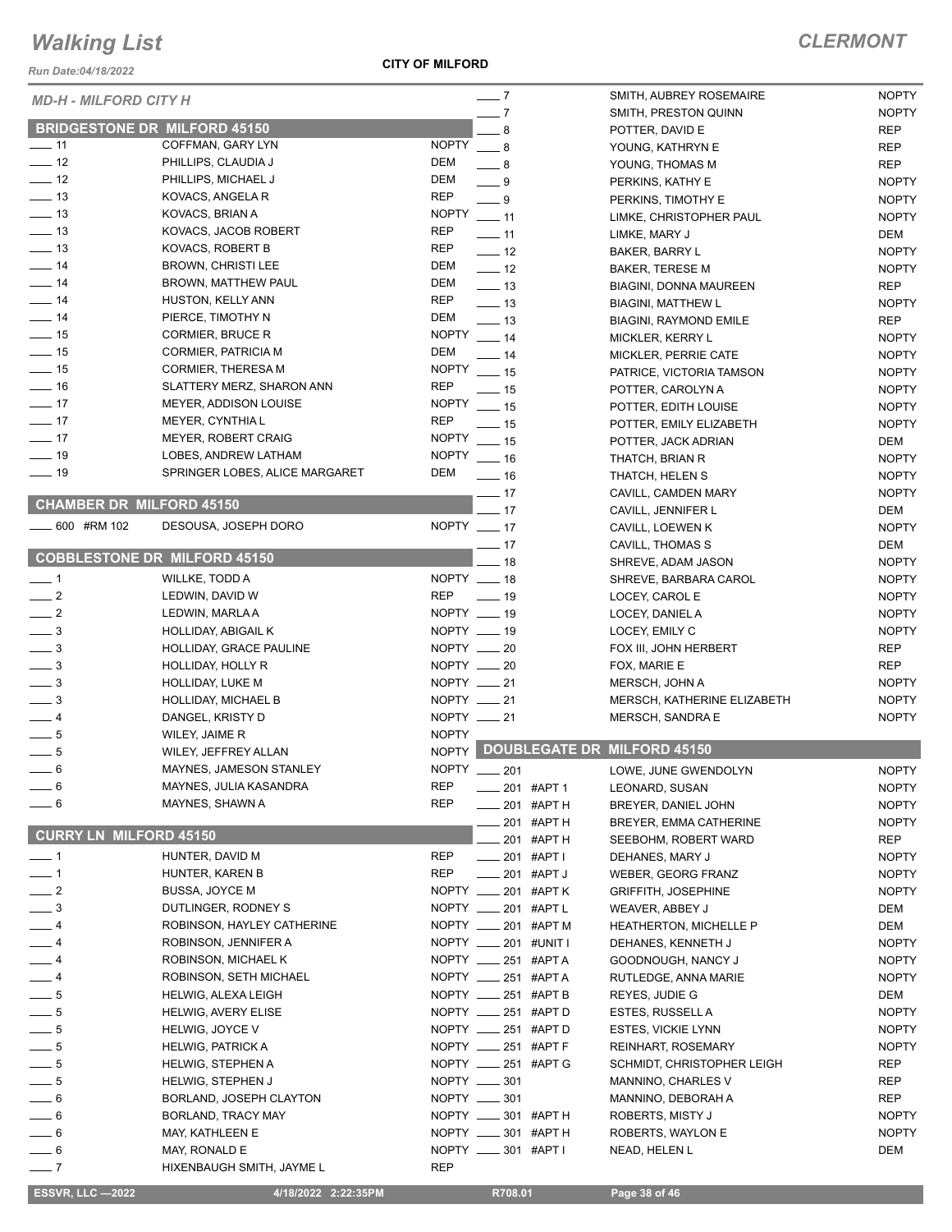# Walking List

**CLERMONT**

Run Date:04/18/2022

**CITY OF MILFORD**

*MD-H - MILFORD CITY H*

## BRIDGESTONE DR MILFORD 45150

| | | |
|---|---|---|
| ___ 11 | COFFMAN, GARY LYN | NOPTY |
| ___ 12 | PHILLIPS, CLAUDIA J | DEM |
| ___ 12 | PHILLIPS, MICHAEL J | DEM |
| ___ 13 | KOVACS, ANGELA R | REP |
| ___ 13 | KOVACS, BRIAN A | NOPTY |
| ___ 13 | KOVACS, JACOB ROBERT | REP |
| ___ 13 | KOVACS, ROBERT B | REP |
| ___ 14 | BROWN, CHRISTI LEE | DEM |
| ___ 14 | BROWN, MATTHEW PAUL | DEM |
| ___ 14 | HUSTON, KELLY ANN | REP |
| ___ 14 | PIERCE, TIMOTHY N | DEM |
| ___ 15 | CORMIER, BRUCE R | NOPTY |
| ___ 15 | CORMIER, PATRICIA M | DEM |
| ___ 15 | CORMIER, THERESA M | NOPTY |
| ___ 16 | SLATTERY MERZ, SHARON ANN | REP |
| ___ 17 | MEYER, ADDISON LOUISE | NOPTY |
| ___ 17 | MEYER, CYNTHIA L | REP |
| ___ 17 | MEYER, ROBERT CRAIG | NOPTY |
| ___ 19 | LOBES, ANDREW LATHAM | NOPTY |
| ___ 19 | SPRINGER LOBES, ALICE MARGARET | DEM |

## CHAMBER DR MILFORD 45150

| | | |
|---|---|---|
| ___ 600 #RM 102 | DESOUSA, JOSEPH DORO | NOPTY |

## COBBLESTONE DR MILFORD 45150

| | | |
|---|---|---|
| ___ 1 | WILLKE, TODD A | NOPTY |
| ___ 2 | LEDWIN, DAVID W | REP |
| ___ 2 | LEDWIN, MARLA A | NOPTY |
| ___ 3 | HOLLIDAY, ABIGAIL K | NOPTY |
| ___ 3 | HOLLIDAY, GRACE PAULINE | NOPTY |
| ___ 3 | HOLLIDAY, HOLLY R | NOPTY |
| ___ 3 | HOLLIDAY, LUKE M | NOPTY |
| ___ 3 | HOLLIDAY, MICHAEL B | NOPTY |
| ___ 4 | DANGEL, KRISTY D | NOPTY |
| ___ 5 | WILEY, JAIME R | NOPTY |
| ___ 5 | WILEY, JEFFREY ALLAN | NOPTY |
| ___ 6 | MAYNES, JAMESON STANLEY | NOPTY |
| ___ 6 | MAYNES, JULIA KASANDRA | REP |
| ___ 6 | MAYNES, SHAWN A | REP |

## CURRY LN MILFORD 45150

| | | |
|---|---|---|
| ___ 1 | HUNTER, DAVID M | REP |
| ___ 1 | HUNTER, KAREN B | REP |
| ___ 2 | BUSSA, JOYCE M | NOPTY |
| ___ 3 | DUTLINGER, RODNEY S | NOPTY |
| ___ 4 | ROBINSON, HAYLEY CATHERINE | NOPTY |
| ___ 4 | ROBINSON, JENNIFER A | NOPTY |
| ___ 4 | ROBINSON, MICHAEL K | NOPTY |
| ___ 4 | ROBINSON, SETH MICHAEL | NOPTY |
| ___ 5 | HELWIG, ALEXA LEIGH | NOPTY |
| ___ 5 | HELWIG, AVERY ELISE | NOPTY |
| ___ 5 | HELWIG, JOYCE V | NOPTY |
| ___ 5 | HELWIG, PATRICK A | NOPTY |
| ___ 5 | HELWIG, STEPHEN A | NOPTY |
| ___ 5 | HELWIG, STEPHEN J | NOPTY |
| ___ 6 | BORLAND, JOSEPH CLAYTON | NOPTY |
| ___ 6 | BORLAND, TRACY MAY | NOPTY |
| ___ 6 | MAY, KATHLEEN E | NOPTY |
| ___ 6 | MAY, RONALD E | NOPTY |
| ___ 7 | HIXENBAUGH SMITH, JAYME L | REP |
| ___ 7 | SMITH, AUBREY ROSEMAIRE | NOPTY |
| ___ 7 | SMITH, PRESTON QUINN | NOPTY |
| ___ 8 | POTTER, DAVID E | REP |
| ___ 8 | YOUNG, KATHRYN E | REP |
| ___ 8 | YOUNG, THOMAS M | REP |
| ___ 9 | PERKINS, KATHY E | NOPTY |
| ___ 9 | PERKINS, TIMOTHY E | NOPTY |
| ___ 11 | LIMKE, CHRISTOPHER PAUL | NOPTY |
| ___ 11 | LIMKE, MARY J | DEM |
| ___ 12 | BAKER, BARRY L | NOPTY |
| ___ 12 | BAKER, TERESE M | NOPTY |
| ___ 13 | BIAGINI, DONNA MAUREEN | REP |
| ___ 13 | BIAGINI, MATTHEW L | NOPTY |
| ___ 13 | BIAGINI, RAYMOND EMILE | REP |
| ___ 14 | MICKLER, KERRY L | NOPTY |
| ___ 14 | MICKLER, PERRIE CATE | NOPTY |
| ___ 15 | PATRICE, VICTORIA TAMSON | NOPTY |
| ___ 15 | POTTER, CAROLYN A | NOPTY |
| ___ 15 | POTTER, EDITH LOUISE | NOPTY |
| ___ 15 | POTTER, EMILY ELIZABETH | NOPTY |
| ___ 15 | POTTER, JACK ADRIAN | DEM |
| ___ 16 | THATCH, BRIAN R | NOPTY |
| ___ 16 | THATCH, HELEN S | NOPTY |
| ___ 17 | CAVILL, CAMDEN MARY | NOPTY |
| ___ 17 | CAVILL, JENNIFER L | DEM |
| ___ 17 | CAVILL, LOEWEN K | NOPTY |
| ___ 17 | CAVILL, THOMAS S | DEM |
| ___ 18 | SHREVE, ADAM JASON | NOPTY |
| ___ 18 | SHREVE, BARBARA CAROL | NOPTY |
| ___ 19 | LOCEY, CAROL E | NOPTY |
| ___ 19 | LOCEY, DANIEL A | NOPTY |
| ___ 19 | LOCEY, EMILY C | NOPTY |
| ___ 20 | FOX III, JOHN HERBERT | REP |
| ___ 20 | FOX, MARIE E | REP |
| ___ 21 | MERSCH, JOHN A | NOPTY |
| ___ 21 | MERSCH, KATHERINE ELIZABETH | NOPTY |
| ___ 21 | MERSCH, SANDRA E | NOPTY |

## DOUBLEGATE DR MILFORD 45150

| | | |
|---|---|---|
| ___ 201 | LOWE, JUNE GWENDOLYN | NOPTY |
| ___ 201 #APT 1 | LEONARD, SUSAN | NOPTY |
| ___ 201 #APT H | BREYER, DANIEL JOHN | NOPTY |
| ___ 201 #APT H | BREYER, EMMA CATHERINE | NOPTY |
| ___ 201 #APT H | SEEBOHM, ROBERT WARD | REP |
| ___ 201 #APT I | DEHANES, MARY J | NOPTY |
| ___ 201 #APT J | WEBER, GEORG FRANZ | NOPTY |
| ___ 201 #APT K | GRIFFITH, JOSEPHINE | NOPTY |
| ___ 201 #APT L | WEAVER, ABBEY J | DEM |
| ___ 201 #APT M | HEATHERTON, MICHELLE P | DEM |
| ___ 201 #UNIT I | DEHANES, KENNETH J | NOPTY |
| ___ 251 #APT A | GOODNOUGH, NANCY J | NOPTY |
| ___ 251 #APT A | RUTLEDGE, ANNA MARIE | NOPTY |
| ___ 251 #APT B | REYES, JUDIE G | DEM |
| ___ 251 #APT D | ESTES, RUSSELL A | NOPTY |
| ___ 251 #APT D | ESTES, VICKIE LYNN | NOPTY |
| ___ 251 #APT F | REINHART, ROSEMARY | NOPTY |
| ___ 251 #APT G | SCHMIDT, CHRISTOPHER LEIGH | REP |
| ___ 301 | MANNINO, CHARLES V | REP |
| ___ 301 | MANNINO, DEBORAH A | REP |
| ___ 301 #APT H | ROBERTS, MISTY J | NOPTY |
| ___ 301 #APT H | ROBERTS, WAYLON E | NOPTY |
| ___ 301 #APT I | NEAD, HELEN L | DEM |

ESSVR, LLC —2022 4/18/2022 2:22:35PM R708.01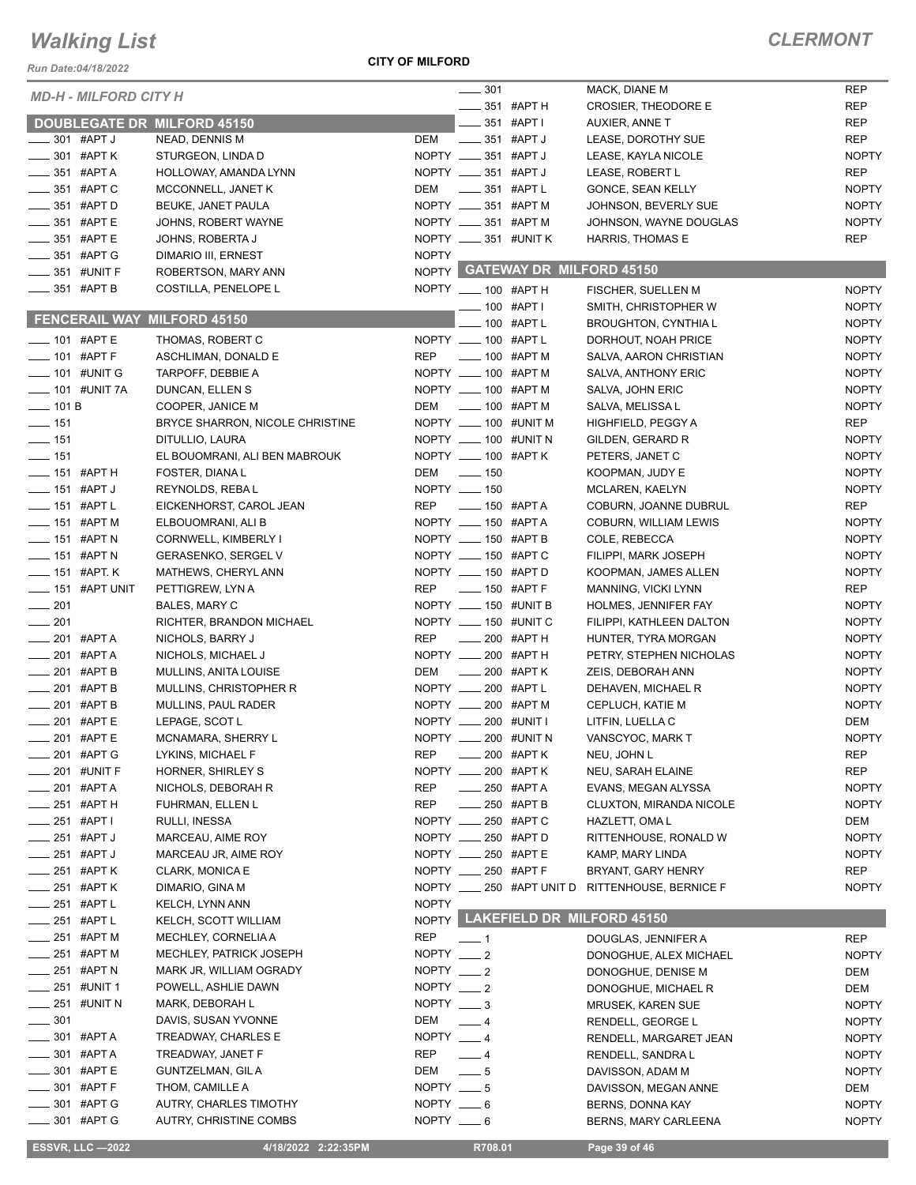# Walking List

## CLERMONT

Run Date:04/18/2022

**CITY OF MILFORD**

*MD-H - MILFORD CITY H*

### DOUBLEGATE DR MILFORD 45150

| | | |
|---|---|---|
| ____ 301 #APT J | NEAD, DENNIS M | DEM |
| ____ 301 #APT K | STURGEON, LINDA D | NOPTY |
| ____ 351 #APT A | HOLLOWAY, AMANDA LYNN | NOPTY |
| ____ 351 #APT C | MCCONNELL, JANET K | DEM |
| ____ 351 #APT D | BEUKE, JANET PAULA | NOPTY |
| ____ 351 #APT E | JOHNS, ROBERT WAYNE | NOPTY |
| ____ 351 #APT E | JOHNS, ROBERTA J | NOPTY |
| ____ 351 #APT G | DIMARIO III, ERNEST | NOPTY |
| ____ 351 #UNIT F | ROBERTSON, MARY ANN | NOPTY |
| ____ 351 #APT B | COSTILLA, PENELOPE L | NOPTY |

### FENCERAIL WAY MILFORD 45150

| | | |
|---|---|---|
| ____ 101 #APT E | THOMAS, ROBERT C | NOPTY |
| ____ 101 #APT F | ASCHLIMAN, DONALD E | REP |
| ____ 101 #UNIT G | TARPOFF, DEBBIE A | NOPTY |
| ____ 101 #UNIT 7A | DUNCAN, ELLEN S | NOPTY |
| ____ 101 B | COOPER, JANICE M | DEM |
| ____ 151 | BRYCE SHARRON, NICOLE CHRISTINE | NOPTY |
| ____ 151 | DITULLIO, LAURA | NOPTY |
| ____ 151 | EL BOUOMRANI, ALI BEN MABROUK | NOPTY |
| ____ 151 #APT H | FOSTER, DIANA L | DEM |
| ____ 151 #APT J | REYNOLDS, REBA L | NOPTY |
| ____ 151 #APT L | EICKENHORST, CAROL JEAN | REP |
| ____ 151 #APT M | ELBOUOMRANI, ALI B | NOPTY |
| ____ 151 #APT N | CORNWELL, KIMBERLY I | NOPTY |
| ____ 151 #APT N | GERASENKO, SERGEL V | NOPTY |
| ____ 151 #APT. K | MATHEWS, CHERYL ANN | NOPTY |
| ____ 151 #APT UNIT | PETTIGREW, LYN A | REP |
| ____ 201 | BALES, MARY C | NOPTY |
| ____ 201 | RICHTER, BRANDON MICHAEL | NOPTY |
| ____ 201 #APT A | NICHOLS, BARRY J | REP |
| ____ 201 #APT A | NICHOLS, MICHAEL J | NOPTY |
| ____ 201 #APT B | MULLINS, ANITA LOUISE | DEM |
| ____ 201 #APT B | MULLINS, CHRISTOPHER R | NOPTY |
| ____ 201 #APT B | MULLINS, PAUL RADER | NOPTY |
| ____ 201 #APT E | LEPAGE, SCOT L | NOPTY |
| ____ 201 #APT E | MCNAMARA, SHERRY L | NOPTY |
| ____ 201 #APT G | LYKINS, MICHAEL F | REP |
| ____ 201 #UNIT F | HORNER, SHIRLEY S | NOPTY |
| ____ 201 #APT A | NICHOLS, DEBORAH R | REP |
| ____ 251 #APT H | FUHRMAN, ELLEN L | REP |
| ____ 251 #APT I | RULLI, INESSA | NOPTY |
| ____ 251 #APT J | MARCEAU, AIME ROY | NOPTY |
| ____ 251 #APT J | MARCEAU JR, AIME ROY | NOPTY |
| ____ 251 #APT K | CLARK, MONICA E | NOPTY |
| ____ 251 #APT K | DIMARIO, GINA M | NOPTY |
| ____ 251 #APT L | KELCH, LYNN ANN | NOPTY |
| ____ 251 #APT L | KELCH, SCOTT WILLIAM | NOPTY |
| ____ 251 #APT M | MECHLEY, CORNELIA A | REP |
| ____ 251 #APT M | MECHLEY, PATRICK JOSEPH | NOPTY |
| ____ 251 #APT N | MARK JR, WILLIAM OGRADY | NOPTY |
| ____ 251 #UNIT 1 | POWELL, ASHLIE DAWN | NOPTY |
| ____ 251 #UNIT N | MARK, DEBORAH L | NOPTY |
| ____ 301 | DAVIS, SUSAN YVONNE | DEM |
| ____ 301 #APT A | TREADWAY, CHARLES E | NOPTY |
| ____ 301 #APT A | TREADWAY, JANET F | REP |
| ____ 301 #APT E | GUNTZELMAN, GIL A | DEM |
| ____ 301 #APT F | THOM, CAMILLE A | NOPTY |
| ____ 301 #APT G | AUTRY, CHARLES TIMOTHY | NOPTY |
| ____ 301 #APT G | AUTRY, CHRISTINE COMBS | NOPTY |
| ____ 301 | MACK, DIANE M | REP |
| ____ 351 #APT H | CROSIER, THEODORE E | REP |
| ____ 351 #APT I | AUXIER, ANNE T | REP |
| ____ 351 #APT J | LEASE, DOROTHY SUE | REP |
| ____ 351 #APT J | LEASE, KAYLA NICOLE | NOPTY |
| ____ 351 #APT J | LEASE, ROBERT L | REP |
| ____ 351 #APT L | GONCE, SEAN KELLY | NOPTY |
| ____ 351 #APT M | JOHNSON, BEVERLY SUE | NOPTY |
| ____ 351 #APT M | JOHNSON, WAYNE DOUGLAS | NOPTY |
| ____ 351 #UNIT K | HARRIS, THOMAS E | REP |

### GATEWAY DR MILFORD 45150

| | | |
|---|---|---|
| ____ 100 #APT H | FISCHER, SUELLEN M | NOPTY |
| ____ 100 #APT I | SMITH, CHRISTOPHER W | NOPTY |
| ____ 100 #APT L | BROUGHTON, CYNTHIA L | NOPTY |
| ____ 100 #APT L | DORHOUT, NOAH PRICE | NOPTY |
| ____ 100 #APT M | SALVA, AARON CHRISTIAN | NOPTY |
| ____ 100 #APT M | SALVA, ANTHONY ERIC | NOPTY |
| ____ 100 #APT M | SALVA, JOHN ERIC | NOPTY |
| ____ 100 #APT M | SALVA, MELISSA L | NOPTY |
| ____ 100 #UNIT M | HIGHFIELD, PEGGY A | REP |
| ____ 100 #UNIT N | GILDEN, GERARD R | NOPTY |
| ____ 100 #APT K | PETERS, JANET C | NOPTY |
| ____ 150 | KOOPMAN, JUDY E | NOPTY |
| ____ 150 | MCLAREN, KAELYN | NOPTY |
| ____ 150 #APT A | COBURN, JOANNE DUBRUL | REP |
| ____ 150 #APT A | COBURN, WILLIAM LEWIS | NOPTY |
| ____ 150 #APT B | COLE, REBECCA | NOPTY |
| ____ 150 #APT C | FILIPPI, MARK JOSEPH | NOPTY |
| ____ 150 #APT D | KOOPMAN, JAMES ALLEN | NOPTY |
| ____ 150 #APT F | MANNING, VICKI LYNN | REP |
| ____ 150 #UNIT B | HOLMES, JENNIFER FAY | NOPTY |
| ____ 150 #UNIT C | FILIPPI, KATHLEEN DALTON | NOPTY |
| ____ 200 #APT H | HUNTER, TYRA MORGAN | NOPTY |
| ____ 200 #APT H | PETRY, STEPHEN NICHOLAS | NOPTY |
| ____ 200 #APT K | ZEIS, DEBORAH ANN | NOPTY |
| ____ 200 #APT L | DEHAVEN, MICHAEL R | NOPTY |
| ____ 200 #APT M | CEPLUCH, KATIE M | NOPTY |
| ____ 200 #UNIT I | LITFIN, LUELLA C | DEM |
| ____ 200 #UNIT N | VANSCYOC, MARK T | NOPTY |
| ____ 200 #APT K | NEU, JOHN L | REP |
| ____ 200 #APT K | NEU, SARAH ELAINE | REP |
| ____ 250 #APT A | EVANS, MEGAN ALYSSA | NOPTY |
| ____ 250 #APT B | CLUXTON, MIRANDA NICOLE | NOPTY |
| ____ 250 #APT C | HAZLETT, OMA L | DEM |
| ____ 250 #APT D | RITTENHOUSE, RONALD W | NOPTY |
| ____ 250 #APT E | KAMP, MARY LINDA | NOPTY |
| ____ 250 #APT F | BRYANT, GARY HENRY | REP |
| ____ 250 #APT UNIT D | RITTENHOUSE, BERNICE F | NOPTY |

### LAKEFIELD DR MILFORD 45150

| | | |
|---|---|---|
| ____ 1 | DOUGLAS, JENNIFER A | REP |
| ____ 2 | DONOGHUE, ALEX MICHAEL | NOPTY |
| ____ 2 | DONOGHUE, DENISE M | DEM |
| ____ 2 | DONOGHUE, MICHAEL R | DEM |
| ____ 3 | MRUSEK, KAREN SUE | NOPTY |
| ____ 4 | RENDELL, GEORGE L | NOPTY |
| ____ 4 | RENDELL, MARGARET JEAN | NOPTY |
| ____ 4 | RENDELL, SANDRA L | NOPTY |
| ____ 5 | DAVISSON, ADAM M | NOPTY |
| ____ 5 | DAVISSON, MEGAN ANNE | DEM |
| ____ 6 | BERNS, DONNA KAY | NOPTY |
| ____ 6 | BERNS, MARY CARLEENA | NOPTY |

ESSVR, LLC —2022 | 4/18/2022 2:22:35PM | R708.01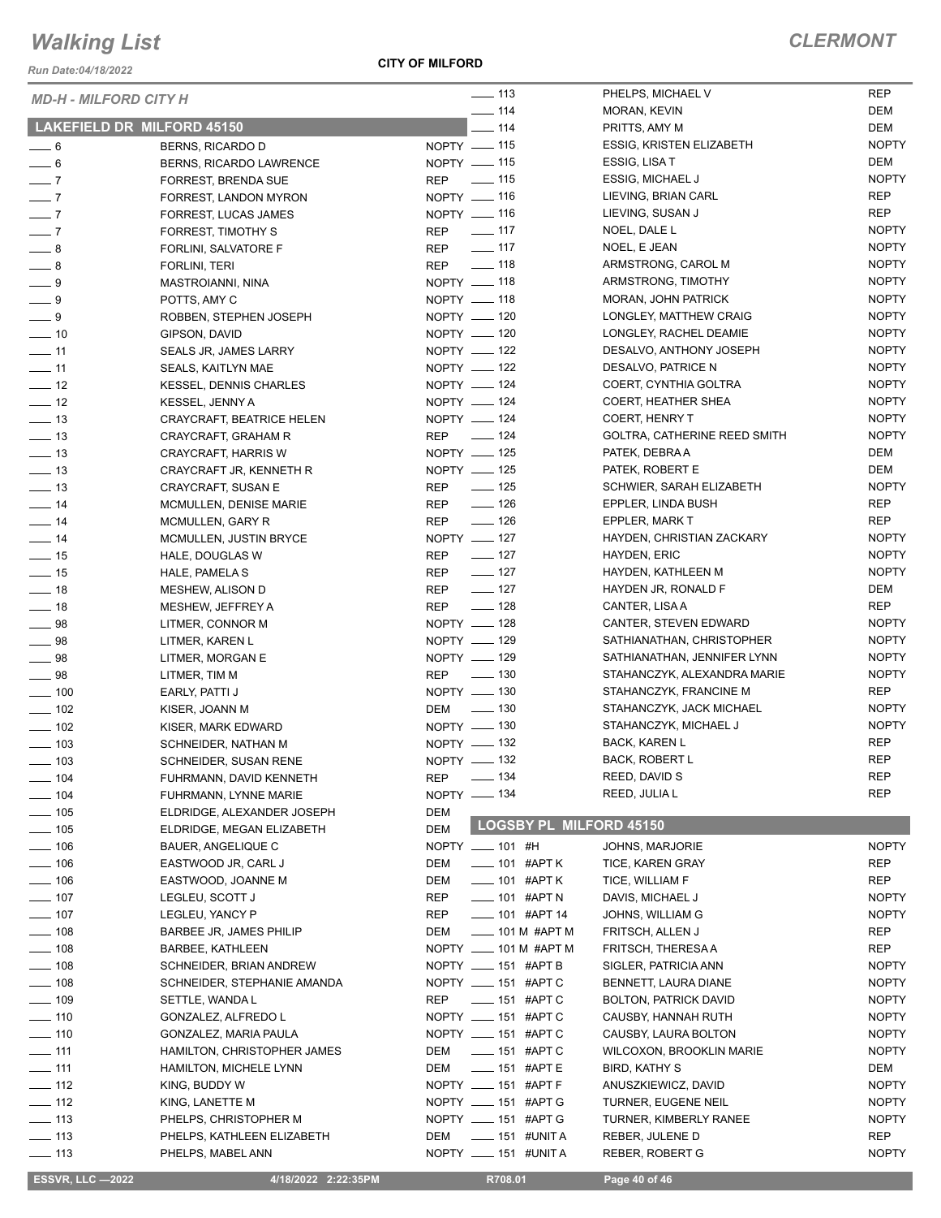# Walking List

**CLERMONT**

Run Date:04/18/2022

**CITY OF MILFORD**

*MD-H - MILFORD CITY H*

## LAKEFIELD DR MILFORD 45150

| | | |
|---|---|---|
| ___ 6 | BERNS, RICARDO D | NOPTY |
| ___ 6 | BERNS, RICARDO LAWRENCE | NOPTY |
| ___ 7 | FORREST, BRENDA SUE | REP |
| ___ 7 | FORREST, LANDON MYRON | NOPTY |
| ___ 7 | FORREST, LUCAS JAMES | NOPTY |
| ___ 7 | FORREST, TIMOTHY S | REP |
| ___ 8 | FORLINI, SALVATORE F | REP |
| ___ 8 | FORLINI, TERI | REP |
| ___ 9 | MASTROIANNI, NINA | NOPTY |
| ___ 9 | POTTS, AMY C | NOPTY |
| ___ 9 | ROBBEN, STEPHEN JOSEPH | NOPTY |
| ___ 10 | GIPSON, DAVID | NOPTY |
| ___ 11 | SEALS JR, JAMES LARRY | NOPTY |
| ___ 11 | SEALS, KAITLYN MAE | NOPTY |
| ___ 12 | KESSEL, DENNIS CHARLES | NOPTY |
| ___ 12 | KESSEL, JENNY A | NOPTY |
| ___ 13 | CRAYCRAFT, BEATRICE HELEN | NOPTY |
| ___ 13 | CRAYCRAFT, GRAHAM R | REP |
| ___ 13 | CRAYCRAFT, HARRIS W | NOPTY |
| ___ 13 | CRAYCRAFT JR, KENNETH R | NOPTY |
| ___ 13 | CRAYCRAFT, SUSAN E | REP |
| ___ 14 | MCMULLEN, DENISE MARIE | REP |
| ___ 14 | MCMULLEN, GARY R | REP |
| ___ 14 | MCMULLEN, JUSTIN BRYCE | NOPTY |
| ___ 15 | HALE, DOUGLAS W | REP |
| ___ 15 | HALE, PAMELA S | REP |
| ___ 18 | MESHEW, ALISON D | REP |
| ___ 18 | MESHEW, JEFFREY A | REP |
| ___ 98 | LITMER, CONNOR M | NOPTY |
| ___ 98 | LITMER, KAREN L | NOPTY |
| ___ 98 | LITMER, MORGAN E | NOPTY |
| ___ 98 | LITMER, TIM M | REP |
| ___ 100 | EARLY, PATTI J | NOPTY |
| ___ 102 | KISER, JOANN M | DEM |
| ___ 102 | KISER, MARK EDWARD | NOPTY |
| ___ 103 | SCHNEIDER, NATHAN M | NOPTY |
| ___ 103 | SCHNEIDER, SUSAN RENE | NOPTY |
| ___ 104 | FUHRMANN, DAVID KENNETH | REP |
| ___ 104 | FUHRMANN, LYNNE MARIE | NOPTY |
| ___ 105 | ELDRIDGE, ALEXANDER JOSEPH | DEM |
| ___ 105 | ELDRIDGE, MEGAN ELIZABETH | DEM |
| ___ 106 | BAUER, ANGELIQUE C | NOPTY |
| ___ 106 | EASTWOOD JR, CARL J | DEM |
| ___ 106 | EASTWOOD, JOANNE M | DEM |
| ___ 107 | LEGLEU, SCOTT J | REP |
| ___ 107 | LEGLEU, YANCY P | REP |
| ___ 108 | BARBEE JR, JAMES PHILIP | DEM |
| ___ 108 | BARBEE, KATHLEEN | NOPTY |
| ___ 108 | SCHNEIDER, BRIAN ANDREW | NOPTY |
| ___ 108 | SCHNEIDER, STEPHANIE AMANDA | NOPTY |
| ___ 109 | SETTLE, WANDA L | REP |
| ___ 110 | GONZALEZ, ALFREDO L | NOPTY |
| ___ 110 | GONZALEZ, MARIA PAULA | NOPTY |
| ___ 111 | HAMILTON, CHRISTOPHER JAMES | DEM |
| ___ 111 | HAMILTON, MICHELE LYNN | DEM |
| ___ 112 | KING, BUDDY W | NOPTY |
| ___ 112 | KING, LANETTE M | NOPTY |
| ___ 113 | PHELPS, CHRISTOPHER M | NOPTY |
| ___ 113 | PHELPS, KATHLEEN ELIZABETH | DEM |
| ___ 113 | PHELPS, MABEL ANN | NOPTY |
| ___ 113 | PHELPS, MICHAEL V | REP |
| ___ 114 | MORAN, KEVIN | DEM |
| ___ 114 | PRITTS, AMY M | DEM |
| ___ 115 | ESSIG, KRISTEN ELIZABETH | NOPTY |
| ___ 115 | ESSIG, LISA T | DEM |
| ___ 115 | ESSIG, MICHAEL J | NOPTY |
| ___ 116 | LIEVING, BRIAN CARL | REP |
| ___ 116 | LIEVING, SUSAN J | REP |
| ___ 117 | NOEL, DALE L | NOPTY |
| ___ 117 | NOEL, E JEAN | NOPTY |
| ___ 118 | ARMSTRONG, CAROL M | NOPTY |
| ___ 118 | ARMSTRONG, TIMOTHY | NOPTY |
| ___ 118 | MORAN, JOHN PATRICK | NOPTY |
| ___ 120 | LONGLEY, MATTHEW CRAIG | NOPTY |
| ___ 120 | LONGLEY, RACHEL DEAMIE | NOPTY |
| ___ 122 | DESALVO, ANTHONY JOSEPH | NOPTY |
| ___ 122 | DESALVO, PATRICE N | NOPTY |
| ___ 124 | COERT, CYNTHIA GOLTRA | NOPTY |
| ___ 124 | COERT, HEATHER SHEA | NOPTY |
| ___ 124 | COERT, HENRY T | NOPTY |
| ___ 124 | GOLTRA, CATHERINE REED SMITH | NOPTY |
| ___ 125 | PATEK, DEBRA A | DEM |
| ___ 125 | PATEK, ROBERT E | DEM |
| ___ 125 | SCHWIER, SARAH ELIZABETH | NOPTY |
| ___ 126 | EPPLER, LINDA BUSH | REP |
| ___ 126 | EPPLER, MARK T | REP |
| ___ 127 | HAYDEN, CHRISTIAN ZACKARY | NOPTY |
| ___ 127 | HAYDEN, ERIC | NOPTY |
| ___ 127 | HAYDEN, KATHLEEN M | NOPTY |
| ___ 127 | HAYDEN JR, RONALD F | DEM |
| ___ 128 | CANTER, LISA A | REP |
| ___ 128 | CANTER, STEVEN EDWARD | NOPTY |
| ___ 129 | SATHIANATHAN, CHRISTOPHER | NOPTY |
| ___ 129 | SATHIANATHAN, JENNIFER LYNN | NOPTY |
| ___ 130 | STAHANCZYK, ALEXANDRA MARIE | NOPTY |
| ___ 130 | STAHANCZYK, FRANCINE M | REP |
| ___ 130 | STAHANCZYK, JACK MICHAEL | NOPTY |
| ___ 130 | STAHANCZYK, MICHAEL J | NOPTY |
| ___ 132 | BACK, KAREN L | REP |
| ___ 132 | BACK, ROBERT L | REP |
| ___ 134 | REED, DAVID S | REP |
| ___ 134 | REED, JULIA L | REP |

## LOGSBY PL MILFORD 45150

| | | |
|---|---|---|
| ___ 101 #H | JOHNS, MARJORIE | NOPTY |
| ___ 101 #APT K | TICE, KAREN GRAY | REP |
| ___ 101 #APT K | TICE, WILLIAM F | REP |
| ___ 101 #APT N | DAVIS, MICHAEL J | NOPTY |
| ___ 101 #APT 14 | JOHNS, WILLIAM G | NOPTY |
| ___ 101 M #APT M | FRITSCH, ALLEN J | REP |
| ___ 101 M #APT M | FRITSCH, THERESA A | REP |
| ___ 151 #APT B | SIGLER, PATRICIA ANN | NOPTY |
| ___ 151 #APT C | BENNETT, LAURA DIANE | NOPTY |
| ___ 151 #APT C | BOLTON, PATRICK DAVID | NOPTY |
| ___ 151 #APT C | CAUSBY, HANNAH RUTH | NOPTY |
| ___ 151 #APT C | CAUSBY, LAURA BOLTON | NOPTY |
| ___ 151 #APT C | WILCOXON, BROOKLIN MARIE | NOPTY |
| ___ 151 #APT E | BIRD, KATHY S | DEM |
| ___ 151 #APT F | ANUSZKIEWICZ, DAVID | NOPTY |
| ___ 151 #APT G | TURNER, EUGENE NEIL | NOPTY |
| ___ 151 #APT G | TURNER, KIMBERLY RANEE | NOPTY |
| ___ 151 #UNIT A | REBER, JULENE D | REP |
| ___ 151 #UNIT A | REBER, ROBERT G | NOPTY |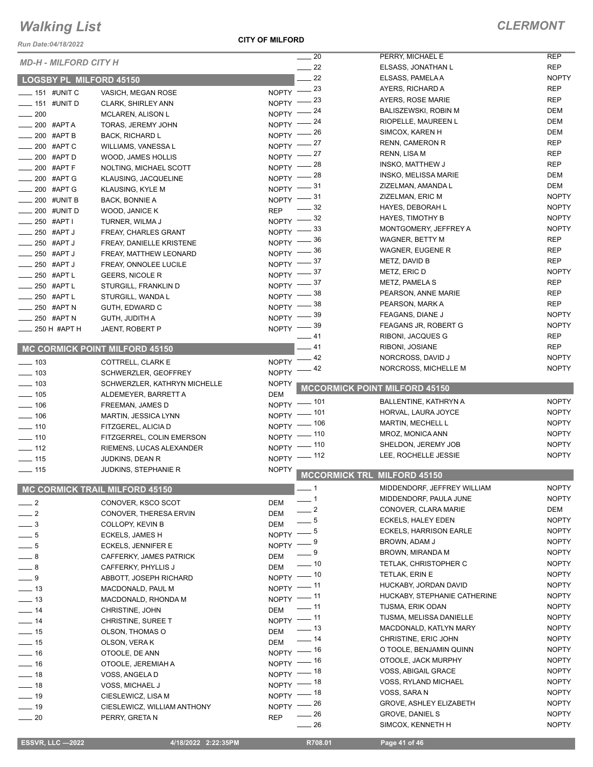# Walking List

**CLERMONT**

Run Date:04/18/2022

**CITY OF MILFORD**

*MD-H - MILFORD CITY H*

## LOGSBY PL MILFORD 45150

| | | |
|---|---|---|
| ___ 151 #UNIT C | VASICH, MEGAN ROSE | NOPTY |
| ___ 151 #UNIT D | CLARK, SHIRLEY ANN | NOPTY |
| ___ 200 | MCLAREN, ALISON L | NOPTY |
| ___ 200 #APT A | TORAS, JEREMY JOHN | NOPTY |
| ___ 200 #APT B | BACK, RICHARD L | NOPTY |
| ___ 200 #APT C | WILLIAMS, VANESSA L | NOPTY |
| ___ 200 #APT D | WOOD, JAMES HOLLIS | NOPTY |
| ___ 200 #APT F | NOLTING, MICHAEL SCOTT | NOPTY |
| ___ 200 #APT G | KLAUSING, JACQUELINE | NOPTY |
| ___ 200 #APT G | KLAUSING, KYLE M | NOPTY |
| ___ 200 #UNIT B | BACK, BONNIE A | NOPTY |
| ___ 200 #UNIT D | WOOD, JANICE K | REP |
| ___ 250 #APT I | TURNER, WILMA J | NOPTY |
| ___ 250 #APT J | FREAY, CHARLES GRANT | NOPTY |
| ___ 250 #APT J | FREAY, DANIELLE KRISTENE | NOPTY |
| ___ 250 #APT J | FREAY, MATTHEW LEONARD | NOPTY |
| ___ 250 #APT J | FREAY, ONNOLEE LUCILE | NOPTY |
| ___ 250 #APT L | GEERS, NICOLE R | NOPTY |
| ___ 250 #APT L | STURGILL, FRANKLIN D | NOPTY |
| ___ 250 #APT L | STURGILL, WANDA L | NOPTY |
| ___ 250 #APT N | GUTH, EDWARD C | NOPTY |
| ___ 250 #APT N | GUTH, JUDITH A | NOPTY |
| ___ 250 H #APT H | JAENT, ROBERT P | NOPTY |

## MC CORMICK POINT MILFORD 45150

| | | |
|---|---|---|
| ___ 103 | COTTRELL, CLARK E | NOPTY |
| ___ 103 | SCHWERZLER, GEOFFREY | NOPTY |
| ___ 103 | SCHWERZLER, KATHRYN MICHELLE | NOPTY |
| ___ 105 | ALDEMEYER, BARRETT A | DEM |
| ___ 106 | FREEMAN, JAMES D | NOPTY |
| ___ 106 | MARTIN, JESSICA LYNN | NOPTY |
| ___ 110 | FITZGEREL, ALICIA D | NOPTY |
| ___ 110 | FITZGERREL, COLIN EMERSON | NOPTY |
| ___ 112 | RIEMENS, LUCAS ALEXANDER | NOPTY |
| ___ 115 | JUDKINS, DEAN R | NOPTY |
| ___ 115 | JUDKINS, STEPHANIE R | NOPTY |

## MC CORMICK TRAIL MILFORD 45150

| | | |
|---|---|---|
| ___ 2 | CONOVER, KSCO SCOT | DEM |
| ___ 2 | CONOVER, THERESA ERVIN | DEM |
| ___ 3 | COLLOPY, KEVIN B | DEM |
| ___ 5 | ECKELS, JAMES H | NOPTY |
| ___ 5 | ECKELS, JENNIFER E | NOPTY |
| ___ 8 | CAFFERKY, JAMES PATRICK | DEM |
| ___ 8 | CAFFERKY, PHYLLIS J | DEM |
| ___ 9 | ABBOTT, JOSEPH RICHARD | NOPTY |
| ___ 13 | MACDONALD, PAUL M | NOPTY |
| ___ 13 | MACDONALD, RHONDA M | NOPTY |
| ___ 14 | CHRISTINE, JOHN | DEM |
| ___ 14 | CHRISTINE, SUREE T | NOPTY |
| ___ 15 | OLSON, THOMAS O | DEM |
| ___ 15 | OLSON, VERA K | DEM |
| ___ 16 | OTOOLE, DE ANN | NOPTY |
| ___ 16 | OTOOLE, JEREMIAH A | NOPTY |
| ___ 18 | VOSS, ANGELA D | NOPTY |
| ___ 18 | VOSS, MICHAEL J | NOPTY |
| ___ 19 | CIESLEWICZ, LISA M | NOPTY |
| ___ 19 | CIESLEWICZ, WILLIAM ANTHONY | NOPTY |
| ___ 20 | PERRY, GRETA N | REP |
| ___ 20 | PERRY, MICHAEL E | REP |
| ___ 22 | ELSASS, JONATHAN L | REP |
| ___ 22 | ELSASS, PAMELA A | NOPTY |
| ___ 23 | AYERS, RICHARD A | REP |
| ___ 23 | AYERS, ROSE MARIE | REP |
| ___ 24 | BALISZEWSKI, ROBIN M | DEM |
| ___ 24 | RIOPELLE, MAUREEN L | DEM |
| ___ 26 | SIMCOX, KAREN H | DEM |
| ___ 27 | RENN, CAMERON R | REP |
| ___ 27 | RENN, LISA M | REP |
| ___ 28 | INSKO, MATTHEW J | REP |
| ___ 28 | INSKO, MELISSA MARIE | DEM |
| ___ 31 | ZIZELMAN, AMANDA L | DEM |
| ___ 31 | ZIZELMAN, ERIC M | NOPTY |
| ___ 32 | HAYES, DEBORAH L | NOPTY |
| ___ 32 | HAYES, TIMOTHY B | NOPTY |
| ___ 33 | MONTGOMERY, JEFFREY A | NOPTY |
| ___ 36 | WAGNER, BETTY M | REP |
| ___ 36 | WAGNER, EUGENE R | REP |
| ___ 37 | METZ, DAVID B | REP |
| ___ 37 | METZ, ERIC D | NOPTY |
| ___ 37 | METZ, PAMELA S | REP |
| ___ 38 | PEARSON, ANNE MARIE | REP |
| ___ 38 | PEARSON, MARK A | REP |
| ___ 39 | FEAGANS, DIANE J | NOPTY |
| ___ 39 | FEAGANS JR, ROBERT G | NOPTY |
| ___ 41 | RIBONI, JACQUES G | REP |
| ___ 41 | RIBONI, JOSIANE | REP |
| ___ 42 | NORCROSS, DAVID J | NOPTY |
| ___ 42 | NORCROSS, MICHELLE M | NOPTY |

## MCCORMICK POINT MILFORD 45150

| | | |
|---|---|---|
| ___ 101 | BALLENTINE, KATHRYN A | NOPTY |
| ___ 101 | HORVAL, LAURA JOYCE | NOPTY |
| ___ 106 | MARTIN, MECHELL L | NOPTY |
| ___ 110 | MROZ, MONICA ANN | NOPTY |
| ___ 110 | SHELDON, JEREMY JOB | NOPTY |
| ___ 112 | LEE, ROCHELLE JESSIE | NOPTY |

## MCCORMICK TRL MILFORD 45150

| | | |
|---|---|---|
| ___ 1 | MIDDENDORF, JEFFREY WILLIAM | NOPTY |
| ___ 1 | MIDDENDORF, PAULA JUNE | NOPTY |
| ___ 2 | CONOVER, CLARA MARIE | DEM |
| ___ 5 | ECKELS, HALEY EDEN | NOPTY |
| ___ 5 | ECKELS, HARRISON EARLE | NOPTY |
| ___ 9 | BROWN, ADAM J | NOPTY |
| ___ 9 | BROWN, MIRANDA M | NOPTY |
| ___ 10 | TETLAK, CHRISTOPHER C | NOPTY |
| ___ 10 | TETLAK, ERIN E | NOPTY |
| ___ 11 | HUCKABY, JORDAN DAVID | NOPTY |
| ___ 11 | HUCKABY, STEPHANIE CATHERINE | NOPTY |
| ___ 11 | TIJSMA, ERIK ODAN | NOPTY |
| ___ 11 | TIJSMA, MELISSA DANIELLE | NOPTY |
| ___ 13 | MACDONALD, KATLYN MARY | NOPTY |
| ___ 14 | CHRISTINE, ERIC JOHN | NOPTY |
| ___ 16 | O TOOLE, BENJAMIN QUINN | NOPTY |
| ___ 16 | OTOOLE, JACK MURPHY | NOPTY |
| ___ 18 | VOSS, ABIGAIL GRACE | NOPTY |
| ___ 18 | VOSS, RYLAND MICHAEL | NOPTY |
| ___ 18 | VOSS, SARA N | NOPTY |
| ___ 26 | GROVE, ASHLEY ELIZABETH | NOPTY |
| ___ 26 | GROVE, DANIEL S | NOPTY |
| ___ 26 | SIMCOX, KENNETH H | NOPTY |

ESSVR, LLC —2022 4/18/2022 2:22:35PM R708.01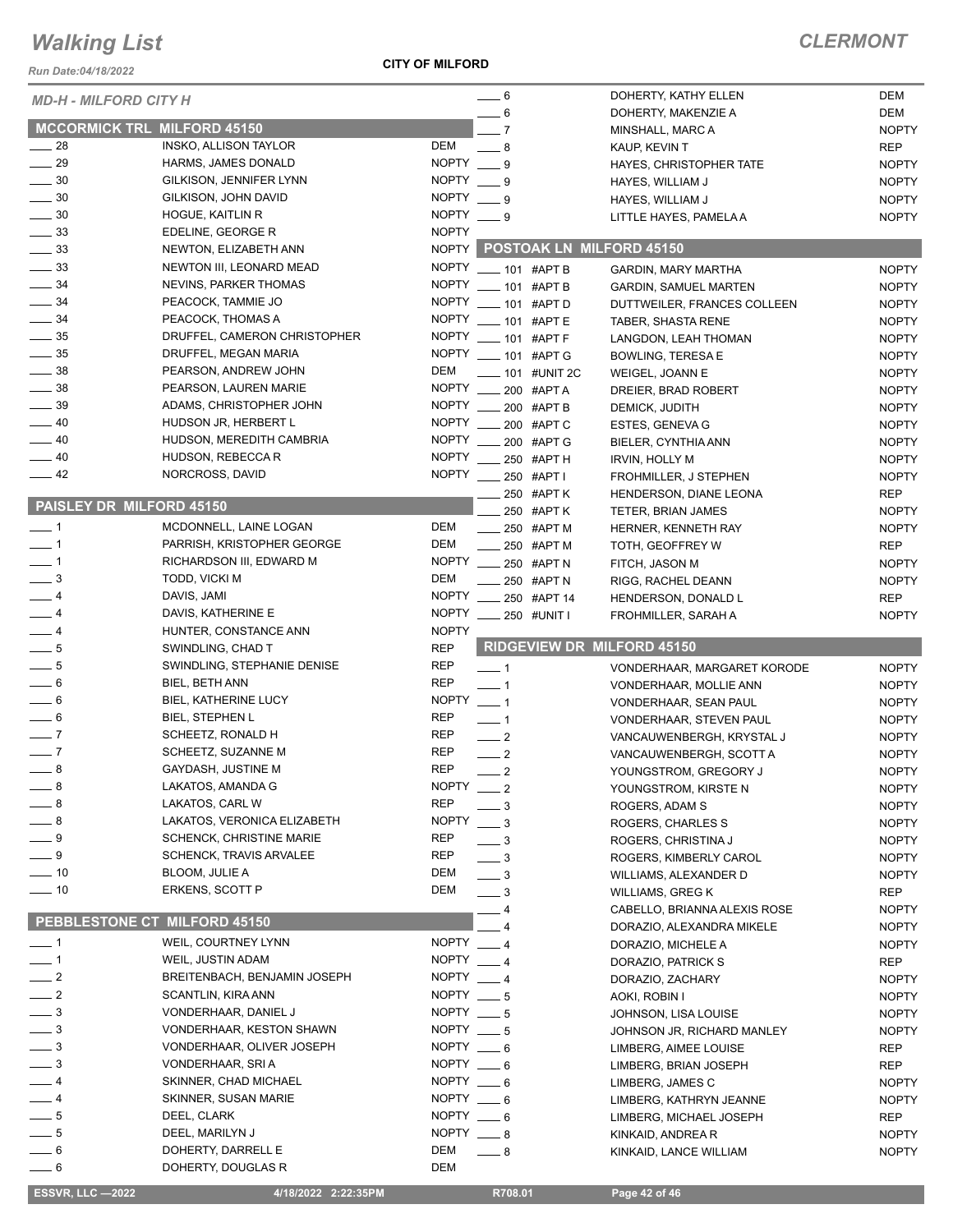# Walking List

**CLERMONT**

Run Date:04/18/2022

**CITY OF MILFORD**

*MD-H - MILFORD CITY H*

## MCCORMICK TRL MILFORD 45150

| | | |
|---|---|---|
| ___ 28 | INSKO, ALLISON TAYLOR | DEM |
| ___ 29 | HARMS, JAMES DONALD | NOPTY |
| ___ 30 | GILKISON, JENNIFER LYNN | NOPTY |
| ___ 30 | GILKISON, JOHN DAVID | NOPTY |
| ___ 30 | HOGUE, KAITLIN R | NOPTY |
| ___ 33 | EDELINE, GEORGE R | NOPTY |
| ___ 33 | NEWTON, ELIZABETH ANN | NOPTY |
| ___ 33 | NEWTON III, LEONARD MEAD | NOPTY |
| ___ 34 | NEVINS, PARKER THOMAS | NOPTY |
| ___ 34 | PEACOCK, TAMMIE JO | NOPTY |
| ___ 34 | PEACOCK, THOMAS A | NOPTY |
| ___ 35 | DRUFFEL, CAMERON CHRISTOPHER | NOPTY |
| ___ 35 | DRUFFEL, MEGAN MARIA | NOPTY |
| ___ 38 | PEARSON, ANDREW JOHN | DEM |
| ___ 38 | PEARSON, LAUREN MARIE | NOPTY |
| ___ 39 | ADAMS, CHRISTOPHER JOHN | NOPTY |
| ___ 40 | HUDSON JR, HERBERT L | NOPTY |
| ___ 40 | HUDSON, MEREDITH CAMBRIA | NOPTY |
| ___ 40 | HUDSON, REBECCA R | NOPTY |
| ___ 42 | NORCROSS, DAVID | NOPTY |

## PAISLEY DR MILFORD 45150

| | | |
|---|---|---|
| ___ 1 | MCDONNELL, LAINE LOGAN | DEM |
| ___ 1 | PARRISH, KRISTOPHER GEORGE | DEM |
| ___ 1 | RICHARDSON III, EDWARD M | NOPTY |
| ___ 3 | TODD, VICKI M | DEM |
| ___ 4 | DAVIS, JAMI | NOPTY |
| ___ 4 | DAVIS, KATHERINE E | NOPTY |
| ___ 4 | HUNTER, CONSTANCE ANN | NOPTY |
| ___ 5 | SWINDLING, CHAD T | REP |
| ___ 5 | SWINDLING, STEPHANIE DENISE | REP |
| ___ 6 | BIEL, BETH ANN | REP |
| ___ 6 | BIEL, KATHERINE LUCY | NOPTY |
| ___ 6 | BIEL, STEPHEN L | REP |
| ___ 7 | SCHEETZ, RONALD H | REP |
| ___ 7 | SCHEETZ, SUZANNE M | REP |
| ___ 8 | GAYDASH, JUSTINE M | REP |
| ___ 8 | LAKATOS, AMANDA G | NOPTY |
| ___ 8 | LAKATOS, CARL W | REP |
| ___ 8 | LAKATOS, VERONICA ELIZABETH | NOPTY |
| ___ 9 | SCHENCK, CHRISTINE MARIE | REP |
| ___ 9 | SCHENCK, TRAVIS ARVALEE | REP |
| ___ 10 | BLOOM, JULIE A | DEM |
| ___ 10 | ERKENS, SCOTT P | DEM |

## PEBBLESTONE CT MILFORD 45150

| | | |
|---|---|---|
| ___ 1 | WEIL, COURTNEY LYNN | NOPTY |
| ___ 1 | WEIL, JUSTIN ADAM | NOPTY |
| ___ 2 | BREITENBACH, BENJAMIN JOSEPH | NOPTY |
| ___ 2 | SCANTLIN, KIRA ANN | NOPTY |
| ___ 3 | VONDERHAAR, DANIEL J | NOPTY |
| ___ 3 | VONDERHAAR, KESTON SHAWN | NOPTY |
| ___ 3 | VONDERHAAR, OLIVER JOSEPH | NOPTY |
| ___ 3 | VONDERHAAR, SRI A | NOPTY |
| ___ 4 | SKINNER, CHAD MICHAEL | NOPTY |
| ___ 4 | SKINNER, SUSAN MARIE | NOPTY |
| ___ 5 | DEEL, CLARK | NOPTY |
| ___ 5 | DEEL, MARILYN J | NOPTY |
| ___ 6 | DOHERTY, DARRELL E | DEM |
| ___ 6 | DOHERTY, DOUGLAS R | DEM |
| ___ 6 | DOHERTY, KATHY ELLEN | DEM |
| ___ 6 | DOHERTY, MAKENZIE A | DEM |
| ___ 7 | MINSHALL, MARC A | NOPTY |
| ___ 8 | KAUP, KEVIN T | REP |
| ___ 9 | HAYES, CHRISTOPHER TATE | NOPTY |
| ___ 9 | HAYES, WILLIAM J | NOPTY |
| ___ 9 | HAYES, WILLIAM J | NOPTY |
| ___ 9 | LITTLE HAYES, PAMELA A | NOPTY |

## POSTOAK LN MILFORD 45150

| | | |
|---|---|---|
| ___ 101 #APT B | GARDIN, MARY MARTHA | NOPTY |
| ___ 101 #APT B | GARDIN, SAMUEL MARTEN | NOPTY |
| ___ 101 #APT D | DUTTWEILER, FRANCES COLLEEN | NOPTY |
| ___ 101 #APT E | TABER, SHASTA RENE | NOPTY |
| ___ 101 #APT F | LANGDON, LEAH THOMAN | NOPTY |
| ___ 101 #APT G | BOWLING, TERESA E | NOPTY |
| ___ 101 #UNIT 2C | WEIGEL, JOANN E | NOPTY |
| ___ 200 #APT A | DREIER, BRAD ROBERT | NOPTY |
| ___ 200 #APT B | DEMICK, JUDITH | NOPTY |
| ___ 200 #APT C | ESTES, GENEVA G | NOPTY |
| ___ 200 #APT G | BIELER, CYNTHIA ANN | NOPTY |
| ___ 250 #APT H | IRVIN, HOLLY M | NOPTY |
| ___ 250 #APT I | FROHMILLER, J STEPHEN | NOPTY |
| ___ 250 #APT K | HENDERSON, DIANE LEONA | REP |
| ___ 250 #APT K | TETER, BRIAN JAMES | NOPTY |
| ___ 250 #APT M | HERNER, KENNETH RAY | NOPTY |
| ___ 250 #APT M | TOTH, GEOFFREY W | REP |
| ___ 250 #APT N | FITCH, JASON M | NOPTY |
| ___ 250 #APT N | RIGG, RACHEL DEANN | NOPTY |
| ___ 250 #APT 14 | HENDERSON, DONALD L | REP |
| ___ 250 #UNIT I | FROHMILLER, SARAH A | NOPTY |

## RIDGEVIEW DR MILFORD 45150

| | | |
|---|---|---|
| ___ 1 | VONDERHAAR, MARGARET KORODE | NOPTY |
| ___ 1 | VONDERHAAR, MOLLIE ANN | NOPTY |
| ___ 1 | VONDERHAAR, SEAN PAUL | NOPTY |
| ___ 1 | VONDERHAAR, STEVEN PAUL | NOPTY |
| ___ 2 | VANCAUWENBERGH, KRYSTAL J | NOPTY |
| ___ 2 | VANCAUWENBERGH, SCOTT A | NOPTY |
| ___ 2 | YOUNGSTROM, GREGORY J | NOPTY |
| ___ 2 | YOUNGSTROM, KIRSTE N | NOPTY |
| ___ 3 | ROGERS, ADAM S | NOPTY |
| ___ 3 | ROGERS, CHARLES S | NOPTY |
| ___ 3 | ROGERS, CHRISTINA J | NOPTY |
| ___ 3 | ROGERS, KIMBERLY CAROL | NOPTY |
| ___ 3 | WILLIAMS, ALEXANDER D | NOPTY |
| ___ 3 | WILLIAMS, GREG K | REP |
| ___ 4 | CABELLO, BRIANNA ALEXIS ROSE | NOPTY |
| ___ 4 | DORAZIO, ALEXANDRA MIKELE | NOPTY |
| ___ 4 | DORAZIO, MICHELE A | NOPTY |
| ___ 4 | DORAZIO, PATRICK S | REP |
| ___ 4 | DORAZIO, ZACHARY | NOPTY |
| ___ 5 | AOKI, ROBIN I | NOPTY |
| ___ 5 | JOHNSON, LISA LOUISE | NOPTY |
| ___ 5 | JOHNSON JR, RICHARD MANLEY | NOPTY |
| ___ 6 | LIMBERG, AIMEE LOUISE | REP |
| ___ 6 | LIMBERG, BRIAN JOSEPH | REP |
| ___ 6 | LIMBERG, JAMES C | NOPTY |
| ___ 6 | LIMBERG, KATHRYN JEANNE | NOPTY |
| ___ 6 | LIMBERG, MICHAEL JOSEPH | REP |
| ___ 8 | KINKAID, ANDREA R | NOPTY |
| ___ 8 | KINKAID, LANCE WILLIAM | NOPTY |

ESSVR, LLC —2022 4/18/2022 2:22:35PM R708.01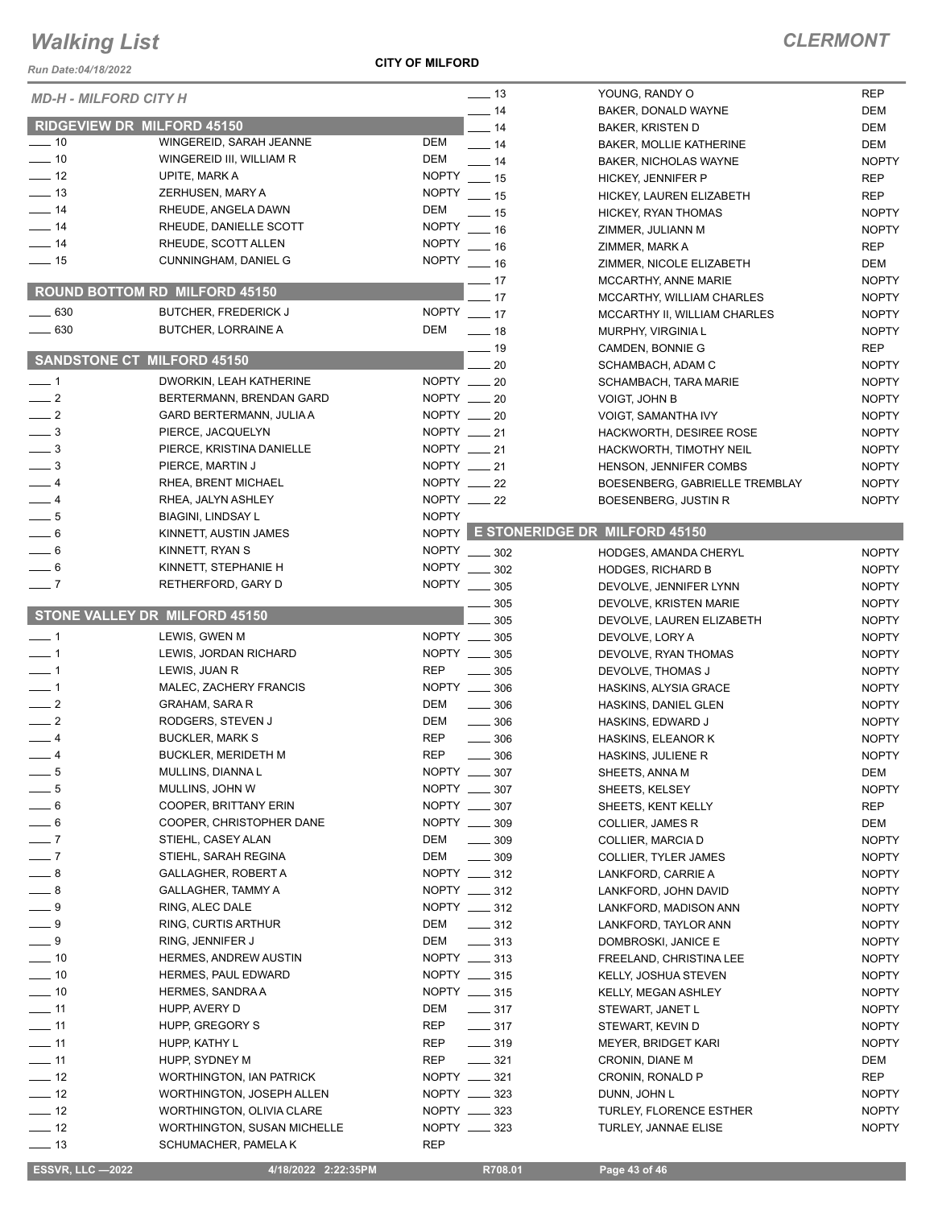# Walking List

**CLERMONT**

Run Date:04/18/2022

**CITY OF MILFORD**

*MD-H - MILFORD CITY H*

## RIDGEVIEW DR MILFORD 45150

| | | |
|---|---|---|
| ___ 10 | WINGEREID, SARAH JEANNE | DEM |
| ___ 10 | WINGEREID III, WILLIAM R | DEM |
| ___ 12 | UPITE, MARK A | NOPTY |
| ___ 13 | ZERHUSEN, MARY A | NOPTY |
| ___ 14 | RHEUDE, ANGELA DAWN | DEM |
| ___ 14 | RHEUDE, DANIELLE SCOTT | NOPTY |
| ___ 14 | RHEUDE, SCOTT ALLEN | NOPTY |
| ___ 15 | CUNNINGHAM, DANIEL G | NOPTY |

## ROUND BOTTOM RD MILFORD 45150

| | | |
|---|---|---|
| ___ 630 | BUTCHER, FREDERICK J | NOPTY |
| ___ 630 | BUTCHER, LORRAINE A | DEM |

## SANDSTONE CT MILFORD 45150

| | | |
|---|---|---|
| ___ 1 | DWORKIN, LEAH KATHERINE | NOPTY |
| ___ 2 | BERTERMANN, BRENDAN GARD | NOPTY |
| ___ 2 | GARD BERTERMANN, JULIA A | NOPTY |
| ___ 3 | PIERCE, JACQUELYN | NOPTY |
| ___ 3 | PIERCE, KRISTINA DANIELLE | NOPTY |
| ___ 3 | PIERCE, MARTIN J | NOPTY |
| ___ 4 | RHEA, BRENT MICHAEL | NOPTY |
| ___ 4 | RHEA, JALYN ASHLEY | NOPTY |
| ___ 5 | BIAGINI, LINDSAY L | NOPTY |
| ___ 6 | KINNETT, AUSTIN JAMES | NOPTY |
| ___ 6 | KINNETT, RYAN S | NOPTY |
| ___ 6 | KINNETT, STEPHANIE H | NOPTY |
| ___ 7 | RETHERFORD, GARY D | NOPTY |

## STONE VALLEY DR MILFORD 45150

| | | |
|---|---|---|
| ___ 1 | LEWIS, GWEN M | NOPTY |
| ___ 1 | LEWIS, JORDAN RICHARD | NOPTY |
| ___ 1 | LEWIS, JUAN R | REP |
| ___ 1 | MALEC, ZACHERY FRANCIS | NOPTY |
| ___ 2 | GRAHAM, SARA R | DEM |
| ___ 2 | RODGERS, STEVEN J | DEM |
| ___ 4 | BUCKLER, MARK S | REP |
| ___ 4 | BUCKLER, MERIDETH M | REP |
| ___ 5 | MULLINS, DIANNA L | NOPTY |
| ___ 5 | MULLINS, JOHN W | NOPTY |
| ___ 6 | COOPER, BRITTANY ERIN | NOPTY |
| ___ 6 | COOPER, CHRISTOPHER DANE | NOPTY |
| ___ 7 | STIEHL, CASEY ALAN | DEM |
| ___ 7 | STIEHL, SARAH REGINA | DEM |
| ___ 8 | GALLAGHER, ROBERT A | NOPTY |
| ___ 8 | GALLAGHER, TAMMY A | NOPTY |
| ___ 9 | RING, ALEC DALE | NOPTY |
| ___ 9 | RING, CURTIS ARTHUR | DEM |
| ___ 9 | RING, JENNIFER J | DEM |
| ___ 10 | HERMES, ANDREW AUSTIN | NOPTY |
| ___ 10 | HERMES, PAUL EDWARD | NOPTY |
| ___ 10 | HERMES, SANDRA A | NOPTY |
| ___ 11 | HUPP, AVERY D | DEM |
| ___ 11 | HUPP, GREGORY S | REP |
| ___ 11 | HUPP, KATHY L | REP |
| ___ 11 | HUPP, SYDNEY M | REP |
| ___ 12 | WORTHINGTON, IAN PATRICK | NOPTY |
| ___ 12 | WORTHINGTON, JOSEPH ALLEN | NOPTY |
| ___ 12 | WORTHINGTON, OLIVIA CLARE | NOPTY |
| ___ 12 | WORTHINGTON, SUSAN MICHELLE | NOPTY |
| ___ 13 | SCHUMACHER, PAMELA K | REP |
| ___ 13 | YOUNG, RANDY O | REP |
| ___ 14 | BAKER, DONALD WAYNE | DEM |
| ___ 14 | BAKER, KRISTEN D | DEM |
| ___ 14 | BAKER, MOLLIE KATHERINE | DEM |
| ___ 14 | BAKER, NICHOLAS WAYNE | NOPTY |
| ___ 15 | HICKEY, JENNIFER P | REP |
| ___ 15 | HICKEY, LAUREN ELIZABETH | REP |
| ___ 15 | HICKEY, RYAN THOMAS | NOPTY |
| ___ 16 | ZIMMER, JULIANN M | NOPTY |
| ___ 16 | ZIMMER, MARK A | REP |
| ___ 16 | ZIMMER, NICOLE ELIZABETH | DEM |
| ___ 17 | MCCARTHY, ANNE MARIE | NOPTY |
| ___ 17 | MCCARTHY, WILLIAM CHARLES | NOPTY |
| ___ 17 | MCCARTHY II, WILLIAM CHARLES | NOPTY |
| ___ 18 | MURPHY, VIRGINIA L | NOPTY |
| ___ 19 | CAMDEN, BONNIE G | REP |
| ___ 20 | SCHAMBACH, ADAM C | NOPTY |
| ___ 20 | SCHAMBACH, TARA MARIE | NOPTY |
| ___ 20 | VOIGT, JOHN B | NOPTY |
| ___ 20 | VOIGT, SAMANTHA IVY | NOPTY |
| ___ 21 | HACKWORTH, DESIREE ROSE | NOPTY |
| ___ 21 | HACKWORTH, TIMOTHY NEIL | NOPTY |
| ___ 21 | HENSON, JENNIFER COMBS | NOPTY |
| ___ 22 | BOESENBERG, GABRIELLE TREMBLAY | NOPTY |
| ___ 22 | BOESENBERG, JUSTIN R | NOPTY |

## E STONERIDGE DR MILFORD 45150

| | | |
|---|---|---|
| ___ 302 | HODGES, AMANDA CHERYL | NOPTY |
| ___ 302 | HODGES, RICHARD B | NOPTY |
| ___ 305 | DEVOLVE, JENNIFER LYNN | NOPTY |
| ___ 305 | DEVOLVE, KRISTEN MARIE | NOPTY |
| ___ 305 | DEVOLVE, LAUREN ELIZABETH | NOPTY |
| ___ 305 | DEVOLVE, LORY A | NOPTY |
| ___ 305 | DEVOLVE, RYAN THOMAS | NOPTY |
| ___ 305 | DEVOLVE, THOMAS J | NOPTY |
| ___ 306 | HASKINS, ALYSIA GRACE | NOPTY |
| ___ 306 | HASKINS, DANIEL GLEN | NOPTY |
| ___ 306 | HASKINS, EDWARD J | NOPTY |
| ___ 306 | HASKINS, ELEANOR K | NOPTY |
| ___ 306 | HASKINS, JULIENE R | NOPTY |
| ___ 307 | SHEETS, ANNA M | DEM |
| ___ 307 | SHEETS, KELSEY | NOPTY |
| ___ 307 | SHEETS, KENT KELLY | REP |
| ___ 309 | COLLIER, JAMES R | DEM |
| ___ 309 | COLLIER, MARCIA D | NOPTY |
| ___ 309 | COLLIER, TYLER JAMES | NOPTY |
| ___ 312 | LANKFORD, CARRIE A | NOPTY |
| ___ 312 | LANKFORD, JOHN DAVID | NOPTY |
| ___ 312 | LANKFORD, MADISON ANN | NOPTY |
| ___ 312 | LANKFORD, TAYLOR ANN | NOPTY |
| ___ 313 | DOMBROSKI, JANICE E | NOPTY |
| ___ 313 | FREELAND, CHRISTINA LEE | NOPTY |
| ___ 315 | KELLY, JOSHUA STEVEN | NOPTY |
| ___ 315 | KELLY, MEGAN ASHLEY | NOPTY |
| ___ 317 | STEWART, JANET L | NOPTY |
| ___ 317 | STEWART, KEVIN D | NOPTY |
| ___ 319 | MEYER, BRIDGET KARI | NOPTY |
| ___ 321 | CRONIN, DIANE M | DEM |
| ___ 321 | CRONIN, RONALD P | REP |
| ___ 323 | DUNN, JOHN L | NOPTY |
| ___ 323 | TURLEY, FLORENCE ESTHER | NOPTY |
| ___ 323 | TURLEY, JANNAE ELISE | NOPTY |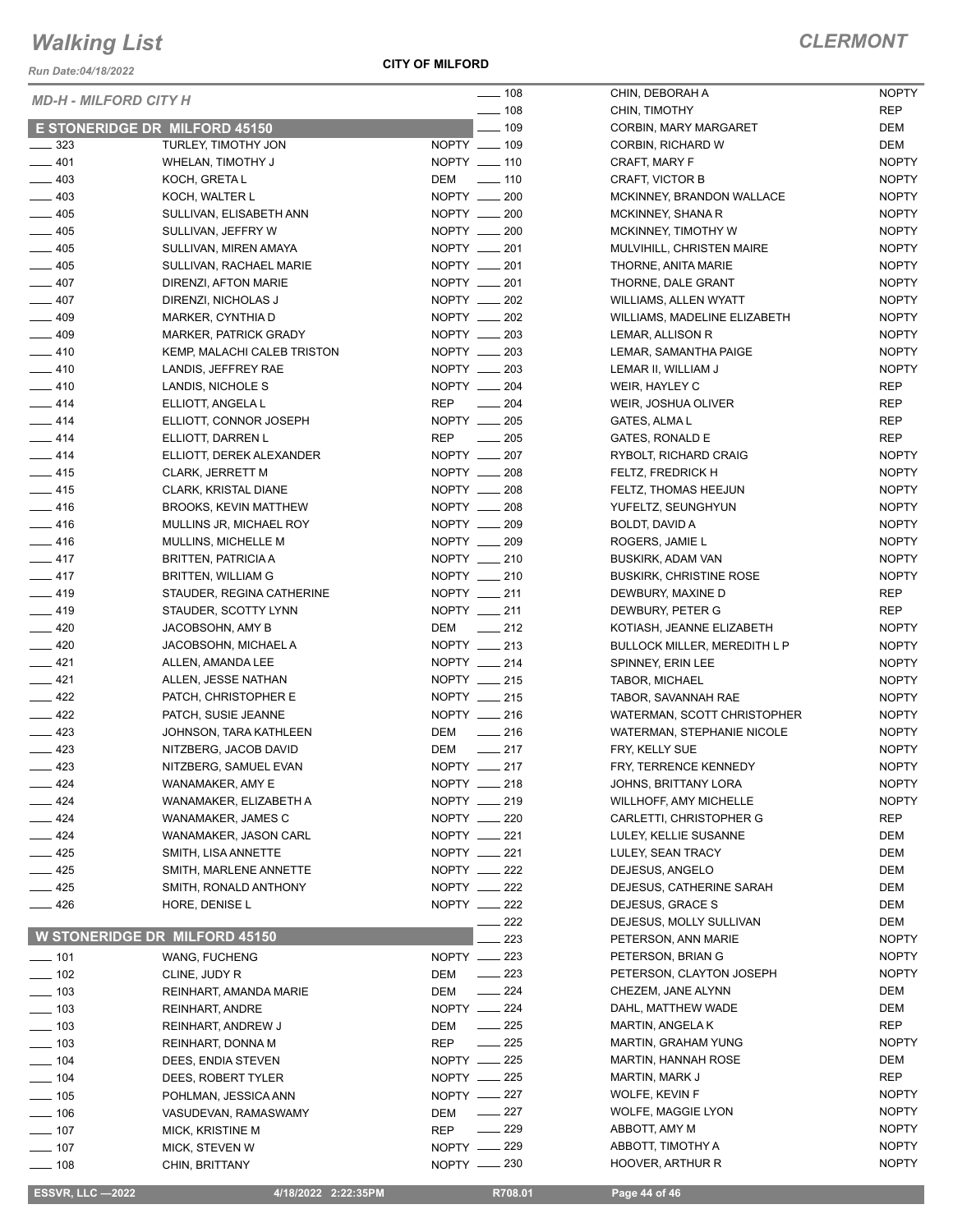# Walking List

## CLERMONT

*Run Date:04/18/2022*

**CITY OF MILFORD**

*MD-H - MILFORD CITY H*

### E STONERIDGE DR MILFORD 45150

| | | |
|---|---|---|
| ___ 323 | TURLEY, TIMOTHY JON | NOPTY |
| ___ 401 | WHELAN, TIMOTHY J | NOPTY |
| ___ 403 | KOCH, GRETA L | DEM |
| ___ 403 | KOCH, WALTER L | NOPTY |
| ___ 405 | SULLIVAN, ELISABETH ANN | NOPTY |
| ___ 405 | SULLIVAN, JEFFRY W | NOPTY |
| ___ 405 | SULLIVAN, MIREN AMAYA | NOPTY |
| ___ 405 | SULLIVAN, RACHAEL MARIE | NOPTY |
| ___ 407 | DIRENZI, AFTON MARIE | NOPTY |
| ___ 407 | DIRENZI, NICHOLAS J | NOPTY |
| ___ 409 | MARKER, CYNTHIA D | NOPTY |
| ___ 409 | MARKER, PATRICK GRADY | NOPTY |
| ___ 410 | KEMP, MALACHI CALEB TRISTON | NOPTY |
| ___ 410 | LANDIS, JEFFREY RAE | NOPTY |
| ___ 410 | LANDIS, NICHOLE S | NOPTY |
| ___ 414 | ELLIOTT, ANGELA L | REP |
| ___ 414 | ELLIOTT, CONNOR JOSEPH | NOPTY |
| ___ 414 | ELLIOTT, DARREN L | REP |
| ___ 414 | ELLIOTT, DEREK ALEXANDER | NOPTY |
| ___ 415 | CLARK, JERRETT M | NOPTY |
| ___ 415 | CLARK, KRISTAL DIANE | NOPTY |
| ___ 416 | BROOKS, KEVIN MATTHEW | NOPTY |
| ___ 416 | MULLINS JR, MICHAEL ROY | NOPTY |
| ___ 416 | MULLINS, MICHELLE M | NOPTY |
| ___ 417 | BRITTEN, PATRICIA A | NOPTY |
| ___ 417 | BRITTEN, WILLIAM G | NOPTY |
| ___ 419 | STAUDER, REGINA CATHERINE | NOPTY |
| ___ 419 | STAUDER, SCOTTY LYNN | NOPTY |
| ___ 420 | JACOBSOHN, AMY B | DEM |
| ___ 420 | JACOBSOHN, MICHAEL A | NOPTY |
| ___ 421 | ALLEN, AMANDA LEE | NOPTY |
| ___ 421 | ALLEN, JESSE NATHAN | NOPTY |
| ___ 422 | PATCH, CHRISTOPHER E | NOPTY |
| ___ 422 | PATCH, SUSIE JEANNE | NOPTY |
| ___ 423 | JOHNSON, TARA KATHLEEN | DEM |
| ___ 423 | NITZBERG, JACOB DAVID | DEM |
| ___ 423 | NITZBERG, SAMUEL EVAN | NOPTY |
| ___ 424 | WANAMAKER, AMY E | NOPTY |
| ___ 424 | WANAMAKER, ELIZABETH A | NOPTY |
| ___ 424 | WANAMAKER, JAMES C | NOPTY |
| ___ 424 | WANAMAKER, JASON CARL | NOPTY |
| ___ 425 | SMITH, LISA ANNETTE | NOPTY |
| ___ 425 | SMITH, MARLENE ANNETTE | NOPTY |
| ___ 425 | SMITH, RONALD ANTHONY | NOPTY |
| ___ 426 | HORE, DENISE L | NOPTY |

### W STONERIDGE DR MILFORD 45150

| | | |
|---|---|---|
| ___ 101 | WANG, FUCHENG | NOPTY |
| ___ 102 | CLINE, JUDY R | DEM |
| ___ 103 | REINHART, AMANDA MARIE | DEM |
| ___ 103 | REINHART, ANDRE | NOPTY |
| ___ 103 | REINHART, ANDREW J | DEM |
| ___ 103 | REINHART, DONNA M | REP |
| ___ 104 | DEES, ENDIA STEVEN | NOPTY |
| ___ 104 | DEES, ROBERT TYLER | NOPTY |
| ___ 105 | POHLMAN, JESSICA ANN | NOPTY |
| ___ 106 | VASUDEVAN, RAMASWAMY | DEM |
| ___ 107 | MICK, KRISTINE M | REP |
| ___ 107 | MICK, STEVEN W | NOPTY |
| ___ 108 | CHIN, BRITTANY | NOPTY |
| ___ 108 | CHIN, DEBORAH A | NOPTY |
| ___ 108 | CHIN, TIMOTHY | REP |
| ___ 109 | CORBIN, MARY MARGARET | DEM |
| ___ 109 | CORBIN, RICHARD W | DEM |
| ___ 110 | CRAFT, MARY F | NOPTY |
| ___ 110 | CRAFT, VICTOR B | NOPTY |
| ___ 200 | MCKINNEY, BRANDON WALLACE | NOPTY |
| ___ 200 | MCKINNEY, SHANA R | NOPTY |
| ___ 200 | MCKINNEY, TIMOTHY W | NOPTY |
| ___ 201 | MULVIHILL, CHRISTEN MAIRE | NOPTY |
| ___ 201 | THORNE, ANITA MARIE | NOPTY |
| ___ 201 | THORNE, DALE GRANT | NOPTY |
| ___ 202 | WILLIAMS, ALLEN WYATT | NOPTY |
| ___ 202 | WILLIAMS, MADELINE ELIZABETH | NOPTY |
| ___ 203 | LEMAR, ALLISON R | NOPTY |
| ___ 203 | LEMAR, SAMANTHA PAIGE | NOPTY |
| ___ 203 | LEMAR II, WILLIAM J | NOPTY |
| ___ 204 | WEIR, HAYLEY C | REP |
| ___ 204 | WEIR, JOSHUA OLIVER | REP |
| ___ 205 | GATES, ALMA L | REP |
| ___ 205 | GATES, RONALD E | REP |
| ___ 207 | RYBOLT, RICHARD CRAIG | NOPTY |
| ___ 208 | FELTZ, FREDRICK H | NOPTY |
| ___ 208 | FELTZ, THOMAS HEEJUN | NOPTY |
| ___ 208 | YUFELTZ, SEUNGHYUN | NOPTY |
| ___ 209 | BOLDT, DAVID A | NOPTY |
| ___ 209 | ROGERS, JAMIE L | NOPTY |
| ___ 210 | BUSKIRK, ADAM VAN | NOPTY |
| ___ 210 | BUSKIRK, CHRISTINE ROSE | NOPTY |
| ___ 211 | DEWBURY, MAXINE D | REP |
| ___ 211 | DEWBURY, PETER G | REP |
| ___ 212 | KOTIASH, JEANNE ELIZABETH | NOPTY |
| ___ 213 | BULLOCK MILLER, MEREDITH L P | NOPTY |
| ___ 214 | SPINNEY, ERIN LEE | NOPTY |
| ___ 215 | TABOR, MICHAEL | NOPTY |
| ___ 215 | TABOR, SAVANNAH RAE | NOPTY |
| ___ 216 | WATERMAN, SCOTT CHRISTOPHER | NOPTY |
| ___ 216 | WATERMAN, STEPHANIE NICOLE | NOPTY |
| ___ 217 | FRY, KELLY SUE | NOPTY |
| ___ 217 | FRY, TERRENCE KENNEDY | NOPTY |
| ___ 218 | JOHNS, BRITTANY LORA | NOPTY |
| ___ 219 | WILLHOFF, AMY MICHELLE | NOPTY |
| ___ 220 | CARLETTI, CHRISTOPHER G | REP |
| ___ 221 | LULEY, KELLIE SUSANNE | DEM |
| ___ 221 | LULEY, SEAN TRACY | DEM |
| ___ 222 | DEJESUS, ANGELO | DEM |
| ___ 222 | DEJESUS, CATHERINE SARAH | DEM |
| ___ 222 | DEJESUS, GRACE S | DEM |
| ___ 222 | DEJESUS, MOLLY SULLIVAN | DEM |
| ___ 223 | PETERSON, ANN MARIE | NOPTY |
| ___ 223 | PETERSON, BRIAN G | NOPTY |
| ___ 223 | PETERSON, CLAYTON JOSEPH | NOPTY |
| ___ 224 | CHEZEM, JANE ALYNN | DEM |
| ___ 224 | DAHL, MATTHEW WADE | DEM |
| ___ 225 | MARTIN, ANGELA K | REP |
| ___ 225 | MARTIN, GRAHAM YUNG | NOPTY |
| ___ 225 | MARTIN, HANNAH ROSE | DEM |
| ___ 225 | MARTIN, MARK J | REP |
| ___ 227 | WOLFE, KEVIN F | NOPTY |
| ___ 227 | WOLFE, MAGGIE LYON | NOPTY |
| ___ 229 | ABBOTT, AMY M | NOPTY |
| ___ 229 | ABBOTT, TIMOTHY A | NOPTY |
| ___ 230 | HOOVER, ARTHUR R | NOPTY |

ESSVR, LLC —2022    4/18/2022 2:22:35PM    R708.01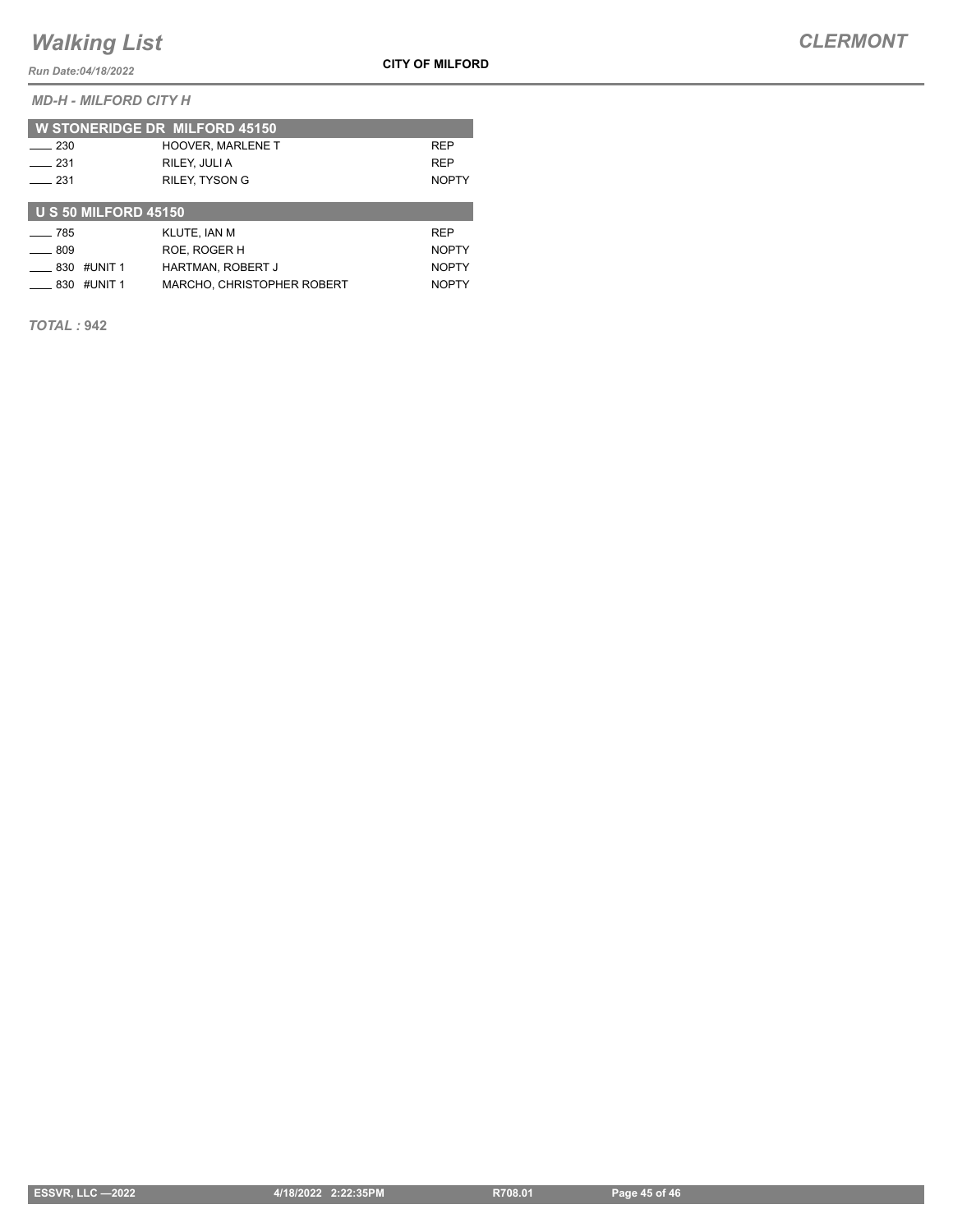*MD-H - MILFORD CITY H*

| W STONERIDGE DR MILFORD 45150 | | |
|---|---|---|
| ____ 230 | HOOVER, MARLENE T | REP |
| ____ 231 | RILEY, JULI A | REP |
| ____ 231 | RILEY, TYSON G | NOPTY |

| U S 50 MILFORD 45150 | | |
|---|---|---|
| ____ 785 | KLUTE, IAN M | REP |
| ____ 809 | ROE, ROGER H | NOPTY |
| ____ 830 #UNIT 1 | HARTMAN, ROBERT J | NOPTY |
| ____ 830 #UNIT 1 | MARCHO, CHRISTOPHER ROBERT | NOPTY |

***TOTAL :*** **942**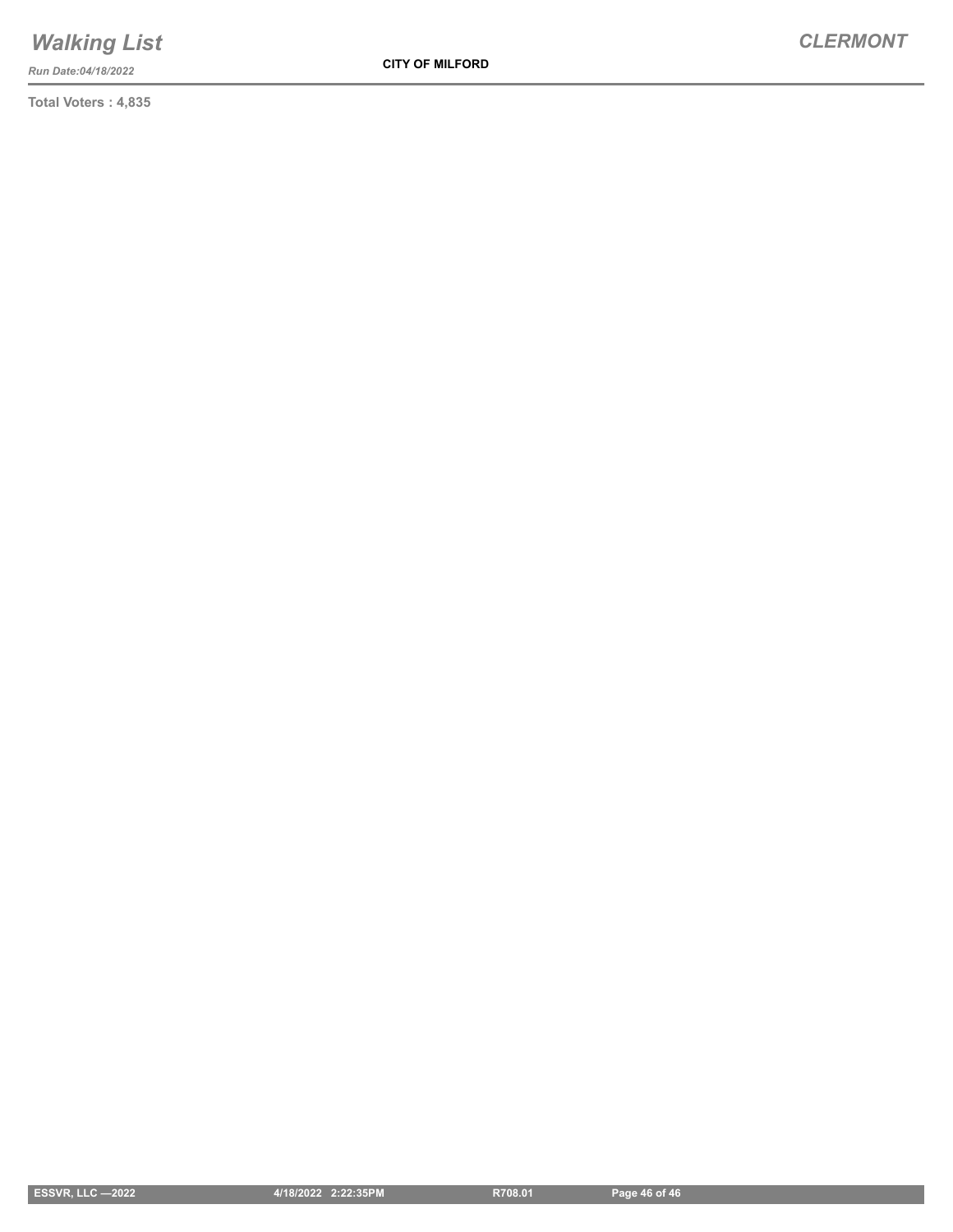Total Voters : 4,835